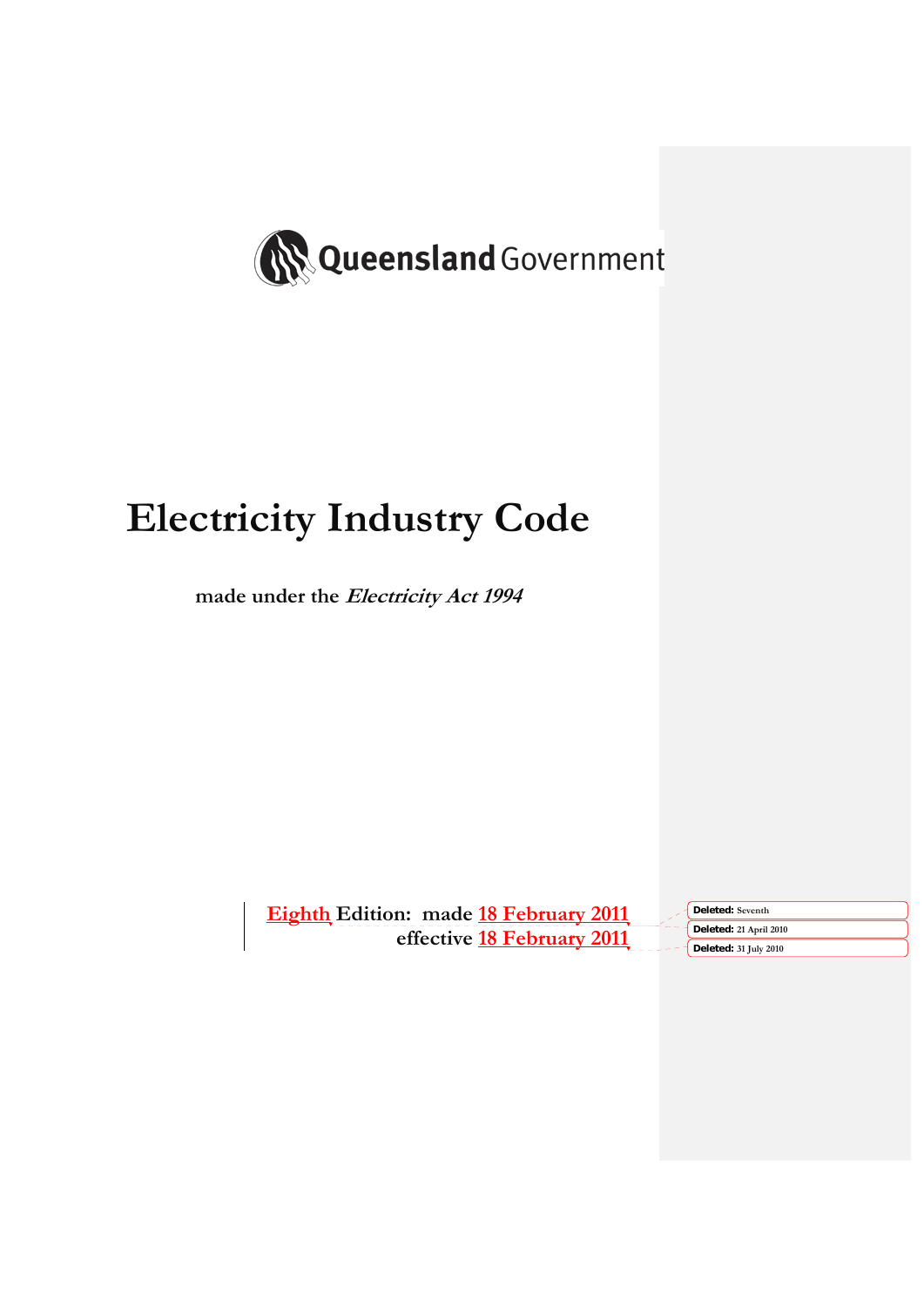Queensland Government

# Electricity Industry Code

**made under the *Electricity Act 1994***

**Eighth Edition: made 18 February 2011**
**effective 18 February 2011**

Deleted: Seventh
Deleted: 21 April 2010
Deleted: 31 July 2010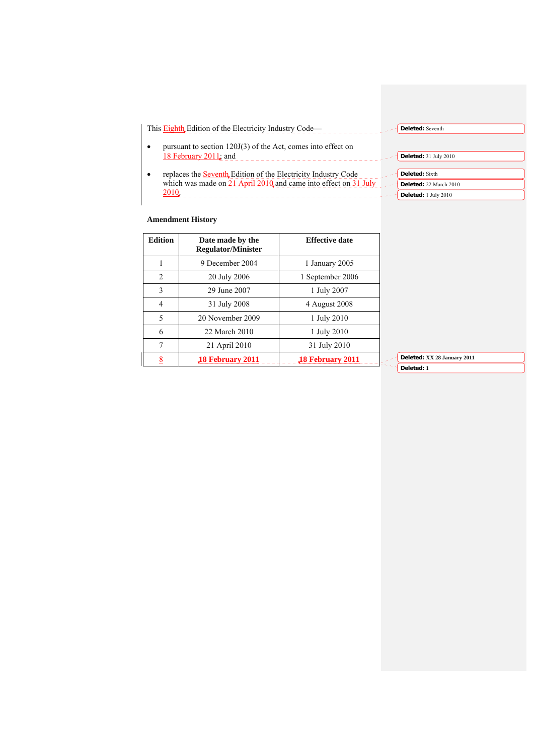This Eighth Edition of the Electricity Industry Code—

- pursuant to section 120J(3) of the Act, comes into effect on 18 February 2011; and
- replaces the Seventh Edition of the Electricity Industry Code which was made on 21 April 2010 and came into effect on 31 July 2010.

**Amendment History**

| Edition | Date made by the Regulator/Minister | Effective date |
|---|---|---|
| 1 | 9 December 2004 | 1 January 2005 |
| 2 | 20 July 2006 | 1 September 2006 |
| 3 | 29 June 2007 | 1 July 2007 |
| 4 | 31 July 2008 | 4 August 2008 |
| 5 | 20 November 2009 | 1 July 2010 |
| 6 | 22 March 2010 | 1 July 2010 |
| 7 | 21 April 2010 | 31 July 2010 |
| 8 | **18 February 2011** | **18 February 2011** |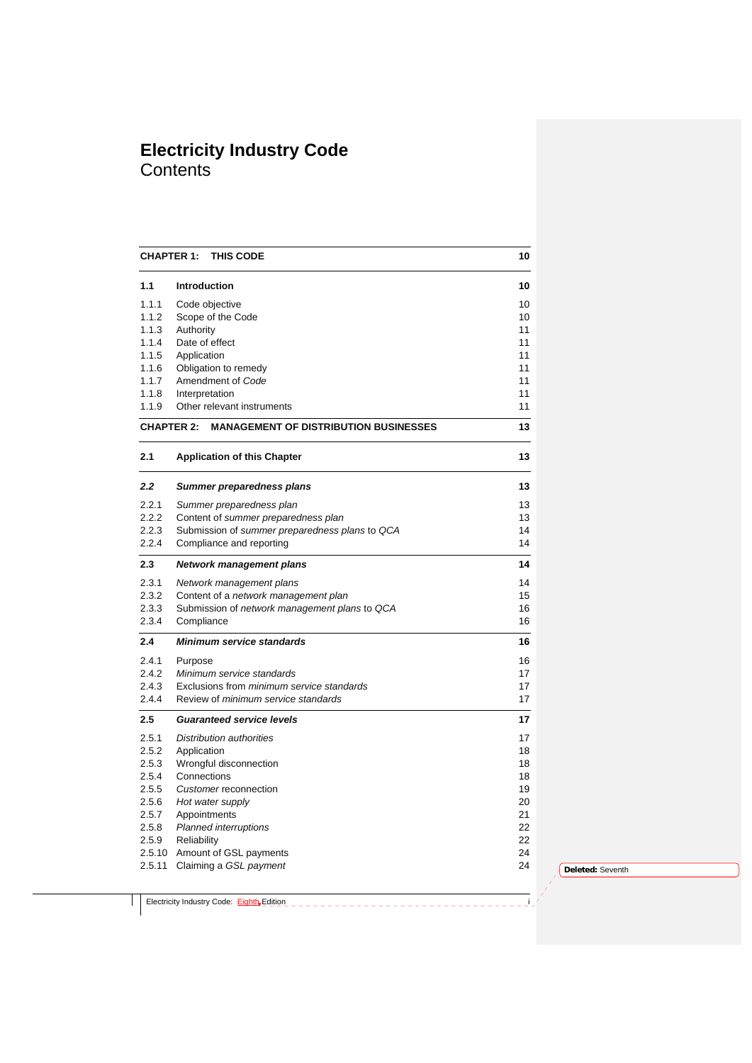# Electricity Industry Code
## Contents

| | | |
|---|---|---|
| **CHAPTER 1:** | **THIS CODE** | **10** |
| **1.1** | **Introduction** | **10** |
| 1.1.1 | Code objective | 10 |
| 1.1.2 | Scope of the Code | 10 |
| 1.1.3 | Authority | 11 |
| 1.1.4 | Date of effect | 11 |
| 1.1.5 | Application | 11 |
| 1.1.6 | Obligation to remedy | 11 |
| 1.1.7 | Amendment of *Code* | 11 |
| 1.1.8 | Interpretation | 11 |
| 1.1.9 | Other relevant instruments | 11 |
| **CHAPTER 2:** | **MANAGEMENT OF DISTRIBUTION BUSINESSES** | **13** |
| **2.1** | **Application of this Chapter** | **13** |
| ***2.2*** | ***Summer preparedness plans*** | **13** |
| 2.2.1 | *Summer preparedness plan* | 13 |
| 2.2.2 | Content of *summer preparedness plan* | 13 |
| 2.2.3 | Submission of *summer preparedness plans* to *QCA* | 14 |
| 2.2.4 | Compliance and reporting | 14 |
| **2.3** | ***Network management plans*** | **14** |
| 2.3.1 | *Network management plans* | 14 |
| 2.3.2 | Content of a *network management plan* | 15 |
| 2.3.3 | Submission of *network management plans* to *QCA* | 16 |
| 2.3.4 | Compliance | 16 |
| **2.4** | ***Minimum service standards*** | **16** |
| 2.4.1 | Purpose | 16 |
| 2.4.2 | *Minimum service standards* | 17 |
| 2.4.3 | Exclusions from *minimum service standards* | 17 |
| 2.4.4 | Review of *minimum service standards* | 17 |
| **2.5** | ***Guaranteed service levels*** | **17** |
| 2.5.1 | *Distribution authorities* | 17 |
| 2.5.2 | Application | 18 |
| 2.5.3 | Wrongful disconnection | 18 |
| 2.5.4 | Connections | 18 |
| 2.5.5 | *Customer* reconnection | 19 |
| 2.5.6 | *Hot water supply* | 20 |
| 2.5.7 | Appointments | 21 |
| 2.5.8 | *Planned interruptions* | 22 |
| 2.5.9 | Reliability | 22 |
| 2.5.10 | Amount of GSL payments | 24 |
| 2.5.11 | Claiming a *GSL payment* | 24 |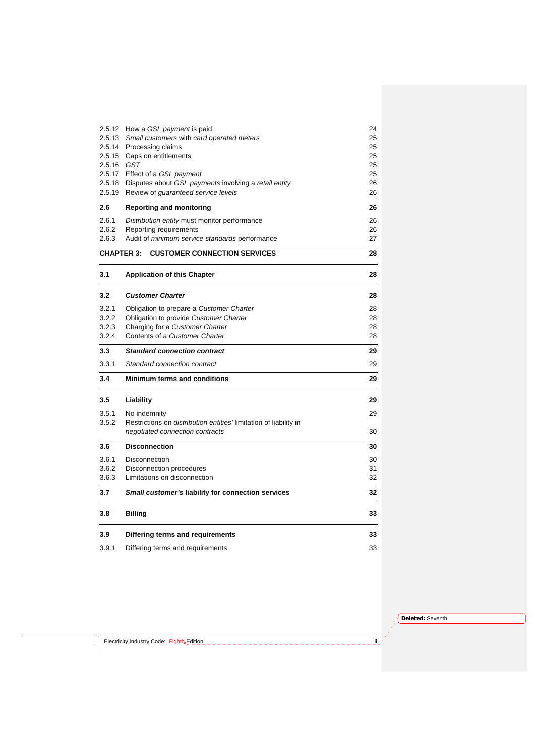| | | |
|---|---|---|
| 2.5.12 | How a *GSL payment* is paid | 24 |
| 2.5.13 | *Small customers* with *card operated meters* | 25 |
| 2.5.14 | Processing claims | 25 |
| 2.5.15 | Caps on entitlements | 25 |
| 2.5.16 | *GST* | 25 |
| 2.5.17 | Effect of a *GSL payment* | 25 |
| 2.5.18 | Disputes about *GSL payments* involving a *retail entity* | 26 |
| 2.5.19 | Review of *guaranteed service levels* | 26 |
| **2.6** | **Reporting and monitoring** | **26** |
| 2.6.1 | *Distribution entity* must monitor performance | 26 |
| 2.6.2 | Reporting requirements | 26 |
| 2.6.3 | Audit of *minimum service standards* performance | 27 |
| **CHAPTER 3:** | **CUSTOMER CONNECTION SERVICES** | **28** |
| **3.1** | **Application of this Chapter** | **28** |
| **3.2** | ***Customer Charter*** | **28** |
| 3.2.1 | Obligation to prepare a *Customer Charter* | 28 |
| 3.2.2 | Obligation to provide *Customer Charter* | 28 |
| 3.2.3 | Charging for a *Customer Charter* | 28 |
| 3.2.4 | Contents of a *Customer Charter* | 28 |
| **3.3** | ***Standard connection contract*** | **29** |
| 3.3.1 | *Standard connection contract* | 29 |
| **3.4** | **Minimum terms and conditions** | **29** |
| **3.5** | **Liability** | **29** |
| 3.5.1 | No indemnity | 29 |
| 3.5.2 | Restrictions on *distribution entities'* limitation of liability in *negotiated connection contracts* | 30 |
| **3.6** | **Disconnection** | **30** |
| 3.6.1 | Disconnection | 30 |
| 3.6.2 | Disconnection procedures | 31 |
| 3.6.3 | Limitations on disconnection | 32 |
| **3.7** | ***Small customer's* liability for connection services** | **32** |
| **3.8** | **Billing** | **33** |
| **3.9** | **Differing terms and requirements** | **33** |
| 3.9.1 | Differing terms and requirements | 33 |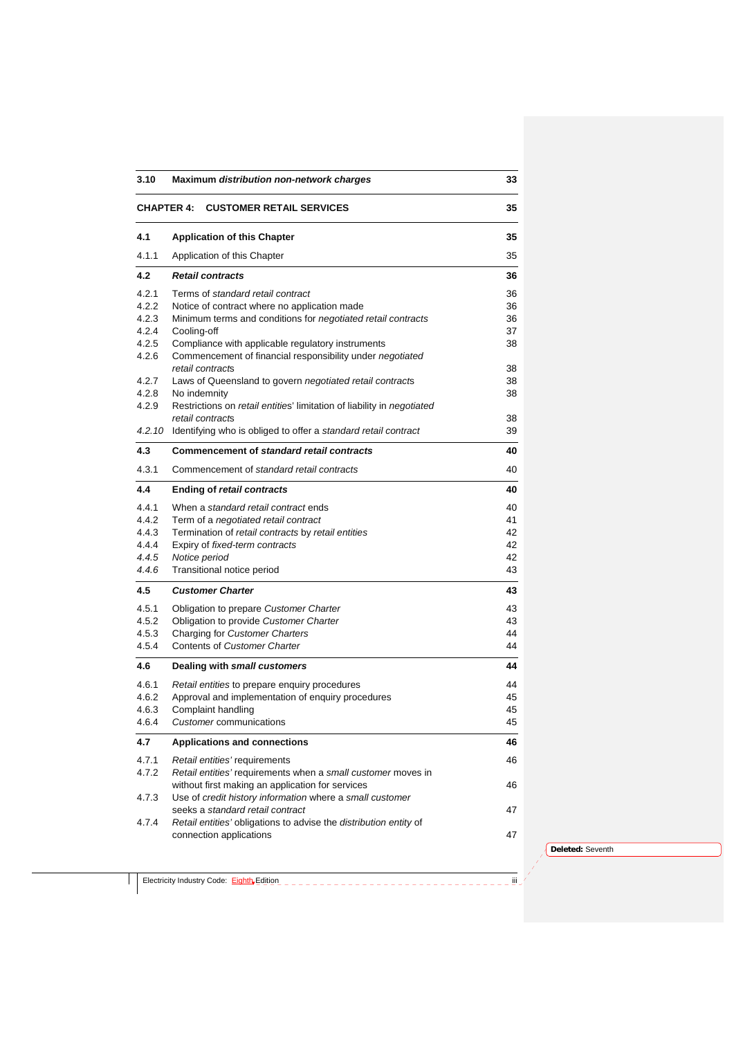| | | |
|---|---|---|
| **3.10** | **Maximum *distribution non-network charges*** | **33** |
| **CHAPTER 4:** | **CUSTOMER RETAIL SERVICES** | **35** |
| **4.1** | **Application of this Chapter** | **35** |
| 4.1.1 | Application of this Chapter | 35 |
| **4.2** | ***Retail contracts*** | **36** |
| 4.2.1 | Terms of *standard retail contract* | 36 |
| 4.2.2 | Notice of contract where no application made | 36 |
| 4.2.3 | Minimum terms and conditions for *negotiated retail contracts* | 36 |
| 4.2.4 | Cooling-off | 37 |
| 4.2.5 | Compliance with applicable regulatory instruments | 38 |
| 4.2.6 | Commencement of financial responsibility under *negotiated retail contracts* | 38 |
| 4.2.7 | Laws of Queensland to govern *negotiated retail contracts* | 38 |
| 4.2.8 | No indemnity | 38 |
| 4.2.9 | Restrictions on *retail entities*' limitation of liability in *negotiated retail contracts* | 38 |
| *4.2.10* | Identifying who is obliged to offer a *standard retail contract* | 39 |
| **4.3** | **Commencement of *standard retail contracts*** | **40** |
| 4.3.1 | Commencement of *standard retail contracts* | 40 |
| **4.4** | **Ending of *retail contracts*** | **40** |
| 4.4.1 | When a *standard retail contract* ends | 40 |
| 4.4.2 | Term of a *negotiated retail contract* | 41 |
| 4.4.3 | Termination of *retail contracts* by *retail entities* | 42 |
| 4.4.4 | Expiry of *fixed-term contracts* | 42 |
| *4.4.5* | *Notice period* | 42 |
| *4.4.6* | Transitional notice period | 43 |
| **4.5** | ***Customer Charter*** | **43** |
| 4.5.1 | Obligation to prepare *Customer Charter* | 43 |
| 4.5.2 | Obligation to provide *Customer Charter* | 43 |
| 4.5.3 | Charging for *Customer Charters* | 44 |
| 4.5.4 | Contents of *Customer Charter* | 44 |
| **4.6** | **Dealing with *small customers*** | **44** |
| 4.6.1 | *Retail entities* to prepare enquiry procedures | 44 |
| 4.6.2 | Approval and implementation of enquiry procedures | 45 |
| 4.6.3 | Complaint handling | 45 |
| 4.6.4 | *Customer* communications | 45 |
| **4.7** | **Applications and connections** | **46** |
| 4.7.1 | *Retail entities'* requirements | 46 |
| 4.7.2 | *Retail entities'* requirements when a *small customer* moves in without first making an application for services | 46 |
| 4.7.3 | Use of *credit history information* where a *small customer* seeks a *standard retail contract* | 47 |
| 4.7.4 | *Retail entities'* obligations to advise the *distribution entity* of connection applications | 47 |

**Deleted:** Seventh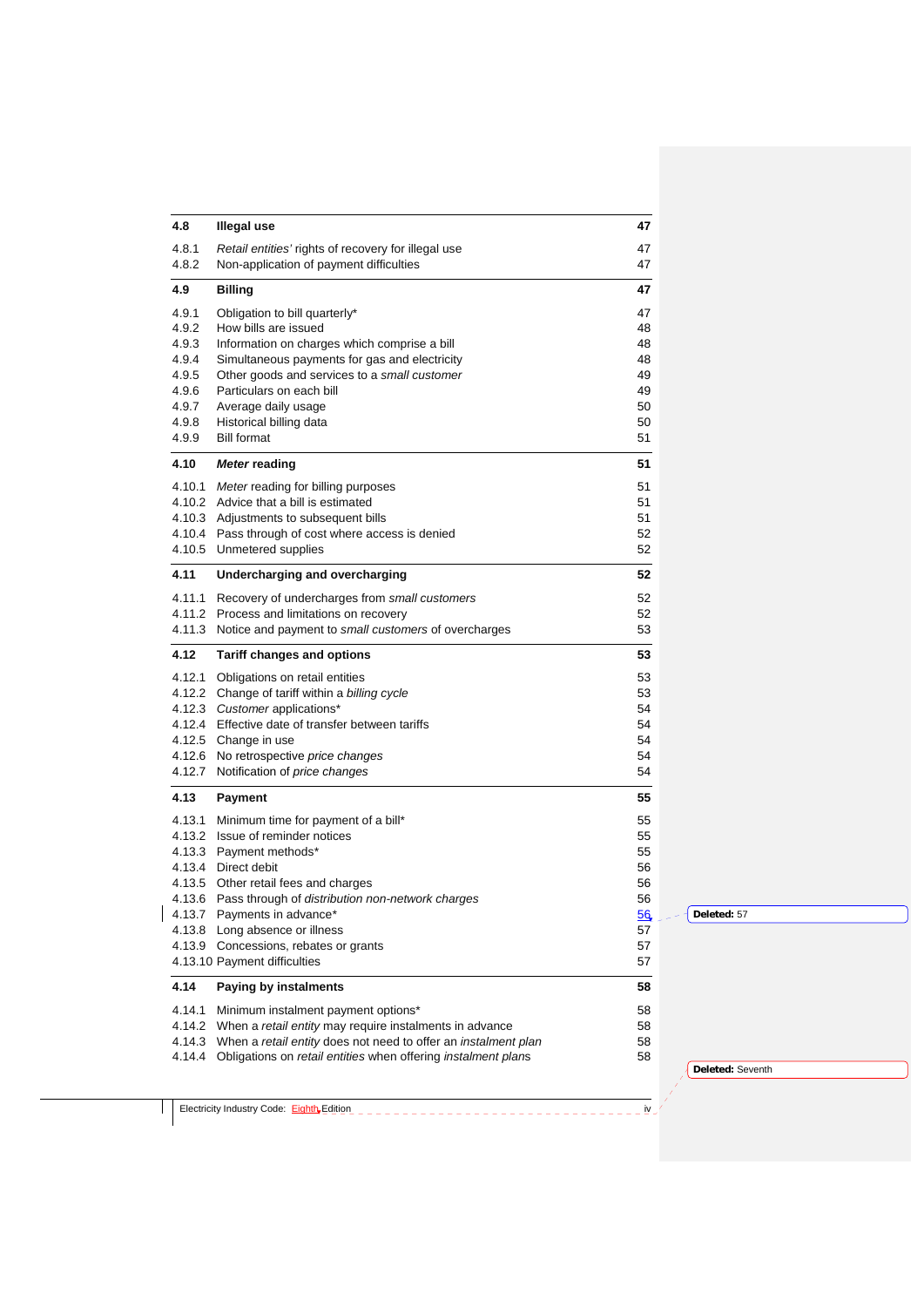| | | |
|---|---|---|
| **4.8** | **Illegal use** | **47** |
| 4.8.1 | *Retail entities'* rights of recovery for illegal use | 47 |
| 4.8.2 | Non-application of payment difficulties | 47 |
| **4.9** | **Billing** | **47** |
| 4.9.1 | Obligation to bill quarterly* | 47 |
| 4.9.2 | How bills are issued | 48 |
| 4.9.3 | Information on charges which comprise a bill | 48 |
| 4.9.4 | Simultaneous payments for gas and electricity | 48 |
| 4.9.5 | Other goods and services to a *small customer* | 49 |
| 4.9.6 | Particulars on each bill | 49 |
| 4.9.7 | Average daily usage | 50 |
| 4.9.8 | Historical billing data | 50 |
| 4.9.9 | Bill format | 51 |
| **4.10** | ***Meter* reading** | **51** |
| 4.10.1 | *Meter* reading for billing purposes | 51 |
| 4.10.2 | Advice that a bill is estimated | 51 |
| 4.10.3 | Adjustments to subsequent bills | 51 |
| 4.10.4 | Pass through of cost where access is denied | 52 |
| 4.10.5 | Unmetered supplies | 52 |
| **4.11** | **Undercharging and overcharging** | **52** |
| 4.11.1 | Recovery of undercharges from *small customers* | 52 |
| 4.11.2 | Process and limitations on recovery | 52 |
| 4.11.3 | Notice and payment to *small customers* of overcharges | 53 |
| **4.12** | **Tariff changes and options** | **53** |
| 4.12.1 | Obligations on retail entities | 53 |
| 4.12.2 | Change of tariff within a *billing cycle* | 53 |
| 4.12.3 | *Customer* applications* | 54 |
| 4.12.4 | Effective date of transfer between tariffs | 54 |
| 4.12.5 | Change in use | 54 |
| 4.12.6 | No retrospective *price changes* | 54 |
| 4.12.7 | Notification of *price changes* | 54 |
| **4.13** | **Payment** | **55** |
| 4.13.1 | Minimum time for payment of a bill* | 55 |
| 4.13.2 | Issue of reminder notices | 55 |
| 4.13.3 | Payment methods* | 55 |
| 4.13.4 | Direct debit | 56 |
| 4.13.5 | Other retail fees and charges | 56 |
| 4.13.6 | Pass through of *distribution non-network charges* | 56 |
| 4.13.7 | Payments in advance* | 56 |
| 4.13.8 | Long absence or illness | 57 |
| 4.13.9 | Concessions, rebates or grants | 57 |
| 4.13.10 | Payment difficulties | 57 |
| **4.14** | **Paying by instalments** | **58** |
| 4.14.1 | Minimum instalment payment options* | 58 |
| 4.14.2 | When a *retail entity* may require instalments in advance | 58 |
| 4.14.3 | When a *retail entity* does not need to offer an *instalment plan* | 58 |
| 4.14.4 | Obligations on *retail entities* when offering *instalment plans* | 58 |

Deleted: 57

Deleted: Seventh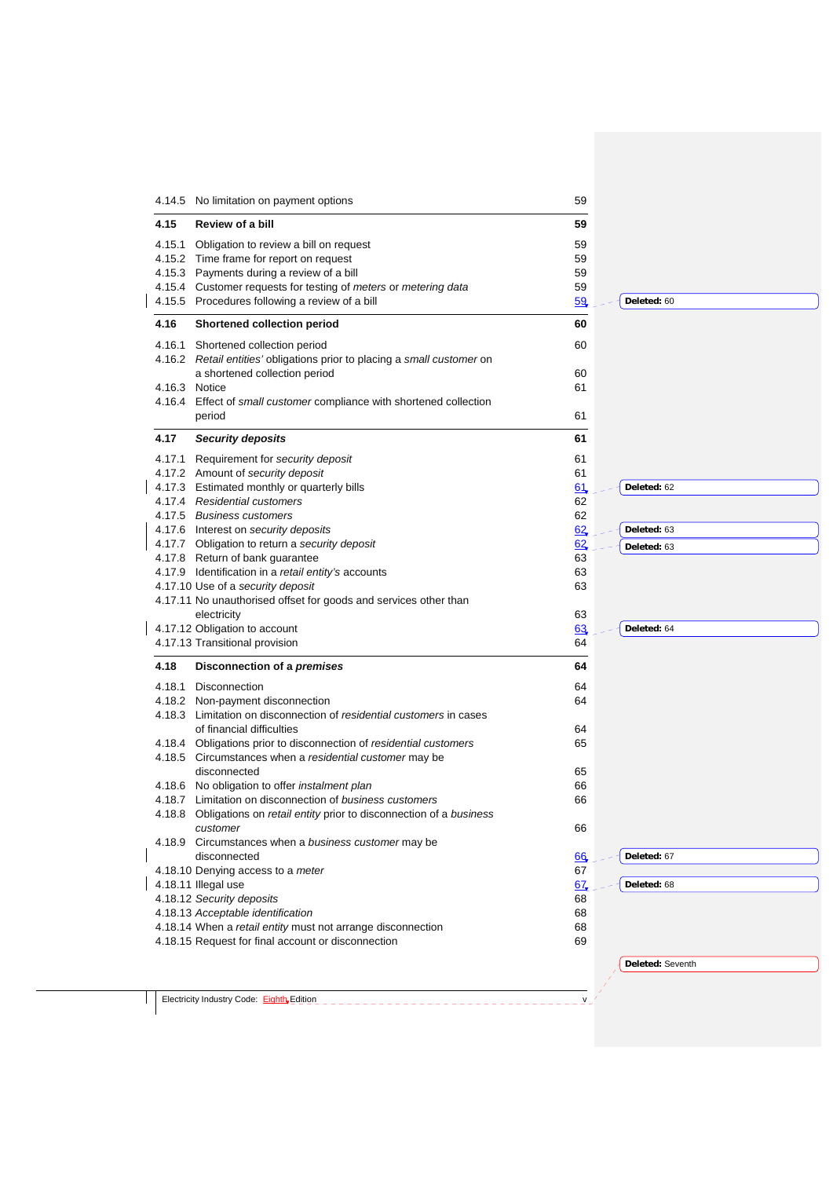| | | |
|---|---|---|
| 4.14.5 | No limitation on payment options | 59 |
| **4.15** | **Review of a bill** | **59** |
| 4.15.1 | Obligation to review a bill on request | 59 |
| 4.15.2 | Time frame for report on request | 59 |
| 4.15.3 | Payments during a review of a bill | 59 |
| 4.15.4 | Customer requests for testing of *meters* or *metering data* | 59 |
| 4.15.5 | Procedures following a review of a bill | 59 |
| **4.16** | **Shortened collection period** | **60** |
| 4.16.1 | Shortened collection period | 60 |
| 4.16.2 | *Retail entities'* obligations prior to placing a *small customer* on a shortened collection period | 60 |
| 4.16.3 | Notice | 61 |
| 4.16.4 | Effect of *small customer* compliance with shortened collection period | 61 |
| **4.17** | ***Security deposits*** | **61** |
| 4.17.1 | Requirement for *security deposit* | 61 |
| 4.17.2 | Amount of *security deposit* | 61 |
| 4.17.3 | Estimated monthly or quarterly bills | 61 |
| 4.17.4 | *Residential customers* | 62 |
| 4.17.5 | *Business customers* | 62 |
| 4.17.6 | Interest on *security deposits* | 62 |
| 4.17.7 | Obligation to return a *security deposit* | 62 |
| 4.17.8 | Return of bank guarantee | 63 |
| 4.17.9 | Identification in a *retail entity's* accounts | 63 |
| 4.17.10 | Use of a *security deposit* | 63 |
| 4.17.11 | No unauthorised offset for goods and services other than electricity | 63 |
| 4.17.12 | Obligation to account | 63 |
| 4.17.13 | Transitional provision | 64 |
| **4.18** | **Disconnection of a *premises*** | **64** |
| 4.18.1 | Disconnection | 64 |
| 4.18.2 | Non-payment disconnection | 64 |
| 4.18.3 | Limitation on disconnection of *residential customers* in cases of financial difficulties | 64 |
| 4.18.4 | Obligations prior to disconnection of *residential customers* | 65 |
| 4.18.5 | Circumstances when a *residential customer* may be disconnected | 65 |
| 4.18.6 | No obligation to offer *instalment plan* | 66 |
| 4.18.7 | Limitation on disconnection of *business customers* | 66 |
| 4.18.8 | Obligations on *retail entity* prior to disconnection of a *business customer* | 66 |
| 4.18.9 | Circumstances when a *business customer* may be disconnected | 66 |
| 4.18.10 | Denying access to a *meter* | 67 |
| 4.18.11 | Illegal use | 67 |
| 4.18.12 | *Security deposits* | 68 |
| 4.18.13 | *Acceptable identification* | 68 |
| 4.18.14 | When a *retail entity* must not arrange disconnection | 68 |
| 4.18.15 | Request for final account or disconnection | 69 |

Deleted: 60

Deleted: 62

Deleted: 63

Deleted: 63

Deleted: 64

Deleted: 67

Deleted: 68

Deleted: Seventh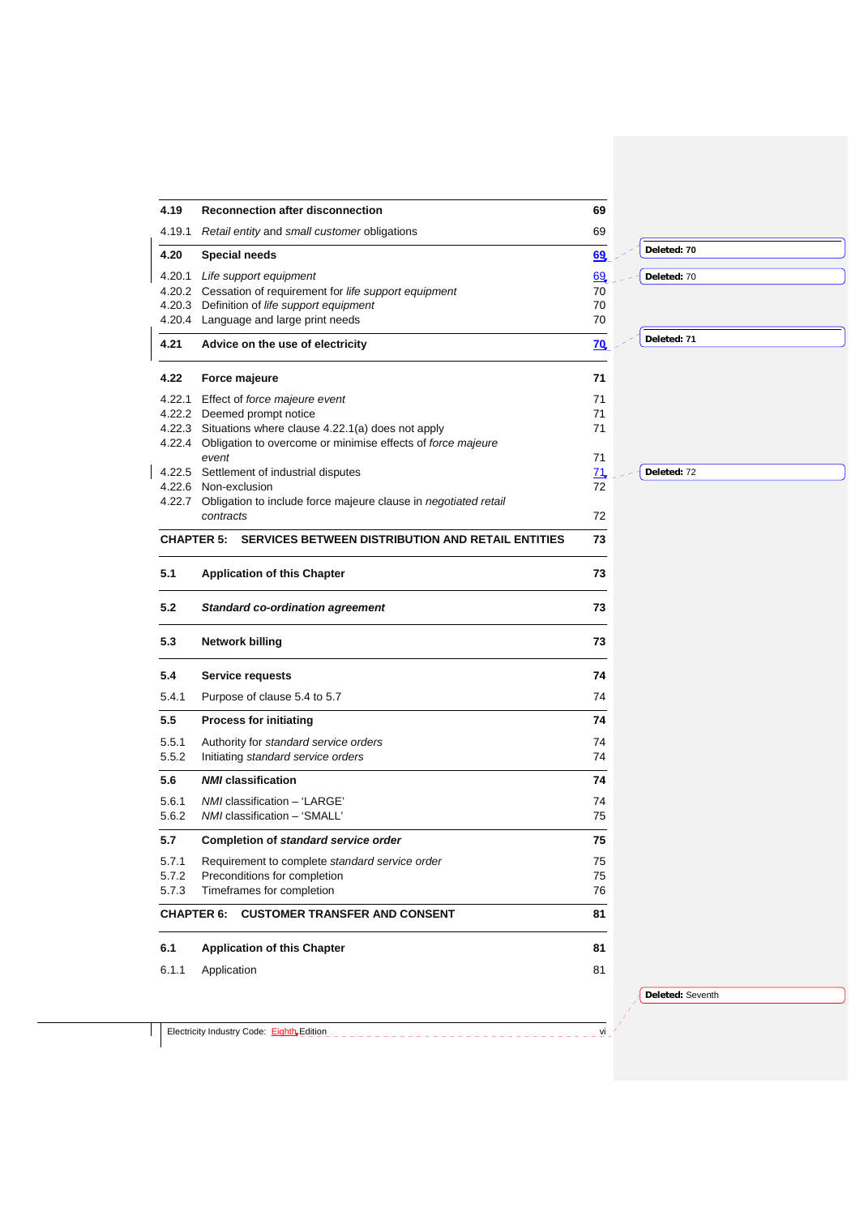| | | |
|---|---|---|
| **4.19** | **Reconnection after disconnection** | **69** |
| 4.19.1 | *Retail entity* and *small customer* obligations | 69 |
| **4.20** | **Special needs** | **69** |
| 4.20.1 | *Life support equipment* | 69 |
| 4.20.2 | Cessation of requirement for *life support equipment* | 70 |
| 4.20.3 | Definition of *life support equipment* | 70 |
| 4.20.4 | Language and large print needs | 70 |
| **4.21** | **Advice on the use of electricity** | **70** |
| **4.22** | **Force majeure** | **71** |
| 4.22.1 | Effect of *force majeure event* | 71 |
| 4.22.2 | Deemed prompt notice | 71 |
| 4.22.3 | Situations where clause 4.22.1(a) does not apply | 71 |
| 4.22.4 | Obligation to overcome or minimise effects of *force majeure event* | 71 |
| 4.22.5 | Settlement of industrial disputes | 71 |
| 4.22.6 | Non-exclusion | 72 |
| 4.22.7 | Obligation to include force majeure clause in *negotiated retail contracts* | 72 |
| **CHAPTER 5:** | **SERVICES BETWEEN DISTRIBUTION AND RETAIL ENTITIES** | **73** |
| **5.1** | **Application of this Chapter** | **73** |
| **5.2** | ***Standard co-ordination agreement*** | **73** |
| **5.3** | **Network billing** | **73** |
| **5.4** | **Service requests** | **74** |
| 5.4.1 | Purpose of clause 5.4 to 5.7 | 74 |
| **5.5** | **Process for initiating** | **74** |
| 5.5.1 | Authority for *standard service orders* | 74 |
| 5.5.2 | Initiating *standard service orders* | 74 |
| **5.6** | ***NMI* classification** | **74** |
| 5.6.1 | *NMI* classification – 'LARGE' | 74 |
| 5.6.2 | *NMI* classification – 'SMALL' | 75 |
| **5.7** | **Completion of *standard service order*** | **75** |
| 5.7.1 | Requirement to complete *standard service order* | 75 |
| 5.7.2 | Preconditions for completion | 75 |
| 5.7.3 | Timeframes for completion | 76 |
| **CHAPTER 6:** | **CUSTOMER TRANSFER AND CONSENT** | **81** |
| **6.1** | **Application of this Chapter** | **81** |
| 6.1.1 | Application | 81 |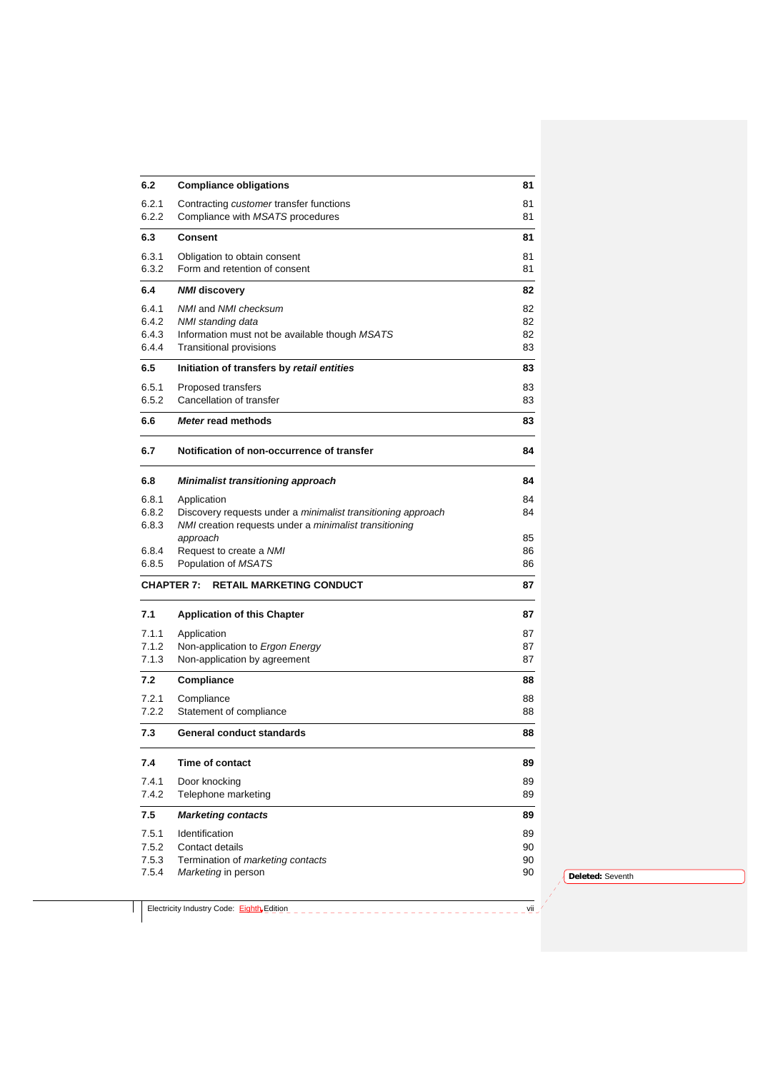| | | |
|---|---|---|
| **6.2** | **Compliance obligations** | **81** |
| 6.2.1 | Contracting *customer* transfer functions | 81 |
| 6.2.2 | Compliance with *MSATS* procedures | 81 |
| **6.3** | **Consent** | **81** |
| 6.3.1 | Obligation to obtain consent | 81 |
| 6.3.2 | Form and retention of consent | 81 |
| **6.4** | ***NMI* discovery** | **82** |
| 6.4.1 | *NMI* and *NMI checksum* | 82 |
| 6.4.2 | *NMI standing data* | 82 |
| 6.4.3 | Information must not be available though *MSATS* | 82 |
| 6.4.4 | Transitional provisions | 83 |
| **6.5** | **Initiation of transfers by *retail entities*** | **83** |
| 6.5.1 | Proposed transfers | 83 |
| 6.5.2 | Cancellation of transfer | 83 |
| **6.6** | ***Meter* read methods** | **83** |
| **6.7** | **Notification of non-occurrence of transfer** | **84** |
| **6.8** | ***Minimalist transitioning approach*** | **84** |
| 6.8.1 | Application | 84 |
| 6.8.2 | Discovery requests under a *minimalist transitioning approach* | 84 |
| 6.8.3 | *NMI* creation requests under a *minimalist transitioning approach* | 85 |
| 6.8.4 | Request to create a *NMI* | 86 |
| 6.8.5 | Population of *MSATS* | 86 |
| **CHAPTER 7:** | **RETAIL MARKETING CONDUCT** | **87** |
| **7.1** | **Application of this Chapter** | **87** |
| 7.1.1 | Application | 87 |
| 7.1.2 | Non-application to *Ergon Energy* | 87 |
| 7.1.3 | Non-application by agreement | 87 |
| **7.2** | **Compliance** | **88** |
| 7.2.1 | Compliance | 88 |
| 7.2.2 | Statement of compliance | 88 |
| **7.3** | **General conduct standards** | **88** |
| **7.4** | **Time of contact** | **89** |
| 7.4.1 | Door knocking | 89 |
| 7.4.2 | Telephone marketing | 89 |
| **7.5** | ***Marketing contacts*** | **89** |
| 7.5.1 | Identification | 89 |
| 7.5.2 | Contact details | 90 |
| 7.5.3 | Termination of *marketing contacts* | 90 |
| 7.5.4 | *Marketing* in person | 90 |

**Deleted:** Seventh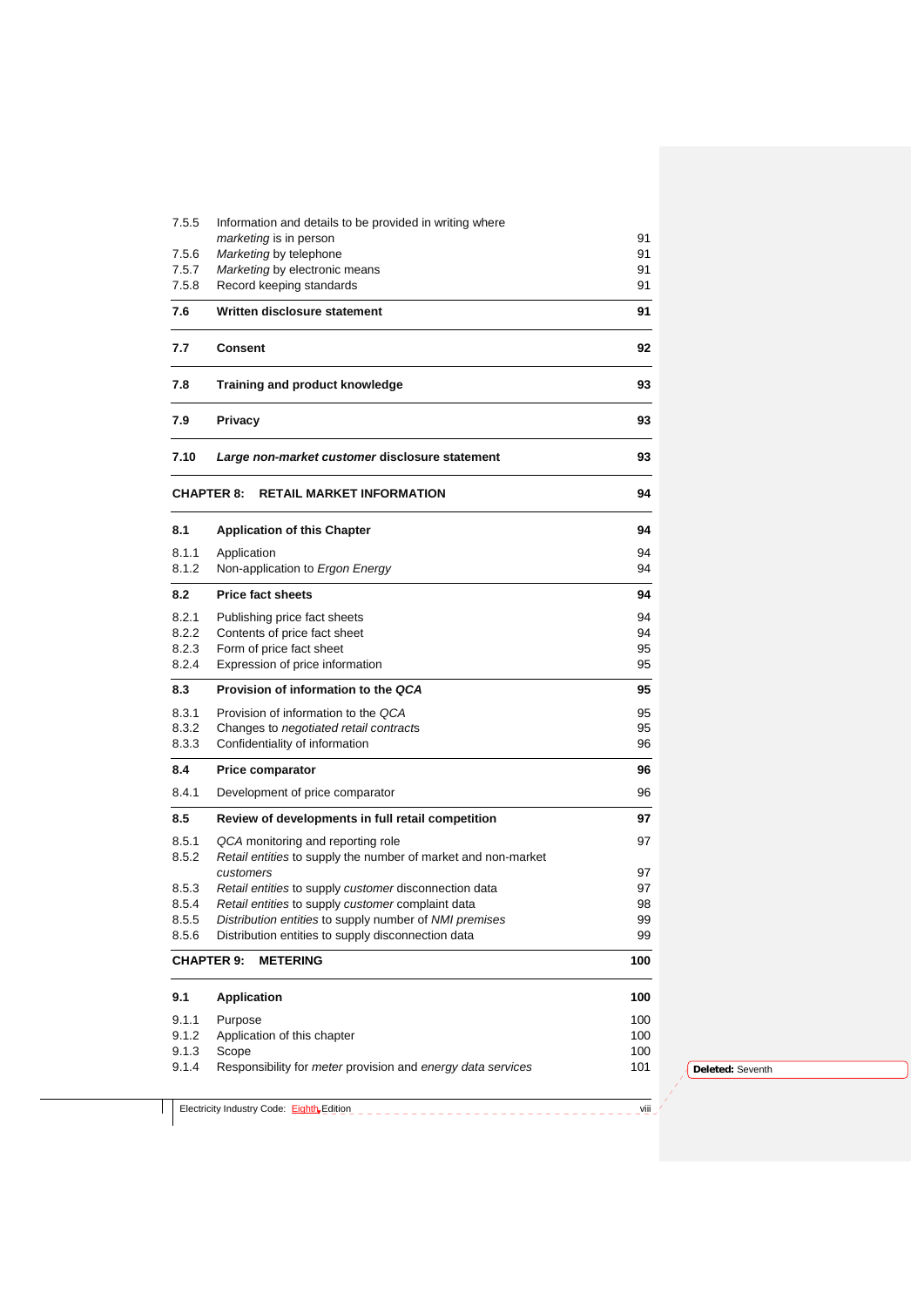| | | |
|---|---|---|
| 7.5.5 | Information and details to be provided in writing where *marketing* is in person | 91 |
| 7.5.6 | *Marketing* by telephone | 91 |
| 7.5.7 | *Marketing* by electronic means | 91 |
| 7.5.8 | Record keeping standards | 91 |
| **7.6** | **Written disclosure statement** | **91** |
| **7.7** | **Consent** | **92** |
| **7.8** | **Training and product knowledge** | **93** |
| **7.9** | **Privacy** | **93** |
| **7.10** | ***Large non-market customer* disclosure statement** | **93** |
| **CHAPTER 8:** | **RETAIL MARKET INFORMATION** | **94** |
| **8.1** | **Application of this Chapter** | **94** |
| 8.1.1 | Application | 94 |
| 8.1.2 | Non-application to *Ergon Energy* | 94 |
| **8.2** | **Price fact sheets** | **94** |
| 8.2.1 | Publishing price fact sheets | 94 |
| 8.2.2 | Contents of price fact sheet | 94 |
| 8.2.3 | Form of price fact sheet | 95 |
| 8.2.4 | Expression of price information | 95 |
| **8.3** | **Provision of information to the *QCA*** | **95** |
| 8.3.1 | Provision of information to the *QCA* | 95 |
| 8.3.2 | Changes to *negotiated retail contracts* | 95 |
| 8.3.3 | Confidentiality of information | 96 |
| **8.4** | **Price comparator** | **96** |
| 8.4.1 | Development of price comparator | 96 |
| **8.5** | **Review of developments in full retail competition** | **97** |
| 8.5.1 | *QCA* monitoring and reporting role | 97 |
| 8.5.2 | *Retail entities* to supply the number of market and non-market *customers* | 97 |
| 8.5.3 | *Retail entities* to supply *customer* disconnection data | 97 |
| 8.5.4 | *Retail entities* to supply *customer* complaint data | 98 |
| 8.5.5 | *Distribution entities* to supply number of *NMI premises* | 99 |
| 8.5.6 | Distribution entities to supply disconnection data | 99 |
| **CHAPTER 9:** | **METERING** | **100** |
| **9.1** | **Application** | **100** |
| 9.1.1 | Purpose | 100 |
| 9.1.2 | Application of this chapter | 100 |
| 9.1.3 | Scope | 100 |
| 9.1.4 | Responsibility for *meter* provision and *energy data services* | 101 |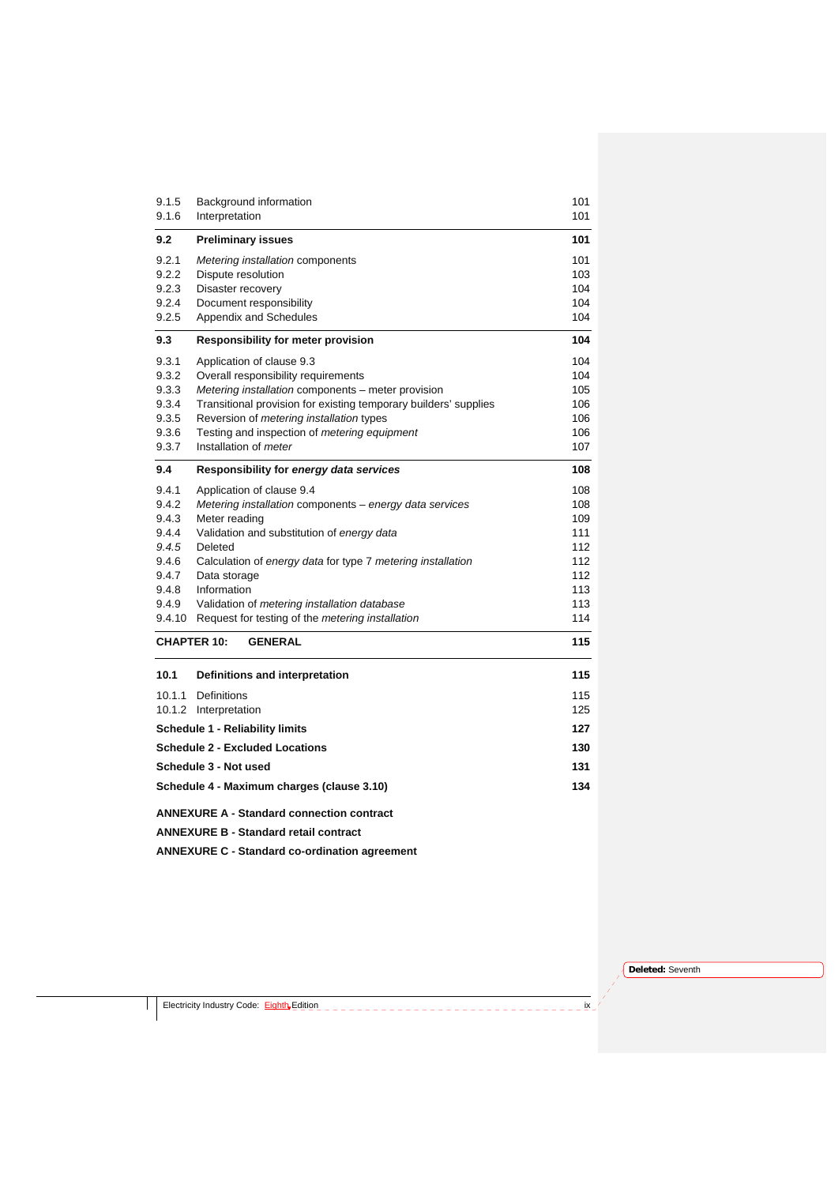| | | |
|---|---|---|
| 9.1.5 | Background information | 101 |
| 9.1.6 | Interpretation | 101 |
| **9.2** | **Preliminary issues** | **101** |
| 9.2.1 | *Metering installation* components | 101 |
| 9.2.2 | Dispute resolution | 103 |
| 9.2.3 | Disaster recovery | 104 |
| 9.2.4 | Document responsibility | 104 |
| 9.2.5 | Appendix and Schedules | 104 |
| **9.3** | **Responsibility for meter provision** | **104** |
| 9.3.1 | Application of clause 9.3 | 104 |
| 9.3.2 | Overall responsibility requirements | 104 |
| 9.3.3 | *Metering installation* components – meter provision | 105 |
| 9.3.4 | Transitional provision for existing temporary builders' supplies | 106 |
| 9.3.5 | Reversion of *metering installation* types | 106 |
| 9.3.6 | Testing and inspection of *metering equipment* | 106 |
| 9.3.7 | Installation of *meter* | 107 |
| **9.4** | **Responsibility for *energy data services*** | **108** |
| 9.4.1 | Application of clause 9.4 | 108 |
| 9.4.2 | *Metering installation* components – *energy data services* | 108 |
| 9.4.3 | Meter reading | 109 |
| 9.4.4 | Validation and substitution of *energy data* | 111 |
| *9.4.5* | Deleted | 112 |
| 9.4.6 | Calculation of *energy data* for type 7 *metering installation* | 112 |
| 9.4.7 | Data storage | 112 |
| 9.4.8 | Information | 113 |
| 9.4.9 | Validation of *metering installation database* | 113 |
| 9.4.10 | Request for testing of the *metering installation* | 114 |
| **CHAPTER 10:** | **GENERAL** | **115** |
| **10.1** | **Definitions and interpretation** | **115** |
| 10.1.1 | Definitions | 115 |
| 10.1.2 | Interpretation | 125 |
| **Schedule 1 - Reliability limits** | | **127** |
| **Schedule 2 - Excluded Locations** | | **130** |
| **Schedule 3 - Not used** | | **131** |
| **Schedule 4 - Maximum charges (clause 3.10)** | | **134** |

**ANNEXURE A - Standard connection contract**

**ANNEXURE B - Standard retail contract**

**ANNEXURE C - Standard co-ordination agreement**

**Deleted:** Seventh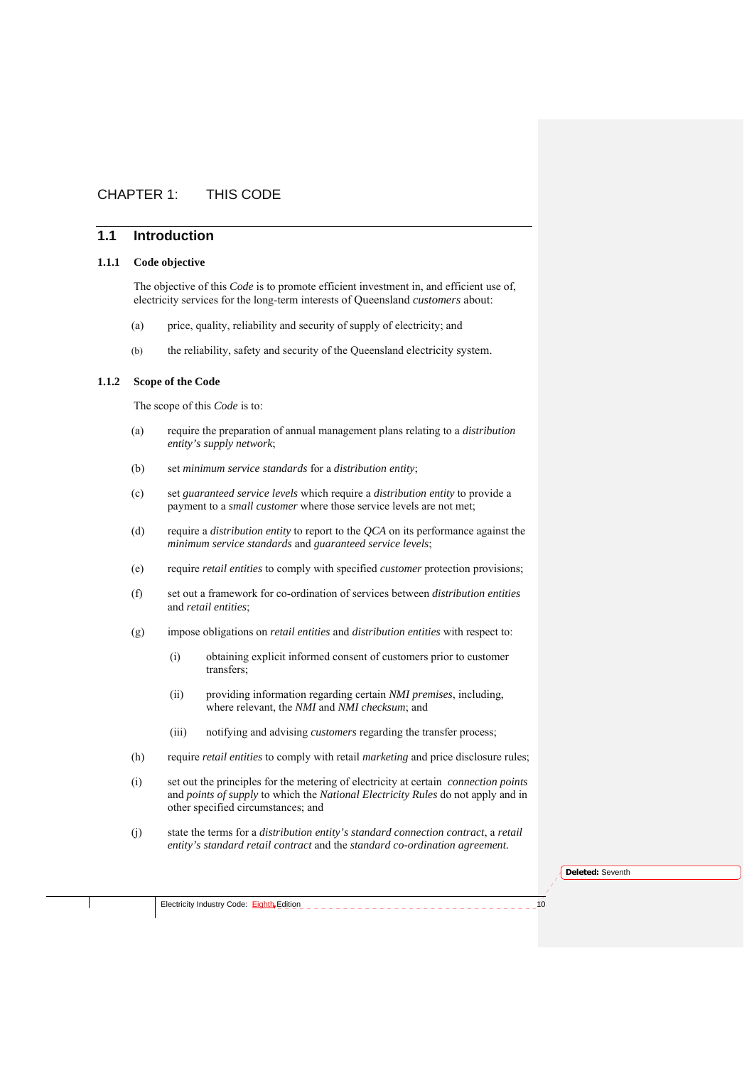# CHAPTER 1: THIS CODE

## 1.1 Introduction

### 1.1.1 Code objective

The objective of this *Code* is to promote efficient investment in, and efficient use of, electricity services for the long-term interests of Queensland *customers* about:

(a) price, quality, reliability and security of supply of electricity; and

(b) the reliability, safety and security of the Queensland electricity system.

### 1.1.2 Scope of the Code

The scope of this *Code* is to:

(a) require the preparation of annual management plans relating to a *distribution entity's supply network*;

(b) set *minimum service standards* for a *distribution entity*;

(c) set *guaranteed service levels* which require a *distribution entity* to provide a payment to a *small customer* where those service levels are not met;

(d) require a *distribution entity* to report to the *QCA* on its performance against the *minimum service standards* and *guaranteed service levels*;

(e) require *retail entities* to comply with specified *customer* protection provisions;

(f) set out a framework for co-ordination of services between *distribution entities* and *retail entities*;

(g) impose obligations on *retail entities* and *distribution entities* with respect to:

 (i) obtaining explicit informed consent of customers prior to customer transfers;

 (ii) providing information regarding certain *NMI premises*, including, where relevant, the *NMI* and *NMI checksum*; and

 (iii) notifying and advising *customers* regarding the transfer process;

(h) require *retail entities* to comply with retail *marketing* and price disclosure rules;

(i) set out the principles for the metering of electricity at certain *connection points* and *points of supply* to which the *National Electricity Rules* do not apply and in other specified circumstances; and

(j) state the terms for a *distribution entity's standard connection contract*, a *retail entity's standard retail contract* and the *standard co-ordination agreement*.

Deleted: Seventh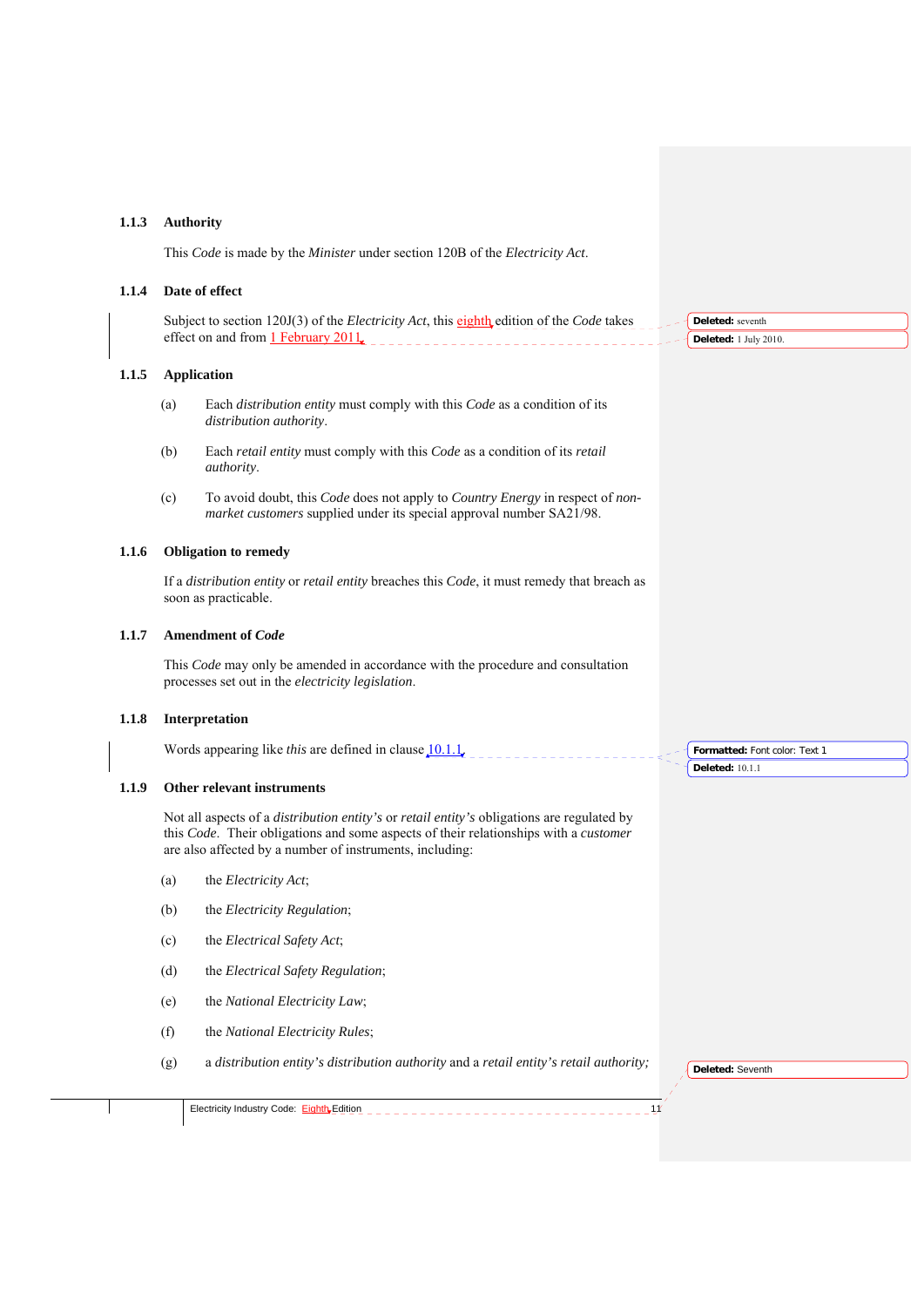### 1.1.3 Authority

This *Code* is made by the *Minister* under section 120B of the *Electricity Act*.

### 1.1.4 Date of effect

Subject to section 120J(3) of the *Electricity Act*, this eighth edition of the *Code* takes effect on and from 1 February 2011.

### 1.1.5 Application

(a) Each *distribution entity* must comply with this *Code* as a condition of its *distribution authority*.

(b) Each *retail entity* must comply with this *Code* as a condition of its *retail authority*.

(c) To avoid doubt, this *Code* does not apply to *Country Energy* in respect of *non-market customers* supplied under its special approval number SA21/98.

### 1.1.6 Obligation to remedy

If a *distribution entity* or *retail entity* breaches this *Code*, it must remedy that breach as soon as practicable.

### 1.1.7 Amendment of *Code*

This *Code* may only be amended in accordance with the procedure and consultation processes set out in the *electricity legislation*.

### 1.1.8 Interpretation

Words appearing like *this* are defined in clause 10.1.1.

### 1.1.9 Other relevant instruments

Not all aspects of a *distribution entity's* or *retail entity's* obligations are regulated by this *Code*. Their obligations and some aspects of their relationships with a *customer* are also affected by a number of instruments, including:

(a) the *Electricity Act*;

(b) the *Electricity Regulation*;

(c) the *Electrical Safety Act*;

(d) the *Electrical Safety Regulation*;

(e) the *National Electricity Law*;

(f) the *National Electricity Rules*;

(g) a *distribution entity's distribution authority* and a *retail entity's retail authority;*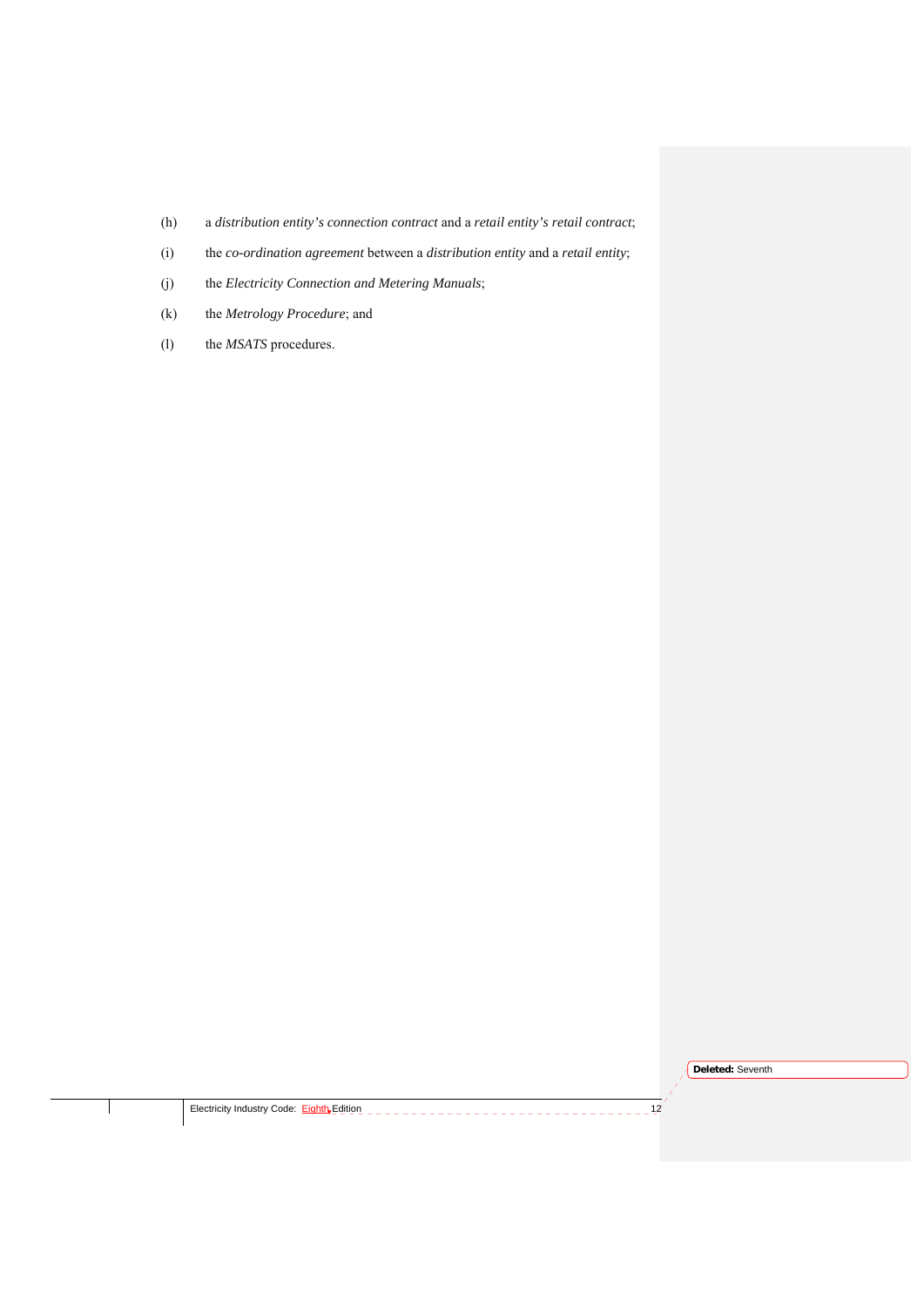(h) a *distribution entity's connection contract* and a *retail entity's retail contract*;

(i) the *co-ordination agreement* between a *distribution entity* and a *retail entity*;

(j) the *Electricity Connection and Metering Manuals*;

(k) the *Metrology Procedure*; and

(l) the *MSATS* procedures.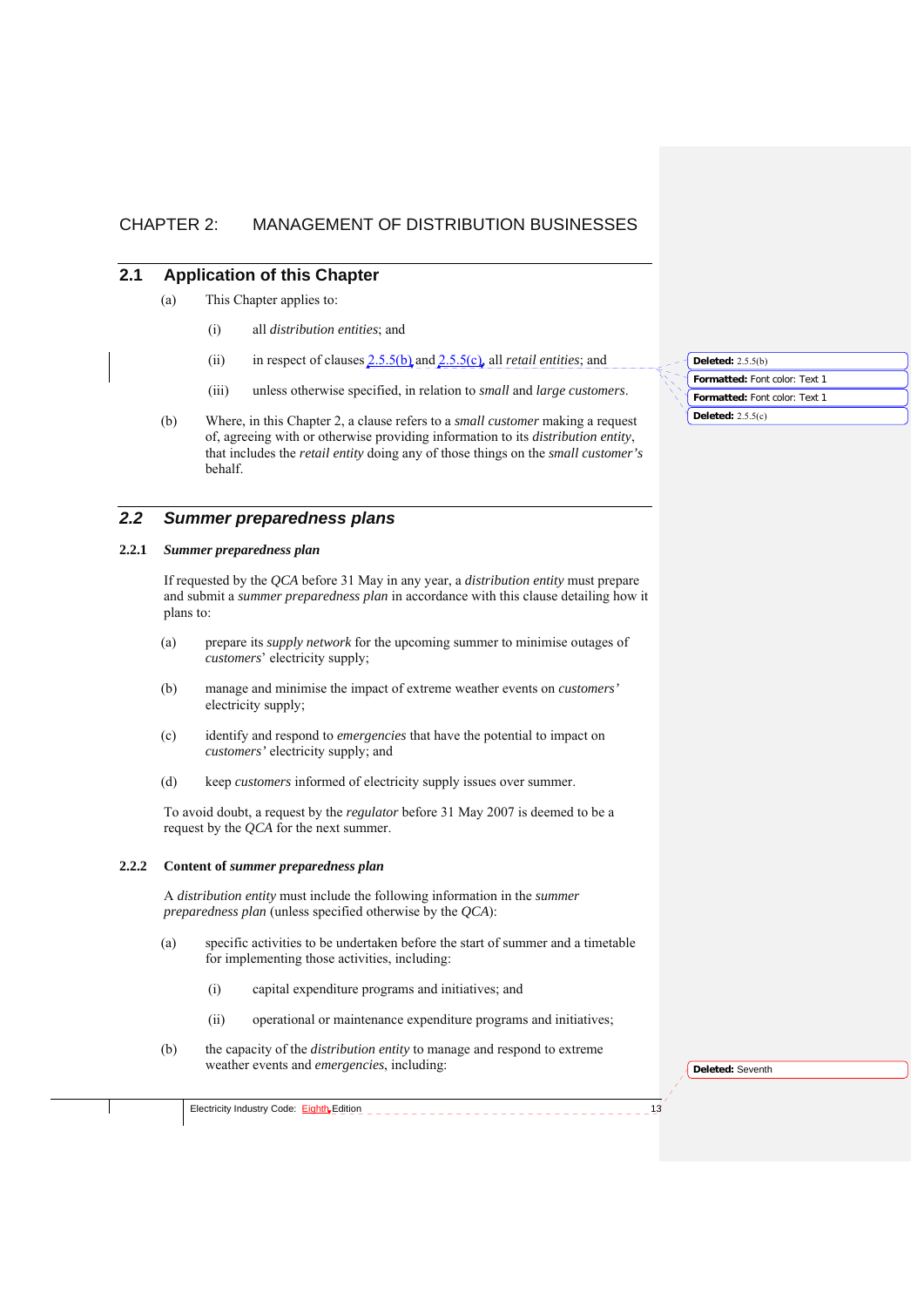# CHAPTER 2: MANAGEMENT OF DISTRIBUTION BUSINESSES

## 2.1 Application of this Chapter

(a) This Chapter applies to:

(i) all *distribution entities*; and

(ii) in respect of clauses 2.5.5(b) and 2.5.5(c), all *retail entities*; and

(iii) unless otherwise specified, in relation to *small* and *large customers*.

(b) Where, in this Chapter 2, a clause refers to a *small customer* making a request of, agreeing with or otherwise providing information to its *distribution entity*, that includes the *retail entity* doing any of those things on the *small customer's* behalf.

## *2.2 Summer preparedness plans*

### 2.2.1 *Summer preparedness plan*

If requested by the *QCA* before 31 May in any year, a *distribution entity* must prepare and submit a *summer preparedness plan* in accordance with this clause detailing how it plans to:

(a) prepare its *supply network* for the upcoming summer to minimise outages of *customers*' electricity supply;

(b) manage and minimise the impact of extreme weather events on *customers'* electricity supply;

(c) identify and respond to *emergencies* that have the potential to impact on *customers'* electricity supply; and

(d) keep *customers* informed of electricity supply issues over summer.

To avoid doubt, a request by the *regulator* before 31 May 2007 is deemed to be a request by the *QCA* for the next summer.

### 2.2.2 Content of *summer preparedness plan*

A *distribution entity* must include the following information in the *summer preparedness plan* (unless specified otherwise by the *QCA*):

(a) specific activities to be undertaken before the start of summer and a timetable for implementing those activities, including:

(i) capital expenditure programs and initiatives; and

(ii) operational or maintenance expenditure programs and initiatives;

(b) the capacity of the *distribution entity* to manage and respond to extreme weather events and *emergencies*, including: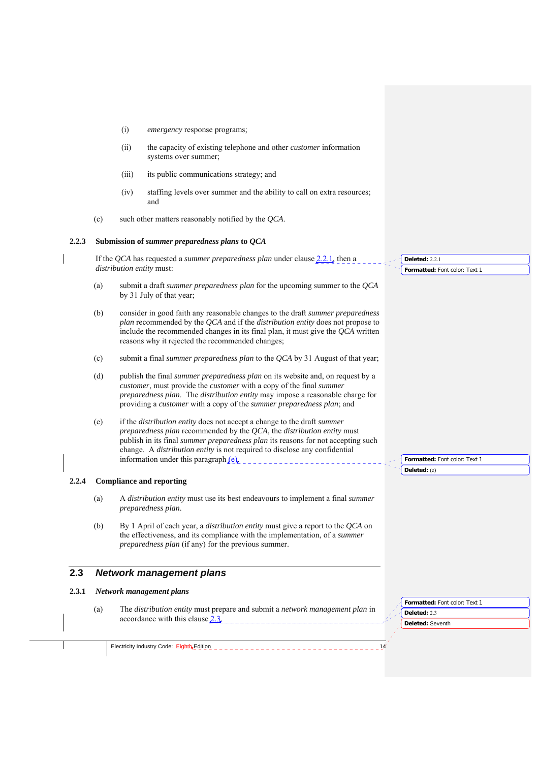(i) *emergency* response programs;

(ii) the capacity of existing telephone and other *customer* information systems over summer;

(iii) its public communications strategy; and

(iv) staffing levels over summer and the ability to call on extra resources; and

(c) such other matters reasonably notified by the *QCA*.

### 2.2.3 Submission of *summer preparedness plans* to *QCA*

If the *QCA* has requested a *summer preparedness plan* under clause 2.2.1, then a *distribution entity* must:

(a) submit a draft *summer preparedness plan* for the upcoming summer to the *QCA* by 31 July of that year;

(b) consider in good faith any reasonable changes to the draft *summer preparedness plan* recommended by the *QCA* and if the *distribution entity* does not propose to include the recommended changes in its final plan, it must give the *QCA* written reasons why it rejected the recommended changes;

(c) submit a final *summer preparedness plan* to the *QCA* by 31 August of that year;

(d) publish the final *summer preparedness plan* on its website and, on request by a *customer*, must provide the *customer* with a copy of the final *summer preparedness plan*. The *distribution entity* may impose a reasonable charge for providing a *customer* with a copy of the *summer preparedness plan*; and

(e) if the *distribution entity* does not accept a change to the draft *summer preparedness plan* recommended by the *QCA*, the *distribution entity* must publish in its final *summer preparedness plan* its reasons for not accepting such change. A *distribution entity* is not required to disclose any confidential information under this paragraph (e).

### 2.2.4 Compliance and reporting

(a) A *distribution entity* must use its best endeavours to implement a final *summer preparedness plan*.

(b) By 1 April of each year, a *distribution entity* must give a report to the *QCA* on the effectiveness, and its compliance with the implementation, of a *summer preparedness plan* (if any) for the previous summer.

## 2.3 *Network management plans*

### 2.3.1 *Network management plans*

(a) The *distribution entity* must prepare and submit a *network management plan* in accordance with this clause 2.3.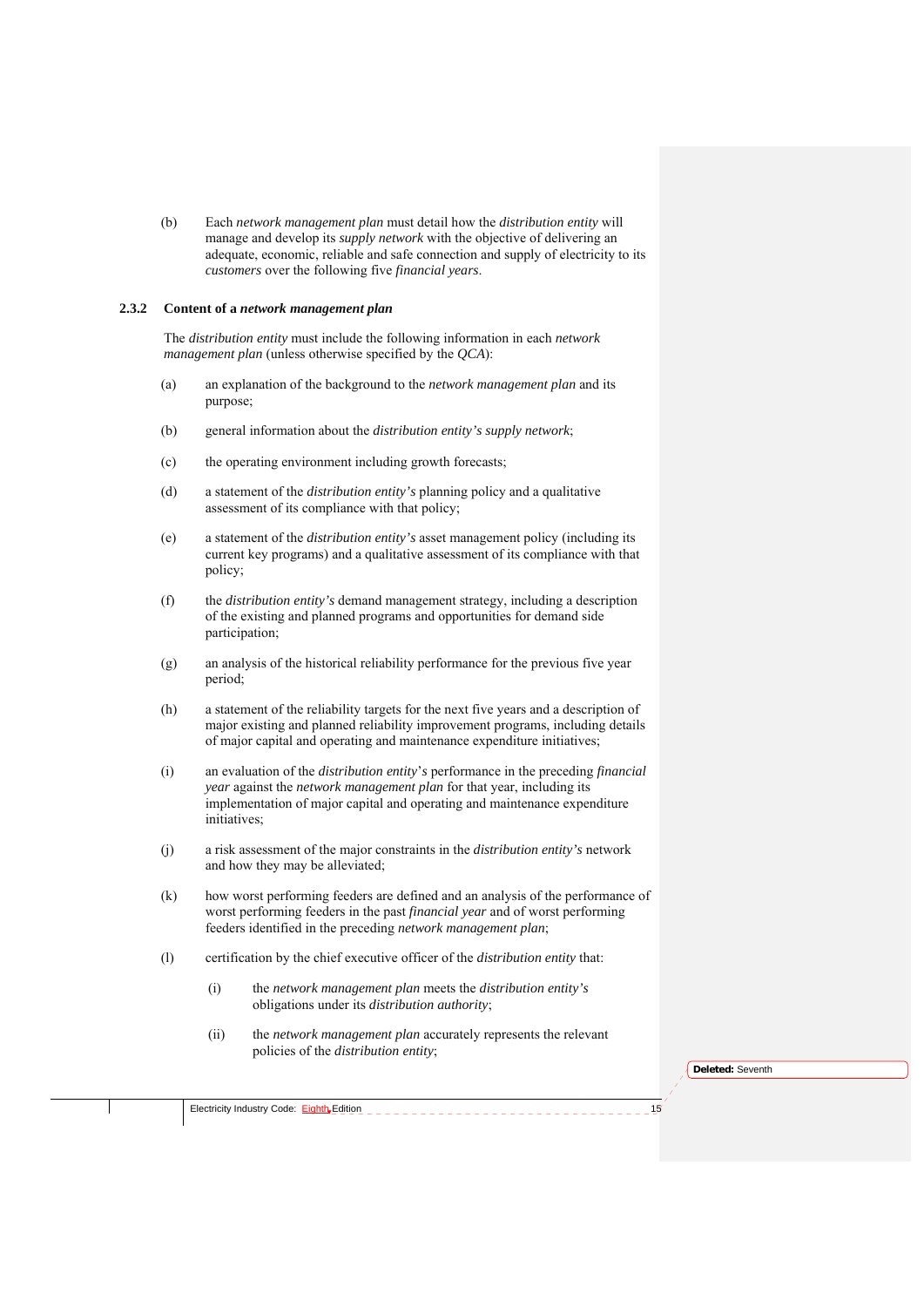(b) Each *network management plan* must detail how the *distribution entity* will manage and develop its *supply network* with the objective of delivering an adequate, economic, reliable and safe connection and supply of electricity to its *customers* over the following five *financial years*.

### 2.3.2 Content of a *network management plan*

The *distribution entity* must include the following information in each *network management plan* (unless otherwise specified by the *QCA*):

(a) an explanation of the background to the *network management plan* and its purpose;

(b) general information about the *distribution entity's supply network*;

(c) the operating environment including growth forecasts;

(d) a statement of the *distribution entity's* planning policy and a qualitative assessment of its compliance with that policy;

(e) a statement of the *distribution entity's* asset management policy (including its current key programs) and a qualitative assessment of its compliance with that policy;

(f) the *distribution entity's* demand management strategy, including a description of the existing and planned programs and opportunities for demand side participation;

(g) an analysis of the historical reliability performance for the previous five year period;

(h) a statement of the reliability targets for the next five years and a description of major existing and planned reliability improvement programs, including details of major capital and operating and maintenance expenditure initiatives;

(i) an evaluation of the *distribution entity*'s performance in the preceding *financial year* against the *network management plan* for that year, including its implementation of major capital and operating and maintenance expenditure initiatives;

(j) a risk assessment of the major constraints in the *distribution entity's* network and how they may be alleviated;

(k) how worst performing feeders are defined and an analysis of the performance of worst performing feeders in the past *financial year* and of worst performing feeders identified in the preceding *network management plan*;

(l) certification by the chief executive officer of the *distribution entity* that:

  (i) the *network management plan* meets the *distribution entity's* obligations under its *distribution authority*;

  (ii) the *network management plan* accurately represents the relevant policies of the *distribution entity*;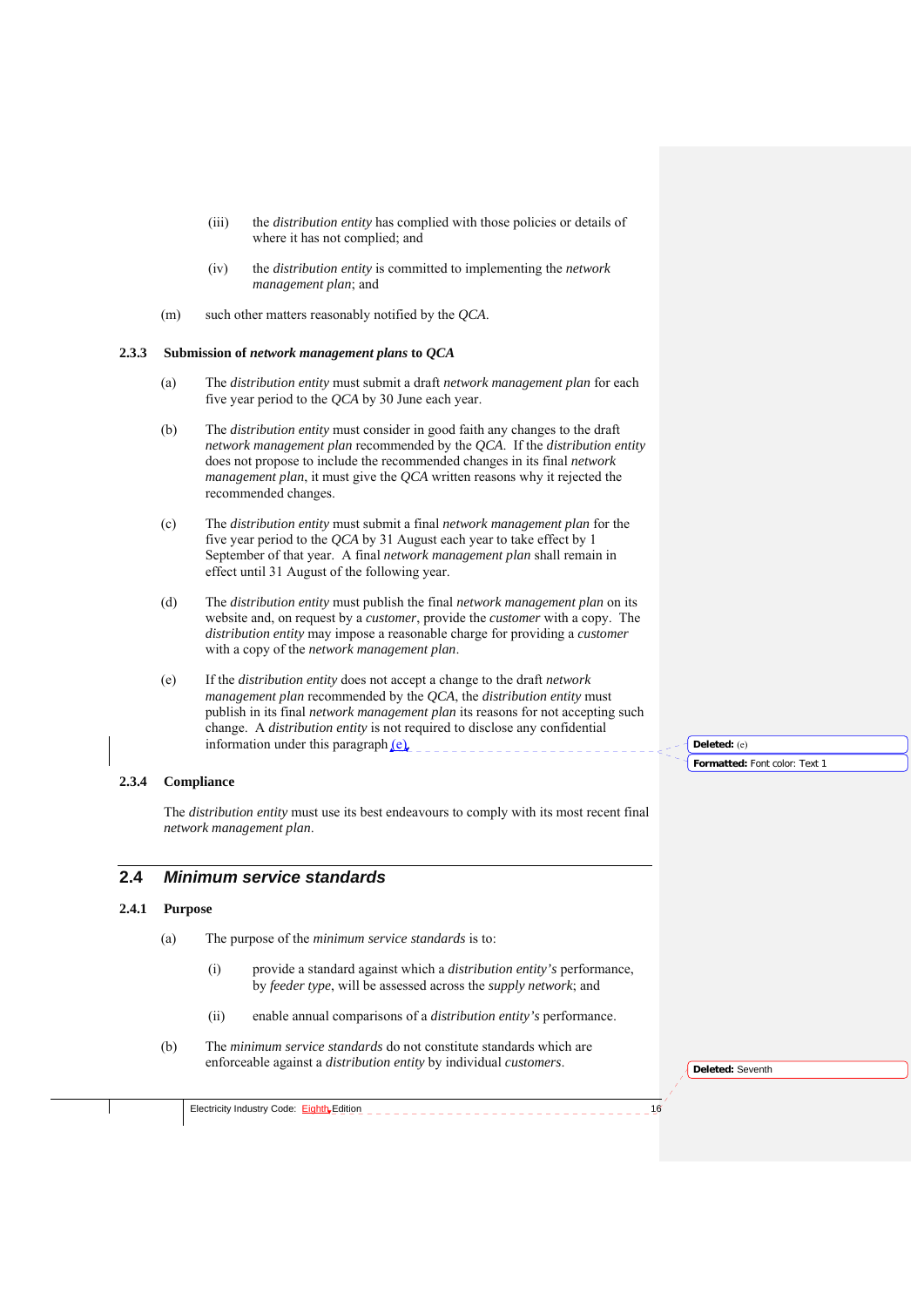(iii) the *distribution entity* has complied with those policies or details of where it has not complied; and

(iv) the *distribution entity* is committed to implementing the *network management plan*; and

(m) such other matters reasonably notified by the *QCA*.

### 2.3.3 Submission of *network management plans* to *QCA*

(a) The *distribution entity* must submit a draft *network management plan* for each five year period to the *QCA* by 30 June each year.

(b) The *distribution entity* must consider in good faith any changes to the draft *network management plan* recommended by the *QCA*. If the *distribution entity* does not propose to include the recommended changes in its final *network management plan*, it must give the *QCA* written reasons why it rejected the recommended changes.

(c) The *distribution entity* must submit a final *network management plan* for the five year period to the *QCA* by 31 August each year to take effect by 1 September of that year. A final *network management plan* shall remain in effect until 31 August of the following year.

(d) The *distribution entity* must publish the final *network management plan* on its website and, on request by a *customer*, provide the *customer* with a copy. The *distribution entity* may impose a reasonable charge for providing a *customer* with a copy of the *network management plan*.

(e) If the *distribution entity* does not accept a change to the draft *network management plan* recommended by the *QCA*, the *distribution entity* must publish in its final *network management plan* its reasons for not accepting such change. A *distribution entity* is not required to disclose any confidential information under this paragraph (e).

### 2.3.4 Compliance

The *distribution entity* must use its best endeavours to comply with its most recent final *network management plan*.

## 2.4 *Minimum service standards*

### 2.4.1 Purpose

(a) The purpose of the *minimum service standards* is to:

(i) provide a standard against which a *distribution entity's* performance, by *feeder type*, will be assessed across the *supply network*; and

(ii) enable annual comparisons of a *distribution entity's* performance.

(b) The *minimum service standards* do not constitute standards which are enforceable against a *distribution entity* by individual *customers*.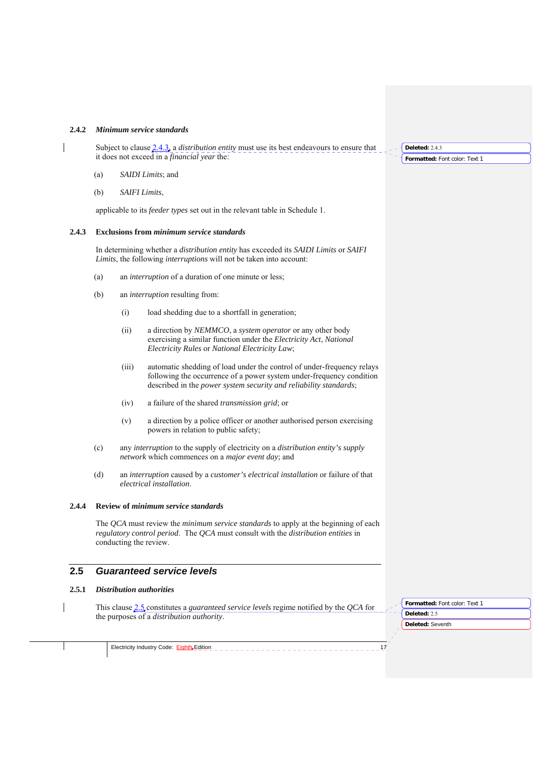### 2.4.2 *Minimum service standards*

Subject to clause 2.4.3, a *distribution entity* must use its best endeavours to ensure that it does not exceed in a *financial year* the:

(a) *SAIDI Limits*; and

(b) *SAIFI Limits*,

applicable to its *feeder types* set out in the relevant table in Schedule 1.

### 2.4.3 Exclusions from *minimum service standards*

In determining whether a *distribution entity* has exceeded its *SAIDI Limits* or *SAIFI Limits*, the following *interruptions* will not be taken into account:

(a) an *interruption* of a duration of one minute or less;

(b) an *interruption* resulting from:

(i) load shedding due to a shortfall in generation;

(ii) a direction by *NEMMCO*, a *system operator* or any other body exercising a similar function under the *Electricity Act*, *National Electricity Rules* or *National Electricity Law*;

(iii) automatic shedding of load under the control of under-frequency relays following the occurrence of a power system under-frequency condition described in the *power system security and reliability standards*;

(iv) a failure of the shared *transmission grid*; or

(v) a direction by a police officer or another authorised person exercising powers in relation to public safety;

(c) any *interruption* to the supply of electricity on a *distribution entity's supply network* which commences on a *major event day*; and

(d) an *interruption* caused by a *customer's electrical installation* or failure of that *electrical installation*.

### 2.4.4 Review of *minimum service standards*

The *QCA* must review the *minimum service standards* to apply at the beginning of each *regulatory control period*. The *QCA* must consult with the *distribution entities* in conducting the review.

## 2.5 *Guaranteed service levels*

### 2.5.1 *Distribution authorities*

This clause 2.5 constitutes a *guaranteed service levels* regime notified by the *QCA* for the purposes of a *distribution authority*.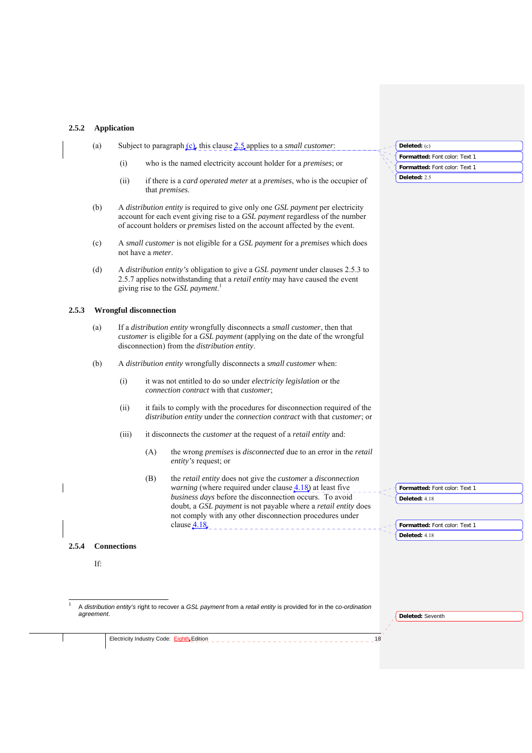### 2.5.2 Application

(a) Subject to paragraph (c), this clause 2.5 applies to a *small customer*:

(i) who is the named electricity account holder for a *premises*; or

(ii) if there is a *card operated meter* at a *premises*, who is the occupier of that *premises*.

(b) A *distribution entity* is required to give only one *GSL payment* per electricity account for each event giving rise to a *GSL payment* regardless of the number of account holders or *premises* listed on the account affected by the event.

(c) A *small customer* is not eligible for a *GSL payment* for a *premises* which does not have a *meter*.

(d) A *distribution entity's* obligation to give a *GSL payment* under clauses 2.5.3 to 2.5.7 applies notwithstanding that a *retail entity* may have caused the event giving rise to the *GSL payment*.[1]

### 2.5.3 Wrongful disconnection

(a) If a *distribution entity* wrongfully disconnects a *small customer*, then that *customer* is eligible for a *GSL payment* (applying on the date of the wrongful disconnection) from the *distribution entity*.

(b) A *distribution entity* wrongfully disconnects a *small customer* when:

(i) it was not entitled to do so under *electricity legislation* or the *connection contract* with that *customer*;

(ii) it fails to comply with the procedures for disconnection required of the *distribution entity* under the *connection contract* with that *customer*; or

(iii) it disconnects the *customer* at the request of a *retail entity* and:

(A) the wrong *premises* is *disconnected* due to an error in the *retail entity's* request; or

(B) the *retail entity* does not give the *customer* a *disconnection warning* (where required under clause 4.18) at least five *business days* before the disconnection occurs. To avoid doubt, a *GSL payment* is not payable where a *retail entity* does not comply with any other disconnection procedures under clause 4.18.

### 2.5.4 Connections

If:

---

[1] A *distribution entity's* right to recover a *GSL payment* from a *retail entity* is provided for in the *co-ordination agreement*.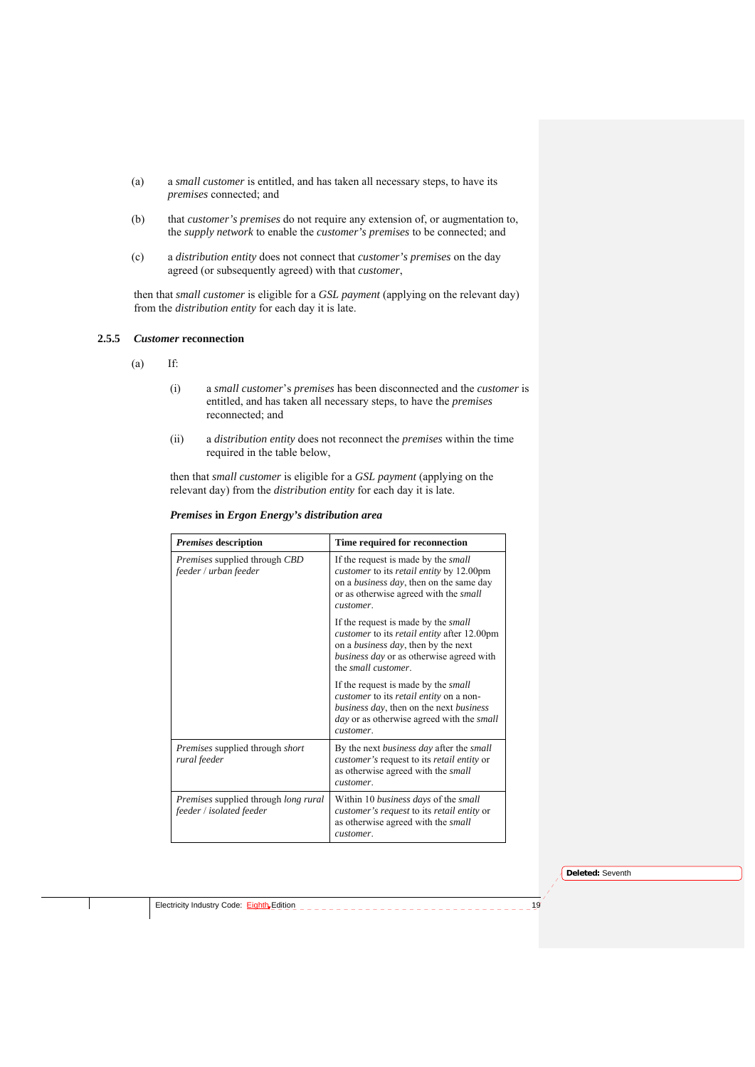(a) a *small customer* is entitled, and has taken all necessary steps, to have its *premises* connected; and

(b) that *customer's premises* do not require any extension of, or augmentation to, the *supply network* to enable the *customer's premises* to be connected; and

(c) a *distribution entity* does not connect that *customer's premises* on the day agreed (or subsequently agreed) with that *customer*,

then that *small customer* is eligible for a *GSL payment* (applying on the relevant day) from the *distribution entity* for each day it is late.

### 2.5.5 *Customer* reconnection

(a) If:

(i) a *small customer*'s *premises* has been disconnected and the *customer* is entitled, and has taken all necessary steps, to have the *premises* reconnected; and

(ii) a *distribution entity* does not reconnect the *premises* within the time required in the table below,

then that *small customer* is eligible for a *GSL payment* (applying on the relevant day) from the *distribution entity* for each day it is late.

***Premises* in *Ergon Energy's distribution area***

| *Premises* description | Time required for reconnection |
|---|---|
| *Premises* supplied through *CBD feeder* / *urban feeder* | If the request is made by the *small customer* to its *retail entity* by 12.00pm on a *business day*, then on the same day or as otherwise agreed with the *small customer*.<br><br>If the request is made by the *small customer* to its *retail entity* after 12.00pm on a *business day*, then by the next *business day* or as otherwise agreed with the *small customer*.<br><br>If the request is made by the *small customer* to its *retail entity* on a non-*business day*, then on the next *business day* or as otherwise agreed with the *small customer*. |
| *Premises* supplied through *short rural feeder* | By the next *business day* after the *small customer's* request to its *retail entity* or as otherwise agreed with the *small customer*. |
| *Premises* supplied through *long rural feeder* / *isolated feeder* | Within 10 *business days* of the *small customer's request* to its *retail entity* or as otherwise agreed with the *small customer*. |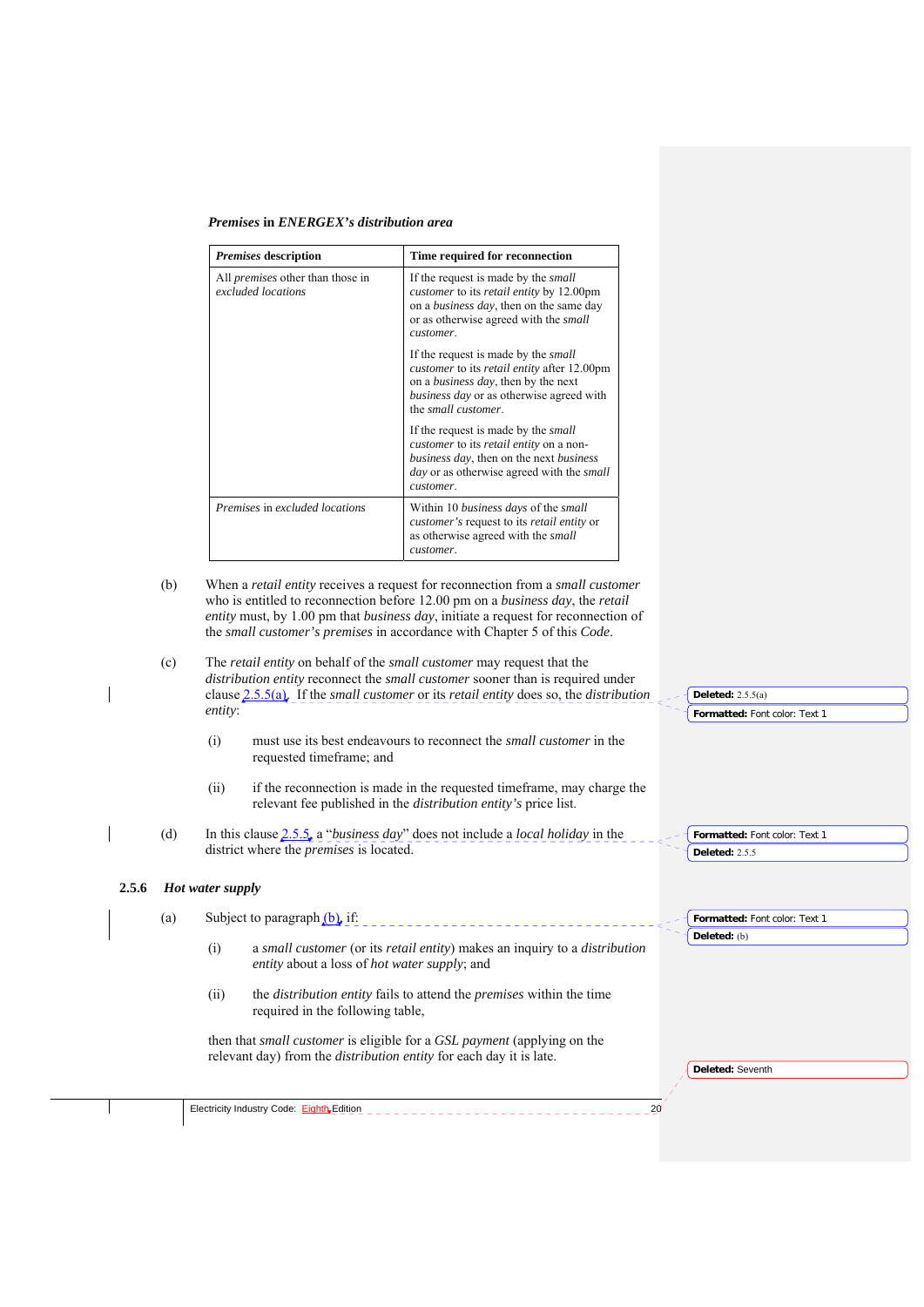***Premises* in *ENERGEX's distribution area***

| *Premises* description | Time required for reconnection |
|---|---|
| All *premises* other than those in *excluded locations* | If the request is made by the *small customer* to its *retail entity* by 12.00pm on a *business day*, then on the same day or as otherwise agreed with the *small customer*.<br><br>If the request is made by the *small customer* to its *retail entity* after 12.00pm on a *business day*, then by the next *business day* or as otherwise agreed with the *small customer*.<br><br>If the request is made by the *small customer* to its *retail entity* on a non-*business day*, then on the next *business day* or as otherwise agreed with the *small customer*. |
| *Premises* in *excluded locations* | Within 10 *business days* of the *small customer's* request to its *retail entity* or as otherwise agreed with the *small customer*. |

(b) When a *retail entity* receives a request for reconnection from a *small customer* who is entitled to reconnection before 12.00 pm on a *business day*, the *retail entity* must, by 1.00 pm that *business day*, initiate a request for reconnection of the *small customer's premises* in accordance with Chapter 5 of this *Code*.

(c) The *retail entity* on behalf of the *small customer* may request that the *distribution entity* reconnect the *small customer* sooner than is required under clause 2.5.5(a). If the *small customer* or its *retail entity* does so, the *distribution entity*:

(i) must use its best endeavours to reconnect the *small customer* in the requested timeframe; and

(ii) if the reconnection is made in the requested timeframe, may charge the relevant fee published in the *distribution entity's* price list.

(d) In this clause 2.5.5, a "*business day*" does not include a *local holiday* in the district where the *premises* is located.

### 2.5.6 *Hot water supply*

(a) Subject to paragraph (b), if:

(i) a *small customer* (or its *retail entity*) makes an inquiry to a *distribution entity* about a loss of *hot water supply*; and

(ii) the *distribution entity* fails to attend the *premises* within the time required in the following table,

then that *small customer* is eligible for a *GSL payment* (applying on the relevant day) from the *distribution entity* for each day it is late.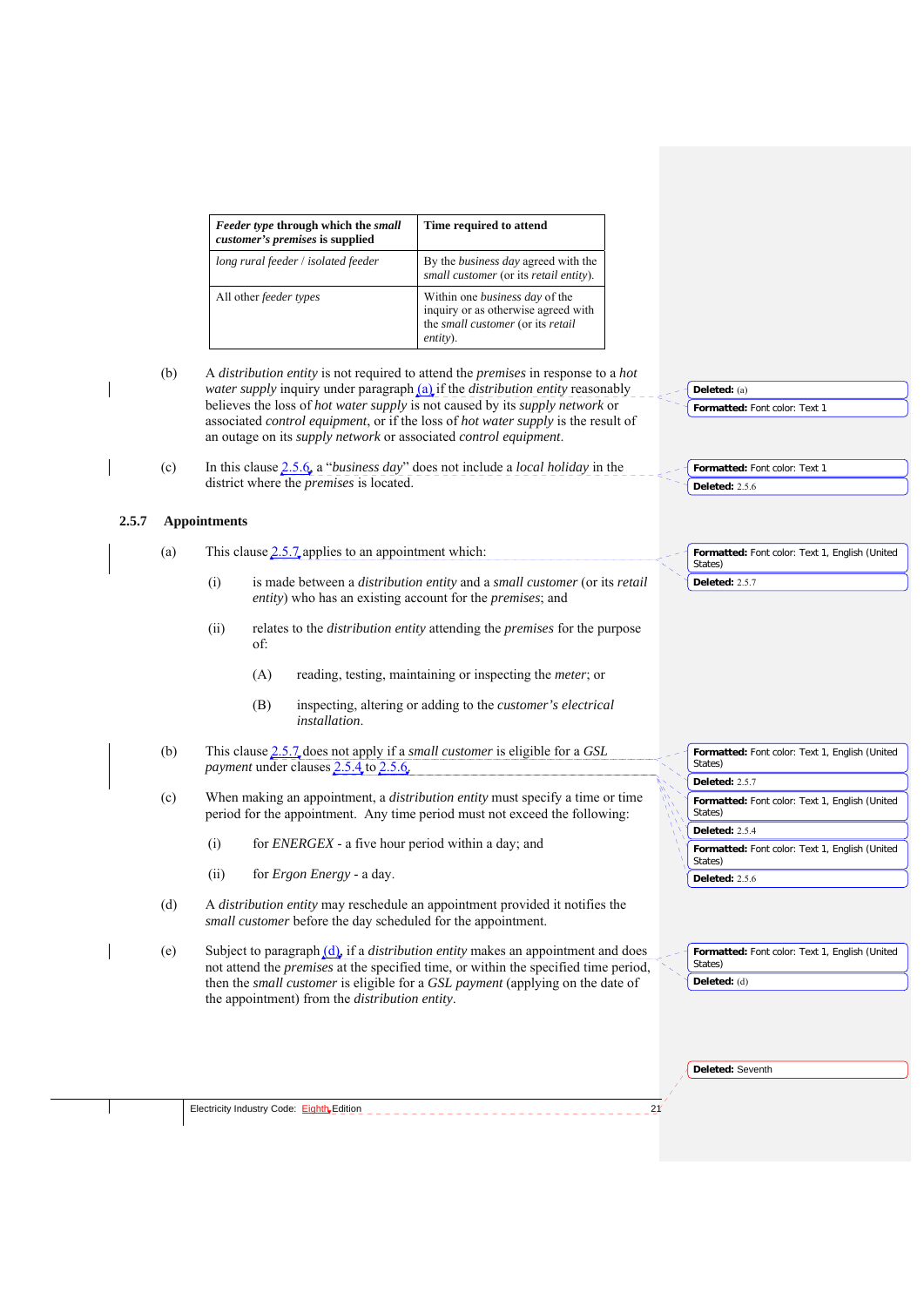| *Feeder type* through which the *small customer's premises* is supplied | Time required to attend |
| --- | --- |
| *long rural feeder* / *isolated feeder* | By the *business day* agreed with the *small customer* (or its *retail entity*). |
| All other *feeder types* | Within one *business day* of the inquiry or as otherwise agreed with the *small customer* (or its *retail entity*). |

(b) A *distribution entity* is not required to attend the *premises* in response to a *hot water supply* inquiry under paragraph (a) if the *distribution entity* reasonably believes the loss of *hot water supply* is not caused by its *supply network* or associated *control equipment*, or if the loss of *hot water supply* is the result of an outage on its *supply network* or associated *control equipment*.

(c) In this clause 2.5.6, a "*business day*" does not include a *local holiday* in the district where the *premises* is located.

### 2.5.7 Appointments

(a) This clause 2.5.7 applies to an appointment which:

(i) is made between a *distribution entity* and a *small customer* (or its *retail entity*) who has an existing account for the *premises*; and

(ii) relates to the *distribution entity* attending the *premises* for the purpose of:

(A) reading, testing, maintaining or inspecting the *meter*; or

(B) inspecting, altering or adding to the *customer's electrical installation*.

(b) This clause 2.5.7 does not apply if a *small customer* is eligible for a *GSL payment* under clauses 2.5.4 to 2.5.6.

(c) When making an appointment, a *distribution entity* must specify a time or time period for the appointment. Any time period must not exceed the following:

(i) for *ENERGEX* - a five hour period within a day; and

(ii) for *Ergon Energy* - a day.

(d) A *distribution entity* may reschedule an appointment provided it notifies the *small customer* before the day scheduled for the appointment.

(e) Subject to paragraph (d), if a *distribution entity* makes an appointment and does not attend the *premises* at the specified time, or within the specified time period, then the *small customer* is eligible for a *GSL payment* (applying on the date of the appointment) from the *distribution entity*.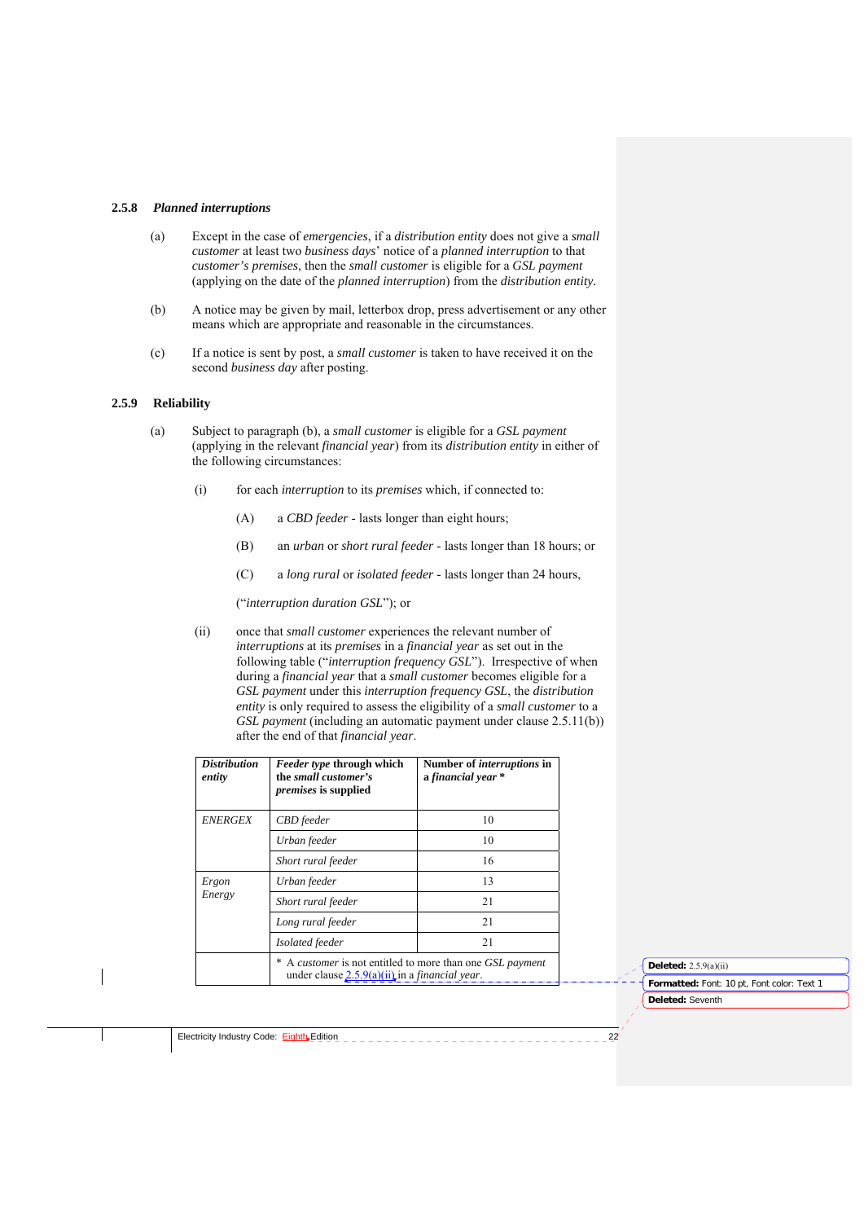### 2.5.8 *Planned interruptions*

(a) Except in the case of *emergencies*, if a *distribution entity* does not give a *small customer* at least two *business days*' notice of a *planned interruption* to that *customer's premises*, then the *small customer* is eligible for a *GSL payment* (applying on the date of the *planned interruption*) from the *distribution entity*.

(b) A notice may be given by mail, letterbox drop, press advertisement or any other means which are appropriate and reasonable in the circumstances.

(c) If a notice is sent by post, a *small customer* is taken to have received it on the second *business day* after posting.

### 2.5.9 Reliability

(a) Subject to paragraph (b), a *small customer* is eligible for a *GSL payment* (applying in the relevant *financial year*) from its *distribution entity* in either of the following circumstances:

(i) for each *interruption* to its *premises* which, if connected to:

(A) a *CBD feeder* - lasts longer than eight hours;

(B) an *urban* or *short rural feeder* - lasts longer than 18 hours; or

(C) a *long rural* or *isolated feeder* - lasts longer than 24 hours,

("*interruption duration GSL*"); or

(ii) once that *small customer* experiences the relevant number of *interruptions* at its *premises* in a *financial year* as set out in the following table ("*interruption frequency GSL*"). Irrespective of when during a *financial year* that a *small customer* becomes eligible for a *GSL payment* under this *interruption frequency GSL*, the *distribution entity* is only required to assess the eligibility of a *small customer* to a *GSL payment* (including an automatic payment under clause 2.5.11(b)) after the end of that *financial year*.

| ***Distribution entity*** | ***Feeder type* through which the *small customer's premises* is supplied** | **Number of *interruptions* in a *financial year* *** |
|---|---|---|
| *ENERGEX* | *CBD feeder* | 10 |
| | *Urban feeder* | 10 |
| | *Short rural feeder* | 16 |
| *Ergon Energy* | *Urban feeder* | 13 |
| | *Short rural feeder* | 21 |
| | *Long rural feeder* | 21 |
| | *Isolated feeder* | 21 |
| | * A *customer* is not entitled to more than one *GSL payment* under clause 2.5.9(a)(ii) in a *financial year*. | |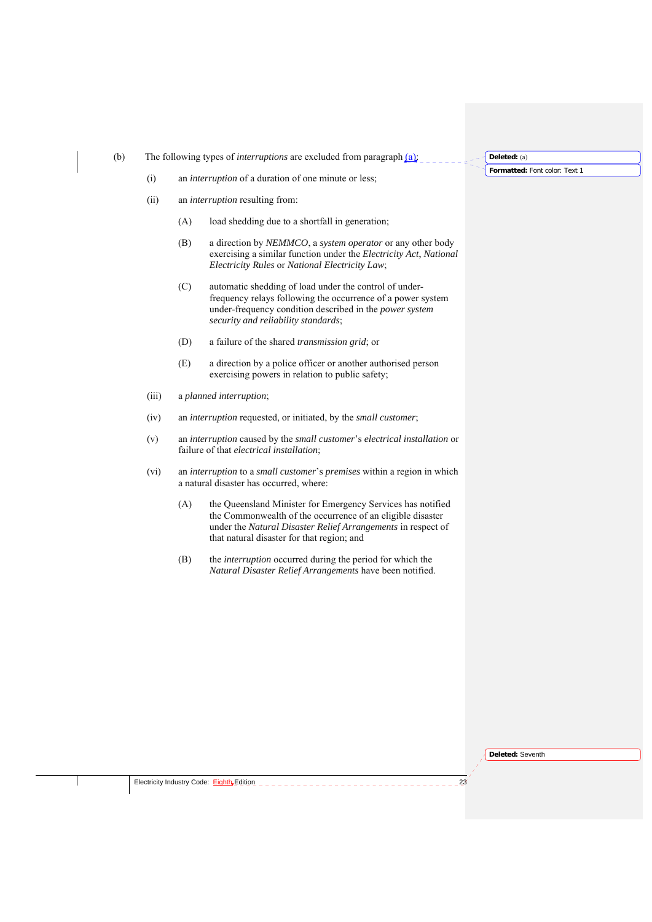(b) The following types of *interruptions* are excluded from paragraph (a):

(i) an *interruption* of a duration of one minute or less;

(ii) an *interruption* resulting from:

(A) load shedding due to a shortfall in generation;

(B) a direction by *NEMMCO*, a *system operator* or any other body exercising a similar function under the *Electricity Act*, *National Electricity Rules* or *National Electricity Law*;

(C) automatic shedding of load under the control of under-frequency relays following the occurrence of a power system under-frequency condition described in the *power system security and reliability standards*;

(D) a failure of the shared *transmission grid*; or

(E) a direction by a police officer or another authorised person exercising powers in relation to public safety;

(iii) a *planned interruption*;

(iv) an *interruption* requested, or initiated, by the *small customer*;

(v) an *interruption* caused by the *small customer*'s *electrical installation* or failure of that *electrical installation*;

(vi) an *interruption* to a *small customer*'s *premises* within a region in which a natural disaster has occurred, where:

(A) the Queensland Minister for Emergency Services has notified the Commonwealth of the occurrence of an eligible disaster under the *Natural Disaster Relief Arrangements* in respect of that natural disaster for that region; and

(B) the *interruption* occurred during the period for which the *Natural Disaster Relief Arrangements* have been notified.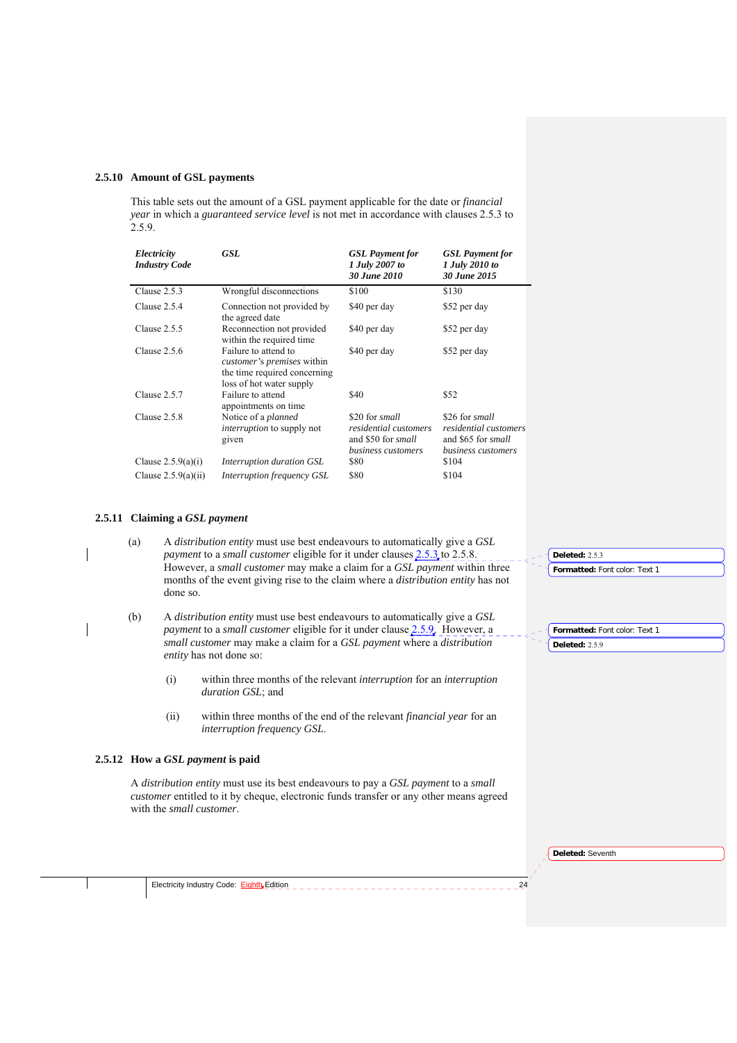### 2.5.10 Amount of GSL payments

This table sets out the amount of a GSL payment applicable for the date or *financial year* in which a *guaranteed service level* is not met in accordance with clauses 2.5.3 to 2.5.9.

| *Electricity Industry Code* | *GSL* | *GSL Payment for 1 July 2007 to 30 June 2010* | *GSL Payment for 1 July 2010 to 30 June 2015* |
|---|---|---|---|
| Clause 2.5.3 | Wrongful disconnections | $100 | $130 |
| Clause 2.5.4 | Connection not provided by the agreed date | $40 per day | $52 per day |
| Clause 2.5.5 | Reconnection not provided within the required time | $40 per day | $52 per day |
| Clause 2.5.6 | Failure to attend to *customer's premises* within the time required concerning loss of hot water supply | $40 per day | $52 per day |
| Clause 2.5.7 | Failure to attend appointments on time | $40 | $52 |
| Clause 2.5.8 | Notice of a *planned interruption* to supply not given | $20 for *small residential customers* and $50 for *small business customers* | $26 for *small residential customers* and $65 for *small business customers* |
| Clause 2.5.9(a)(i) | *Interruption duration GSL* | $80 | $104 |
| Clause 2.5.9(a)(ii) | *Interruption frequency GSL* | $80 | $104 |

### 2.5.11 Claiming a *GSL payment*

(a) A *distribution entity* must use best endeavours to automatically give a *GSL payment* to a *small customer* eligible for it under clauses 2.5.3 to 2.5.8. However, a *small customer* may make a claim for a *GSL payment* within three months of the event giving rise to the claim where a *distribution entity* has not done so.

(b) A *distribution entity* must use best endeavours to automatically give a *GSL payment* to a *small customer* eligible for it under clause 2.5.9. However, a *small customer* may make a claim for a *GSL payment* where a *distribution entity* has not done so:

(i) within three months of the relevant *interruption* for an *interruption duration GSL*; and

(ii) within three months of the end of the relevant *financial year* for an *interruption frequency GSL*.

### 2.5.12 How a *GSL payment* is paid

A *distribution entity* must use its best endeavours to pay a *GSL payment* to a *small customer* entitled to it by cheque, electronic funds transfer or any other means agreed with the *small customer*.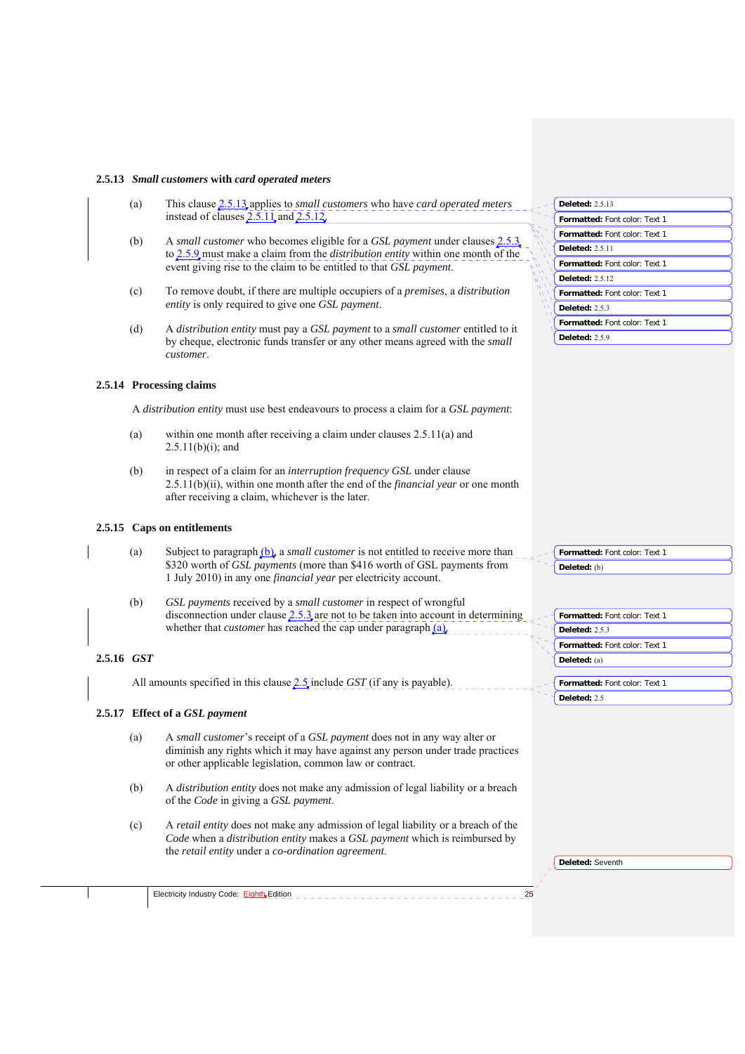### 2.5.13 *Small customers* with *card operated meters*

(a) This clause 2.5.13 applies to *small customers* who have *card operated meters* instead of clauses 2.5.11 and 2.5.12.

(b) A *small customer* who becomes eligible for a *GSL payment* under clauses 2.5.3 to 2.5.9 must make a claim from the *distribution entity* within one month of the event giving rise to the claim to be entitled to that *GSL payment*.

(c) To remove doubt, if there are multiple occupiers of a *premises*, a *distribution entity* is only required to give one *GSL payment*.

(d) A *distribution entity* must pay a *GSL payment* to a *small customer* entitled to it by cheque, electronic funds transfer or any other means agreed with the *small customer*.

### 2.5.14 Processing claims

A *distribution entity* must use best endeavours to process a claim for a *GSL payment*:

(a) within one month after receiving a claim under clauses 2.5.11(a) and 2.5.11(b)(i); and

(b) in respect of a claim for an *interruption frequency GSL* under clause 2.5.11(b)(ii), within one month after the end of the *financial year* or one month after receiving a claim, whichever is the later.

### 2.5.15 Caps on entitlements

(a) Subject to paragraph (b), a *small customer* is not entitled to receive more than $320 worth of *GSL payments* (more than $416 worth of GSL payments from 1 July 2010) in any one *financial year* per electricity account.

(b) *GSL payments* received by a *small customer* in respect of wrongful disconnection under clause 2.5.3 are not to be taken into account in determining whether that *customer* has reached the cap under paragraph (a).

### 2.5.16 *GST*

All amounts specified in this clause 2.5 include *GST* (if any is payable).

### 2.5.17 Effect of a *GSL payment*

(a) A *small customer*'s receipt of a *GSL payment* does not in any way alter or diminish any rights which it may have against any person under trade practices or other applicable legislation, common law or contract.

(b) A *distribution entity* does not make any admission of legal liability or a breach of the *Code* in giving a *GSL payment*.

(c) A *retail entity* does not make any admission of legal liability or a breach of the *Code* when a *distribution entity* makes a *GSL payment* which is reimbursed by the *retail entity* under a *co-ordination agreement*.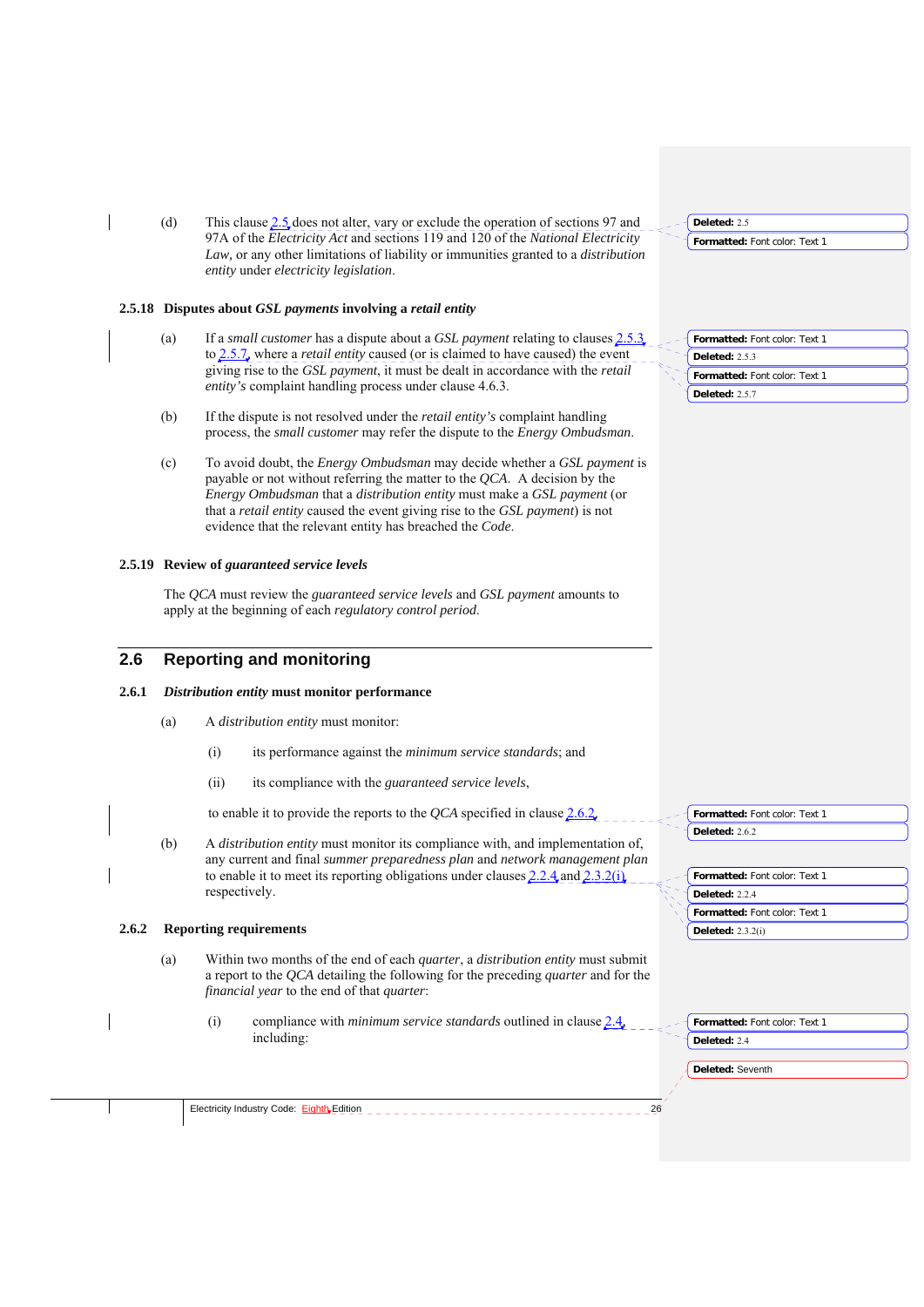(d) This clause 2.5 does not alter, vary or exclude the operation of sections 97 and 97A of the *Electricity Act* and sections 119 and 120 of the *National Electricity Law*, or any other limitations of liability or immunities granted to a *distribution entity* under *electricity legislation*.

#### 2.5.18 Disputes about *GSL payments* involving a *retail entity*

(a) If a *small customer* has a dispute about a *GSL payment* relating to clauses 2.5.3 to 2.5.7, where a *retail entity* caused (or is claimed to have caused) the event giving rise to the *GSL payment*, it must be dealt in accordance with the *retail entity's* complaint handling process under clause 4.6.3.

(b) If the dispute is not resolved under the *retail entity's* complaint handling process, the *small customer* may refer the dispute to the *Energy Ombudsman*.

(c) To avoid doubt, the *Energy Ombudsman* may decide whether a *GSL payment* is payable or not without referring the matter to the *QCA*. A decision by the *Energy Ombudsman* that a *distribution entity* must make a *GSL payment* (or that a *retail entity* caused the event giving rise to the *GSL payment*) is not evidence that the relevant entity has breached the *Code*.

#### 2.5.19 Review of *guaranteed service levels*

The *QCA* must review the *guaranteed service levels* and *GSL payment* amounts to apply at the beginning of each *regulatory control period*.

## 2.6 Reporting and monitoring

#### 2.6.1 *Distribution entity* must monitor performance

(a) A *distribution entity* must monitor:

  (i) its performance against the *minimum service standards*; and

  (ii) its compliance with the *guaranteed service levels*,

  to enable it to provide the reports to the *QCA* specified in clause 2.6.2.

(b) A *distribution entity* must monitor its compliance with, and implementation of, any current and final *summer preparedness plan* and *network management plan* to enable it to meet its reporting obligations under clauses 2.2.4 and 2.3.2(i) respectively.

#### 2.6.2 Reporting requirements

(a) Within two months of the end of each *quarter*, a *distribution entity* must submit a report to the *QCA* detailing the following for the preceding *quarter* and for the *financial year* to the end of that *quarter*:

  (i) compliance with *minimum service standards* outlined in clause 2.4, including: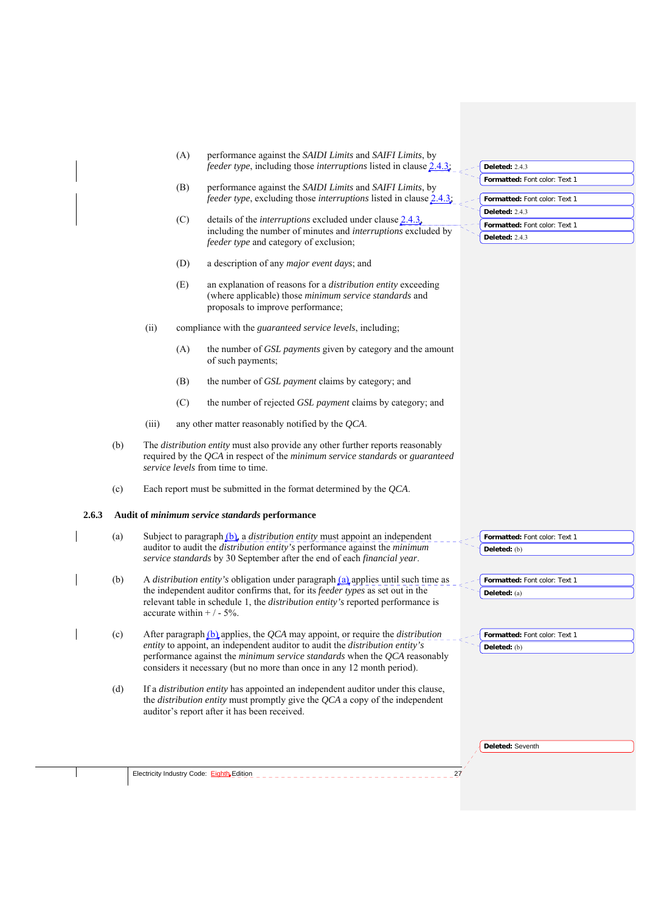(A) performance against the *SAIDI Limits* and *SAIFI Limits*, by *feeder type*, including those *interruptions* listed in clause 2.4.3;

(B) performance against the *SAIDI Limits* and *SAIFI Limits*, by *feeder type*, excluding those *interruptions* listed in clause 2.4.3;

(C) details of the *interruptions* excluded under clause 2.4.3, including the number of minutes and *interruptions* excluded by *feeder type* and category of exclusion;

(D) a description of any *major event days*; and

(E) an explanation of reasons for a *distribution entity* exceeding (where applicable) those *minimum service standards* and proposals to improve performance;

(ii) compliance with the *guaranteed service levels*, including;

(A) the number of *GSL payments* given by category and the amount of such payments;

(B) the number of *GSL payment* claims by category; and

(C) the number of rejected *GSL payment* claims by category; and

(iii) any other matter reasonably notified by the *QCA*.

(b) The *distribution entity* must also provide any other further reports reasonably required by the *QCA* in respect of the *minimum service standards* or *guaranteed service levels* from time to time.

(c) Each report must be submitted in the format determined by the *QCA*.

### 2.6.3 Audit of *minimum service standards* performance

(a) Subject to paragraph (b), a *distribution entity* must appoint an independent auditor to audit the *distribution entity's* performance against the *minimum service standards* by 30 September after the end of each *financial year*.

(b) A *distribution entity's* obligation under paragraph (a) applies until such time as the independent auditor confirms that, for its *feeder types* as set out in the relevant table in schedule 1, the *distribution entity's* reported performance is accurate within + / - 5%.

(c) After paragraph (b) applies, the *QCA* may appoint, or require the *distribution entity* to appoint, an independent auditor to audit the *distribution entity's* performance against the *minimum service standards* when the *QCA* reasonably considers it necessary (but no more than once in any 12 month period).

(d) If a *distribution entity* has appointed an independent auditor under this clause, the *distribution entity* must promptly give the *QCA* a copy of the independent auditor's report after it has been received.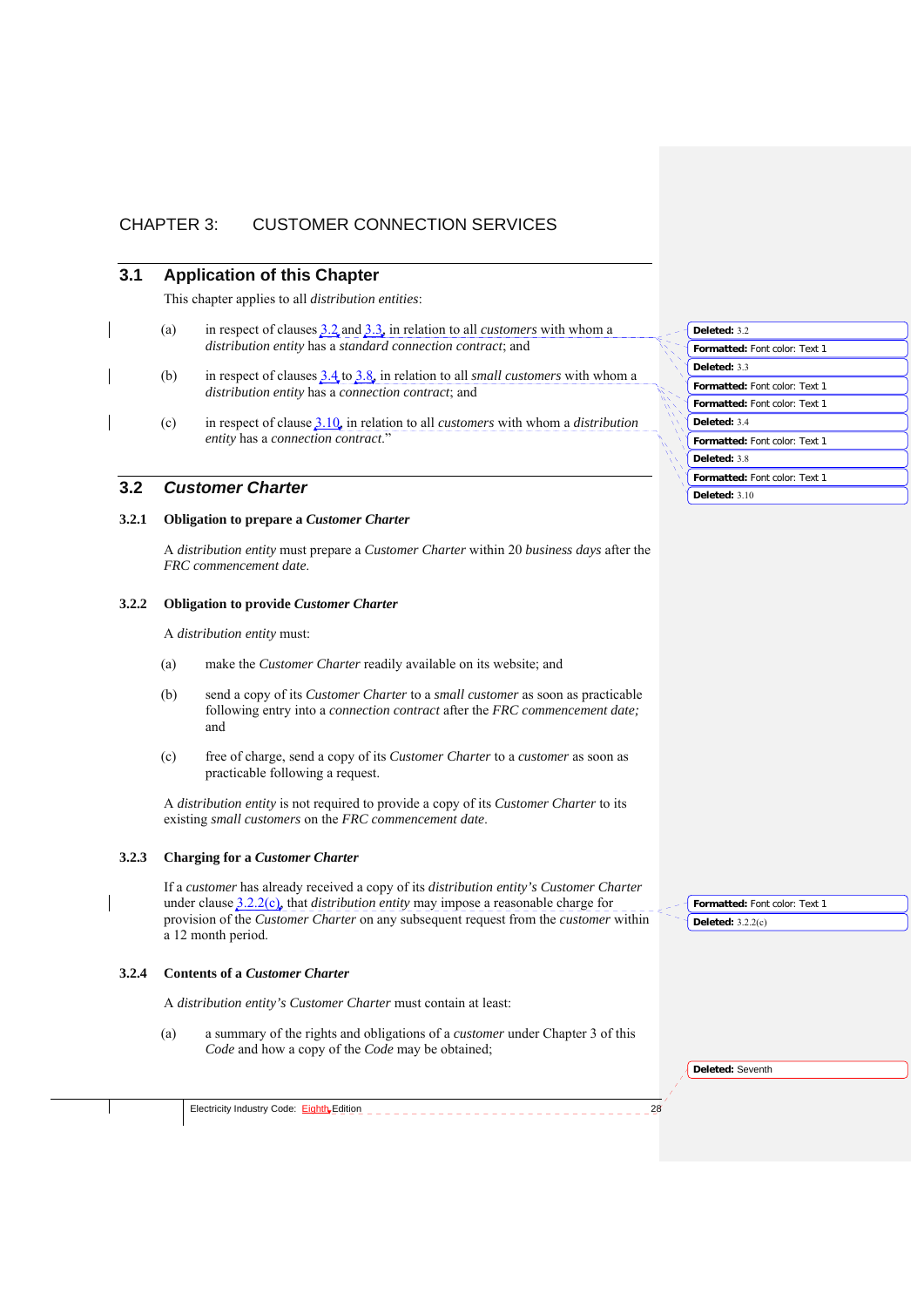# CHAPTER 3: CUSTOMER CONNECTION SERVICES

## 3.1 Application of this Chapter

This chapter applies to all *distribution entities*:

(a) in respect of clauses 3.2 and 3.3, in relation to all *customers* with whom a *distribution entity* has a *standard connection contract*; and

(b) in respect of clauses 3.4 to 3.8, in relation to all *small customers* with whom a *distribution entity* has a *connection contract*; and

(c) in respect of clause 3.10, in relation to all *customers* with whom a *distribution entity* has a *connection contract*."

## 3.2 *Customer Charter*

### 3.2.1 Obligation to prepare a *Customer Charter*

A *distribution entity* must prepare a *Customer Charter* within 20 *business days* after the *FRC commencement date*.

### 3.2.2 Obligation to provide *Customer Charter*

A *distribution entity* must:

(a) make the *Customer Charter* readily available on its website; and

(b) send a copy of its *Customer Charter* to a *small customer* as soon as practicable following entry into a *connection contract* after the *FRC commencement date;* and

(c) free of charge, send a copy of its *Customer Charter* to a *customer* as soon as practicable following a request.

A *distribution entity* is not required to provide a copy of its *Customer Charter* to its existing *small customers* on the *FRC commencement date*.

### 3.2.3 Charging for a *Customer Charter*

If a *customer* has already received a copy of its *distribution entity's Customer Charter* under clause 3.2.2(c), that *distribution entity* may impose a reasonable charge for provision of the *Customer Charter* on any subsequent request from the *customer* within a 12 month period.

### 3.2.4 Contents of a *Customer Charter*

A *distribution entity's Customer Charter* must contain at least:

(a) a summary of the rights and obligations of a *customer* under Chapter 3 of this *Code* and how a copy of the *Code* may be obtained;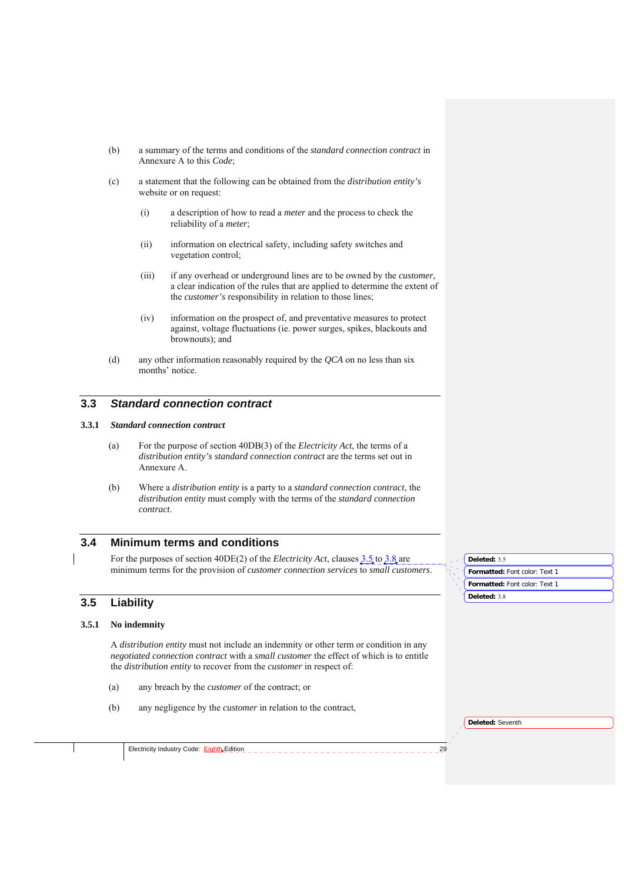(b) a summary of the terms and conditions of the *standard connection contract* in Annexure A to this *Code*;

(c) a statement that the following can be obtained from the *distribution entity's* website or on request:

(i) a description of how to read a *meter* and the process to check the reliability of a *meter*;

(ii) information on electrical safety, including safety switches and vegetation control;

(iii) if any overhead or underground lines are to be owned by the *customer*, a clear indication of the rules that are applied to determine the extent of the *customer's* responsibility in relation to those lines;

(iv) information on the prospect of, and preventative measures to protect against, voltage fluctuations (ie. power surges, spikes, blackouts and brownouts); and

(d) any other information reasonably required by the *QCA* on no less than six months' notice.

## 3.3 *Standard connection contract*

### 3.3.1 *Standard connection contract*

(a) For the purpose of section 40DB(3) of the *Electricity Act*, the terms of a *distribution entity's standard connection contract* are the terms set out in Annexure A.

(b) Where a *distribution entity* is a party to a *standard connection contract*, the *distribution entity* must comply with the terms of the *standard connection contract*.

## 3.4 Minimum terms and conditions

For the purposes of section 40DE(2) of the *Electricity Act*, clauses 3.5 to 3.8 are minimum terms for the provision of *customer connection services* to *small customers*.

## 3.5 Liability

### 3.5.1 No indemnity

A *distribution entity* must not include an indemnity or other term or condition in any *negotiated connection contract* with a *small customer* the effect of which is to entitle the *distribution entity* to recover from the *customer* in respect of:

(a) any breach by the *customer* of the contract; or

(b) any negligence by the *customer* in relation to the contract,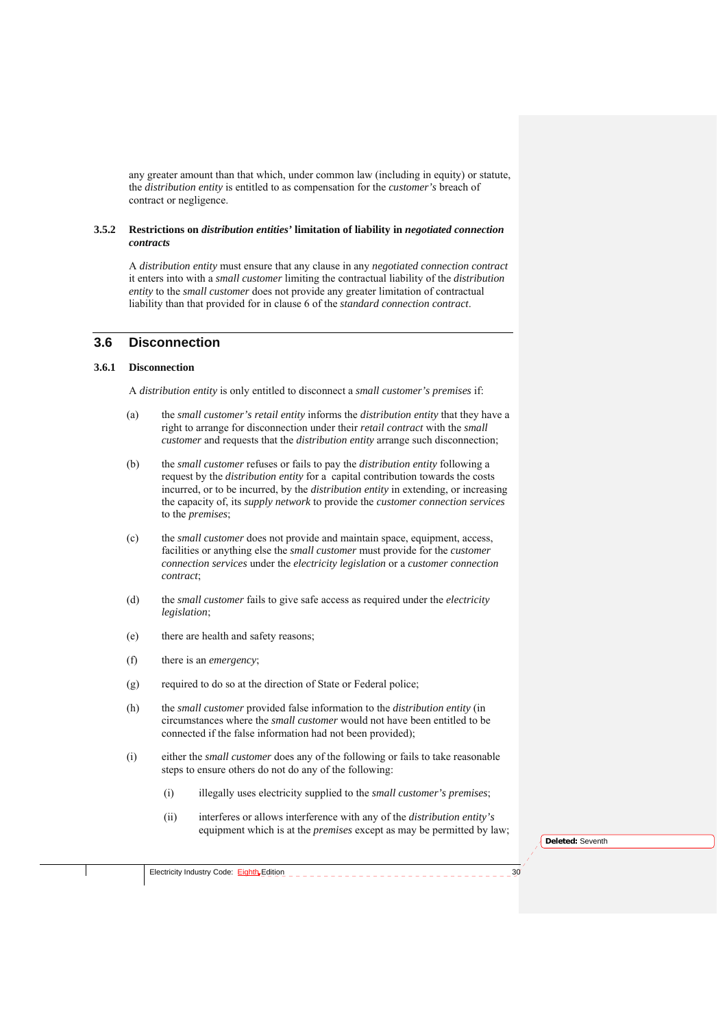any greater amount than that which, under common law (including in equity) or statute, the *distribution entity* is entitled to as compensation for the *customer's* breach of contract or negligence.

### 3.5.2 Restrictions on *distribution entities'* limitation of liability in *negotiated connection contracts*

A *distribution entity* must ensure that any clause in any *negotiated connection contract* it enters into with a *small customer* limiting the contractual liability of the *distribution entity* to the *small customer* does not provide any greater limitation of contractual liability than that provided for in clause 6 of the *standard connection contract*.

## 3.6 Disconnection

### 3.6.1 Disconnection

A *distribution entity* is only entitled to disconnect a *small customer's premises* if:

(a) the *small customer's retail entity* informs the *distribution entity* that they have a right to arrange for disconnection under their *retail contract* with the *small customer* and requests that the *distribution entity* arrange such disconnection;

(b) the *small customer* refuses or fails to pay the *distribution entity* following a request by the *distribution entity* for a capital contribution towards the costs incurred, or to be incurred, by the *distribution entity* in extending, or increasing the capacity of, its *supply network* to provide the *customer connection services* to the *premises*;

(c) the *small customer* does not provide and maintain space, equipment, access, facilities or anything else the *small customer* must provide for the *customer connection services* under the *electricity legislation* or a *customer connection contract*;

(d) the *small customer* fails to give safe access as required under the *electricity legislation*;

(e) there are health and safety reasons;

(f) there is an *emergency*;

(g) required to do so at the direction of State or Federal police;

(h) the *small customer* provided false information to the *distribution entity* (in circumstances where the *small customer* would not have been entitled to be connected if the false information had not been provided);

(i) either the *small customer* does any of the following or fails to take reasonable steps to ensure others do not do any of the following:

  (i) illegally uses electricity supplied to the *small customer's premises*;

  (ii) interferes or allows interference with any of the *distribution entity's* equipment which is at the *premises* except as may be permitted by law;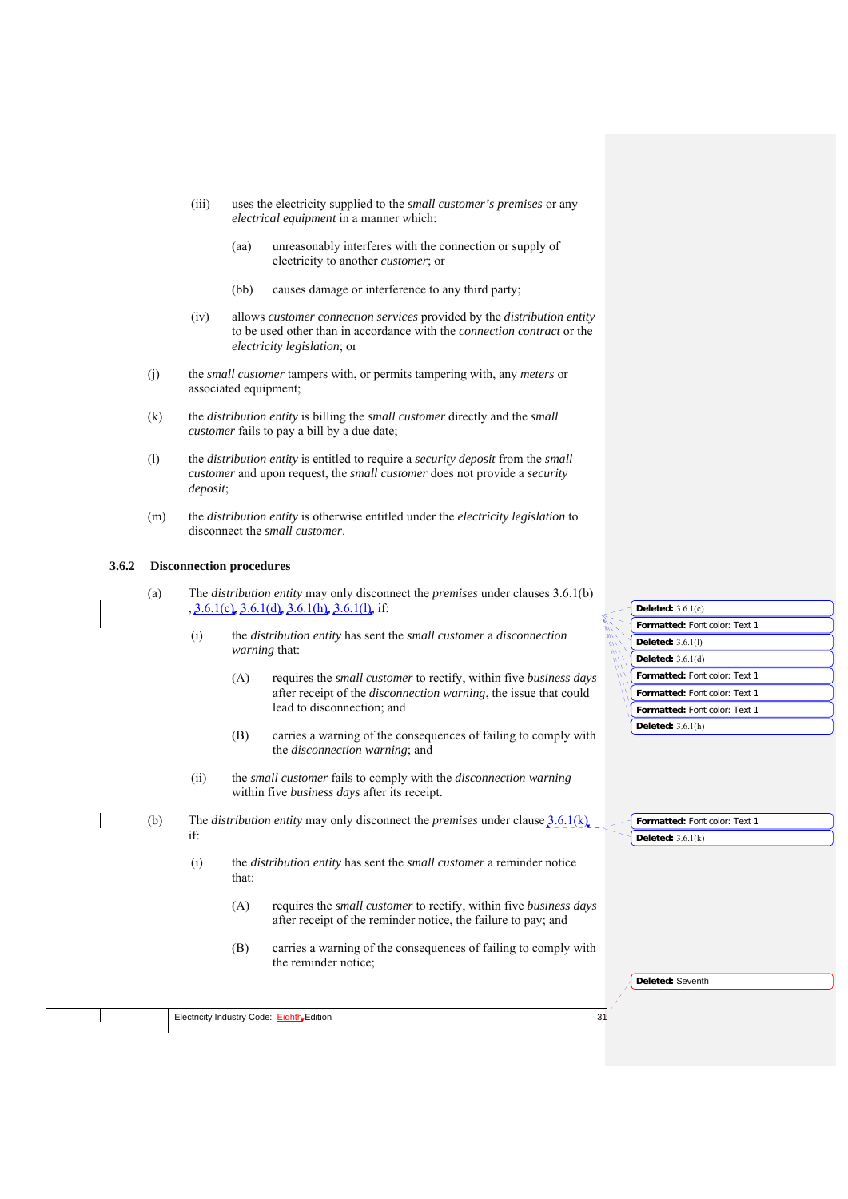(iii) uses the electricity supplied to the *small customer's premises* or any *electrical equipment* in a manner which:

(aa) unreasonably interferes with the connection or supply of electricity to another *customer*; or

(bb) causes damage or interference to any third party;

(iv) allows *customer connection services* provided by the *distribution entity* to be used other than in accordance with the *connection contract* or the *electricity legislation*; or

(j) the *small customer* tampers with, or permits tampering with, any *meters* or associated equipment;

(k) the *distribution entity* is billing the *small customer* directly and the *small customer* fails to pay a bill by a due date;

(l) the *distribution entity* is entitled to require a *security deposit* from the *small customer* and upon request, the *small customer* does not provide a *security deposit*;

(m) the *distribution entity* is otherwise entitled under the *electricity legislation* to disconnect the *small customer*.

### 3.6.2 Disconnection procedures

(a) The *distribution entity* may only disconnect the *premises* under clauses 3.6.1(b), 3.6.1(c), 3.6.1(d), 3.6.1(h), 3.6.1(l), if:

(i) the *distribution entity* has sent the *small customer* a *disconnection warning* that:

(A) requires the *small customer* to rectify, within five *business days* after receipt of the *disconnection warning*, the issue that could lead to disconnection; and

(B) carries a warning of the consequences of failing to comply with the *disconnection warning*; and

(ii) the *small customer* fails to comply with the *disconnection warning* within five *business days* after its receipt.

(b) The *distribution entity* may only disconnect the *premises* under clause 3.6.1(k) if:

(i) the *distribution entity* has sent the *small customer* a reminder notice that:

(A) requires the *small customer* to rectify, within five *business days* after receipt of the reminder notice, the failure to pay; and

(B) carries a warning of the consequences of failing to comply with the reminder notice;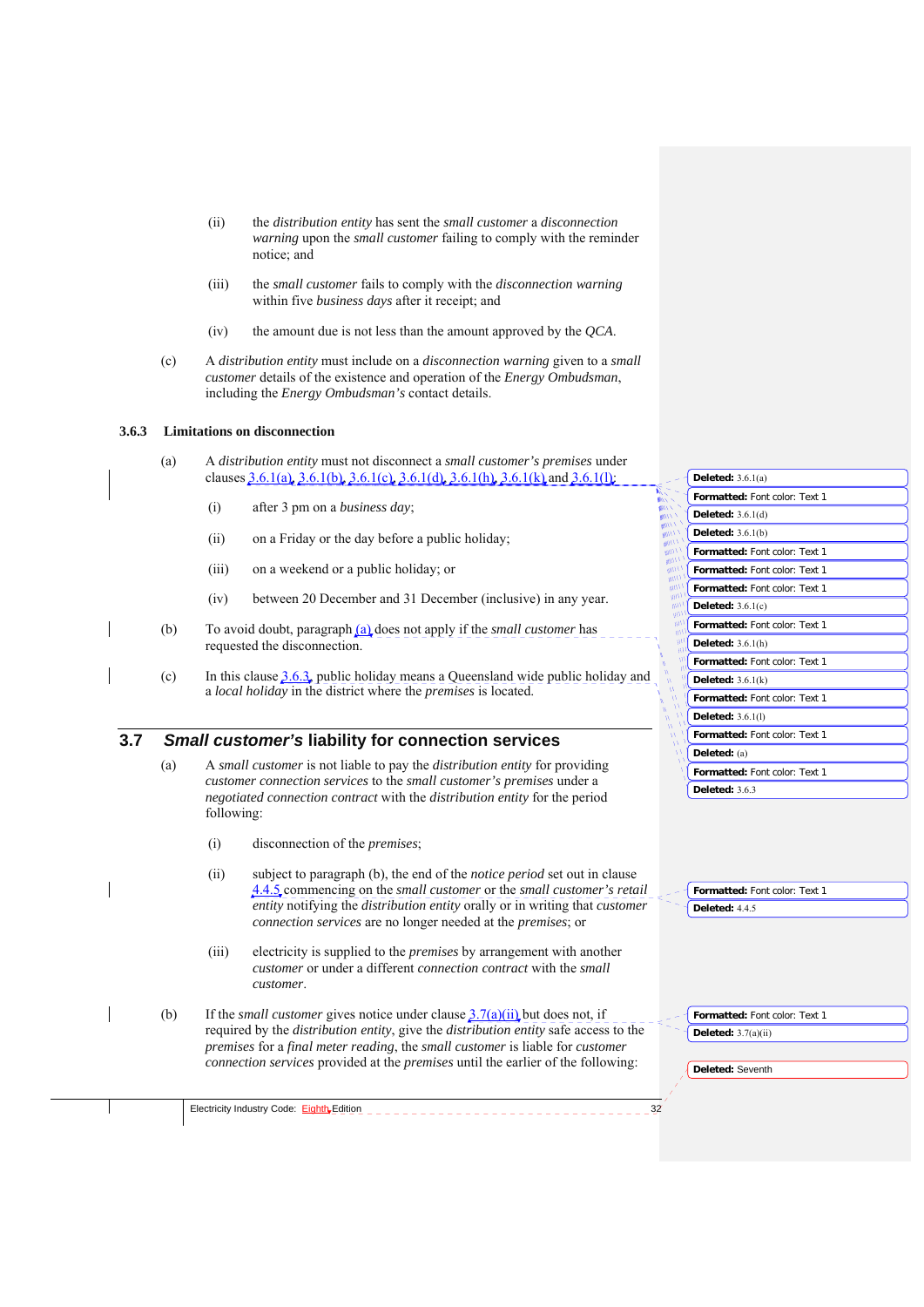(ii) the *distribution entity* has sent the *small customer* a *disconnection warning* upon the *small customer* failing to comply with the reminder notice; and

(iii) the *small customer* fails to comply with the *disconnection warning* within five *business days* after it receipt; and

(iv) the amount due is not less than the amount approved by the *QCA*.

(c) A *distribution entity* must include on a *disconnection warning* given to a *small customer* details of the existence and operation of the *Energy Ombudsman*, including the *Energy Ombudsman's* contact details.

### 3.6.3 Limitations on disconnection

(a) A *distribution entity* must not disconnect a *small customer's premises* under clauses 3.6.1(a), 3.6.1(b), 3.6.1(c), 3.6.1(d), 3.6.1(h), 3.6.1(k) and 3.6.1(l):

(i) after 3 pm on a *business day*;

(ii) on a Friday or the day before a public holiday;

(iii) on a weekend or a public holiday; or

(iv) between 20 December and 31 December (inclusive) in any year.

(b) To avoid doubt, paragraph (a) does not apply if the *small customer* has requested the disconnection.

(c) In this clause 3.6.3, public holiday means a Queensland wide public holiday and a *local holiday* in the district where the *premises* is located.

## 3.7 *Small customer's* liability for connection services

(a) A *small customer* is not liable to pay the *distribution entity* for providing *customer connection services* to the *small customer's premises* under a *negotiated connection contract* with the *distribution entity* for the period following:

(i) disconnection of the *premises*;

(ii) subject to paragraph (b), the end of the *notice period* set out in clause 4.4.5 commencing on the *small customer* or the *small customer's retail entity* notifying the *distribution entity* orally or in writing that *customer connection services* are no longer needed at the *premises*; or

(iii) electricity is supplied to the *premises* by arrangement with another *customer* or under a different *connection contract* with the *small customer*.

(b) If the *small customer* gives notice under clause 3.7(a)(ii) but does not, if required by the *distribution entity*, give the *distribution entity* safe access to the *premises* for a *final meter reading*, the *small customer* is liable for *customer connection services* provided at the *premises* until the earlier of the following: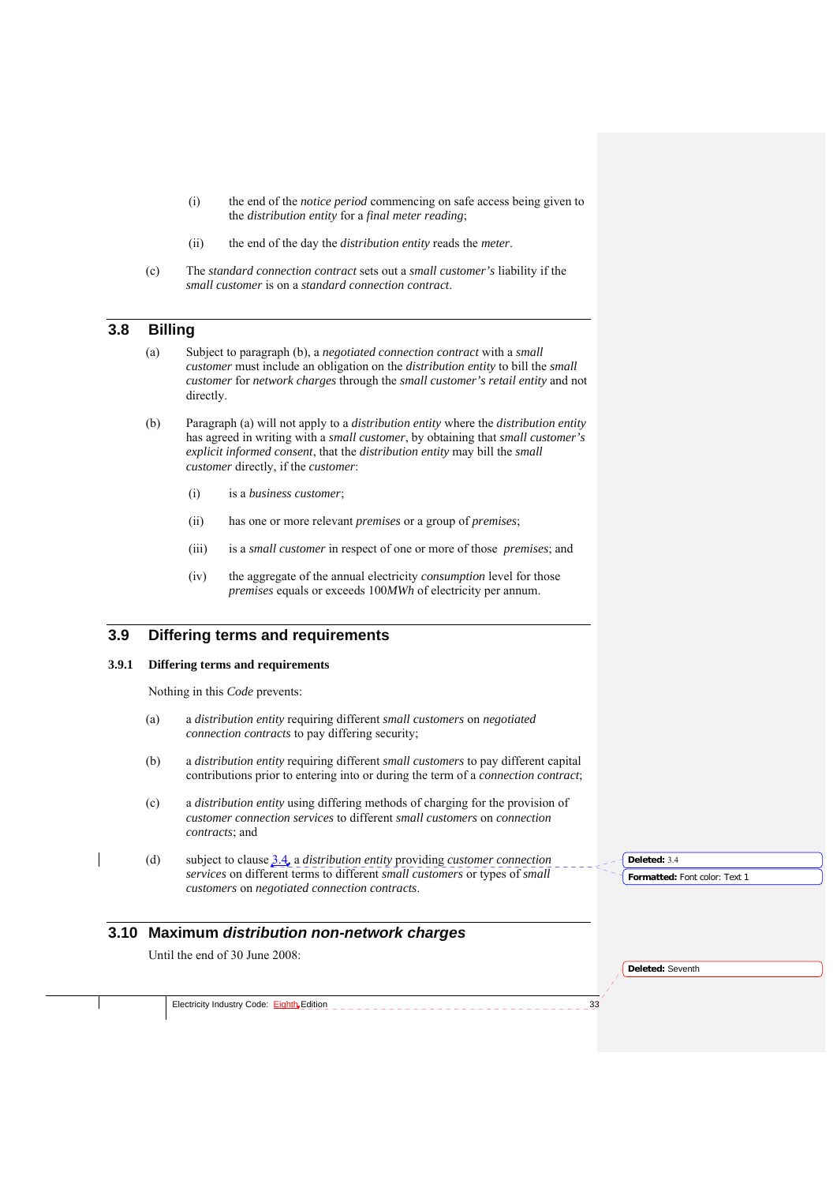(i) the end of the *notice period* commencing on safe access being given to the *distribution entity* for a *final meter reading*;

(ii) the end of the day the *distribution entity* reads the *meter*.

(c) The *standard connection contract* sets out a *small customer's* liability if the *small customer* is on a *standard connection contract*.

## 3.8 Billing

(a) Subject to paragraph (b), a *negotiated connection contract* with a *small customer* must include an obligation on the *distribution entity* to bill the *small customer* for *network charges* through the *small customer's retail entity* and not directly.

(b) Paragraph (a) will not apply to a *distribution entity* where the *distribution entity* has agreed in writing with a *small customer*, by obtaining that *small customer's explicit informed consent*, that the *distribution entity* may bill the *small customer* directly, if the *customer*:

(i) is a *business customer*;

(ii) has one or more relevant *premises* or a group of *premises*;

(iii) is a *small customer* in respect of one or more of those *premises*; and

(iv) the aggregate of the annual electricity *consumption* level for those *premises* equals or exceeds 100*MWh* of electricity per annum.

## 3.9 Differing terms and requirements

### 3.9.1 Differing terms and requirements

Nothing in this *Code* prevents:

(a) a *distribution entity* requiring different *small customers* on *negotiated connection contracts* to pay differing security;

(b) a *distribution entity* requiring different *small customers* to pay different capital contributions prior to entering into or during the term of a *connection contract*;

(c) a *distribution entity* using differing methods of charging for the provision of *customer connection services* to different *small customers* on *connection contracts*; and

(d) subject to clause 3.4, a *distribution entity* providing *customer connection services* on different terms to different *small customers* or types of *small customers* on *negotiated connection contracts*.

## 3.10 Maximum *distribution non-network charges*

Until the end of 30 June 2008: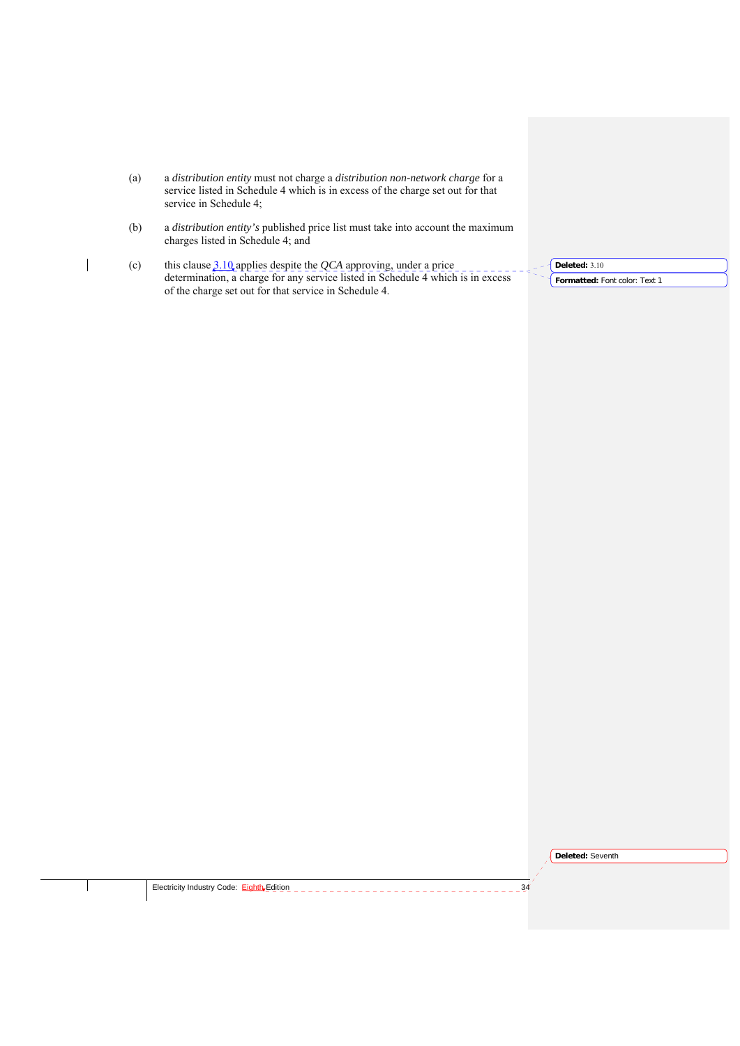(a) a *distribution entity* must not charge a *distribution non-network charge* for a service listed in Schedule 4 which is in excess of the charge set out for that service in Schedule 4;

(b) a *distribution entity's* published price list must take into account the maximum charges listed in Schedule 4; and

(c) this clause 3.10 applies despite the *QCA* approving, under a price determination, a charge for any service listed in Schedule 4 which is in excess of the charge set out for that service in Schedule 4.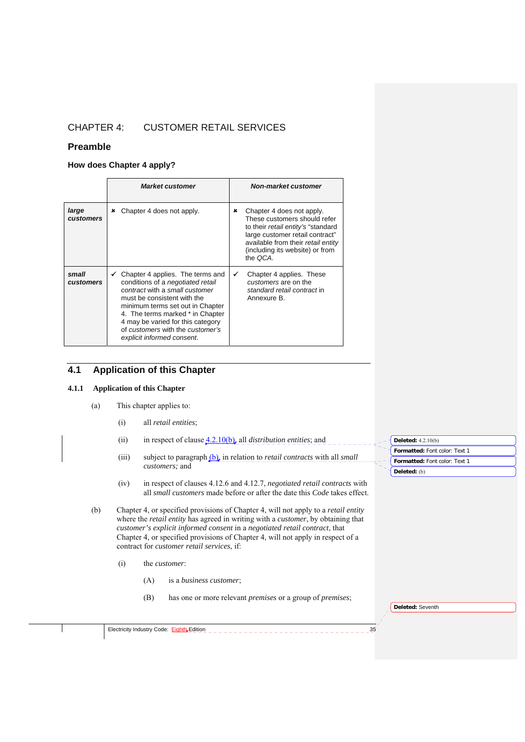# CHAPTER 4: CUSTOMER RETAIL SERVICES

## Preamble

### How does Chapter 4 apply?

| | *Market customer* | *Non-market customer* |
|---|---|---|
| ***large customers*** | ✖ Chapter 4 does not apply. | ✖ Chapter 4 does not apply. These customers should refer to their *retail entity's* "standard large customer retail contract" available from their *retail entity* (including its website) or from the *QCA*. |
| ***small customers*** | ✓ Chapter 4 applies. The terms and conditions of a *negotiated retail contract* with a *small customer* must be consistent with the minimum terms set out in Chapter 4. The terms marked * in Chapter 4 may be varied for this category of *customers* with the *customer's explicit informed consent*. | ✓ Chapter 4 applies. These *customers* are on the *standard retail contract* in Annexure B. |

## 4.1 Application of this Chapter

### 4.1.1 Application of this Chapter

(a) This chapter applies to:

(i) all *retail entities*;

(ii) in respect of clause 4.2.10(b), all *distribution entities*; and

(iii) subject to paragraph (b), in relation to *retail contracts* with all *small customers;* and

(iv) in respect of clauses 4.12.6 and 4.12.7, *negotiated retail contracts* with all *small customers* made before or after the date this *Code* takes effect.

(b) Chapter 4, or specified provisions of Chapter 4, will not apply to a *retail entity* where the *retail entity* has agreed in writing with a *customer*, by obtaining that *customer's explicit informed consent* in a *negotiated retail contract*, that Chapter 4, or specified provisions of Chapter 4, will not apply in respect of a contract for *customer retail services*, if:

(i) the *customer*:

(A) is a *business customer*;

(B) has one or more relevant *premises* or a group of *premises*;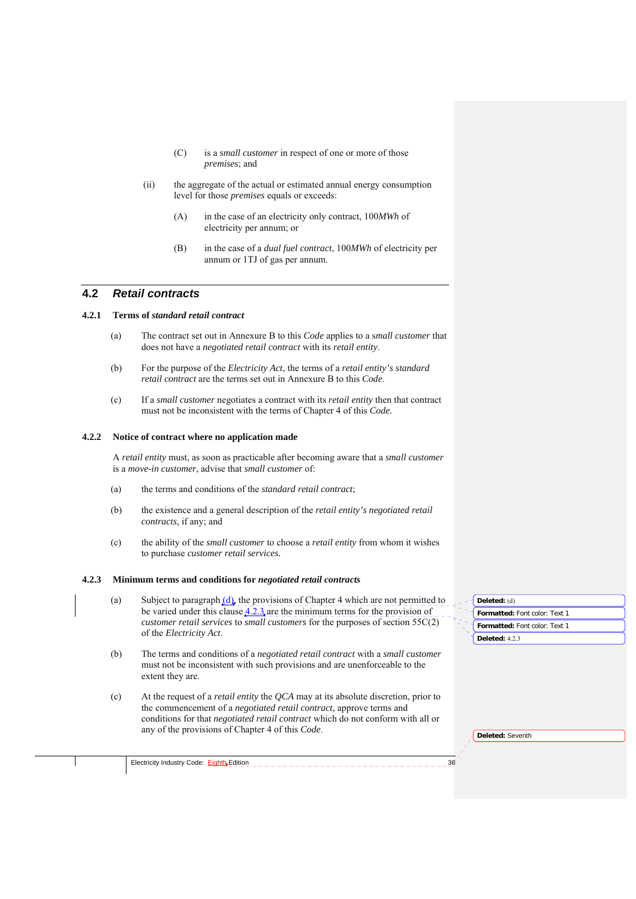(C) is a *small customer* in respect of one or more of those *premises*; and

(ii) the aggregate of the actual or estimated annual energy consumption level for those *premises* equals or exceeds:

(A) in the case of an electricity only contract, 100*MWh* of electricity per annum; or

(B) in the case of a *dual fuel contract*, 100*MWh* of electricity per annum or 1TJ of gas per annum.

## 4.2 *Retail contracts*

### 4.2.1 Terms of *standard retail contract*

(a) The contract set out in Annexure B to this *Code* applies to a *small customer* that does not have a *negotiated retail contract* with its *retail entity*.

(b) For the purpose of the *Electricity Act*, the terms of a *retail entity's standard retail contract* are the terms set out in Annexure B to this *Code*.

(c) If a *small customer* negotiates a contract with its *retail entity* then that contract must not be inconsistent with the terms of Chapter 4 of this *Code*.

### 4.2.2 Notice of contract where no application made

A *retail entity* must, as soon as practicable after becoming aware that a *small customer* is a *move-in customer*, advise that *small customer* of:

(a) the terms and conditions of the *standard retail contract*;

(b) the existence and a general description of the *retail entity's negotiated retail contracts*, if any; and

(c) the ability of the *small customer* to choose a *retail entity* from whom it wishes to purchase *customer retail services*.

### 4.2.3 Minimum terms and conditions for *negotiated retail contracts*

(a) Subject to paragraph (d), the provisions of Chapter 4 which are not permitted to be varied under this clause 4.2.3 are the minimum terms for the provision of *customer retail services* to *small customers* for the purposes of section 55C(2) of the *Electricity Act*.

(b) The terms and conditions of a *negotiated retail contract* with a *small customer* must not be inconsistent with such provisions and are unenforceable to the extent they are.

(c) At the request of a *retail entity* the *QCA* may at its absolute discretion, prior to the commencement of a *negotiated retail contract*, approve terms and conditions for that *negotiated retail contract* which do not conform with all or any of the provisions of Chapter 4 of this *Code*.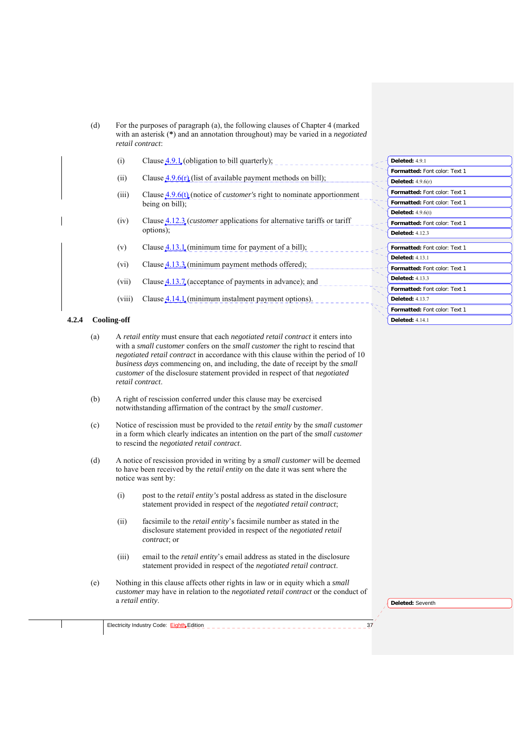(d) For the purposes of paragraph (a), the following clauses of Chapter 4 (marked with an asterisk (*) and an annotation throughout) may be varied in a *negotiated retail contract*:

(i) Clause 4.9.1 (obligation to bill quarterly);

(ii) Clause 4.9.6(r) (list of available payment methods on bill);

(iii) Clause 4.9.6(t) (notice of *customer's* right to nominate apportionment being on bill);

(iv) Clause 4.12.3 (*customer* applications for alternative tariffs or tariff options);

(v) Clause 4.13.1 (minimum time for payment of a bill);

(vi) Clause 4.13.3 (minimum payment methods offered);

(vii) Clause 4.13.7 (acceptance of payments in advance); and

(viii) Clause 4.14.1 (minimum instalment payment options).

### 4.2.4 Cooling-off

(a) A *retail entity* must ensure that each *negotiated retail contract* it enters into with a *small customer* confers on the *small customer* the right to rescind that *negotiated retail contract* in accordance with this clause within the period of 10 *business days* commencing on, and including, the date of receipt by the *small customer* of the disclosure statement provided in respect of that *negotiated retail contract*.

(b) A right of rescission conferred under this clause may be exercised notwithstanding affirmation of the contract by the *small customer*.

(c) Notice of rescission must be provided to the *retail entity* by the *small customer* in a form which clearly indicates an intention on the part of the *small customer* to rescind the *negotiated retail contract*.

(d) A notice of rescission provided in writing by a *small customer* will be deemed to have been received by the *retail entity* on the date it was sent where the notice was sent by:

(i) post to the *retail entity's* postal address as stated in the disclosure statement provided in respect of the *negotiated retail contract*;

(ii) facsimile to the *retail entity*'s facsimile number as stated in the disclosure statement provided in respect of the *negotiated retail contract*; or

(iii) email to the *retail entity*'s email address as stated in the disclosure statement provided in respect of the *negotiated retail contract*.

(e) Nothing in this clause affects other rights in law or in equity which a *small customer* may have in relation to the *negotiated retail contract* or the conduct of a *retail entity*.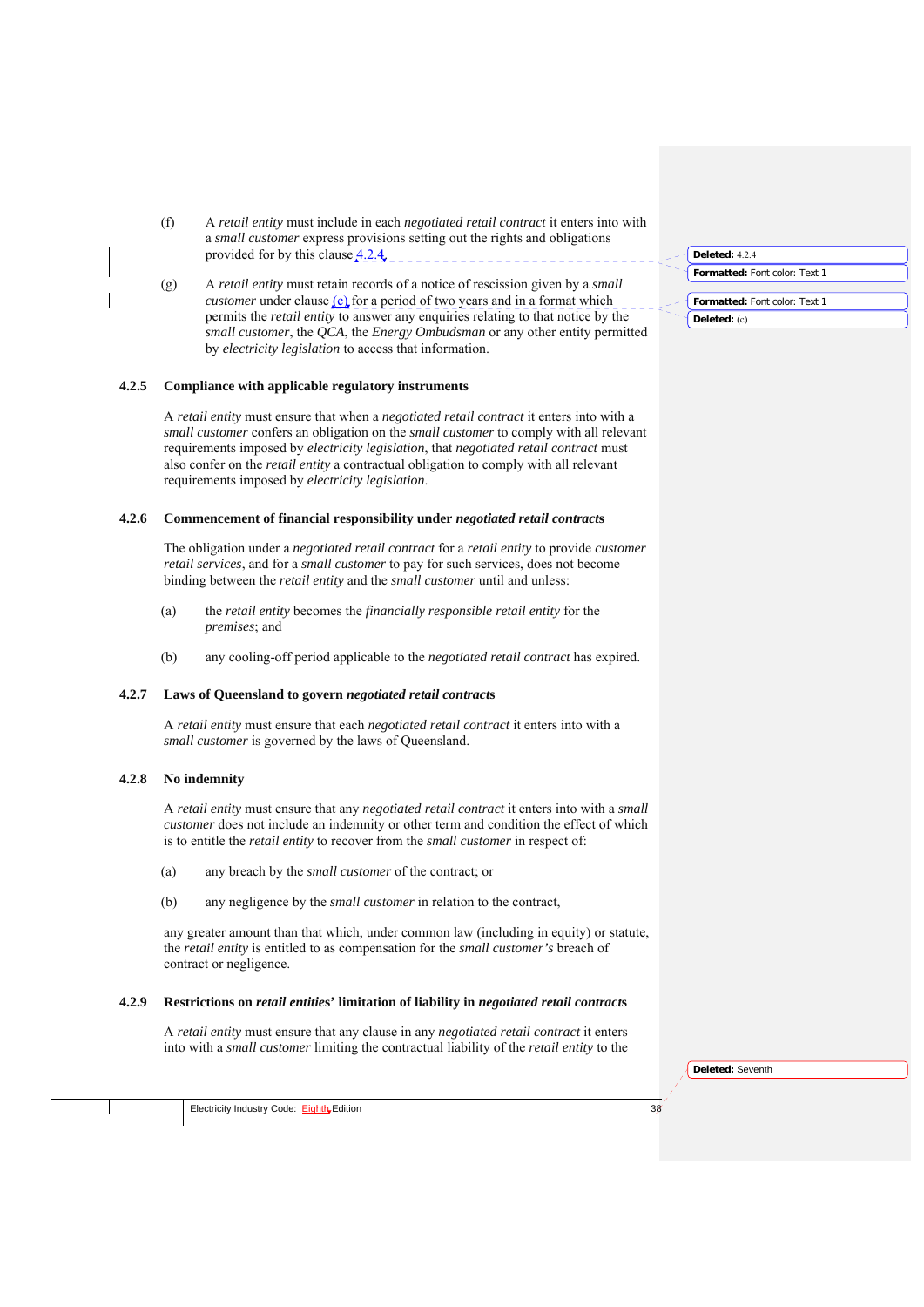(f) A *retail entity* must include in each *negotiated retail contract* it enters into with a *small customer* express provisions setting out the rights and obligations provided for by this clause 4.2.4.

(g) A *retail entity* must retain records of a notice of rescission given by a *small customer* under clause (c) for a period of two years and in a format which permits the *retail entity* to answer any enquiries relating to that notice by the *small customer*, the *QCA*, the *Energy Ombudsman* or any other entity permitted by *electricity legislation* to access that information.

### 4.2.5 Compliance with applicable regulatory instruments

A *retail entity* must ensure that when a *negotiated retail contract* it enters into with a *small customer* confers an obligation on the *small customer* to comply with all relevant requirements imposed by *electricity legislation*, that *negotiated retail contract* must also confer on the *retail entity* a contractual obligation to comply with all relevant requirements imposed by *electricity legislation*.

### 4.2.6 Commencement of financial responsibility under *negotiated retail contracts*

The obligation under a *negotiated retail contract* for a *retail entity* to provide *customer retail services*, and for a *small customer* to pay for such services, does not become binding between the *retail entity* and the *small customer* until and unless:

(a) the *retail entity* becomes the *financially responsible retail entity* for the *premises*; and

(b) any cooling-off period applicable to the *negotiated retail contract* has expired.

### 4.2.7 Laws of Queensland to govern *negotiated retail contracts*

A *retail entity* must ensure that each *negotiated retail contract* it enters into with a *small customer* is governed by the laws of Queensland.

### 4.2.8 No indemnity

A *retail entity* must ensure that any *negotiated retail contract* it enters into with a *small customer* does not include an indemnity or other term and condition the effect of which is to entitle the *retail entity* to recover from the *small customer* in respect of:

(a) any breach by the *small customer* of the contract; or

(b) any negligence by the *small customer* in relation to the contract,

any greater amount than that which, under common law (including in equity) or statute, the *retail entity* is entitled to as compensation for the *small customer's* breach of contract or negligence.

### 4.2.9 Restrictions on *retail entities*' limitation of liability in *negotiated retail contracts*

A *retail entity* must ensure that any clause in any *negotiated retail contract* it enters into with a *small customer* limiting the contractual liability of the *retail entity* to the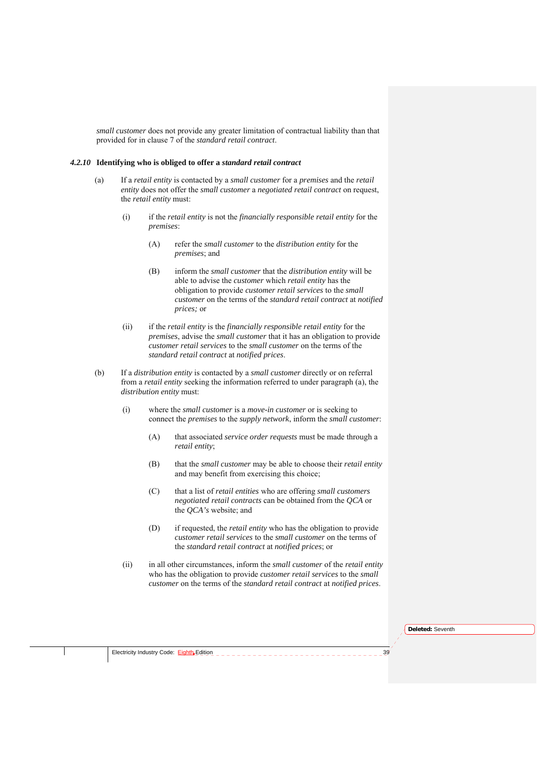*small customer* does not provide any greater limitation of contractual liability than that provided for in clause 7 of the *standard retail contract*.

### *4.2.10* Identifying who is obliged to offer a *standard retail contract*

(a) If a *retail entity* is contacted by a *small customer* for a *premises* and the *retail entity* does not offer the *small customer* a *negotiated retail contract* on request, the *retail entity* must:

  (i) if the *retail entity* is not the *financially responsible retail entity* for the *premises*:

    (A) refer the *small customer* to the *distribution entity* for the *premises*; and

    (B) inform the *small customer* that the *distribution entity* will be able to advise the *customer* which *retail entity* has the obligation to provide *customer retail services* to the *small customer* on the terms of the *standard retail contract* at *notified prices;* or

  (ii) if the *retail entity* is the *financially responsible retail entity* for the *premises*, advise the *small customer* that it has an obligation to provide *customer retail services* to the *small customer* on the terms of the *standard retail contract* at *notified prices*.

(b) If a *distribution entity* is contacted by a *small customer* directly or on referral from a *retail entity* seeking the information referred to under paragraph (a), the *distribution entity* must:

  (i) where the *small customer* is a *move-in customer* or is seeking to connect the *premises* to the *supply network*, inform the *small customer*:

    (A) that associated *service order requests* must be made through a *retail entity*;

    (B) that the *small customer* may be able to choose their *retail entity* and may benefit from exercising this choice;

    (C) that a list of *retail entities* who are offering *small customers negotiated retail contracts* can be obtained from the *QCA* or the *QCA's* website; and

    (D) if requested, the *retail entity* who has the obligation to provide *customer retail services* to the *small customer* on the terms of the *standard retail contract* at *notified prices*; or

  (ii) in all other circumstances, inform the *small customer* of the *retail entity* who has the obligation to provide *customer retail services* to the *small customer* on the terms of the *standard retail contract* at *notified prices*.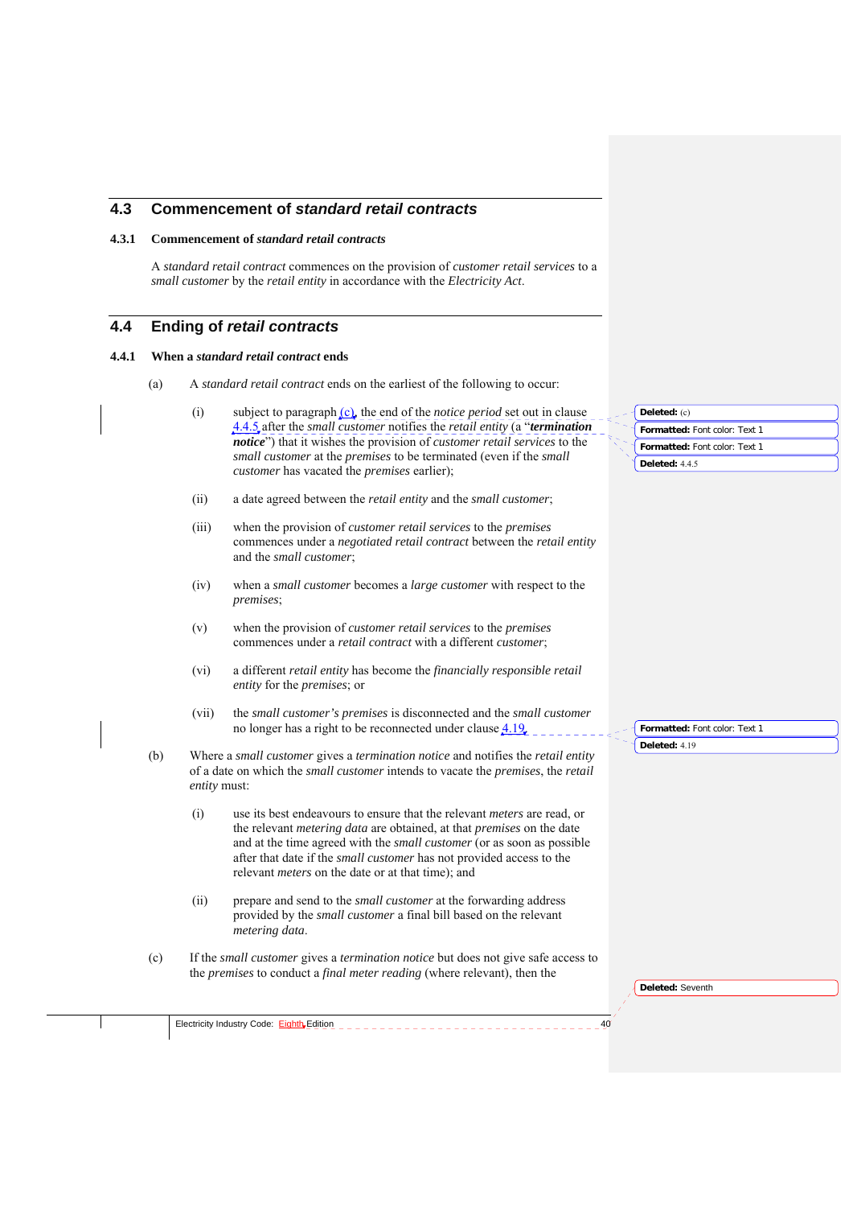## 4.3 Commencement of *standard retail contracts*

### 4.3.1 Commencement of *standard retail contracts*

A *standard retail contract* commences on the provision of *customer retail services* to a *small customer* by the *retail entity* in accordance with the *Electricity Act*.

## 4.4 Ending of *retail contracts*

### 4.4.1 When a *standard retail contract* ends

(a) A *standard retail contract* ends on the earliest of the following to occur:

(i) subject to paragraph (c), the end of the *notice period* set out in clause 4.4.5 after the *small customer* notifies the *retail entity* (a "***termination notice***") that it wishes the provision of *customer retail services* to the *small customer* at the *premises* to be terminated (even if the *small customer* has vacated the *premises* earlier);

(ii) a date agreed between the *retail entity* and the *small customer*;

(iii) when the provision of *customer retail services* to the *premises* commences under a *negotiated retail contract* between the *retail entity* and the *small customer*;

(iv) when a *small customer* becomes a *large customer* with respect to the *premises*;

(v) when the provision of *customer retail services* to the *premises* commences under a *retail contract* with a different *customer*;

(vi) a different *retail entity* has become the *financially responsible retail entity* for the *premises*; or

(vii) the *small customer's premises* is disconnected and the *small customer* no longer has a right to be reconnected under clause 4.19.

(b) Where a *small customer* gives a *termination notice* and notifies the *retail entity* of a date on which the *small customer* intends to vacate the *premises*, the *retail entity* must:

(i) use its best endeavours to ensure that the relevant *meters* are read, or the relevant *metering data* are obtained, at that *premises* on the date and at the time agreed with the *small customer* (or as soon as possible after that date if the *small customer* has not provided access to the relevant *meters* on the date or at that time); and

(ii) prepare and send to the *small customer* at the forwarding address provided by the *small customer* a final bill based on the relevant *metering data*.

(c) If the *small customer* gives a *termination notice* but does not give safe access to the *premises* to conduct a *final meter reading* (where relevant), then the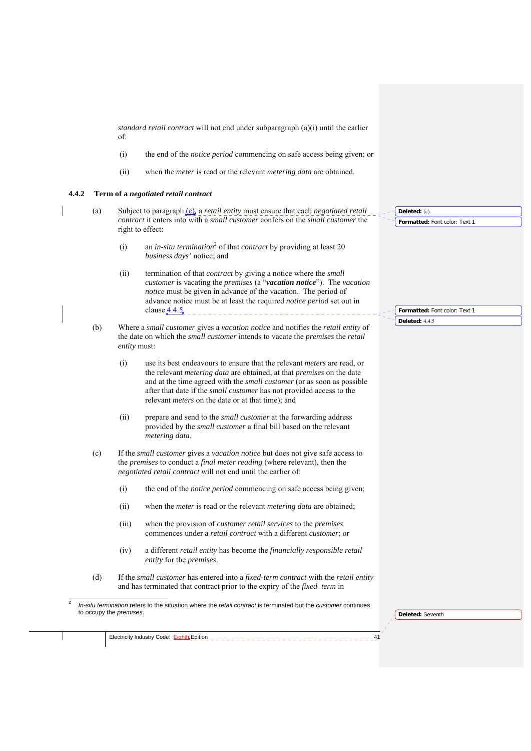*standard retail contract* will not end under subparagraph (a)(i) until the earlier of:

(i) the end of the *notice period* commencing on safe access being given; or

(ii) when the *meter* is read or the relevant *metering data* are obtained.

### 4.4.2 Term of a *negotiated retail contract*

(a) Subject to paragraph (c), a *retail entity* must ensure that each *negotiated retail contract* it enters into with a *small customer* confers on the *small customer* the right to effect:

(i) an *in-situ termination*[2] of that *contract* by providing at least 20 *business days'* notice; and

(ii) termination of that *contract* by giving a notice where the *small customer* is vacating the *premises* (a "***vacation notice***"). The *vacation notice* must be given in advance of the vacation. The period of advance notice must be at least the required *notice period* set out in clause 4.4.5.

(b) Where a *small customer* gives a *vacation notice* and notifies the *retail entity* of the date on which the *small customer* intends to vacate the *premises* the *retail entity* must:

(i) use its best endeavours to ensure that the relevant *meters* are read, or the relevant *metering data* are obtained, at that *premises* on the date and at the time agreed with the *small customer* (or as soon as possible after that date if the *small customer* has not provided access to the relevant *meters* on the date or at that time); and

(ii) prepare and send to the *small customer* at the forwarding address provided by the *small customer* a final bill based on the relevant *metering data*.

(c) If the *small customer* gives a *vacation notice* but does not give safe access to the *premises* to conduct a *final meter reading* (where relevant), then the *negotiated retail contract* will not end until the earlier of:

(i) the end of the *notice period* commencing on safe access being given;

(ii) when the *meter* is read or the relevant *metering data* are obtained;

(iii) when the provision of *customer retail services* to the *premises* commences under a *retail contract* with a different *customer*; or

(iv) a different *retail entity* has become the *financially responsible retail entity* for the *premises*.

(d) If the *small customer* has entered into a *fixed-term contract* with the *retail entity* and has terminated that contract prior to the expiry of the *fixed–term* in

---

[2] *In-situ termination* refers to the situation where the *retail contract* is terminated but the *customer* continues to occupy the *premises*.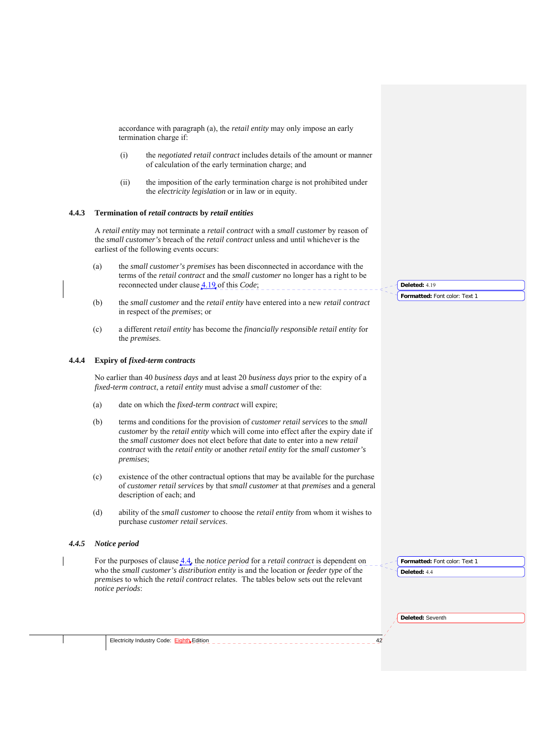accordance with paragraph (a), the *retail entity* may only impose an early termination charge if:

(i) the *negotiated retail contract* includes details of the amount or manner of calculation of the early termination charge; and

(ii) the imposition of the early termination charge is not prohibited under the *electricity legislation* or in law or in equity.

### 4.4.3 Termination of *retail contracts* by *retail entities*

A *retail entity* may not terminate a *retail contract* with a *small customer* by reason of the *small customer's* breach of the *retail contract* unless and until whichever is the earliest of the following events occurs:

(a) the *small customer's premises* has been disconnected in accordance with the terms of the *retail contract* and the *small customer* no longer has a right to be reconnected under clause 4.19 of this *Code*;

(b) the *small customer* and the *retail entity* have entered into a new *retail contract* in respect of the *premises*; or

(c) a different *retail entity* has become the *financially responsible retail entity* for the *premises*.

### 4.4.4 Expiry of *fixed-term contracts*

No earlier than 40 *business days* and at least 20 *business days* prior to the expiry of a *fixed-term contract*, a *retail entity* must advise a *small customer* of the:

(a) date on which the *fixed-term contract* will expire;

(b) terms and conditions for the provision of *customer retail services* to the *small customer* by the *retail entity* which will come into effect after the expiry date if the *small customer* does not elect before that date to enter into a new *retail contract* with the *retail entity* or another *retail entity* for the *small customer's premises*;

(c) existence of the other contractual options that may be available for the purchase of *customer retail services* by that *small customer* at that *premises* and a general description of each; and

(d) ability of the *small customer* to choose the *retail entity* from whom it wishes to purchase *customer retail services*.

### *4.4.5 Notice period*

For the purposes of clause 4.4, the *notice period* for a *retail contract* is dependent on who the *small customer's distribution entity* is and the location or *feeder type* of the *premises* to which the *retail contract* relates. The tables below sets out the relevant *notice periods*: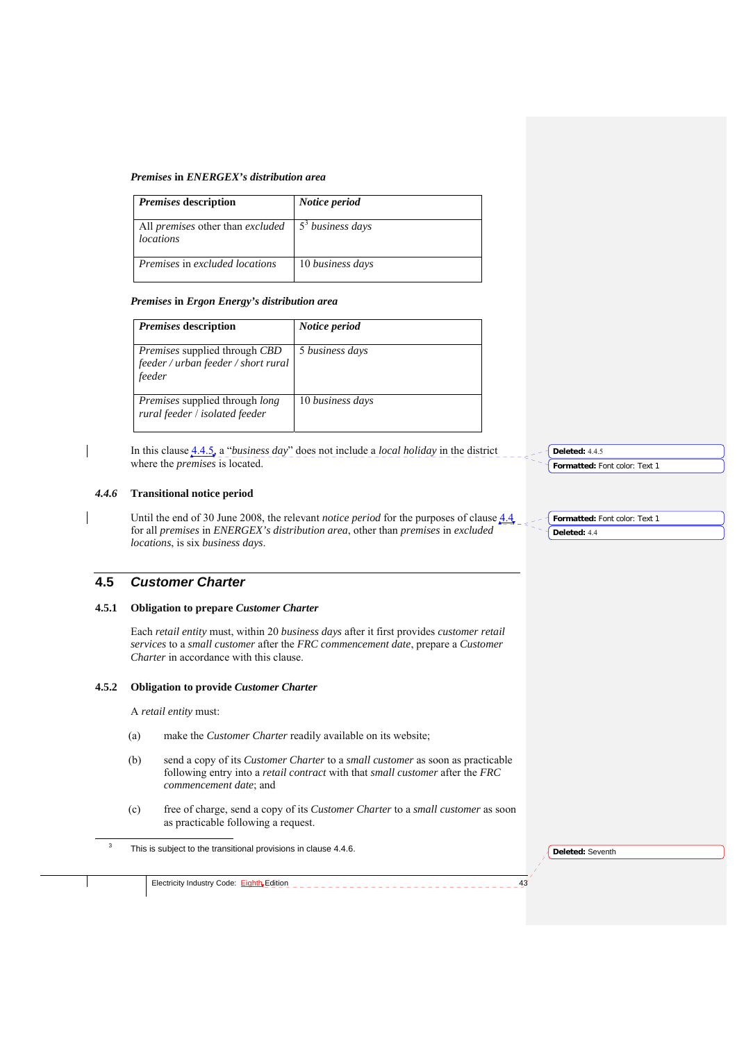***Premises* in *ENERGEX's* distribution area**

| ***Premises* description** | ***Notice period*** |
|---|---|
| All *premises* other than *excluded locations* | 5[3] *business days* |
| *Premises* in *excluded locations* | 10 *business days* |

***Premises* in *Ergon Energy's* distribution area**

| ***Premises* description** | ***Notice period*** |
|---|---|
| *Premises* supplied through *CBD feeder / urban feeder / short rural feeder* | 5 *business days* |
| *Premises* supplied through *long rural feeder / isolated feeder* | 10 *business days* |

In this clause 4.4.5, a "*business day*" does not include a *local holiday* in the district where the *premises* is located.

### *4.4.6* Transitional notice period

Until the end of 30 June 2008, the relevant *notice period* for the purposes of clause 4.4 for all *premises* in *ENERGEX's distribution area*, other than *premises* in *excluded locations*, is six *business days*.

## 4.5 *Customer Charter*

### 4.5.1 Obligation to prepare *Customer Charter*

Each *retail entity* must, within 20 *business days* after it first provides *customer retail services* to a *small customer* after the *FRC commencement date*, prepare a *Customer Charter* in accordance with this clause.

### 4.5.2 Obligation to provide *Customer Charter*

A *retail entity* must:

(a) make the *Customer Charter* readily available on its website;

(b) send a copy of its *Customer Charter* to a *small customer* as soon as practicable following entry into a *retail contract* with that *small customer* after the *FRC commencement date*; and

(c) free of charge, send a copy of its *Customer Charter* to a *small customer* as soon as practicable following a request.

---

[3] This is subject to the transitional provisions in clause 4.4.6.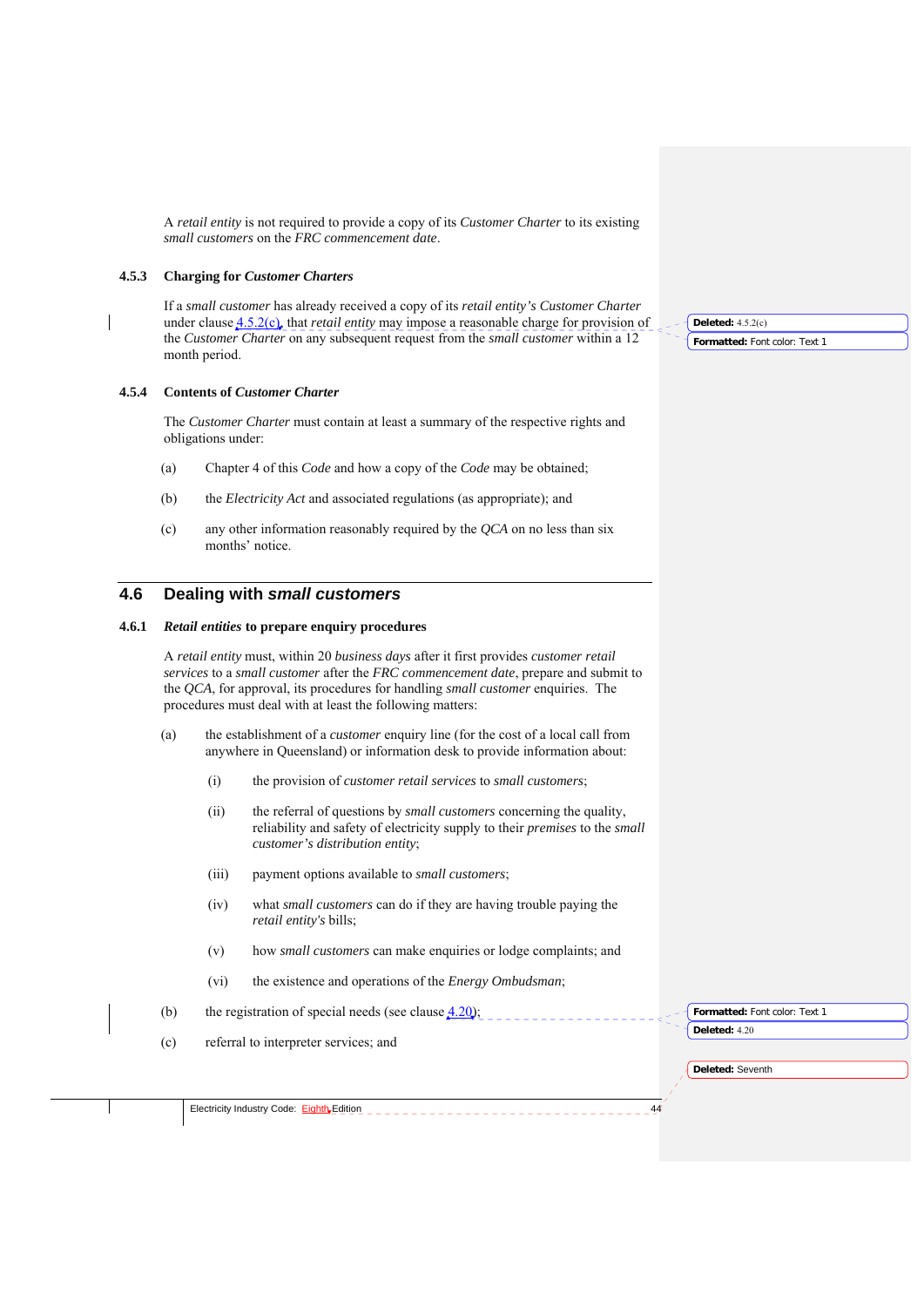A *retail entity* is not required to provide a copy of its *Customer Charter* to its existing *small customers* on the *FRC commencement date*.

#### 4.5.3 Charging for *Customer Charters*

If a *small customer* has already received a copy of its *retail entity's Customer Charter* under clause 4.5.2(c), that *retail entity* may impose a reasonable charge for provision of the *Customer Charter* on any subsequent request from the *small customer* within a 12 month period.

#### 4.5.4 Contents of *Customer Charter*

The *Customer Charter* must contain at least a summary of the respective rights and obligations under:

(a) Chapter 4 of this *Code* and how a copy of the *Code* may be obtained;

(b) the *Electricity Act* and associated regulations (as appropriate); and

(c) any other information reasonably required by the *QCA* on no less than six months' notice.

## 4.6 Dealing with *small customers*

#### 4.6.1 *Retail entities* to prepare enquiry procedures

A *retail entity* must, within 20 *business days* after it first provides *customer retail services* to a *small customer* after the *FRC commencement date*, prepare and submit to the *QCA*, for approval, its procedures for handling *small customer* enquiries. The procedures must deal with at least the following matters:

(a) the establishment of a *customer* enquiry line (for the cost of a local call from anywhere in Queensland) or information desk to provide information about:

  (i) the provision of *customer retail services* to *small customers*;

  (ii) the referral of questions by *small customers* concerning the quality, reliability and safety of electricity supply to their *premises* to the *small customer's distribution entity*;

  (iii) payment options available to *small customers*;

  (iv) what *small customers* can do if they are having trouble paying the *retail entity's* bills;

  (v) how *small customers* can make enquiries or lodge complaints; and

  (vi) the existence and operations of the *Energy Ombudsman*;

(b) the registration of special needs (see clause 4.20);

(c) referral to interpreter services; and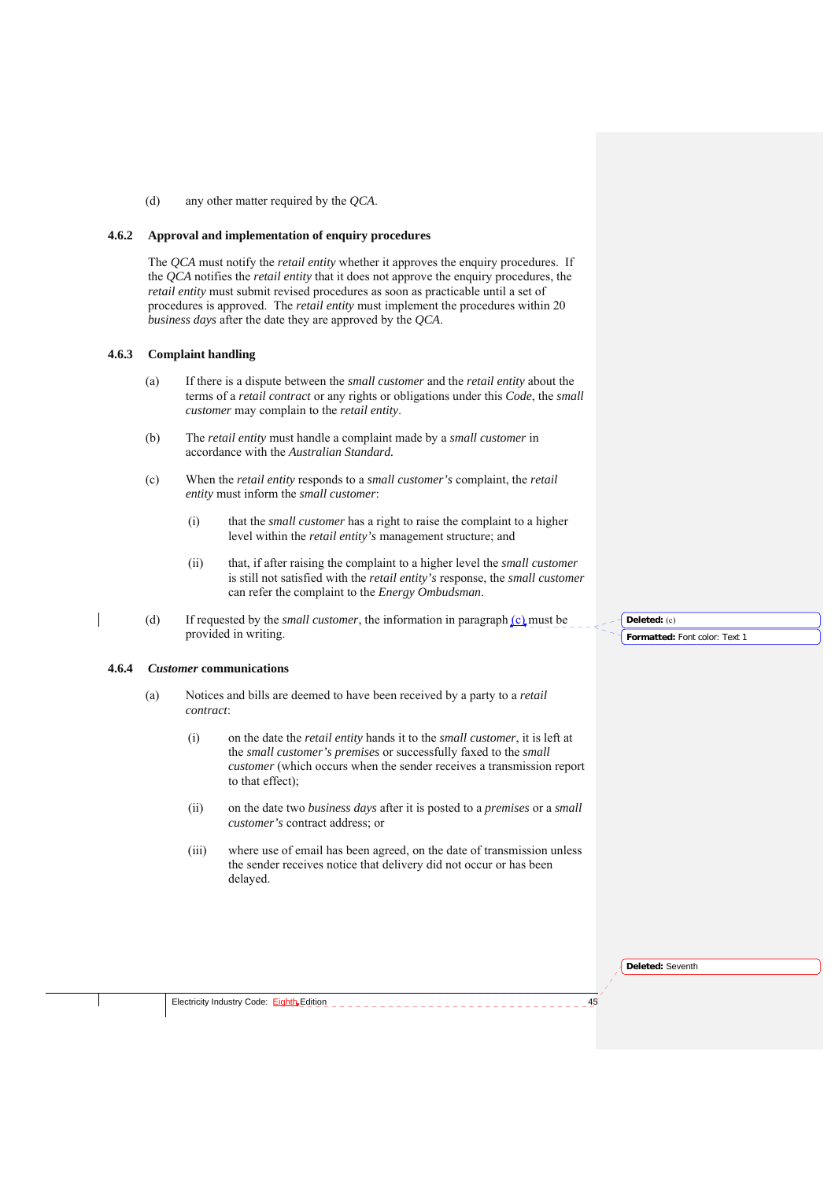(d) any other matter required by the *QCA*.

### 4.6.2 Approval and implementation of enquiry procedures

The *QCA* must notify the *retail entity* whether it approves the enquiry procedures. If the *QCA* notifies the *retail entity* that it does not approve the enquiry procedures, the *retail entity* must submit revised procedures as soon as practicable until a set of procedures is approved. The *retail entity* must implement the procedures within 20 *business days* after the date they are approved by the *QCA*.

### 4.6.3 Complaint handling

(a) If there is a dispute between the *small customer* and the *retail entity* about the terms of a *retail contract* or any rights or obligations under this *Code*, the *small customer* may complain to the *retail entity*.

(b) The *retail entity* must handle a complaint made by a *small customer* in accordance with the *Australian Standard.*

(c) When the *retail entity* responds to a *small customer's* complaint, the *retail entity* must inform the *small customer*:

  (i) that the *small customer* has a right to raise the complaint to a higher level within the *retail entity's* management structure; and

  (ii) that, if after raising the complaint to a higher level the *small customer* is still not satisfied with the *retail entity's* response, the *small customer* can refer the complaint to the *Energy Ombudsman*.

(d) If requested by the *small customer*, the information in paragraph (c) must be provided in writing.

### 4.6.4 *Customer* communications

(a) Notices and bills are deemed to have been received by a party to a *retail contract*:

  (i) on the date the *retail entity* hands it to the *small customer*, it is left at the *small customer's premises* or successfully faxed to the *small customer* (which occurs when the sender receives a transmission report to that effect);

  (ii) on the date two *business days* after it is posted to a *premises* or a *small customer's* contract address; or

  (iii) where use of email has been agreed, on the date of transmission unless the sender receives notice that delivery did not occur or has been delayed.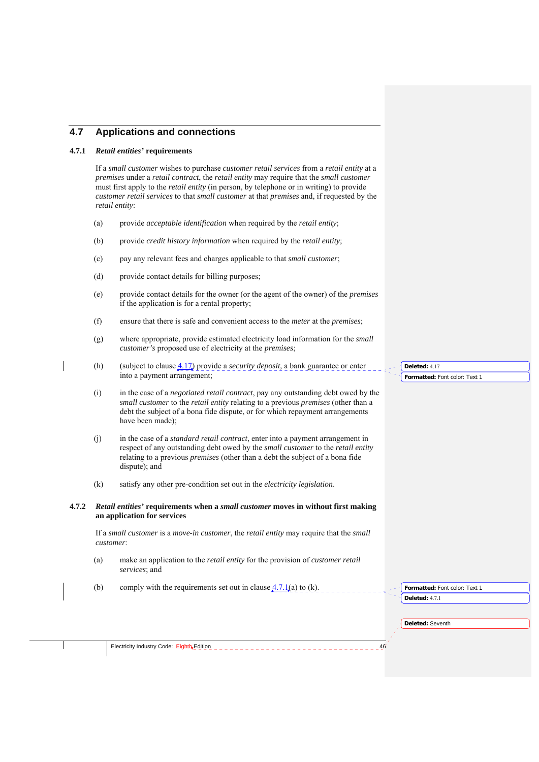## 4.7 Applications and connections

### 4.7.1 *Retail entities'* requirements

If a *small customer* wishes to purchase *customer retail services* from a *retail entity* at a *premises* under a *retail contract*, the *retail entity* may require that the *small customer* must first apply to the *retail entity* (in person, by telephone or in writing) to provide *customer retail services* to that *small customer* at that *premises* and, if requested by the *retail entity*:

(a) provide *acceptable identification* when required by the *retail entity*;

(b) provide *credit history information* when required by the *retail entity*;

(c) pay any relevant fees and charges applicable to that *small customer*;

(d) provide contact details for billing purposes;

(e) provide contact details for the owner (or the agent of the owner) of the *premises* if the application is for a rental property;

(f) ensure that there is safe and convenient access to the *meter* at the *premises*;

(g) where appropriate, provide estimated electricity load information for the *small customer's* proposed use of electricity at the *premises*;

(h) (subject to clause 4.17) provide a *security deposit*, a bank guarantee or enter into a payment arrangement;

(i) in the case of a *negotiated retail contract*, pay any outstanding debt owed by the *small customer* to the *retail entity* relating to a previous *premises* (other than a debt the subject of a bona fide dispute, or for which repayment arrangements have been made);

(j) in the case of a *standard retail contract*, enter into a payment arrangement in respect of any outstanding debt owed by the *small customer* to the *retail entity* relating to a previous *premises* (other than a debt the subject of a bona fide dispute); and

(k) satisfy any other pre-condition set out in the *electricity legislation*.

### 4.7.2 *Retail entities'* requirements when a *small customer* moves in without first making an application for services

If a *small customer* is a *move-in customer*, the *retail entity* may require that the *small customer*:

(a) make an application to the *retail entity* for the provision of *customer retail services*; and

(b) comply with the requirements set out in clause 4.7.1(a) to (k).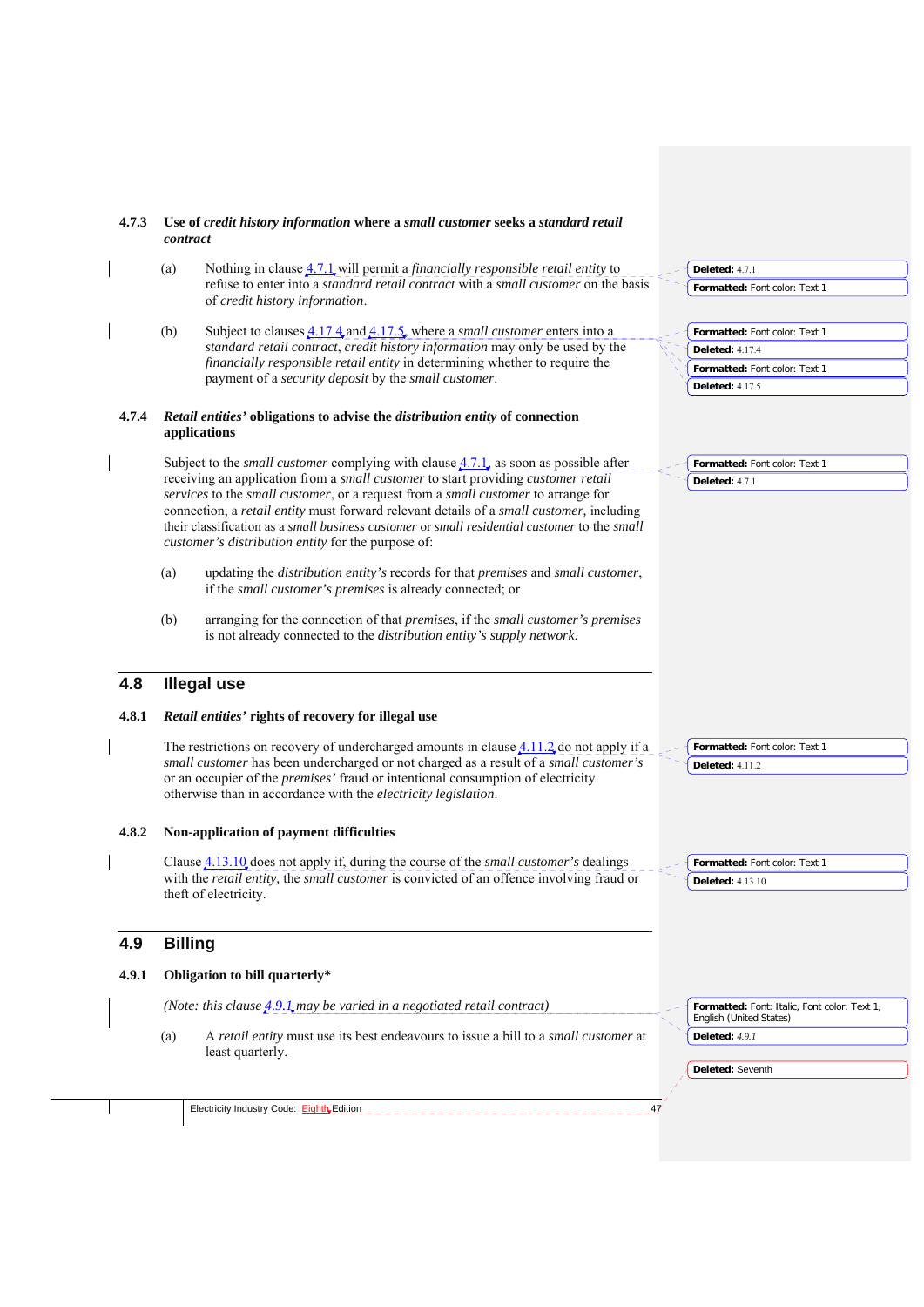#### 4.7.3 Use of *credit history information* where a *small customer* seeks a *standard retail contract*

(a) Nothing in clause 4.7.1 will permit a *financially responsible retail entity* to refuse to enter into a *standard retail contract* with a *small customer* on the basis of *credit history information*.

(b) Subject to clauses 4.17.4 and 4.17.5, where a *small customer* enters into a *standard retail contract*, *credit history information* may only be used by the *financially responsible retail entity* in determining whether to require the payment of a *security deposit* by the *small customer*.

#### 4.7.4 *Retail entities'* obligations to advise the *distribution entity* of connection applications

Subject to the *small customer* complying with clause 4.7.1, as soon as possible after receiving an application from a *small customer* to start providing *customer retail services* to the *small customer*, or a request from a *small customer* to arrange for connection, a *retail entity* must forward relevant details of a *small customer*, including their classification as a *small business customer* or *small residential customer* to the *small customer's distribution entity* for the purpose of:

(a) updating the *distribution entity's* records for that *premises* and *small customer*, if the *small customer's premises* is already connected; or

(b) arranging for the connection of that *premises*, if the *small customer's premises* is not already connected to the *distribution entity's supply network*.

## 4.8 Illegal use

#### 4.8.1 *Retail entities'* rights of recovery for illegal use

The restrictions on recovery of undercharged amounts in clause 4.11.2 do not apply if a *small customer* has been undercharged or not charged as a result of a *small customer's* or an occupier of the *premises'* fraud or intentional consumption of electricity otherwise than in accordance with the *electricity legislation*.

#### 4.8.2 Non-application of payment difficulties

Clause 4.13.10 does not apply if, during the course of the *small customer's* dealings with the *retail entity*, the *small customer* is convicted of an offence involving fraud or theft of electricity.

## 4.9 Billing

#### 4.9.1 Obligation to bill quarterly*

*(Note: this clause 4.9.1 may be varied in a negotiated retail contract)*

(a) A *retail entity* must use its best endeavours to issue a bill to a *small customer* at least quarterly.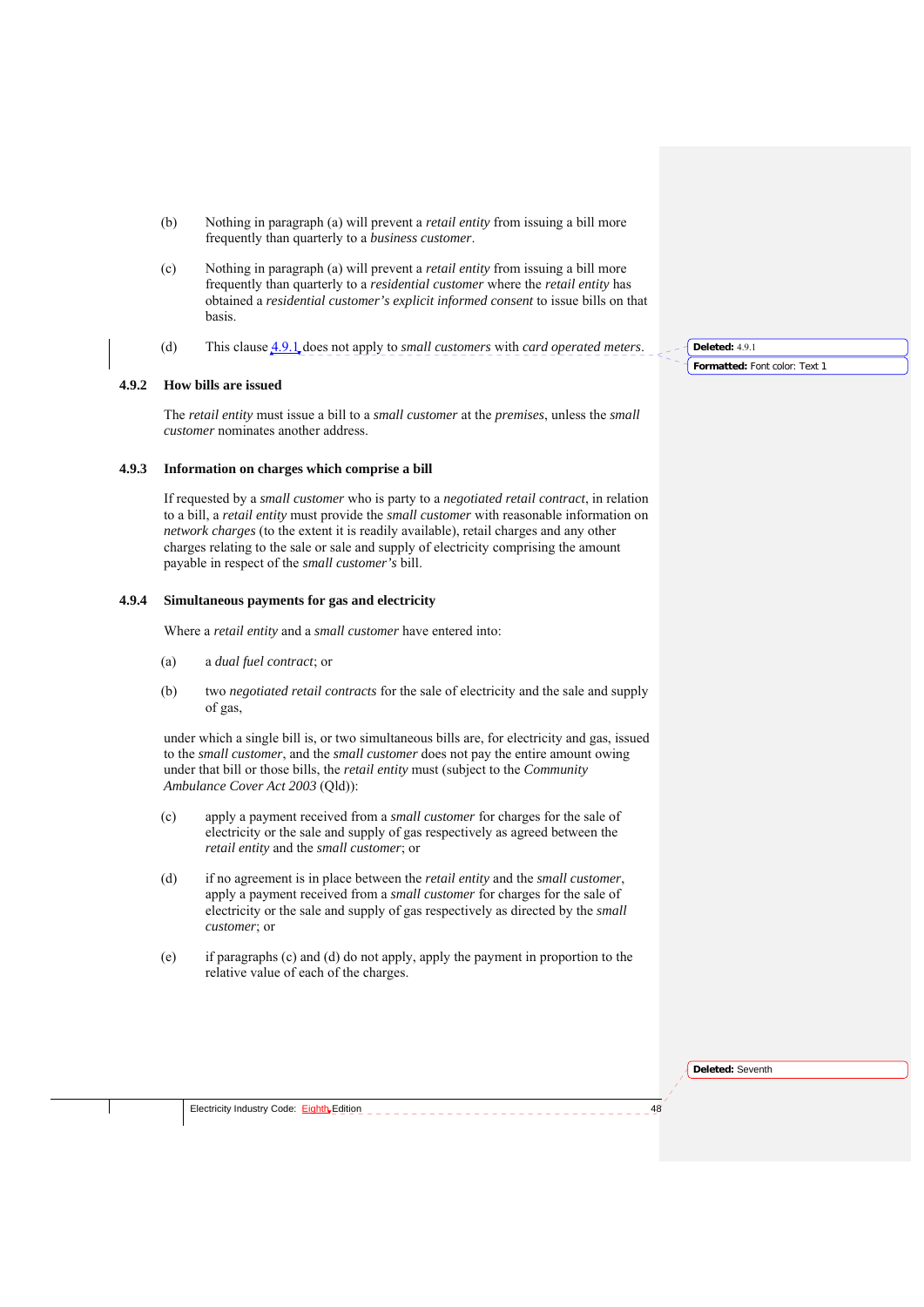(b) Nothing in paragraph (a) will prevent a *retail entity* from issuing a bill more frequently than quarterly to a *business customer*.

(c) Nothing in paragraph (a) will prevent a *retail entity* from issuing a bill more frequently than quarterly to a *residential customer* where the *retail entity* has obtained a *residential customer's explicit informed consent* to issue bills on that basis.

(d) This clause 4.9.1 does not apply to *small customers* with *card operated meters*.

### 4.9.2 How bills are issued

The *retail entity* must issue a bill to a *small customer* at the *premises*, unless the *small customer* nominates another address.

### 4.9.3 Information on charges which comprise a bill

If requested by a *small customer* who is party to a *negotiated retail contract*, in relation to a bill, a *retail entity* must provide the *small customer* with reasonable information on *network charges* (to the extent it is readily available), retail charges and any other charges relating to the sale or sale and supply of electricity comprising the amount payable in respect of the *small customer's* bill.

### 4.9.4 Simultaneous payments for gas and electricity

Where a *retail entity* and a *small customer* have entered into:

(a) a *dual fuel contract*; or

(b) two *negotiated retail contracts* for the sale of electricity and the sale and supply of gas,

under which a single bill is, or two simultaneous bills are, for electricity and gas, issued to the *small customer*, and the *small customer* does not pay the entire amount owing under that bill or those bills, the *retail entity* must (subject to the *Community Ambulance Cover Act 2003* (Qld)):

(c) apply a payment received from a *small customer* for charges for the sale of electricity or the sale and supply of gas respectively as agreed between the *retail entity* and the *small customer*; or

(d) if no agreement is in place between the *retail entity* and the *small customer*, apply a payment received from a *small customer* for charges for the sale of electricity or the sale and supply of gas respectively as directed by the *small customer*; or

(e) if paragraphs (c) and (d) do not apply, apply the payment in proportion to the relative value of each of the charges.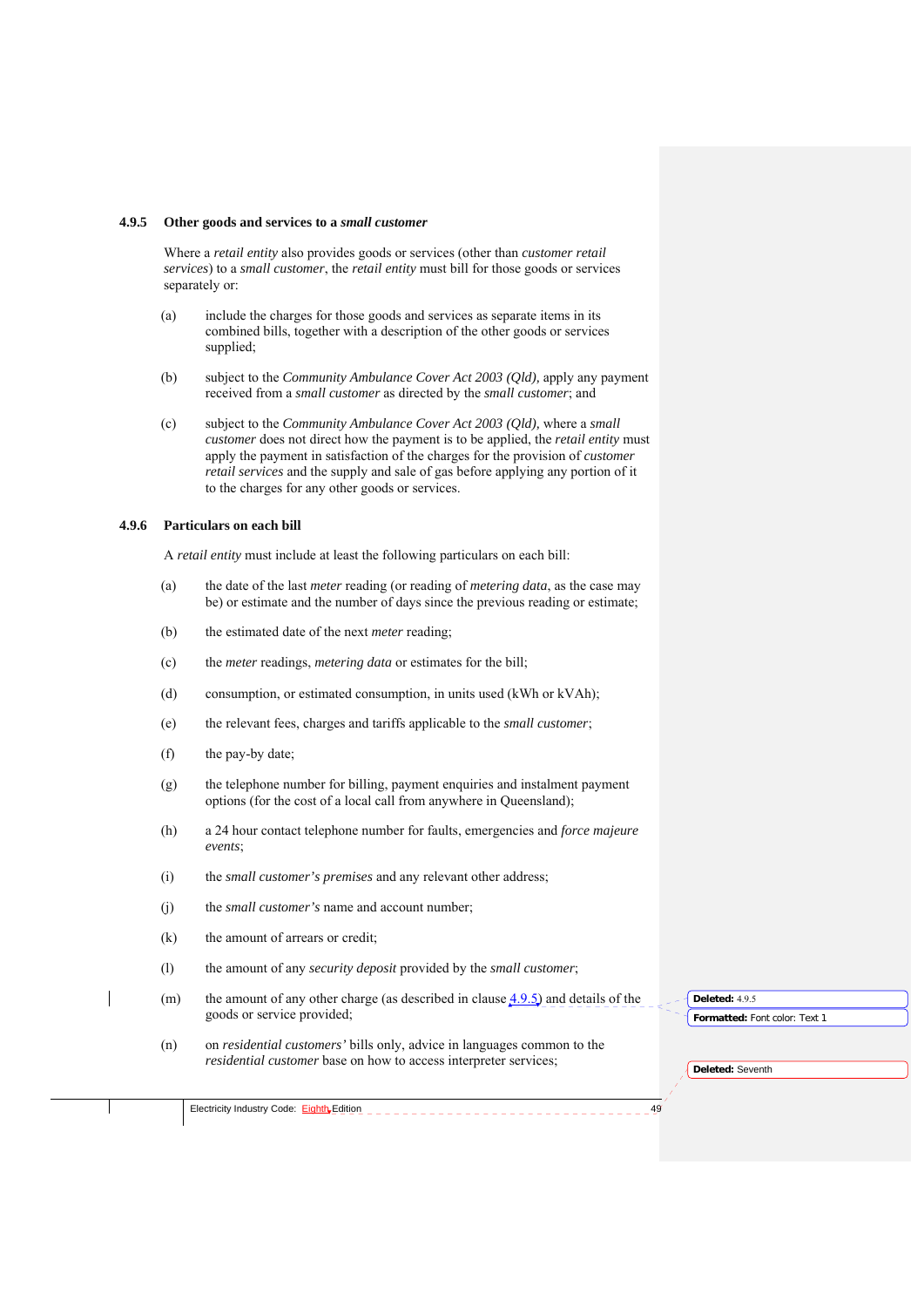### 4.9.5 Other goods and services to a *small customer*

Where a *retail entity* also provides goods or services (other than *customer retail services*) to a *small customer*, the *retail entity* must bill for those goods or services separately or:

(a) include the charges for those goods and services as separate items in its combined bills, together with a description of the other goods or services supplied;

(b) subject to the *Community Ambulance Cover Act 2003 (Qld),* apply any payment received from a *small customer* as directed by the *small customer*; and

(c) subject to the *Community Ambulance Cover Act 2003 (Qld),* where a *small customer* does not direct how the payment is to be applied, the *retail entity* must apply the payment in satisfaction of the charges for the provision of *customer retail services* and the supply and sale of gas before applying any portion of it to the charges for any other goods or services.

### 4.9.6 Particulars on each bill

A *retail entity* must include at least the following particulars on each bill:

(a) the date of the last *meter* reading (or reading of *metering data*, as the case may be) or estimate and the number of days since the previous reading or estimate;

(b) the estimated date of the next *meter* reading;

(c) the *meter* readings, *metering data* or estimates for the bill;

(d) consumption, or estimated consumption, in units used (kWh or kVAh);

(e) the relevant fees, charges and tariffs applicable to the *small customer*;

(f) the pay-by date;

(g) the telephone number for billing, payment enquiries and instalment payment options (for the cost of a local call from anywhere in Queensland);

(h) a 24 hour contact telephone number for faults, emergencies and *force majeure events*;

(i) the *small customer's premises* and any relevant other address;

(j) the *small customer's* name and account number;

(k) the amount of arrears or credit;

(l) the amount of any *security deposit* provided by the *small customer*;

(m) the amount of any other charge (as described in clause 4.9.5) and details of the goods or service provided;

(n) on *residential customers'* bills only, advice in languages common to the *residential customer* base on how to access interpreter services;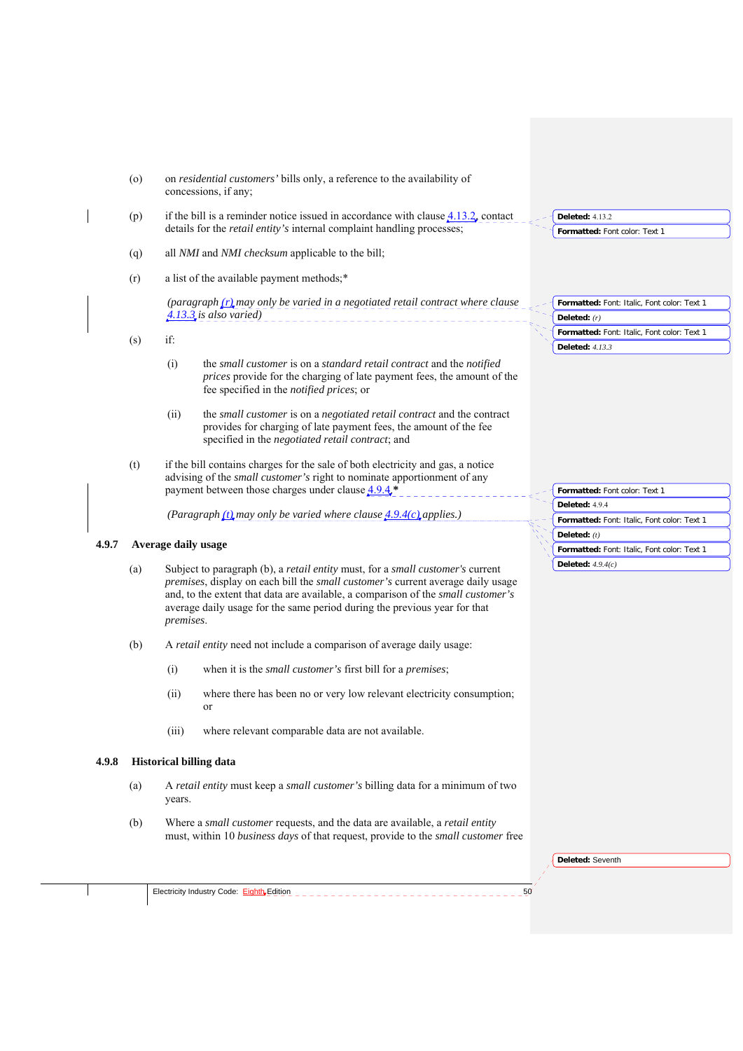(o) on *residential customers'* bills only, a reference to the availability of concessions, if any;

(p) if the bill is a reminder notice issued in accordance with clause 4.13.2, contact details for the *retail entity's* internal complaint handling processes;

(q) all *NMI* and *NMI checksum* applicable to the bill;

(r) a list of the available payment methods;*

*(paragraph (r) may only be varied in a negotiated retail contract where clause 4.13.3 is also varied)*

(s) if:

(i) the *small customer* is on a *standard retail contract* and the *notified prices* provide for the charging of late payment fees, the amount of the fee specified in the *notified prices*; or

(ii) the *small customer* is on a *negotiated retail contract* and the contract provides for charging of late payment fees, the amount of the fee specified in the *negotiated retail contract*; and

(t) if the bill contains charges for the sale of both electricity and gas, a notice advising of the *small customer's* right to nominate apportionment of any payment between those charges under clause 4.9.4.*

*(Paragraph (t) may only be varied where clause 4.9.4(c) applies.)*

### 4.9.7 Average daily usage

(a) Subject to paragraph (b), a *retail entity* must, for a *small customer's* current *premises*, display on each bill the *small customer's* current average daily usage and, to the extent that data are available, a comparison of the *small customer's* average daily usage for the same period during the previous year for that *premises*.

(b) A *retail entity* need not include a comparison of average daily usage:

(i) when it is the *small customer's* first bill for a *premises*;

(ii) where there has been no or very low relevant electricity consumption; or

(iii) where relevant comparable data are not available.

### 4.9.8 Historical billing data

(a) A *retail entity* must keep a *small customer's* billing data for a minimum of two years.

(b) Where a *small customer* requests, and the data are available, a *retail entity* must, within 10 *business days* of that request, provide to the *small customer* free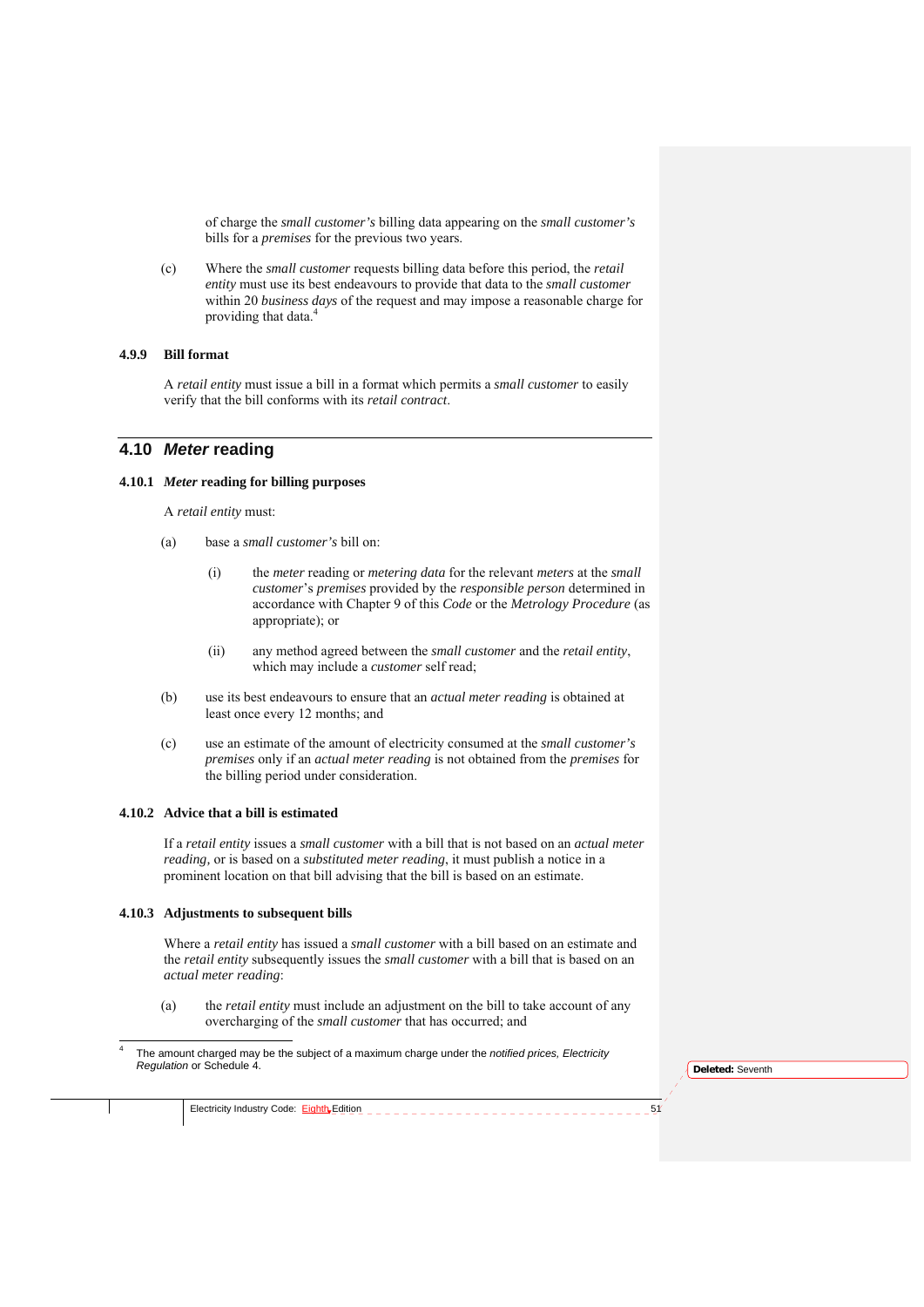of charge the *small customer's* billing data appearing on the *small customer's* bills for a *premises* for the previous two years.

(c) Where the *small customer* requests billing data before this period, the *retail entity* must use its best endeavours to provide that data to the *small customer* within 20 *business days* of the request and may impose a reasonable charge for providing that data.[4]

### 4.9.9 Bill format

A *retail entity* must issue a bill in a format which permits a *small customer* to easily verify that the bill conforms with its *retail contract*.

## 4.10 *Meter* reading

### 4.10.1 *Meter* reading for billing purposes

A *retail entity* must:

(a) base a *small customer's* bill on:

(i) the *meter* reading or *metering data* for the relevant *meters* at the *small customer*'s *premises* provided by the *responsible person* determined in accordance with Chapter 9 of this *Code* or the *Metrology Procedure* (as appropriate); or

(ii) any method agreed between the *small customer* and the *retail entity*, which may include a *customer* self read;

(b) use its best endeavours to ensure that an *actual meter reading* is obtained at least once every 12 months; and

(c) use an estimate of the amount of electricity consumed at the *small customer's premises* only if an *actual meter reading* is not obtained from the *premises* for the billing period under consideration.

### 4.10.2 Advice that a bill is estimated

If a *retail entity* issues a *small customer* with a bill that is not based on an *actual meter reading,* or is based on a *substituted meter reading*, it must publish a notice in a prominent location on that bill advising that the bill is based on an estimate.

### 4.10.3 Adjustments to subsequent bills

Where a *retail entity* has issued a *small customer* with a bill based on an estimate and the *retail entity* subsequently issues the *small customer* with a bill that is based on an *actual meter reading*:

(a) the *retail entity* must include an adjustment on the bill to take account of any overcharging of the *small customer* that has occurred; and

---

4 The amount charged may be the subject of a maximum charge under the *notified prices, Electricity Regulation* or Schedule 4.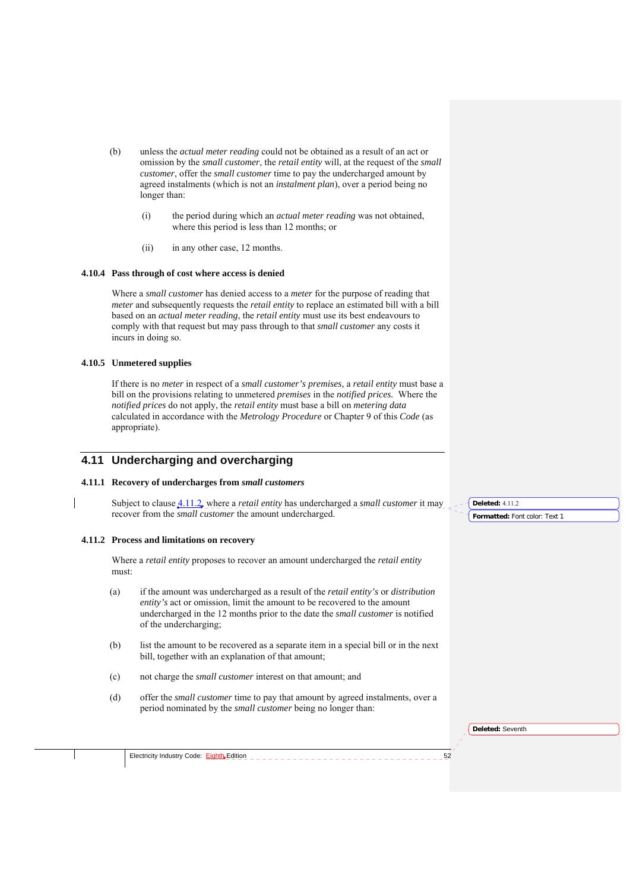(b) unless the *actual meter reading* could not be obtained as a result of an act or omission by the *small customer*, the *retail entity* will, at the request of the *small customer*, offer the *small customer* time to pay the undercharged amount by agreed instalments (which is not an *instalment plan*), over a period being no longer than:

  (i) the period during which an *actual meter reading* was not obtained, where this period is less than 12 months; or

  (ii) in any other case, 12 months.

### 4.10.4 Pass through of cost where access is denied

Where a *small customer* has denied access to a *meter* for the purpose of reading that *meter* and subsequently requests the *retail entity* to replace an estimated bill with a bill based on an *actual meter reading*, the *retail entity* must use its best endeavours to comply with that request but may pass through to that *small customer* any costs it incurs in doing so.

### 4.10.5 Unmetered supplies

If there is no *meter* in respect of a *small customer's premises,* a *retail entity* must base a bill on the provisions relating to unmetered *premises* in the *notified prices.* Where the *notified prices* do not apply, the *retail entity* must base a bill on *metering data* calculated in accordance with the *Metrology Procedure* or Chapter 9 of this *Code* (as appropriate).

## 4.11 Undercharging and overcharging

### 4.11.1 Recovery of undercharges from *small customers*

Subject to clause 4.11.2, where a *retail entity* has undercharged a *small customer* it may recover from the *small customer* the amount undercharged.

### 4.11.2 Process and limitations on recovery

Where a *retail entity* proposes to recover an amount undercharged the *retail entity* must:

(a) if the amount was undercharged as a result of the *retail entity's* or *distribution entity's* act or omission, limit the amount to be recovered to the amount undercharged in the 12 months prior to the date the *small customer* is notified of the undercharging;

(b) list the amount to be recovered as a separate item in a special bill or in the next bill, together with an explanation of that amount;

(c) not charge the *small customer* interest on that amount; and

(d) offer the *small customer* time to pay that amount by agreed instalments, over a period nominated by the *small customer* being no longer than: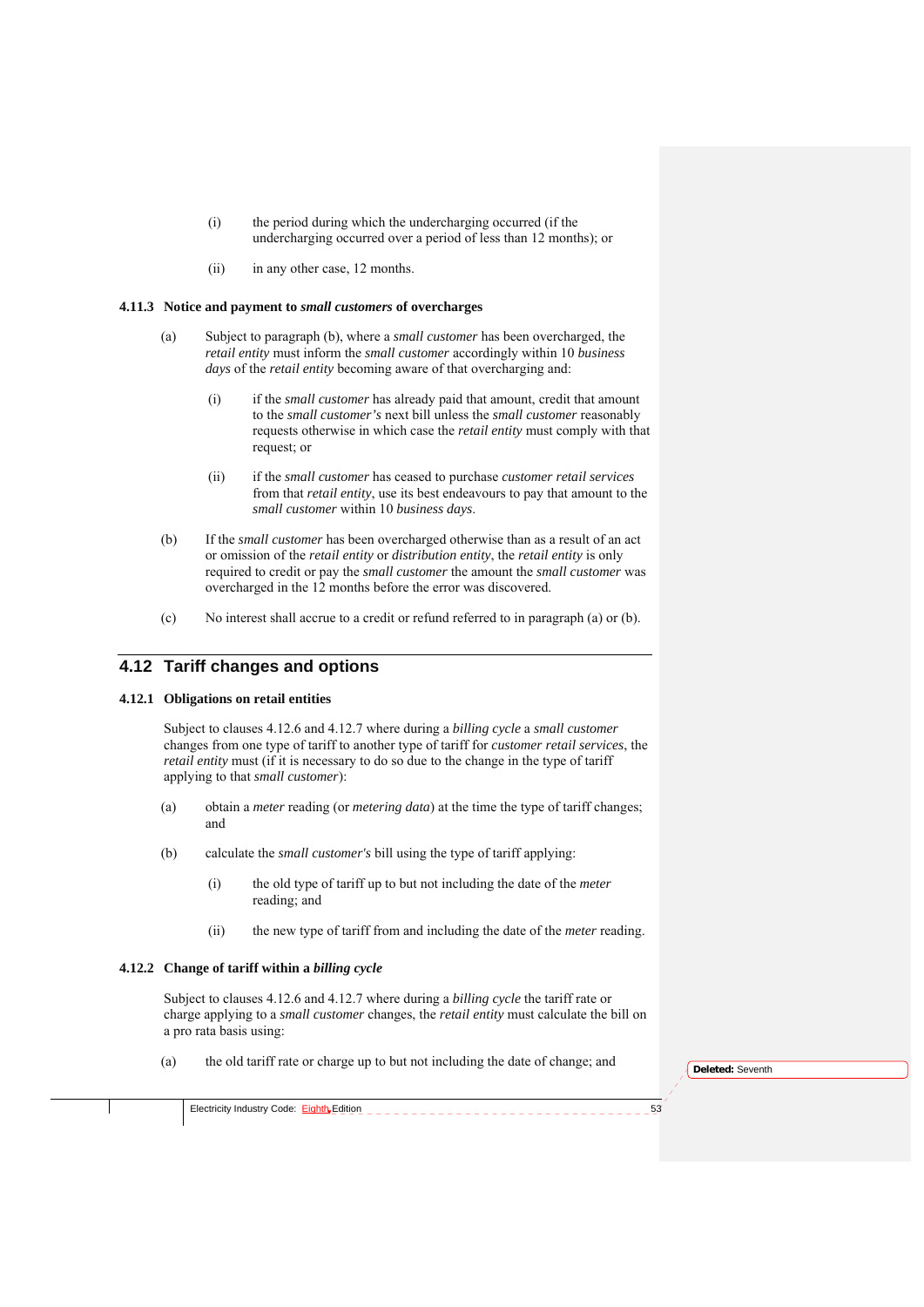(i) the period during which the undercharging occurred (if the undercharging occurred over a period of less than 12 months); or

(ii) in any other case, 12 months.

#### 4.11.3 Notice and payment to *small customers* of overcharges

(a) Subject to paragraph (b), where a *small customer* has been overcharged, the *retail entity* must inform the *small customer* accordingly within 10 *business days* of the *retail entity* becoming aware of that overcharging and:

(i) if the *small customer* has already paid that amount, credit that amount to the *small customer's* next bill unless the *small customer* reasonably requests otherwise in which case the *retail entity* must comply with that request; or

(ii) if the *small customer* has ceased to purchase *customer retail services* from that *retail entity*, use its best endeavours to pay that amount to the *small customer* within 10 *business days*.

(b) If the *small customer* has been overcharged otherwise than as a result of an act or omission of the *retail entity* or *distribution entity*, the *retail entity* is only required to credit or pay the *small customer* the amount the *small customer* was overcharged in the 12 months before the error was discovered.

(c) No interest shall accrue to a credit or refund referred to in paragraph (a) or (b).

## 4.12 Tariff changes and options

#### 4.12.1 Obligations on retail entities

Subject to clauses 4.12.6 and 4.12.7 where during a *billing cycle* a *small customer* changes from one type of tariff to another type of tariff for *customer retail services*, the *retail entity* must (if it is necessary to do so due to the change in the type of tariff applying to that *small customer*):

(a) obtain a *meter* reading (or *metering data*) at the time the type of tariff changes; and

(b) calculate the *small customer's* bill using the type of tariff applying:

(i) the old type of tariff up to but not including the date of the *meter* reading; and

(ii) the new type of tariff from and including the date of the *meter* reading.

#### 4.12.2 Change of tariff within a *billing cycle*

Subject to clauses 4.12.6 and 4.12.7 where during a *billing cycle* the tariff rate or charge applying to a *small customer* changes, the *retail entity* must calculate the bill on a pro rata basis using:

(a) the old tariff rate or charge up to but not including the date of change; and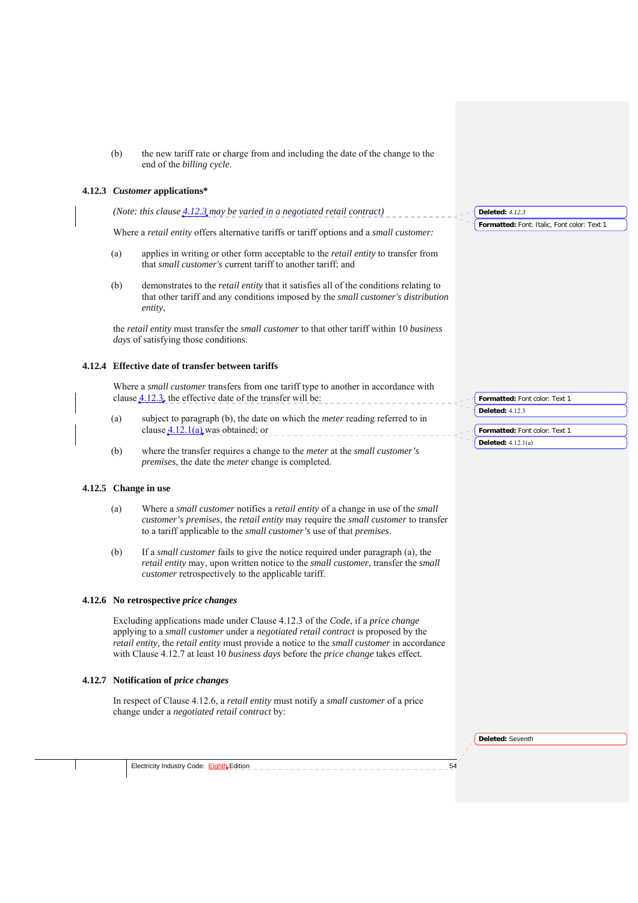(b) the new tariff rate or charge from and including the date of the change to the end of the *billing cycle*.

### 4.12.3 *Customer* applications*

*(Note: this clause 4.12.3 may be varied in a negotiated retail contract)*

Where a *retail entity* offers alternative tariffs or tariff options and a *small customer:*

(a) applies in writing or other form acceptable to the *retail entity* to transfer from that *small customer's* current tariff to another tariff; and

(b) demonstrates to the *retail entity* that it satisfies all of the conditions relating to that other tariff and any conditions imposed by the *small customer's distribution entity*,

the *retail entity* must transfer the *small customer* to that other tariff within 10 *business days* of satisfying those conditions.

### 4.12.4 Effective date of transfer between tariffs

Where a *small customer* transfers from one tariff type to another in accordance with clause 4.12.3, the effective date of the transfer will be:

(a) subject to paragraph (b), the date on which the *meter* reading referred to in clause 4.12.1(a) was obtained; or

(b) where the transfer requires a change to the *meter* at the *small customer's premises*, the date the *meter* change is completed.

### 4.12.5 Change in use

(a) Where a *small customer* notifies a *retail entity* of a change in use of the *small customer's premises*, the *retail entity* may require the *small customer* to transfer to a tariff applicable to the *small customer's* use of that *premises*.

(b) If a *small customer* fails to give the notice required under paragraph (a), the *retail entity* may, upon written notice to the *small customer*, transfer the *small customer* retrospectively to the applicable tariff.

### 4.12.6 No retrospective *price changes*

Excluding applications made under Clause 4.12.3 of the *Code*, if a *price change* applying to a *small customer* under a *negotiated retail contract* is proposed by the *retail entity*, the *retail entity* must provide a notice to the *small customer* in accordance with Clause 4.12.7 at least 10 *business days* before the *price change* takes effect.

### 4.12.7 Notification of *price changes*

In respect of Clause 4.12.6, a *retail entity* must notify a *small customer* of a price change under a *negotiated retail contract* by: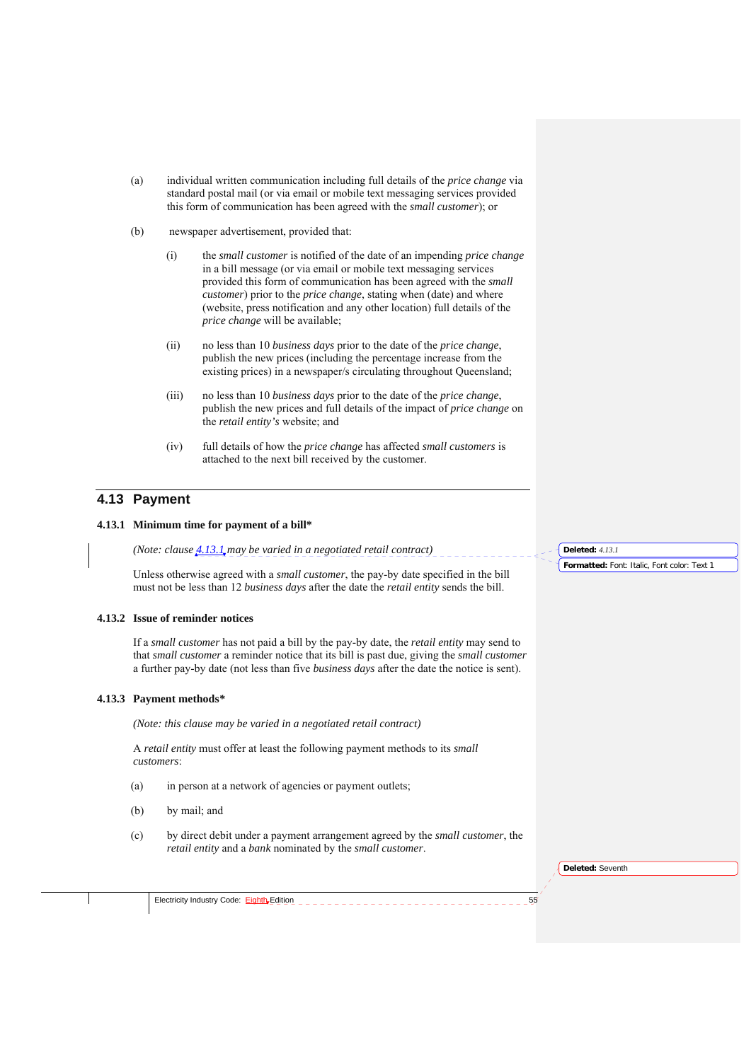(a) individual written communication including full details of the *price change* via standard postal mail (or via email or mobile text messaging services provided this form of communication has been agreed with the *small customer*); or

(b) newspaper advertisement, provided that:

  (i) the *small customer* is notified of the date of an impending *price change* in a bill message (or via email or mobile text messaging services provided this form of communication has been agreed with the *small customer*) prior to the *price change*, stating when (date) and where (website, press notification and any other location) full details of the *price change* will be available;

  (ii) no less than 10 *business days* prior to the date of the *price change*, publish the new prices (including the percentage increase from the existing prices) in a newspaper/s circulating throughout Queensland;

  (iii) no less than 10 *business days* prior to the date of the *price change*, publish the new prices and full details of the impact of *price change* on the *retail entity's* website; and

  (iv) full details of how the *price change* has affected *small customers* is attached to the next bill received by the customer.

## 4.13 Payment

### 4.13.1 Minimum time for payment of a bill*

*(Note: clause 4.13.1 may be varied in a negotiated retail contract)*

Unless otherwise agreed with a *small customer*, the pay-by date specified in the bill must not be less than 12 *business days* after the date the *retail entity* sends the bill.

### 4.13.2 Issue of reminder notices

If a *small customer* has not paid a bill by the pay-by date, the *retail entity* may send to that *small customer* a reminder notice that its bill is past due, giving the *small customer* a further pay-by date (not less than five *business days* after the date the notice is sent).

### 4.13.3 Payment methods*

*(Note: this clause may be varied in a negotiated retail contract)*

A *retail entity* must offer at least the following payment methods to its *small customers*:

(a) in person at a network of agencies or payment outlets;

(b) by mail; and

(c) by direct debit under a payment arrangement agreed by the *small customer*, the *retail entity* and a *bank* nominated by the *small customer*.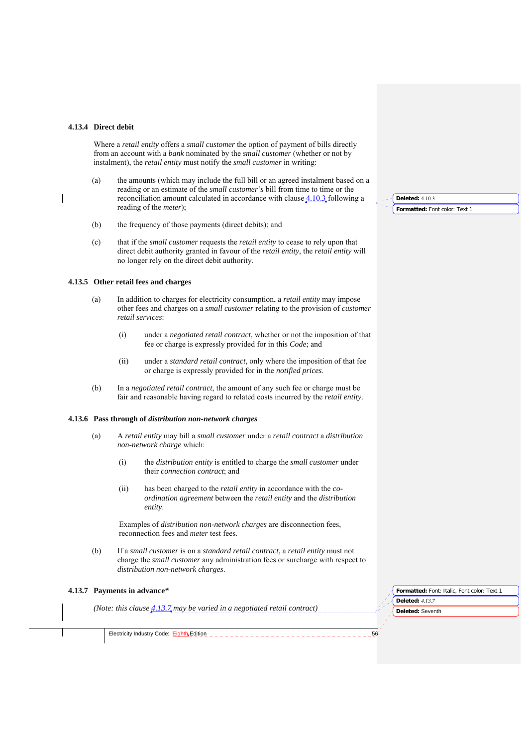#### 4.13.4 Direct debit

Where a *retail entity* offers a *small customer* the option of payment of bills directly from an account with a *bank* nominated by the *small customer* (whether or not by instalment), the *retail entity* must notify the *small customer* in writing:

(a) the amounts (which may include the full bill or an agreed instalment based on a reading or an estimate of the *small customer's* bill from time to time or the reconciliation amount calculated in accordance with clause 4.10.3 following a reading of the *meter*);

(b) the frequency of those payments (direct debits); and

(c) that if the *small customer* requests the *retail entity* to cease to rely upon that direct debit authority granted in favour of the *retail entity*, the *retail entity* will no longer rely on the direct debit authority.

#### 4.13.5 Other retail fees and charges

(a) In addition to charges for electricity consumption, a *retail entity* may impose other fees and charges on a *small customer* relating to the provision of *customer retail services*:

(i) under a *negotiated retail contract*, whether or not the imposition of that fee or charge is expressly provided for in this *Code*; and

(ii) under a *standard retail contract*, only where the imposition of that fee or charge is expressly provided for in the *notified prices*.

(b) In a *negotiated retail contract*, the amount of any such fee or charge must be fair and reasonable having regard to related costs incurred by the *retail entity*.

#### 4.13.6 Pass through of *distribution non-network charges*

(a) A *retail entity* may bill a *small customer* under a *retail contract* a *distribution non-network charge* which:

(i) the *distribution entity* is entitled to charge the *small customer* under their *connection contract*; and

(ii) has been charged to the *retail entity* in accordance with the *co-ordination agreement* between the *retail entity* and the *distribution entity*.

Examples of *distribution non-network charges* are disconnection fees, reconnection fees and *meter* test fees.

(b) If a *small customer* is on a *standard retail contract*, a *retail entity* must not charge the *small customer* any administration fees or surcharge with respect to *distribution non-network charges*.

#### 4.13.7 Payments in advance*

*(Note: this clause 4.13.7 may be varied in a negotiated retail contract)*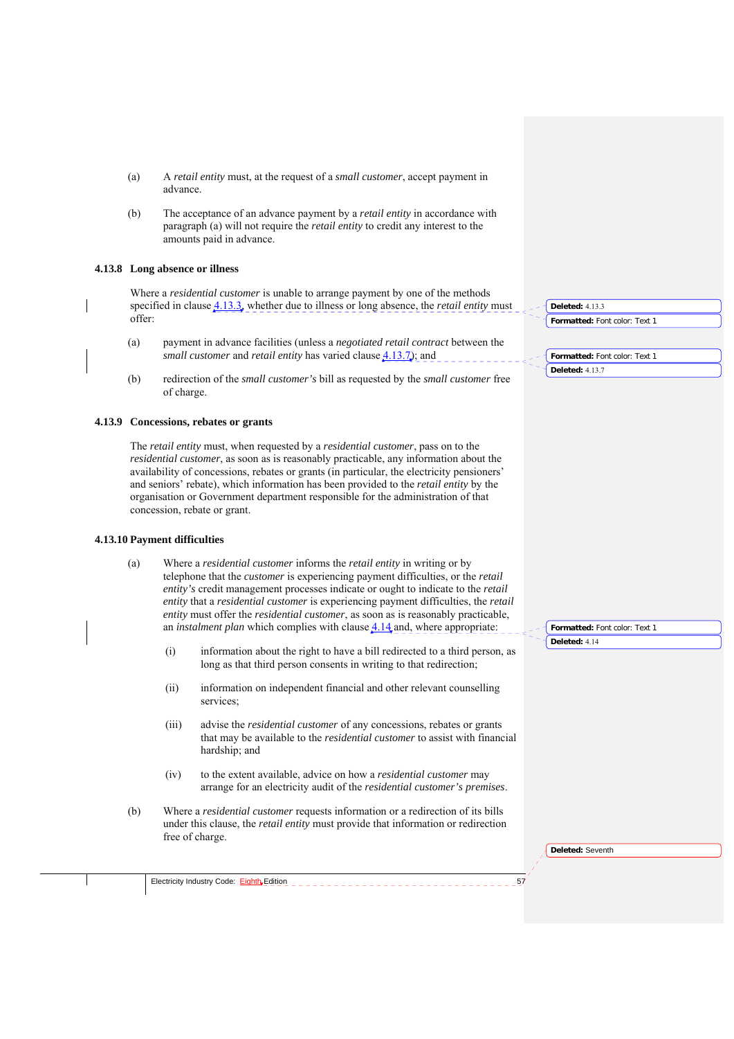(a) A *retail entity* must, at the request of a *small customer*, accept payment in advance.

(b) The acceptance of an advance payment by a *retail entity* in accordance with paragraph (a) will not require the *retail entity* to credit any interest to the amounts paid in advance.

### 4.13.8 Long absence or illness

Where a *residential customer* is unable to arrange payment by one of the methods specified in clause 4.13.3, whether due to illness or long absence, the *retail entity* must offer:

(a) payment in advance facilities (unless a *negotiated retail contract* between the *small customer* and *retail entity* has varied clause 4.13.7); and

(b) redirection of the *small customer's* bill as requested by the *small customer* free of charge.

### 4.13.9 Concessions, rebates or grants

The *retail entity* must, when requested by a *residential customer*, pass on to the *residential customer*, as soon as is reasonably practicable, any information about the availability of concessions, rebates or grants (in particular, the electricity pensioners' and seniors' rebate), which information has been provided to the *retail entity* by the organisation or Government department responsible for the administration of that concession, rebate or grant.

### 4.13.10 Payment difficulties

(a) Where a *residential customer* informs the *retail entity* in writing or by telephone that the *customer* is experiencing payment difficulties, or the *retail entity's* credit management processes indicate or ought to indicate to the *retail entity* that a *residential customer* is experiencing payment difficulties, the *retail entity* must offer the *residential customer*, as soon as is reasonably practicable, an *instalment plan* which complies with clause 4.14 and, where appropriate:

(i) information about the right to have a bill redirected to a third person, as long as that third person consents in writing to that redirection;

(ii) information on independent financial and other relevant counselling services;

(iii) advise the *residential customer* of any concessions, rebates or grants that may be available to the *residential customer* to assist with financial hardship; and

(iv) to the extent available, advice on how a *residential customer* may arrange for an electricity audit of the *residential customer's premises*.

(b) Where a *residential customer* requests information or a redirection of its bills under this clause, the *retail entity* must provide that information or redirection free of charge.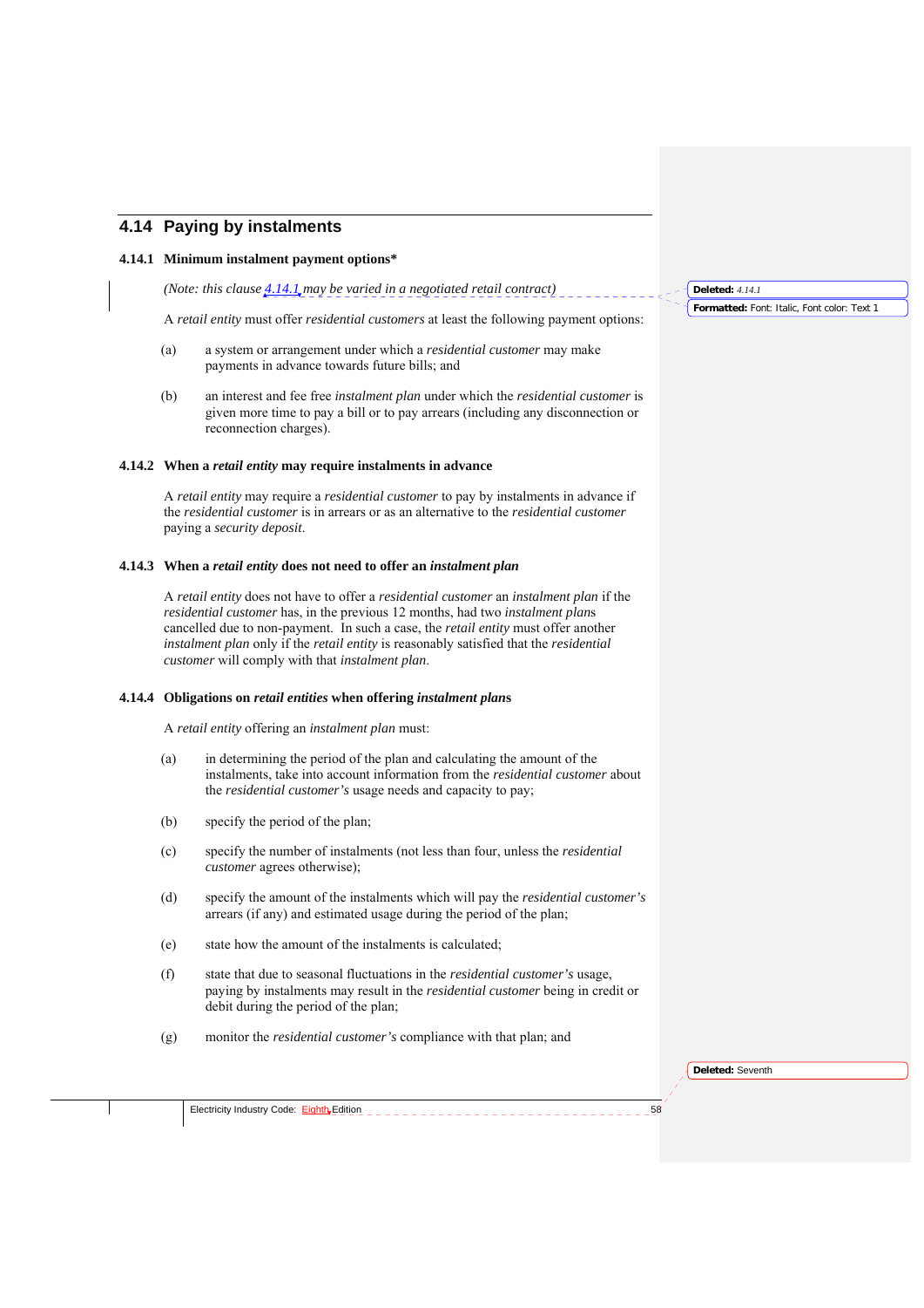## 4.14 Paying by instalments

### 4.14.1 Minimum instalment payment options*

*(Note: this clause 4.14.1 may be varied in a negotiated retail contract)*

A *retail entity* must offer *residential customers* at least the following payment options:

(a) a system or arrangement under which a *residential customer* may make payments in advance towards future bills; and

(b) an interest and fee free *instalment plan* under which the *residential customer* is given more time to pay a bill or to pay arrears (including any disconnection or reconnection charges).

### 4.14.2 When a *retail entity* may require instalments in advance

A *retail entity* may require a *residential customer* to pay by instalments in advance if the *residential customer* is in arrears or as an alternative to the *residential customer* paying a *security deposit*.

### 4.14.3 When a *retail entity* does not need to offer an *instalment plan*

A *retail entity* does not have to offer a *residential customer* an *instalment plan* if the *residential customer* has, in the previous 12 months, had two *instalment plans* cancelled due to non-payment. In such a case, the *retail entity* must offer another *instalment plan* only if the *retail entity* is reasonably satisfied that the *residential customer* will comply with that *instalment plan*.

### 4.14.4 Obligations on *retail entities* when offering *instalment plans*

A *retail entity* offering an *instalment plan* must:

(a) in determining the period of the plan and calculating the amount of the instalments, take into account information from the *residential customer* about the *residential customer's* usage needs and capacity to pay;

(b) specify the period of the plan;

(c) specify the number of instalments (not less than four, unless the *residential customer* agrees otherwise);

(d) specify the amount of the instalments which will pay the *residential customer's* arrears (if any) and estimated usage during the period of the plan;

(e) state how the amount of the instalments is calculated;

(f) state that due to seasonal fluctuations in the *residential customer's* usage, paying by instalments may result in the *residential customer* being in credit or debit during the period of the plan;

(g) monitor the *residential customer's* compliance with that plan; and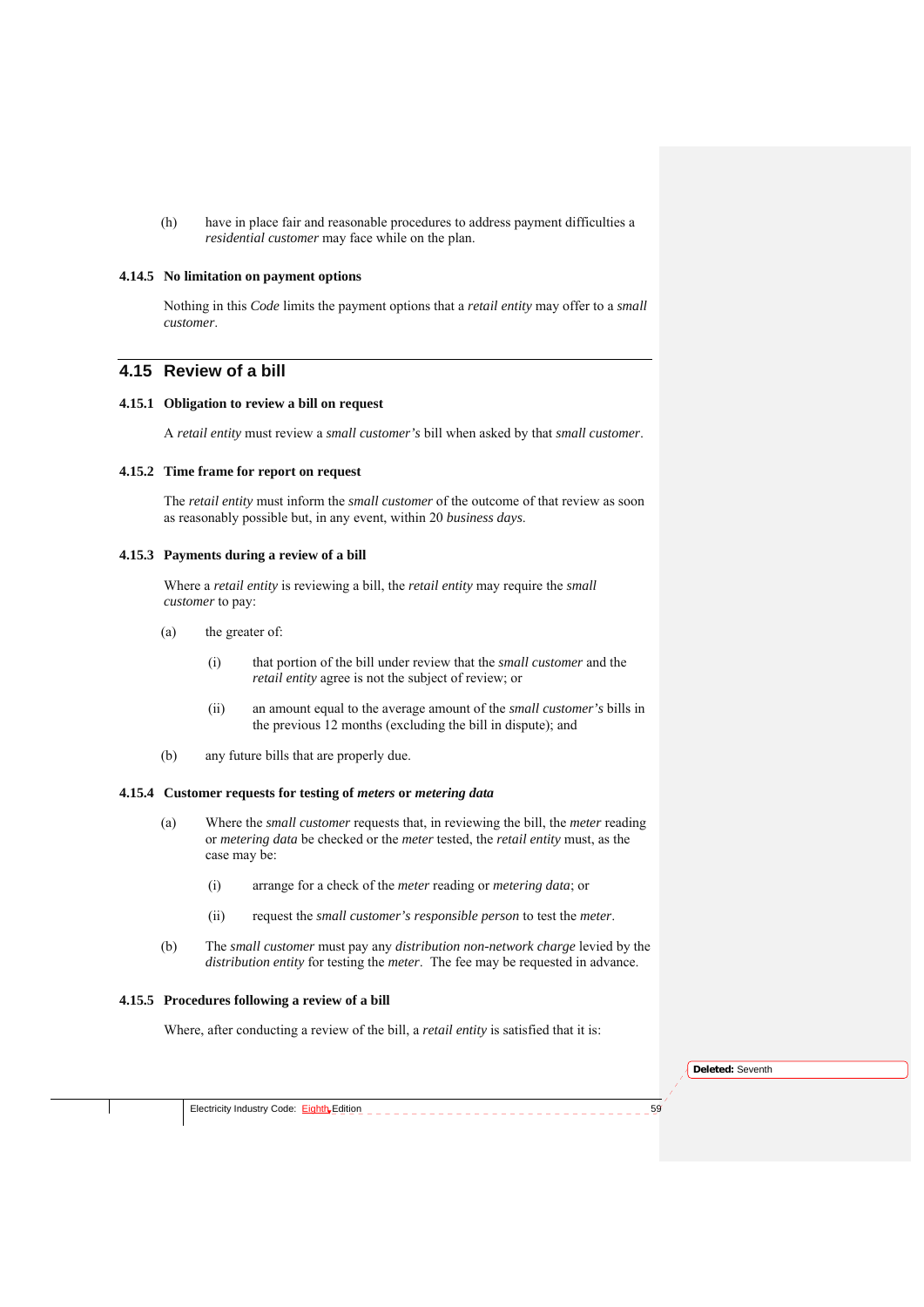(h) have in place fair and reasonable procedures to address payment difficulties a *residential customer* may face while on the plan.

#### 4.14.5 No limitation on payment options

Nothing in this *Code* limits the payment options that a *retail entity* may offer to a *small customer*.

## 4.15 Review of a bill

#### 4.15.1 Obligation to review a bill on request

A *retail entity* must review a *small customer's* bill when asked by that *small customer*.

#### 4.15.2 Time frame for report on request

The *retail entity* must inform the *small customer* of the outcome of that review as soon as reasonably possible but, in any event, within 20 *business days*.

#### 4.15.3 Payments during a review of a bill

Where a *retail entity* is reviewing a bill, the *retail entity* may require the *small customer* to pay:

(a) the greater of:

  (i) that portion of the bill under review that the *small customer* and the *retail entity* agree is not the subject of review; or

  (ii) an amount equal to the average amount of the *small customer's* bills in the previous 12 months (excluding the bill in dispute); and

(b) any future bills that are properly due.

#### 4.15.4 Customer requests for testing of *meters* or *metering data*

(a) Where the *small customer* requests that, in reviewing the bill, the *meter* reading or *metering data* be checked or the *meter* tested, the *retail entity* must, as the case may be:

  (i) arrange for a check of the *meter* reading or *metering data*; or

  (ii) request the *small customer's responsible person* to test the *meter*.

(b) The *small customer* must pay any *distribution non-network charge* levied by the *distribution entity* for testing the *meter*. The fee may be requested in advance.

#### 4.15.5 Procedures following a review of a bill

Where, after conducting a review of the bill, a *retail entity* is satisfied that it is: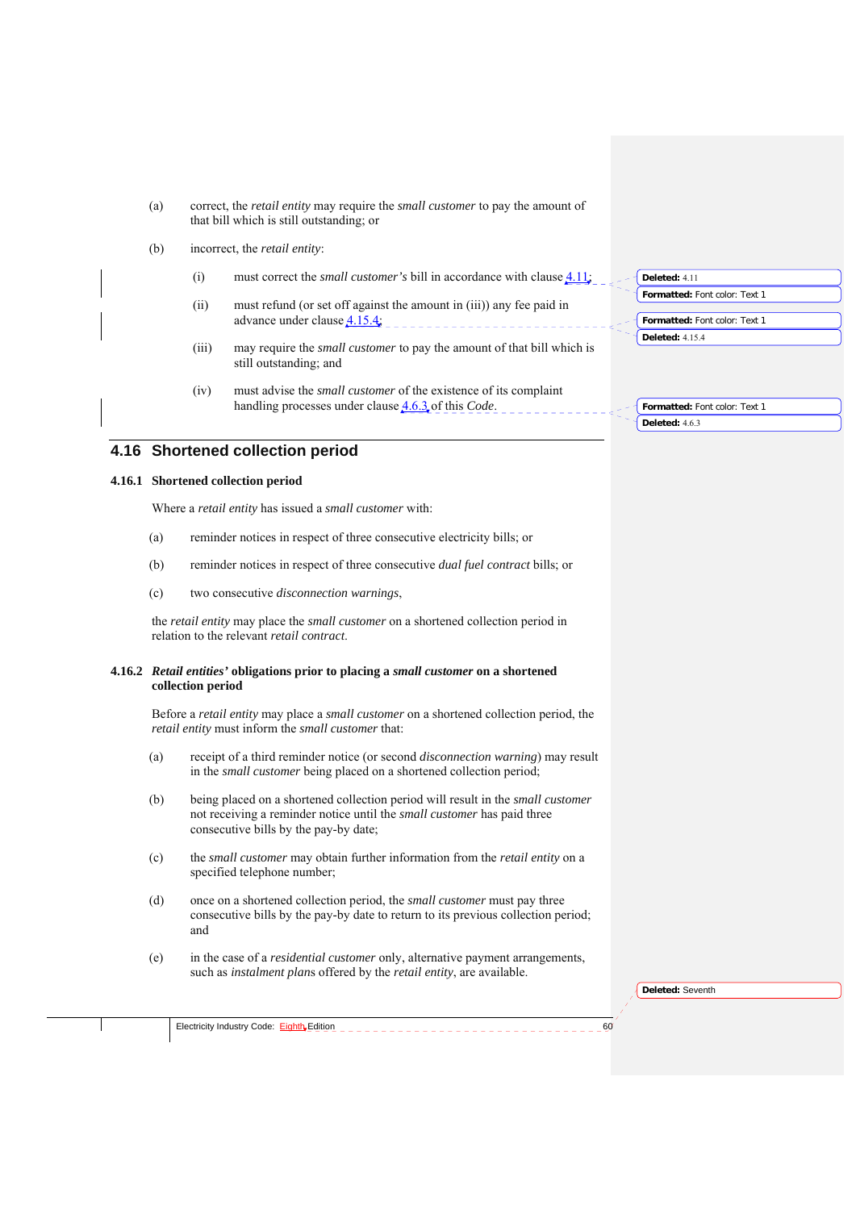(a) correct, the *retail entity* may require the *small customer* to pay the amount of that bill which is still outstanding; or

(b) incorrect, the *retail entity*:

   (i) must correct the *small customer's* bill in accordance with clause 4.11;

   (ii) must refund (or set off against the amount in (iii)) any fee paid in advance under clause 4.15.4;

   (iii) may require the *small customer* to pay the amount of that bill which is still outstanding; and

   (iv) must advise the *small customer* of the existence of its complaint handling processes under clause 4.6.3 of this *Code*.

## 4.16 Shortened collection period

### 4.16.1 Shortened collection period

Where a *retail entity* has issued a *small customer* with:

(a) reminder notices in respect of three consecutive electricity bills; or

(b) reminder notices in respect of three consecutive *dual fuel contract* bills; or

(c) two consecutive *disconnection warnings*,

the *retail entity* may place the *small customer* on a shortened collection period in relation to the relevant *retail contract*.

### 4.16.2 *Retail entities'* obligations prior to placing a *small customer* on a shortened collection period

Before a *retail entity* may place a *small customer* on a shortened collection period, the *retail entity* must inform the *small customer* that:

(a) receipt of a third reminder notice (or second *disconnection warning*) may result in the *small customer* being placed on a shortened collection period;

(b) being placed on a shortened collection period will result in the *small customer* not receiving a reminder notice until the *small customer* has paid three consecutive bills by the pay-by date;

(c) the *small customer* may obtain further information from the *retail entity* on a specified telephone number;

(d) once on a shortened collection period, the *small customer* must pay three consecutive bills by the pay-by date to return to its previous collection period; and

(e) in the case of a *residential customer* only, alternative payment arrangements, such as *instalment plans* offered by the *retail entity*, are available.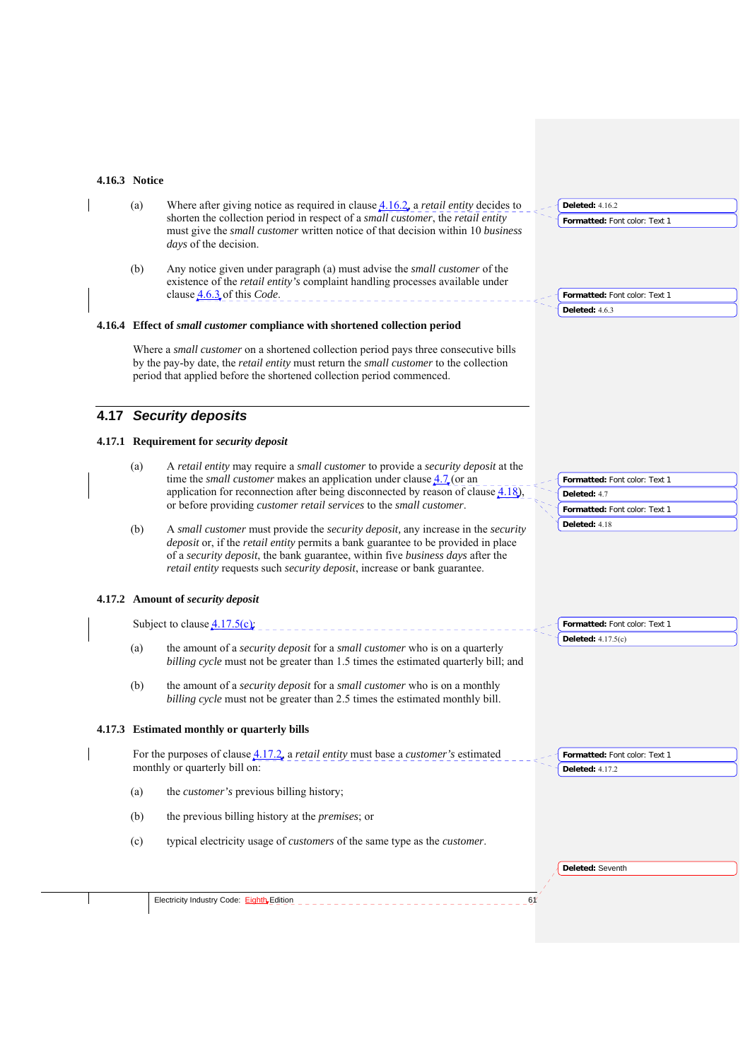### 4.16.3 Notice

(a) Where after giving notice as required in clause 4.16.2, a *retail entity* decides to shorten the collection period in respect of a *small customer*, the *retail entity* must give the *small customer* written notice of that decision within 10 *business days* of the decision.

(b) Any notice given under paragraph (a) must advise the *small customer* of the existence of the *retail entity's* complaint handling processes available under clause 4.6.3 of this *Code*.

### 4.16.4 Effect of *small customer* compliance with shortened collection period

Where a *small customer* on a shortened collection period pays three consecutive bills by the pay-by date, the *retail entity* must return the *small customer* to the collection period that applied before the shortened collection period commenced.

## 4.17 *Security deposits*

### 4.17.1 Requirement for *security deposit*

(a) A *retail entity* may require a *small customer* to provide a *security deposit* at the time the *small customer* makes an application under clause 4.7 (or an application for reconnection after being disconnected by reason of clause 4.18), or before providing *customer retail services* to the *small customer*.

(b) A *small customer* must provide the *security deposit,* any increase in the *security deposit* or, if the *retail entity* permits a bank guarantee to be provided in place of a *security deposit*, the bank guarantee, within five *business days* after the *retail entity* requests such *security deposit*, increase or bank guarantee.

### 4.17.2 Amount of *security deposit*

Subject to clause 4.17.5(c):

(a) the amount of a *security deposit* for a *small customer* who is on a quarterly *billing cycle* must not be greater than 1.5 times the estimated quarterly bill; and

(b) the amount of a *security deposit* for a *small customer* who is on a monthly *billing cycle* must not be greater than 2.5 times the estimated monthly bill.

### 4.17.3 Estimated monthly or quarterly bills

For the purposes of clause 4.17.2, a *retail entity* must base a *customer's* estimated monthly or quarterly bill on:

(a) the *customer's* previous billing history;

(b) the previous billing history at the *premises*; or

(c) typical electricity usage of *customers* of the same type as the *customer*.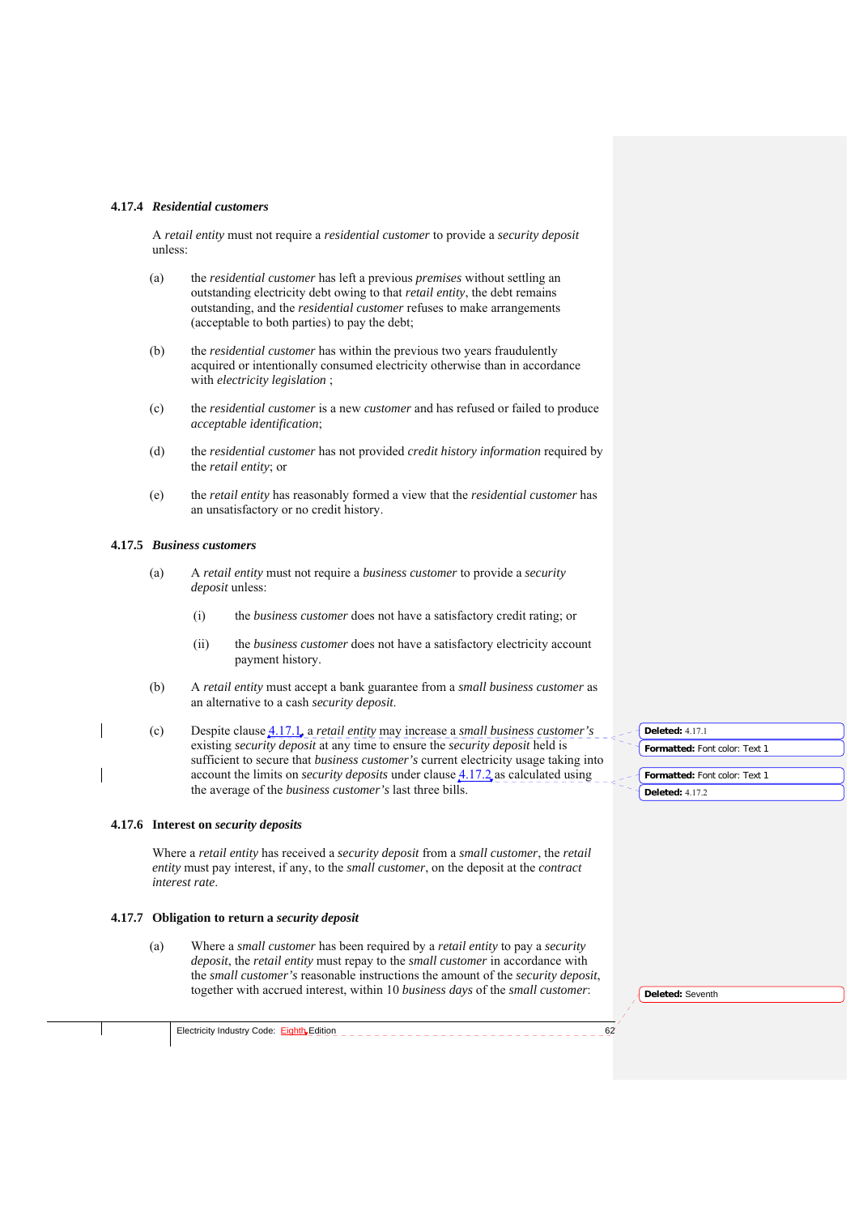### 4.17.4 *Residential customers*

A *retail entity* must not require a *residential customer* to provide a *security deposit* unless:

(a) the *residential customer* has left a previous *premises* without settling an outstanding electricity debt owing to that *retail entity*, the debt remains outstanding, and the *residential customer* refuses to make arrangements (acceptable to both parties) to pay the debt;

(b) the *residential customer* has within the previous two years fraudulently acquired or intentionally consumed electricity otherwise than in accordance with *electricity legislation* ;

(c) the *residential customer* is a new *customer* and has refused or failed to produce *acceptable identification*;

(d) the *residential customer* has not provided *credit history information* required by the *retail entity*; or

(e) the *retail entity* has reasonably formed a view that the *residential customer* has an unsatisfactory or no credit history.

### 4.17.5 *Business customers*

(a) A *retail entity* must not require a *business customer* to provide a *security deposit* unless:

(i) the *business customer* does not have a satisfactory credit rating; or

(ii) the *business customer* does not have a satisfactory electricity account payment history.

(b) A *retail entity* must accept a bank guarantee from a *small business customer* as an alternative to a cash *security deposit*.

(c) Despite clause 4.17.1, a *retail entity* may increase a *small business customer's* existing *security deposit* at any time to ensure the *security deposit* held is sufficient to secure that *business customer's* current electricity usage taking into account the limits on *security deposits* under clause 4.17.2 as calculated using the average of the *business customer's* last three bills.

### 4.17.6 Interest on *security deposits*

Where a *retail entity* has received a *security deposit* from a *small customer*, the *retail entity* must pay interest, if any, to the *small customer*, on the deposit at the *contract interest rate*.

### 4.17.7 Obligation to return a *security deposit*

(a) Where a *small customer* has been required by a *retail entity* to pay a *security deposit*, the *retail entity* must repay to the *small customer* in accordance with the *small customer's* reasonable instructions the amount of the *security deposit*, together with accrued interest, within 10 *business days* of the *small customer*: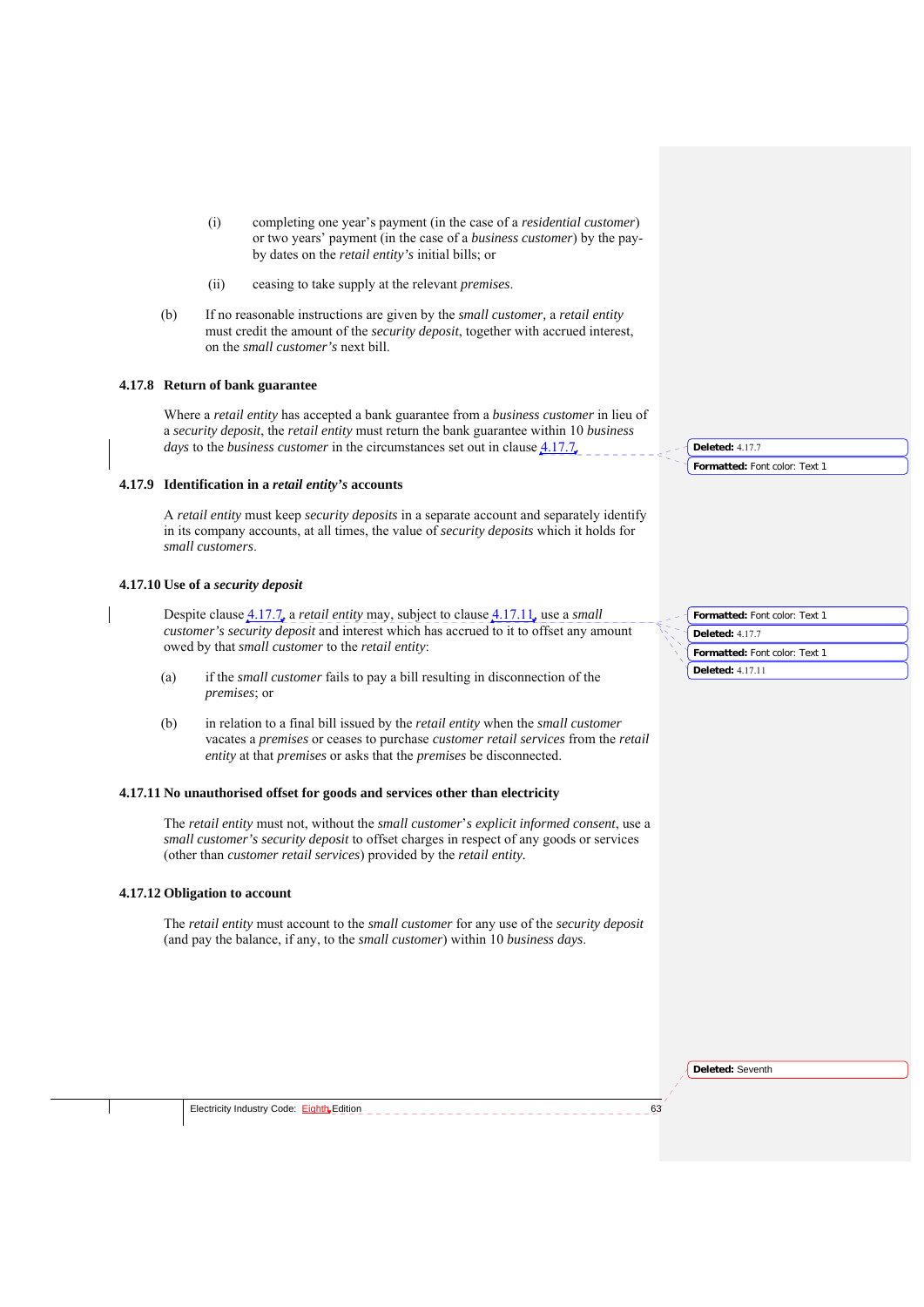(i) completing one year's payment (in the case of a *residential customer*) or two years' payment (in the case of a *business customer*) by the pay-by dates on the *retail entity's* initial bills; or

(ii) ceasing to take supply at the relevant *premises*.

(b) If no reasonable instructions are given by the *small customer*, a *retail entity* must credit the amount of the *security deposit*, together with accrued interest, on the *small customer's* next bill.

### 4.17.8 Return of bank guarantee

Where a *retail entity* has accepted a bank guarantee from a *business customer* in lieu of a *security deposit*, the *retail entity* must return the bank guarantee within 10 *business days* to the *business customer* in the circumstances set out in clause 4.17.7.

### 4.17.9 Identification in a *retail entity's* accounts

A *retail entity* must keep *security deposits* in a separate account and separately identify in its company accounts, at all times, the value of *security deposits* which it holds for *small customers*.

### 4.17.10 Use of a *security deposit*

Despite clause 4.17.7, a *retail entity* may, subject to clause 4.17.11, use a *small customer's security deposit* and interest which has accrued to it to offset any amount owed by that *small customer* to the *retail entity*:

(a) if the *small customer* fails to pay a bill resulting in disconnection of the *premises*; or

(b) in relation to a final bill issued by the *retail entity* when the *small customer* vacates a *premises* or ceases to purchase *customer retail services* from the *retail entity* at that *premises* or asks that the *premises* be disconnected.

### 4.17.11 No unauthorised offset for goods and services other than electricity

The *retail entity* must not, without the *small customer*'s *explicit informed consent*, use a *small customer's security deposit* to offset charges in respect of any goods or services (other than *customer retail services*) provided by the *retail entity*.

### 4.17.12 Obligation to account

The *retail entity* must account to the *small customer* for any use of the *security deposit* (and pay the balance, if any, to the *small customer*) within 10 *business days*.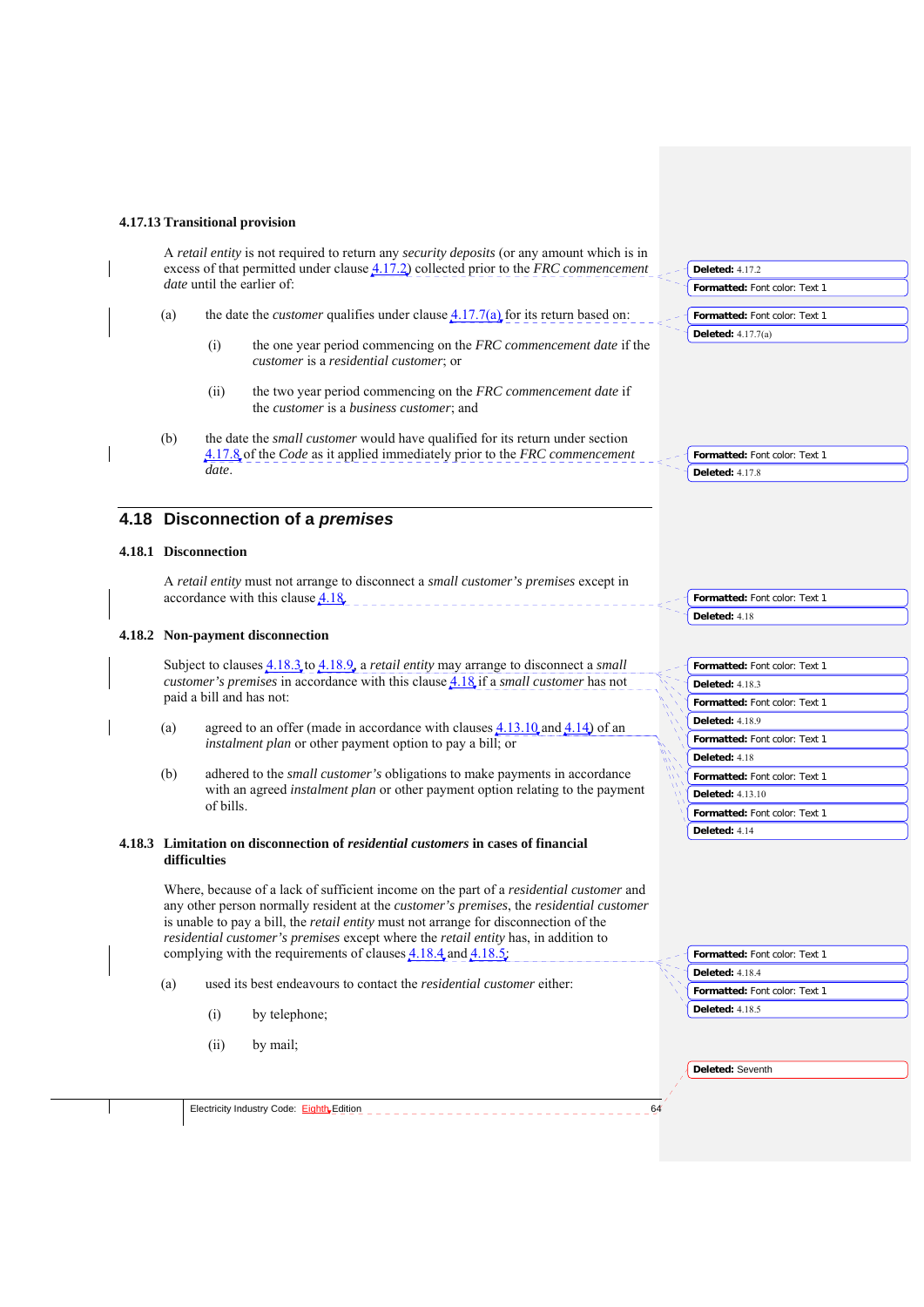#### 4.17.13 Transitional provision

A *retail entity* is not required to return any *security deposits* (or any amount which is in excess of that permitted under clause 4.17.2) collected prior to the *FRC commencement date* until the earlier of:

(a) the date the *customer* qualifies under clause 4.17.7(a) for its return based on:

(i) the one year period commencing on the *FRC commencement date* if the *customer* is a *residential customer*; or

(ii) the two year period commencing on the *FRC commencement date* if the *customer* is a *business customer*; and

(b) the date the *small customer* would have qualified for its return under section 4.17.8 of the *Code* as it applied immediately prior to the *FRC commencement date*.

## 4.18 Disconnection of a *premises*

#### 4.18.1 Disconnection

A *retail entity* must not arrange to disconnect a *small customer's premises* except in accordance with this clause 4.18.

#### 4.18.2 Non-payment disconnection

Subject to clauses 4.18.3 to 4.18.9, a *retail entity* may arrange to disconnect a *small customer's premises* in accordance with this clause 4.18 if a *small customer* has not paid a bill and has not:

(a) agreed to an offer (made in accordance with clauses 4.13.10 and 4.14) of an *instalment plan* or other payment option to pay a bill; or

(b) adhered to the *small customer's* obligations to make payments in accordance with an agreed *instalment plan* or other payment option relating to the payment of bills.

#### 4.18.3 Limitation on disconnection of *residential customers* in cases of financial difficulties

Where, because of a lack of sufficient income on the part of a *residential customer* and any other person normally resident at the *customer's premises*, the *residential customer* is unable to pay a bill, the *retail entity* must not arrange for disconnection of the *residential customer's premises* except where the *retail entity* has, in addition to complying with the requirements of clauses 4.18.4 and 4.18.5:

(a) used its best endeavours to contact the *residential customer* either:

(i) by telephone;

(ii) by mail;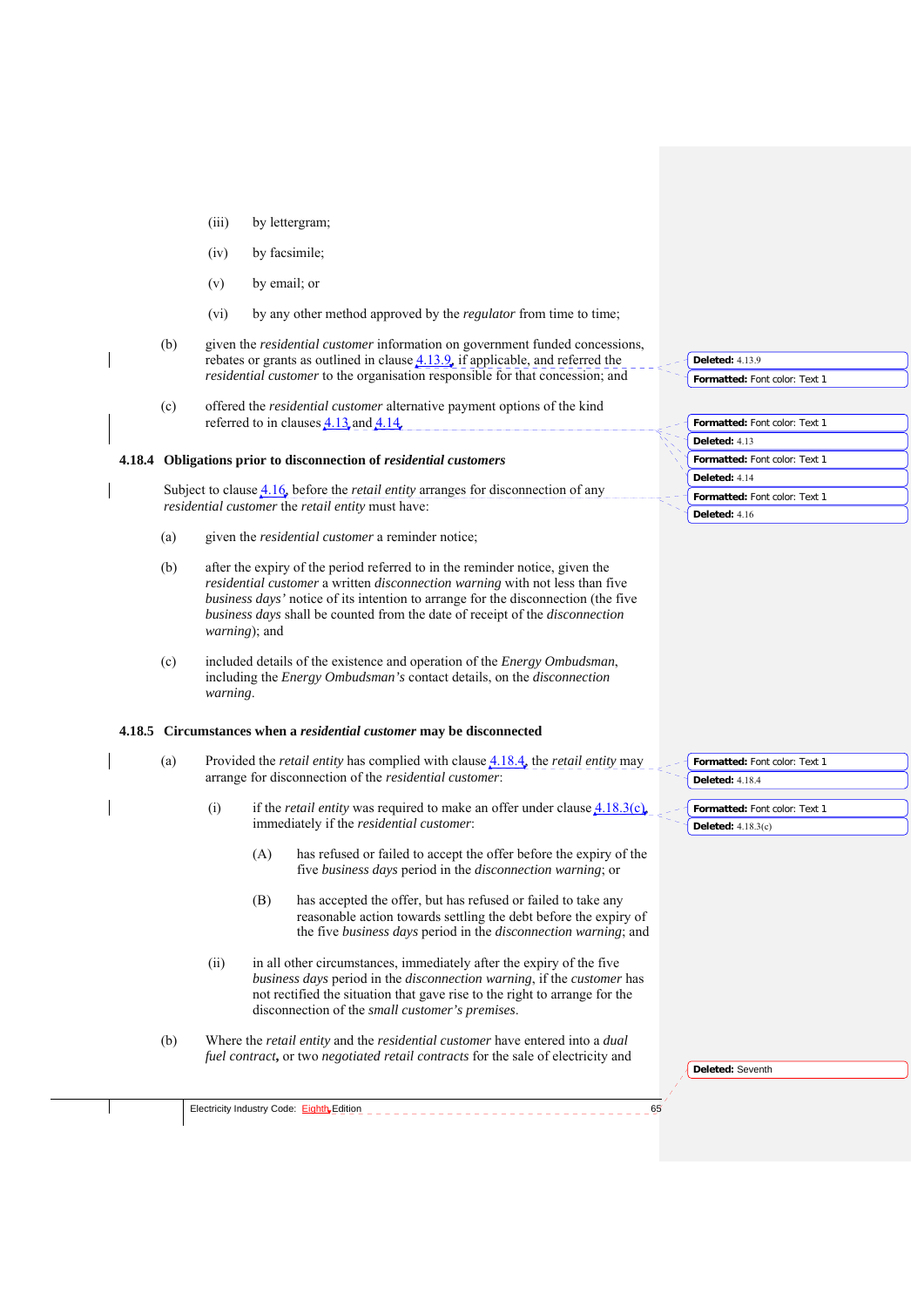(iii) by lettergram;

(iv) by facsimile;

(v) by email; or

(vi) by any other method approved by the *regulator* from time to time;

(b) given the *residential customer* information on government funded concessions, rebates or grants as outlined in clause 4.13.9, if applicable, and referred the *residential customer* to the organisation responsible for that concession; and

(c) offered the *residential customer* alternative payment options of the kind referred to in clauses 4.13 and 4.14.

### 4.18.4 Obligations prior to disconnection of *residential customers*

Subject to clause 4.16, before the *retail entity* arranges for disconnection of any *residential customer* the *retail entity* must have:

(a) given the *residential customer* a reminder notice;

(b) after the expiry of the period referred to in the reminder notice, given the *residential customer* a written *disconnection warning* with not less than five *business days'* notice of its intention to arrange for the disconnection (the five *business days* shall be counted from the date of receipt of the *disconnection warning*); and

(c) included details of the existence and operation of the *Energy Ombudsman*, including the *Energy Ombudsman's* contact details, on the *disconnection warning*.

### 4.18.5 Circumstances when a *residential customer* may be disconnected

(a) Provided the *retail entity* has complied with clause 4.18.4, the *retail entity* may arrange for disconnection of the *residential customer*:

(i) if the *retail entity* was required to make an offer under clause 4.18.3(c), immediately if the *residential customer*:

(A) has refused or failed to accept the offer before the expiry of the five *business days* period in the *disconnection warning*; or

(B) has accepted the offer, but has refused or failed to take any reasonable action towards settling the debt before the expiry of the five *business days* period in the *disconnection warning*; and

(ii) in all other circumstances, immediately after the expiry of the five *business days* period in the *disconnection warning*, if the *customer* has not rectified the situation that gave rise to the right to arrange for the disconnection of the *small customer's premises*.

(b) Where the *retail entity* and the *residential customer* have entered into a *dual fuel contract*, or two *negotiated retail contracts* for the sale of electricity and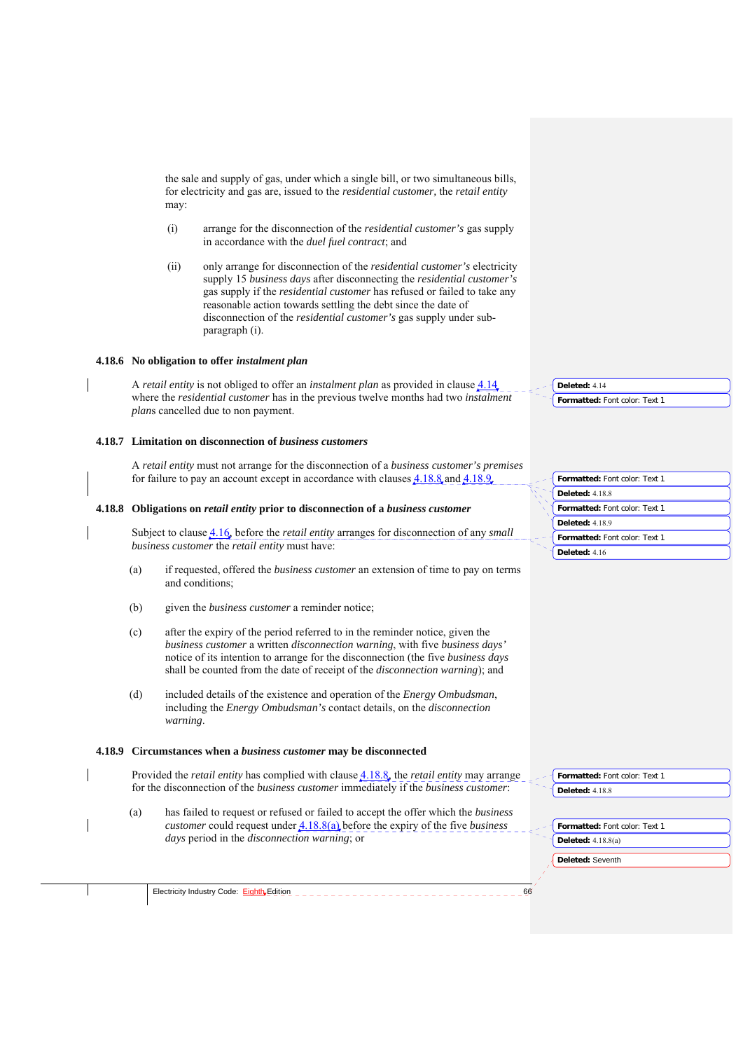the sale and supply of gas, under which a single bill, or two simultaneous bills, for electricity and gas are, issued to the *residential customer*, the *retail entity* may:

(i) arrange for the disconnection of the *residential customer's* gas supply in accordance with the *duel fuel contract*; and

(ii) only arrange for disconnection of the *residential customer's* electricity supply 15 *business days* after disconnecting the *residential customer's* gas supply if the *residential customer* has refused or failed to take any reasonable action towards settling the debt since the date of disconnection of the *residential customer's* gas supply under sub-paragraph (i).

### 4.18.6 No obligation to offer *instalment plan*

A *retail entity* is not obliged to offer an *instalment plan* as provided in clause 4.14 where the *residential customer* has in the previous twelve months had two *instalment plans* cancelled due to non payment.

### 4.18.7 Limitation on disconnection of *business customers*

A *retail entity* must not arrange for the disconnection of a *business customer's premises* for failure to pay an account except in accordance with clauses 4.18.8 and 4.18.9.

### 4.18.8 Obligations on *retail entity* prior to disconnection of a *business customer*

Subject to clause 4.16, before the *retail entity* arranges for disconnection of any *small business customer* the *retail entity* must have:

(a) if requested, offered the *business customer* an extension of time to pay on terms and conditions;

(b) given the *business customer* a reminder notice;

(c) after the expiry of the period referred to in the reminder notice, given the *business customer* a written *disconnection warning*, with five *business days'* notice of its intention to arrange for the disconnection (the five *business days* shall be counted from the date of receipt of the *disconnection warning*); and

(d) included details of the existence and operation of the *Energy Ombudsman*, including the *Energy Ombudsman's* contact details, on the *disconnection warning*.

### 4.18.9 Circumstances when a *business customer* may be disconnected

Provided the *retail entity* has complied with clause 4.18.8, the *retail entity* may arrange for the disconnection of the *business customer* immediately if the *business customer*:

(a) has failed to request or refused or failed to accept the offer which the *business customer* could request under 4.18.8(a) before the expiry of the five *business days* period in the *disconnection warning*; or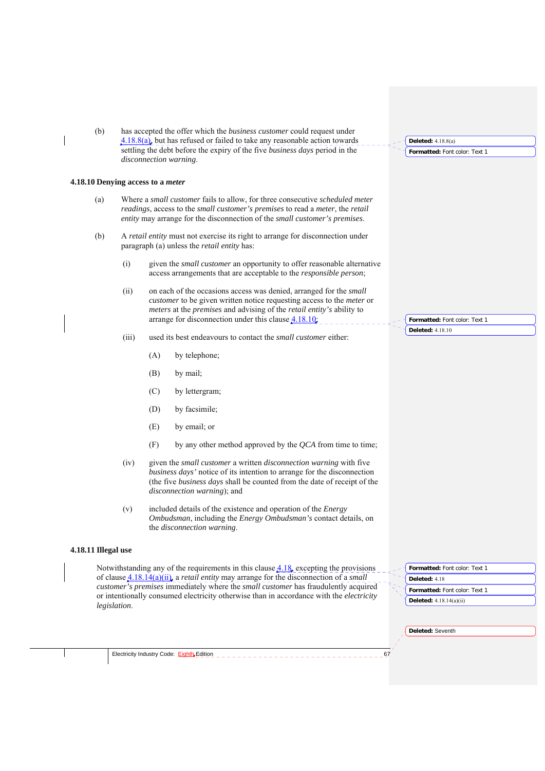(b) has accepted the offer which the *business customer* could request under 4.18.8(a), but has refused or failed to take any reasonable action towards settling the debt before the expiry of the five *business days* period in the *disconnection warning*.

### 4.18.10 Denying access to a *meter*

(a) Where a *small customer* fails to allow, for three consecutive *scheduled meter readings*, access to the *small customer's premises* to read a *meter*, the *retail entity* may arrange for the disconnection of the *small customer's premises*.

(b) A *retail entity* must not exercise its right to arrange for disconnection under paragraph (a) unless the *retail entity* has:

(i) given the *small customer* an opportunity to offer reasonable alternative access arrangements that are acceptable to the *responsible person*;

(ii) on each of the occasions access was denied, arranged for the *small customer* to be given written notice requesting access to the *meter* or *meters* at the *premises* and advising of the *retail entity's* ability to arrange for disconnection under this clause 4.18.10;

(iii) used its best endeavours to contact the *small customer* either:

(A) by telephone;

(B) by mail;

(C) by lettergram;

(D) by facsimile;

(E) by email; or

(F) by any other method approved by the *QCA* from time to time;

(iv) given the *small customer* a written *disconnection warning* with five *business days'* notice of its intention to arrange for the disconnection (the five *business days* shall be counted from the date of receipt of the *disconnection warning*); and

(v) included details of the existence and operation of the *Energy Ombudsman*, including the *Energy Ombudsman's* contact details, on the *disconnection warning*.

### 4.18.11 Illegal use

Notwithstanding any of the requirements in this clause 4.18, excepting the provisions of clause 4.18.14(a)(ii), a *retail entity* may arrange for the disconnection of a *small customer's premises* immediately where the *small customer* has fraudulently acquired or intentionally consumed electricity otherwise than in accordance with the *electricity legislation*.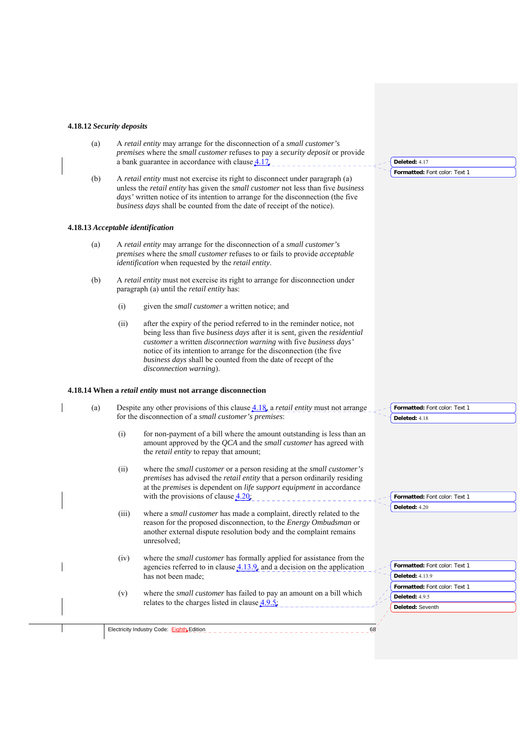**4.18.12** ***Security deposits***

(a) A *retail entity* may arrange for the disconnection of a *small customer's premises* where the *small customer* refuses to pay a *security deposit* or provide a bank guarantee in accordance with clause 4.17.

(b) A *retail entity* must not exercise its right to disconnect under paragraph (a) unless the *retail entity* has given the *small customer* not less than five *business days'* written notice of its intention to arrange for the disconnection (the five *business days* shall be counted from the date of receipt of the notice).

**4.18.13** ***Acceptable identification***

(a) A *retail entity* may arrange for the disconnection of a *small customer's premises* where the *small customer* refuses to or fails to provide *acceptable identification* when requested by the *retail entity*.

(b) A *retail entity* must not exercise its right to arrange for disconnection under paragraph (a) until the *retail entity* has:

(i) given the *small customer* a written notice; and

(ii) after the expiry of the period referred to in the reminder notice, not being less than five *business days* after it is sent, given the *residential customer* a written *disconnection warning* with five *business days'* notice of its intention to arrange for the disconnection (the five *business days* shall be counted from the date of recept of the *disconnection warning*).

**4.18.14 When a *retail entity* must not arrange disconnection**

(a) Despite any other provisions of this clause 4.18, a *retail entity* must not arrange for the disconnection of a *small customer's premises*:

(i) for non-payment of a bill where the amount outstanding is less than an amount approved by the *QCA* and the *small customer* has agreed with the *retail entity* to repay that amount;

(ii) where the *small customer* or a person residing at the *small customer's premises* has advised the *retail entity* that a person ordinarily residing at the *premises* is dependent on *life support equipment* in accordance with the provisions of clause 4.20;

(iii) where a *small customer* has made a complaint, directly related to the reason for the proposed disconnection, to the *Energy Ombudsman* or another external dispute resolution body and the complaint remains unresolved;

(iv) where the *small customer* has formally applied for assistance from the agencies referred to in clause 4.13.9, and a decision on the application has not been made;

(v) where the *small customer* has failed to pay an amount on a bill which relates to the charges listed in clause 4.9.5;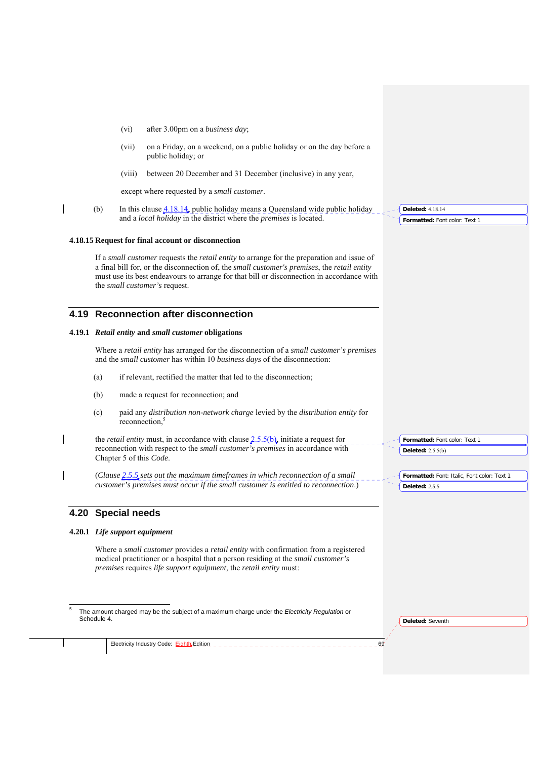(vi) after 3.00pm on a *business day*;

(vii) on a Friday, on a weekend, on a public holiday or on the day before a public holiday; or

(viii) between 20 December and 31 December (inclusive) in any year,

except where requested by a *small customer*.

(b) In this clause 4.18.14, public holiday means a Queensland wide public holiday and a *local holiday* in the district where the *premises* is located.

#### 4.18.15 Request for final account or disconnection

If a *small customer* requests the *retail entity* to arrange for the preparation and issue of a final bill for, or the disconnection of, the *small customer's premises*, the *retail entity* must use its best endeavours to arrange for that bill or disconnection in accordance with the *small customer's* request.

## 4.19 Reconnection after disconnection

#### 4.19.1 *Retail entity* and *small customer* obligations

Where a *retail entity* has arranged for the disconnection of a *small customer's premises* and the *small customer* has within 10 *business days* of the disconnection:

(a) if relevant, rectified the matter that led to the disconnection;

(b) made a request for reconnection; and

(c) paid any *distribution non-network charge* levied by the *distribution entity* for reconnection,[5]

the *retail entity* must, in accordance with clause 2.5.5(b), initiate a request for reconnection with respect to the *small customer's premises* in accordance with Chapter 5 of this *Code*.

(*Clause 2.5.5 sets out the maximum timeframes in which reconnection of a small customer's premises must occur if the small customer is entitled to reconnection.*)

## 4.20 Special needs

#### 4.20.1 *Life support equipment*

Where a *small customer* provides a *retail entity* with confirmation from a registered medical practitioner or a hospital that a person residing at the *small customer's premises* requires *life support equipment*, the *retail entity* must:

---

[5] The amount charged may be the subject of a maximum charge under the *Electricity Regulation* or Schedule 4.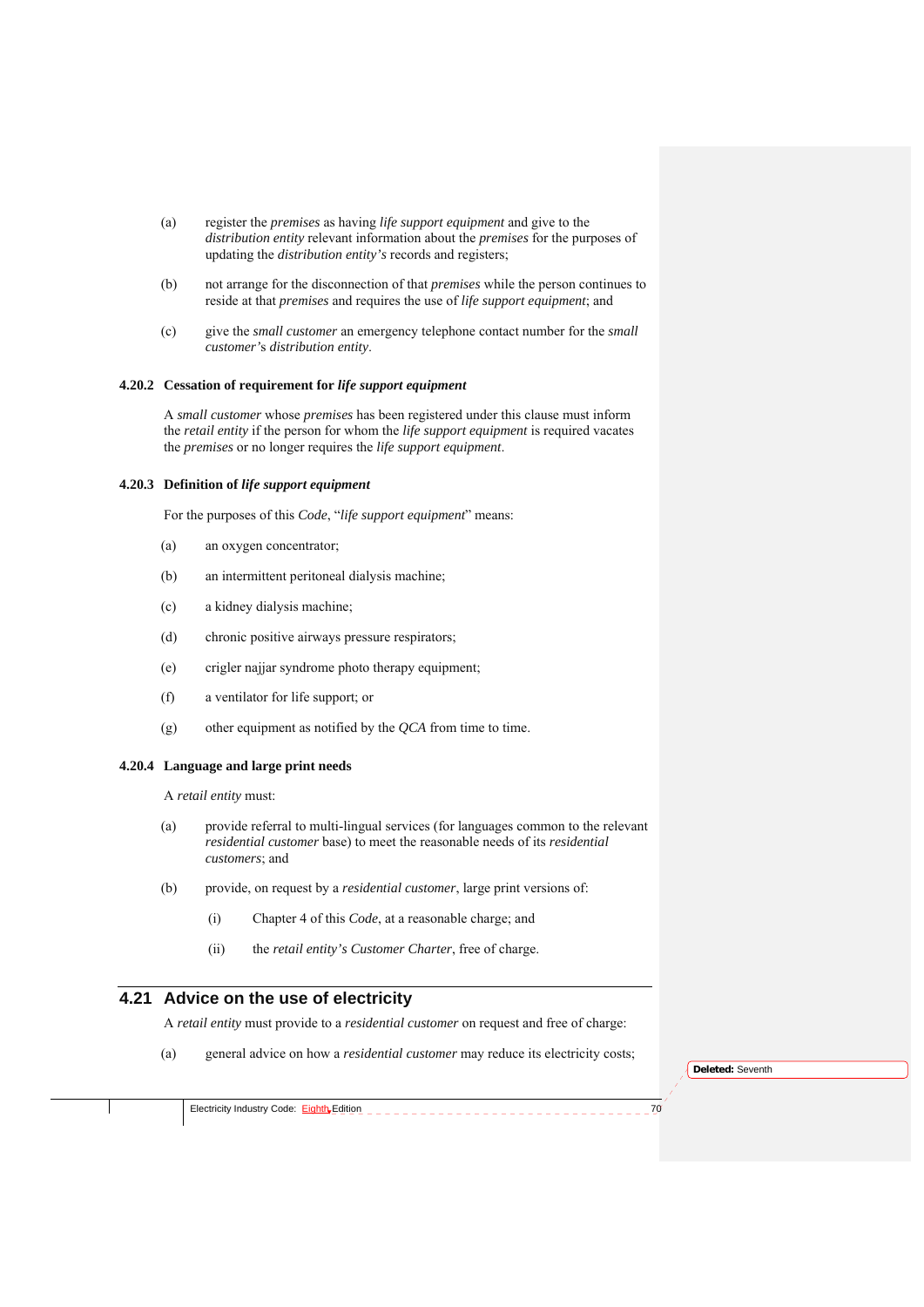(a) register the *premises* as having *life support equipment* and give to the *distribution entity* relevant information about the *premises* for the purposes of updating the *distribution entity's* records and registers;

(b) not arrange for the disconnection of that *premises* while the person continues to reside at that *premises* and requires the use of *life support equipment*; and

(c) give the *small customer* an emergency telephone contact number for the *small customer's distribution entity*.

### 4.20.2 Cessation of requirement for *life support equipment*

A *small customer* whose *premises* has been registered under this clause must inform the *retail entity* if the person for whom the *life support equipment* is required vacates the *premises* or no longer requires the *life support equipment*.

### 4.20.3 Definition of *life support equipment*

For the purposes of this *Code*, "*life support equipment*" means:

(a) an oxygen concentrator;

(b) an intermittent peritoneal dialysis machine;

(c) a kidney dialysis machine;

(d) chronic positive airways pressure respirators;

(e) crigler najjar syndrome photo therapy equipment;

(f) a ventilator for life support; or

(g) other equipment as notified by the *QCA* from time to time.

### 4.20.4 Language and large print needs

A *retail entity* must:

(a) provide referral to multi-lingual services (for languages common to the relevant *residential customer* base) to meet the reasonable needs of its *residential customers*; and

(b) provide, on request by a *residential customer*, large print versions of:

(i) Chapter 4 of this *Code*, at a reasonable charge; and

(ii) the *retail entity's Customer Charter*, free of charge.

## 4.21 Advice on the use of electricity

A *retail entity* must provide to a *residential customer* on request and free of charge:

(a) general advice on how a *residential customer* may reduce its electricity costs;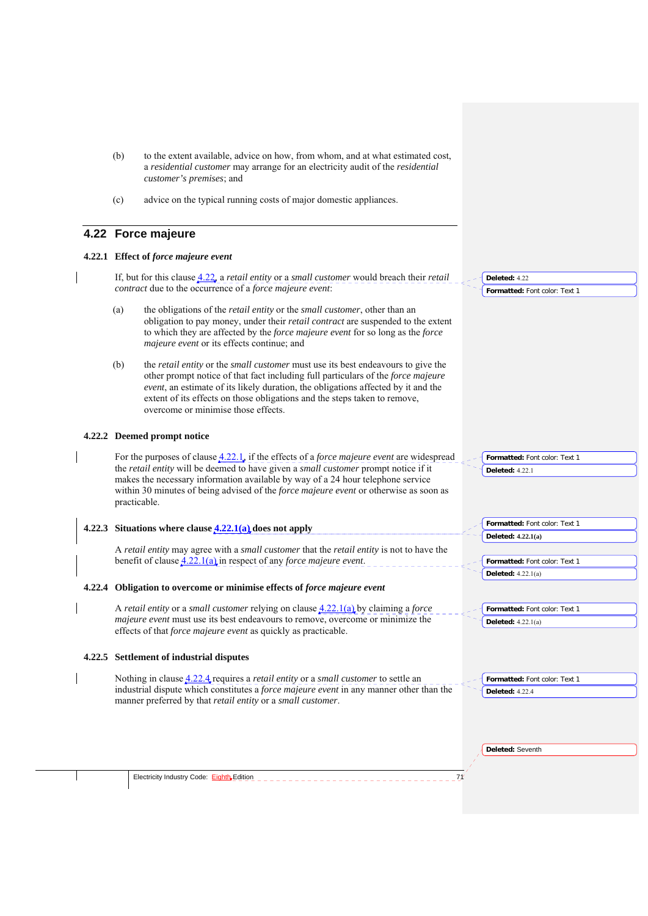(b) to the extent available, advice on how, from whom, and at what estimated cost, a *residential customer* may arrange for an electricity audit of the *residential customer's premises*; and

(c) advice on the typical running costs of major domestic appliances.

## 4.22 Force majeure

### 4.22.1 Effect of *force majeure event*

If, but for this clause 4.22, a *retail entity* or a *small customer* would breach their *retail contract* due to the occurrence of a *force majeure event*:

(a) the obligations of the *retail entity* or the *small customer*, other than an obligation to pay money, under their *retail contract* are suspended to the extent to which they are affected by the *force majeure event* for so long as the *force majeure event* or its effects continue; and

(b) the *retail entity* or the *small customer* must use its best endeavours to give the other prompt notice of that fact including full particulars of the *force majeure event*, an estimate of its likely duration, the obligations affected by it and the extent of its effects on those obligations and the steps taken to remove, overcome or minimise those effects.

### 4.22.2 Deemed prompt notice

For the purposes of clause 4.22.1, if the effects of a *force majeure event* are widespread the *retail entity* will be deemed to have given a *small customer* prompt notice if it makes the necessary information available by way of a 24 hour telephone service within 30 minutes of being advised of the *force majeure event* or otherwise as soon as practicable.

### 4.22.3 Situations where clause 4.22.1(a) does not apply

A *retail entity* may agree with a *small customer* that the *retail entity* is not to have the benefit of clause 4.22.1(a) in respect of any *force majeure event*.

### 4.22.4 Obligation to overcome or minimise effects of *force majeure event*

A *retail entity* or a *small customer* relying on clause 4.22.1(a) by claiming a *force majeure event* must use its best endeavours to remove, overcome or minimize the effects of that *force majeure event* as quickly as practicable.

### 4.22.5 Settlement of industrial disputes

Nothing in clause 4.22.4 requires a *retail entity* or a *small customer* to settle an industrial dispute which constitutes a *force majeure event* in any manner other than the manner preferred by that *retail entity* or a *small customer*.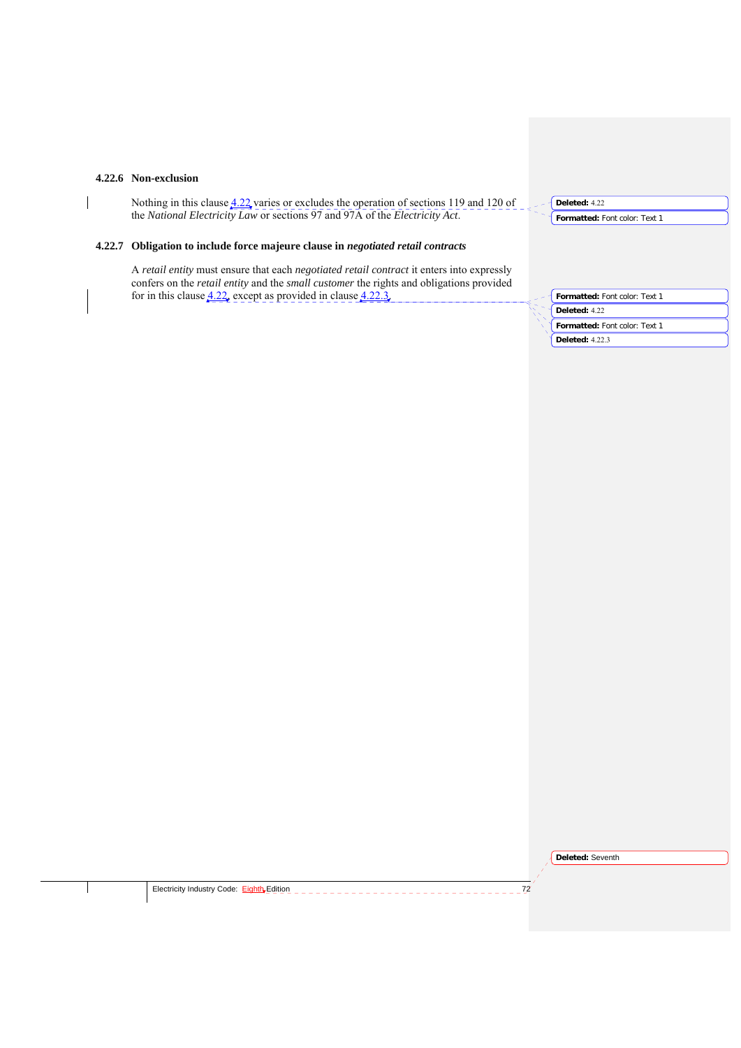### 4.22.6 Non-exclusion

Nothing in this clause 4.22 varies or excludes the operation of sections 119 and 120 of the *National Electricity Law* or sections 97 and 97A of the *Electricity Act*.

### 4.22.7 Obligation to include force majeure clause in *negotiated retail contracts*

A *retail entity* must ensure that each *negotiated retail contract* it enters into expressly confers on the *retail entity* and the *small customer* the rights and obligations provided for in this clause 4.22, except as provided in clause 4.22.3.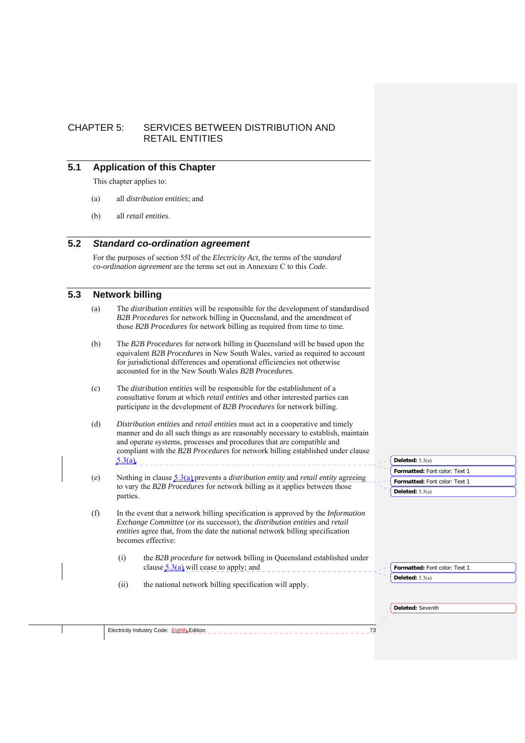# CHAPTER 5: SERVICES BETWEEN DISTRIBUTION AND RETAIL ENTITIES

## 5.1 Application of this Chapter

This chapter applies to:

(a) all *distribution entities*; and

(b) all *retail entities*.

## 5.2 *Standard co-ordination agreement*

For the purposes of section 55I of the *Electricity Act*, the terms of the *standard co-ordination agreement* are the terms set out in Annexure C to this *Code*.

## 5.3 Network billing

(a) The *distribution entities* will be responsible for the development of standardised *B2B Procedures* for network billing in Queensland, and the amendment of those *B2B Procedures* for network billing as required from time to time.

(b) The *B2B Procedures* for network billing in Queensland will be based upon the equivalent *B2B Procedures* in New South Wales, varied as required to account for jurisdictional differences and operational efficiencies not otherwise accounted for in the New South Wales *B2B Procedures*.

(c) The *distribution entities* will be responsible for the establishment of a consultative forum at which *retail entities* and other interested parties can participate in the development of *B2B Procedures* for network billing.

(d) *Distribution entities* and *retail entities* must act in a cooperative and timely manner and do all such things as are reasonably necessary to establish, maintain and operate systems, processes and procedures that are compatible and compliant with the *B2B Procedures* for network billing established under clause 5.3(a).

(e) Nothing in clause 5.3(a) prevents a *distribution entity* and *retail entity* agreeing to vary the *B2B Procedures* for network billing as it applies between those parties.

(f) In the event that a network billing specification is approved by the *Information Exchange Committee* (or its successor), the *distribution entities* and *retail entities* agree that, from the date the national network billing specification becomes effective:

(i) the *B2B procedure* for network billing in Queensland established under clause 5.3(a) will cease to apply; and

(ii) the national network billing specification will apply.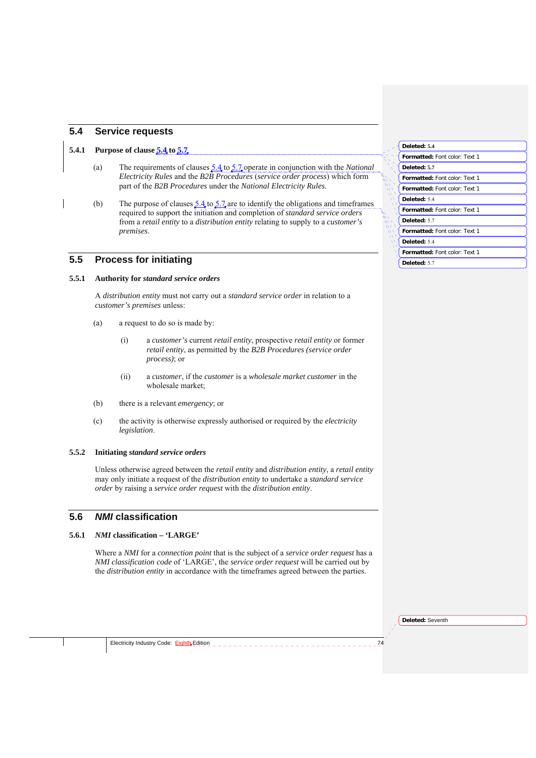## 5.4 Service requests

### 5.4.1 Purpose of clause 5.4 to 5.7

(a) The requirements of clauses 5.4 to 5.7 operate in conjunction with the *National Electricity Rules* and the *B2B Procedures* (*service order process*) which form part of the *B2B Procedures* under the *National Electricity Rules.*

(b) The purpose of clauses 5.4 to 5.7 are to identify the obligations and timeframes required to support the initiation and completion of *standard service orders* from a *retail entity* to a *distribution entity* relating to supply to a *customer's premises*.

## 5.5 Process for initiating

### 5.5.1 Authority for *standard service orders*

A *distribution entity* must not carry out a *standard service order* in relation to a *customer's premises* unless:

(a) a request to do so is made by:

(i) a *customer's* current *retail entity*, prospective *retail entity* or former *retail entity*, as permitted by the *B2B Procedures (service order process)*; or

(ii) a *customer*, if the *customer* is a *wholesale market customer* in the wholesale market;

(b) there is a relevant *emergency*; or

(c) the activity is otherwise expressly authorised or required by the *electricity legislation*.

### 5.5.2 Initiating *standard service orders*

Unless otherwise agreed between the *retail entity* and *distribution entity*, a *retail entity* may only initiate a request of the *distribution entity* to undertake a *standard service order* by raising a *service order request* with the *distribution entity*.

## 5.6 *NMI* classification

### 5.6.1 *NMI* classification – 'LARGE'

Where a *NMI* for a *connection point* that is the subject of a *service order request* has a *NMI classification code* of 'LARGE', the *service order request* will be carried out by the *distribution entity* in accordance with the timeframes agreed between the parties.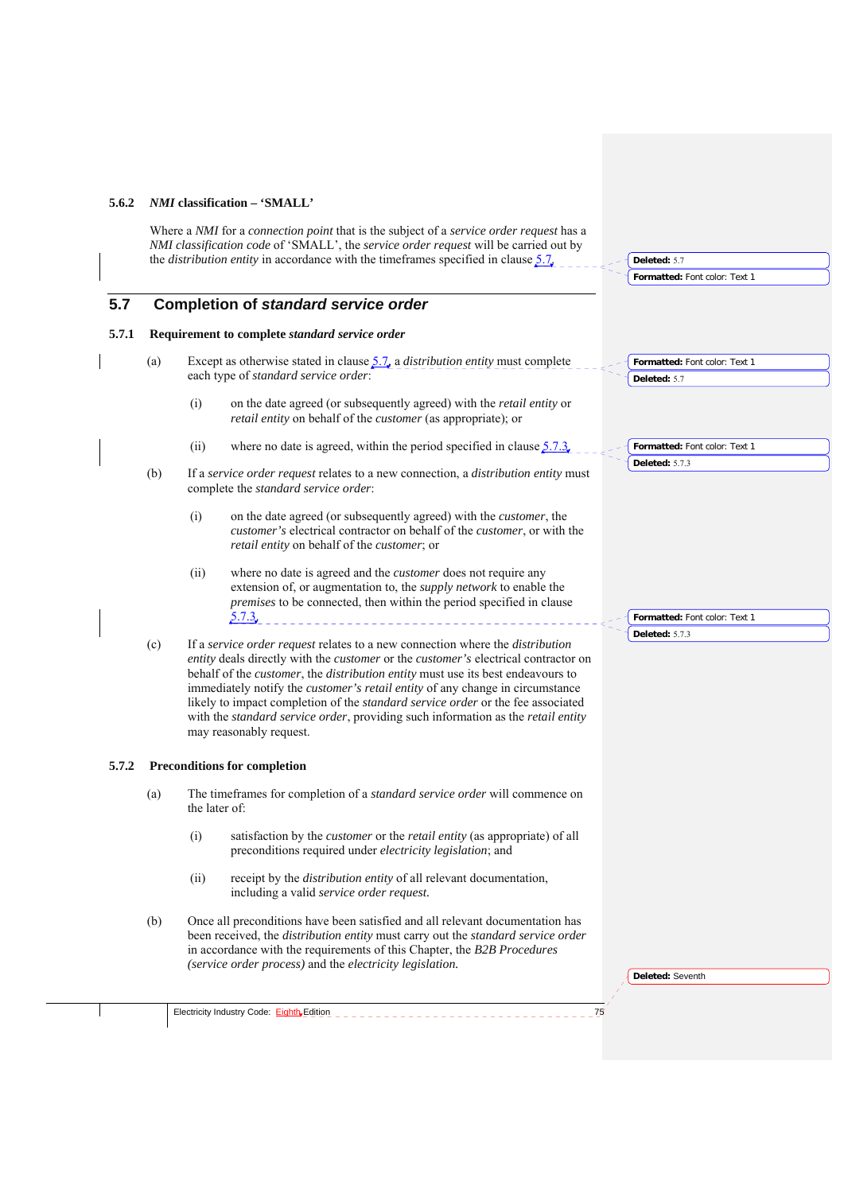### 5.6.2 *NMI* classification – 'SMALL'

Where a *NMI* for a *connection point* that is the subject of a *service order request* has a *NMI classification code* of 'SMALL', the *service order request* will be carried out by the *distribution entity* in accordance with the timeframes specified in clause 5.7.

## 5.7 Completion of *standard service order*

### 5.7.1 Requirement to complete *standard service order*

(a) Except as otherwise stated in clause 5.7, a *distribution entity* must complete each type of *standard service order*:

   (i) on the date agreed (or subsequently agreed) with the *retail entity* or *retail entity* on behalf of the *customer* (as appropriate); or

   (ii) where no date is agreed, within the period specified in clause 5.7.3.

(b) If a *service order request* relates to a new connection, a *distribution entity* must complete the *standard service order*:

   (i) on the date agreed (or subsequently agreed) with the *customer*, the *customer's* electrical contractor on behalf of the *customer*, or with the *retail entity* on behalf of the *customer*; or

   (ii) where no date is agreed and the *customer* does not require any extension of, or augmentation to, the *supply network* to enable the *premises* to be connected, then within the period specified in clause 5.7.3.

(c) If a *service order request* relates to a new connection where the *distribution entity* deals directly with the *customer* or the *customer's* electrical contractor on behalf of the *customer*, the *distribution entity* must use its best endeavours to immediately notify the *customer's retail entity* of any change in circumstance likely to impact completion of the *standard service order* or the fee associated with the *standard service order*, providing such information as the *retail entity* may reasonably request.

### 5.7.2 Preconditions for completion

(a) The timeframes for completion of a *standard service order* will commence on the later of:

   (i) satisfaction by the *customer* or the *retail entity* (as appropriate) of all preconditions required under *electricity legislation*; and

   (ii) receipt by the *distribution entity* of all relevant documentation, including a valid *service order request*.

(b) Once all preconditions have been satisfied and all relevant documentation has been received, the *distribution entity* must carry out the *standard service order* in accordance with the requirements of this Chapter, the *B2B Procedures (service order process)* and the *electricity legislation*.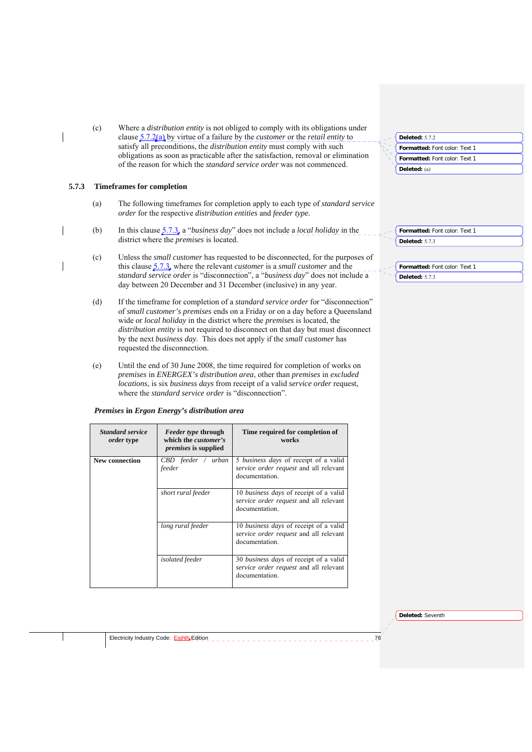(c) Where a *distribution entity* is not obliged to comply with its obligations under clause 5.7.2(a) by virtue of a failure by the *customer* or the *retail entity* to satisfy all preconditions, the *distribution entity* must comply with such obligations as soon as practicable after the satisfaction, removal or elimination of the reason for which the *standard service order* was not commenced.

### 5.7.3 Timeframes for completion

(a) The following timeframes for completion apply to each type of *standard service order* for the respective *distribution entities* and *feeder type.*

(b) In this clause 5.7.3, a "*business day*" does not include a *local holiday* in the district where the *premises* is located.

(c) Unless the *small customer* has requested to be disconnected, for the purposes of this clause 5.7.3, where the relevant *customer* is a *small customer* and the *standard service order* is "disconnection", a "*business day*" does not include a day between 20 December and 31 December (inclusive) in any year.

(d) If the timeframe for completion of a *standard service order* for "disconnection" of *small customer's premises* ends on a Friday or on a day before a Queensland wide or *local holiday* in the district where the *premises* is located, the *distribution entity* is not required to disconnect on that day but must disconnect by the next *business day*. This does not apply if the *small customer* has requested the disconnection.

(e) Until the end of 30 June 2008, the time required for completion of works on *premises* in *ENERGEX's distribution area*, other than *premises* in *excluded locations*, is six *business days* from receipt of a valid *service order* request, where the *standard service order* is "disconnection".

***Premises* in *Ergon Energy's distribution area***

| *Standard service order* type | *Feeder type* through which the *customer's premises* is supplied | Time required for completion of works |
|---|---|---|
| New connection | *CBD feeder* / *urban feeder* | 5 *business days* of receipt of a valid *service order request* and all relevant documentation. |
| | *short rural feeder* | 10 *business days* of receipt of a valid *service order request* and all relevant documentation. |
| | *long rural feeder* | 10 *business days* of receipt of a valid *service order request* and all relevant documentation. |
| | *isolated feeder* | 30 *business days* of receipt of a valid *service order request* and all relevant documentation. |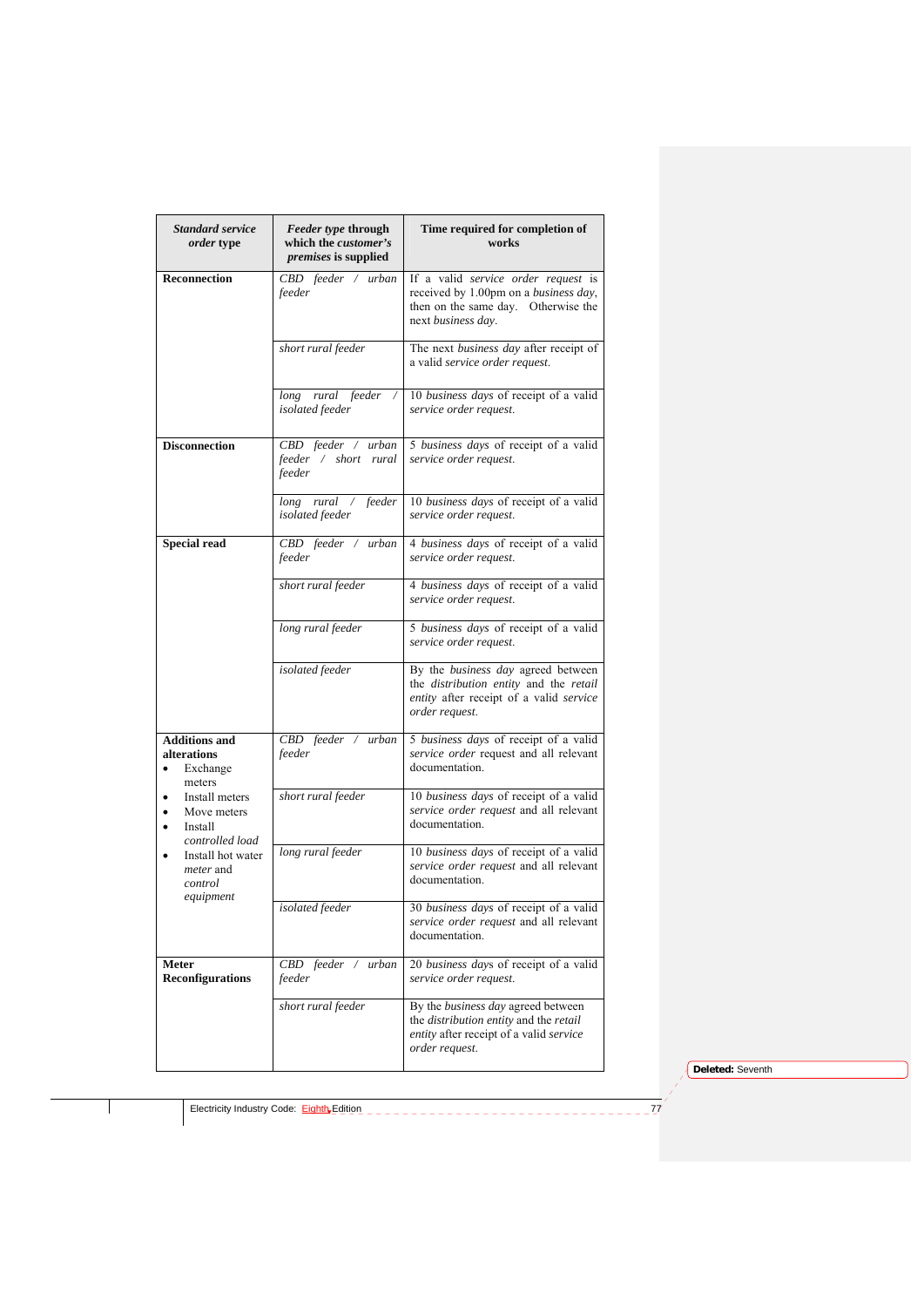| *Standard service order* type | *Feeder type* through which the *customer's premises* is supplied | Time required for completion of works |
|---|---|---|
| **Reconnection** | *CBD feeder / urban feeder* | If a valid *service order request* is received by 1.00pm on a *business day*, then on the same day. Otherwise the next *business day*. |
| | *short rural feeder* | The next *business day* after receipt of a valid *service order request*. |
| | *long rural feeder / isolated feeder* | 10 *business days* of receipt of a valid *service order request*. |
| **Disconnection** | *CBD feeder / urban feeder / short rural feeder* | 5 *business days* of receipt of a valid *service order request*. |
| | *long rural / feeder isolated feeder* | 10 *business days* of receipt of a valid *service order request*. |
| **Special read** | *CBD feeder / urban feeder* | 4 *business days* of receipt of a valid *service order request*. |
| | *short rural feeder* | 4 *business days* of receipt of a valid *service order request*. |
| | *long rural feeder* | 5 *business days* of receipt of a valid *service order request*. |
| | *isolated feeder* | By the *business day* agreed between the *distribution entity* and the *retail entity* after receipt of a valid *service order request*. |
| **Additions and alterations**<br>• Exchange meters<br>• Install meters<br>• Move meters<br>• Install *controlled load*<br>• Install hot water *meter* and *control equipment* | *CBD feeder / urban feeder* | 5 *business days* of receipt of a valid *service order* request and all relevant documentation. |
| | *short rural feeder* | 10 *business days* of receipt of a valid *service order request* and all relevant documentation. |
| | *long rural feeder* | 10 *business days* of receipt of a valid *service order request* and all relevant documentation. |
| | *isolated feeder* | 30 *business days* of receipt of a valid *service order request* and all relevant documentation. |
| **Meter Reconfigurations** | *CBD feeder / urban feeder* | 20 *business days* of receipt of a valid *service order request*. |
| | *short rural feeder* | By the *business day* agreed between the *distribution entity* and the *retail entity* after receipt of a valid *service order request*. |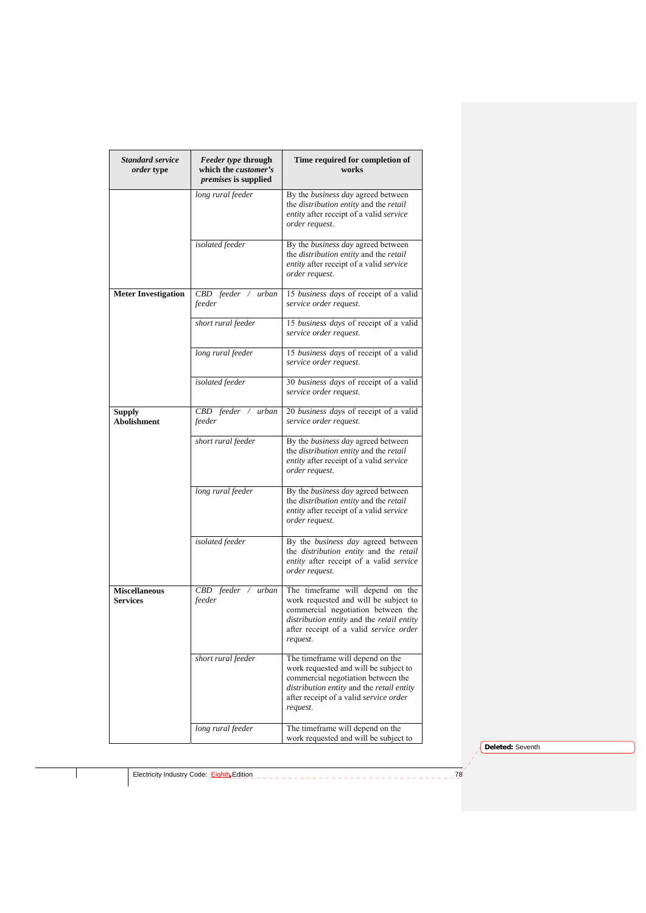| *Standard service order* type | *Feeder type* through which the *customer's premises* is supplied | Time required for completion of works |
|---|---|---|
| | *long rural feeder* | By the *business day* agreed between the *distribution entity* and the *retail entity* after receipt of a valid *service order request*. |
| | *isolated feeder* | By the *business day* agreed between the *distribution entity* and the *retail entity* after receipt of a valid *service order request*. |
| **Meter Investigation** | *CBD feeder / urban feeder* | 15 *business days* of receipt of a valid *service order request*. |
| | *short rural feeder* | 15 *business days* of receipt of a valid *service order request*. |
| | *long rural feeder* | 15 *business days* of receipt of a valid *service order request*. |
| | *isolated feeder* | 30 *business days* of receipt of a valid *service order request*. |
| **Supply Abolishment** | *CBD feeder / urban feeder* | 20 *business days* of receipt of a valid *service order request*. |
| | *short rural feeder* | By the *business day* agreed between the *distribution entity* and the *retail entity* after receipt of a valid *service order request*. |
| | *long rural feeder* | By the *business day* agreed between the *distribution entity* and the *retail entity* after receipt of a valid *service order request*. |
| | *isolated feeder* | By the *business day* agreed between the *distribution entity* and the *retail entity* after receipt of a valid *service order request*. |
| **Miscellaneous Services** | *CBD feeder / urban feeder* | The timeframe will depend on the work requested and will be subject to commercial negotiation between the *distribution entity* and the *retail entity* after receipt of a valid *service order request*. |
| | *short rural feeder* | The timeframe will depend on the work requested and will be subject to commercial negotiation between the *distribution entity* and the *retail entity* after receipt of a valid *service order request*. |
| | *long rural feeder* | The timeframe will depend on the work requested and will be subject to |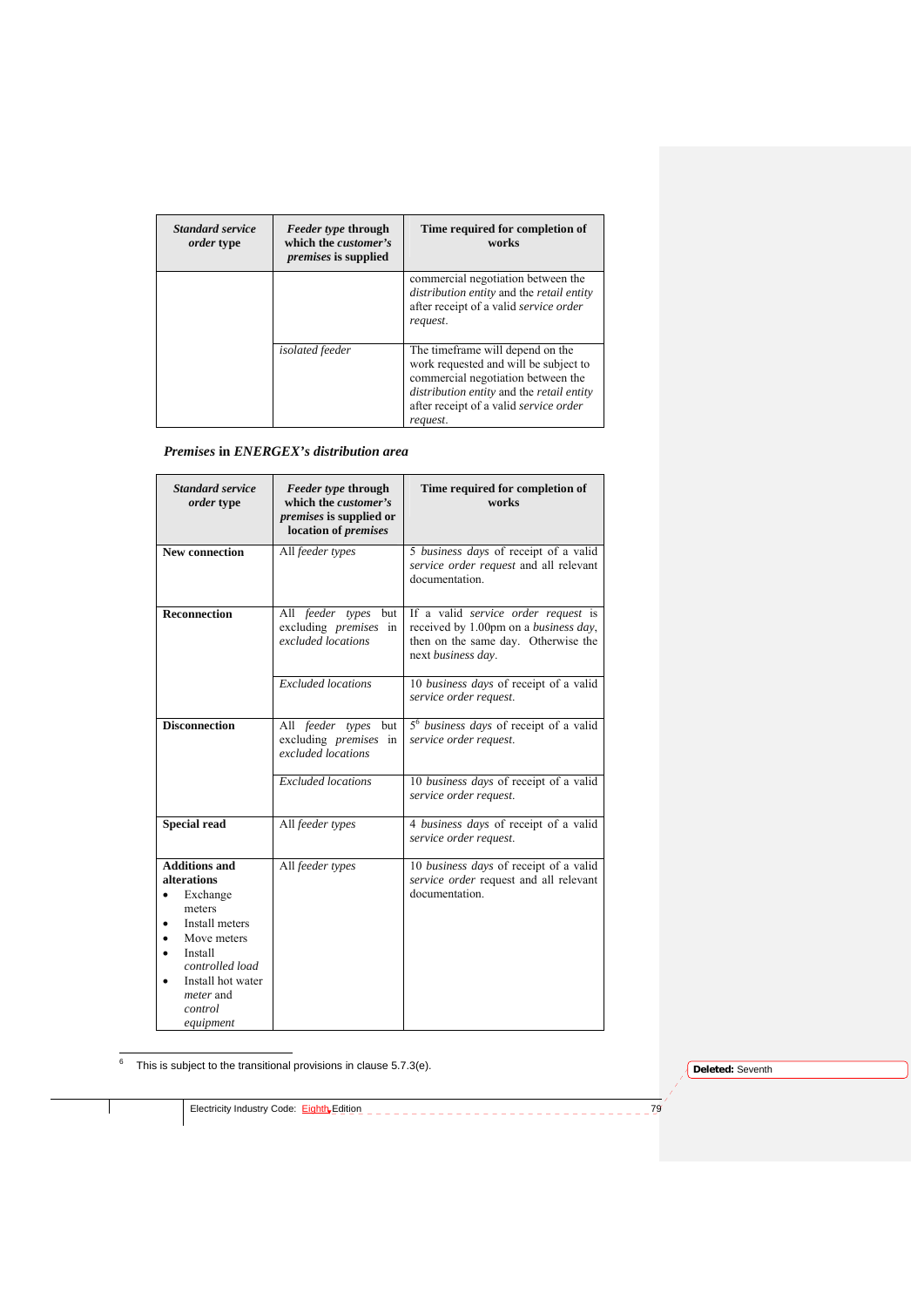| ***Standard service order* type** | ***Feeder type* through which the *customer's premises* is supplied** | **Time required for completion of works** |
|---|---|---|
| | | commercial negotiation between the *distribution entity* and the *retail entity* after receipt of a valid *service order request*. |
| | *isolated feeder* | The timeframe will depend on the work requested and will be subject to commercial negotiation between the *distribution entity* and the *retail entity* after receipt of a valid *service order request*. |

***Premises* in *ENERGEX's distribution area***

| ***Standard service order* type** | ***Feeder type* through which the *customer's premises* is supplied or location of *premises*** | **Time required for completion of works** |
|---|---|---|
| **New connection** | All *feeder types* | 5 *business days* of receipt of a valid *service order request* and all relevant documentation. |
| **Reconnection** | All *feeder types* but excluding *premises* in *excluded locations* | If a valid *service order request* is received by 1.00pm on a *business day*, then on the same day. Otherwise the next *business day*. |
| | *Excluded locations* | 10 *business days* of receipt of a valid *service order request*. |
| **Disconnection** | All *feeder types* but excluding *premises* in *excluded locations* | 5[6] *business days* of receipt of a valid *service order request*. |
| | *Excluded locations* | 10 *business days* of receipt of a valid *service order request*. |
| **Special read** | All *feeder types* | 4 *business days* of receipt of a valid *service order request*. |
| **Additions and alterations**<br>• Exchange meters<br>• Install meters<br>• Move meters<br>• Install *controlled load*<br>• Install hot water *meter* and *control equipment* | All *feeder types* | 10 *business days* of receipt of a valid *service order* request and all relevant documentation. |

[6] This is subject to the transitional provisions in clause 5.7.3(e).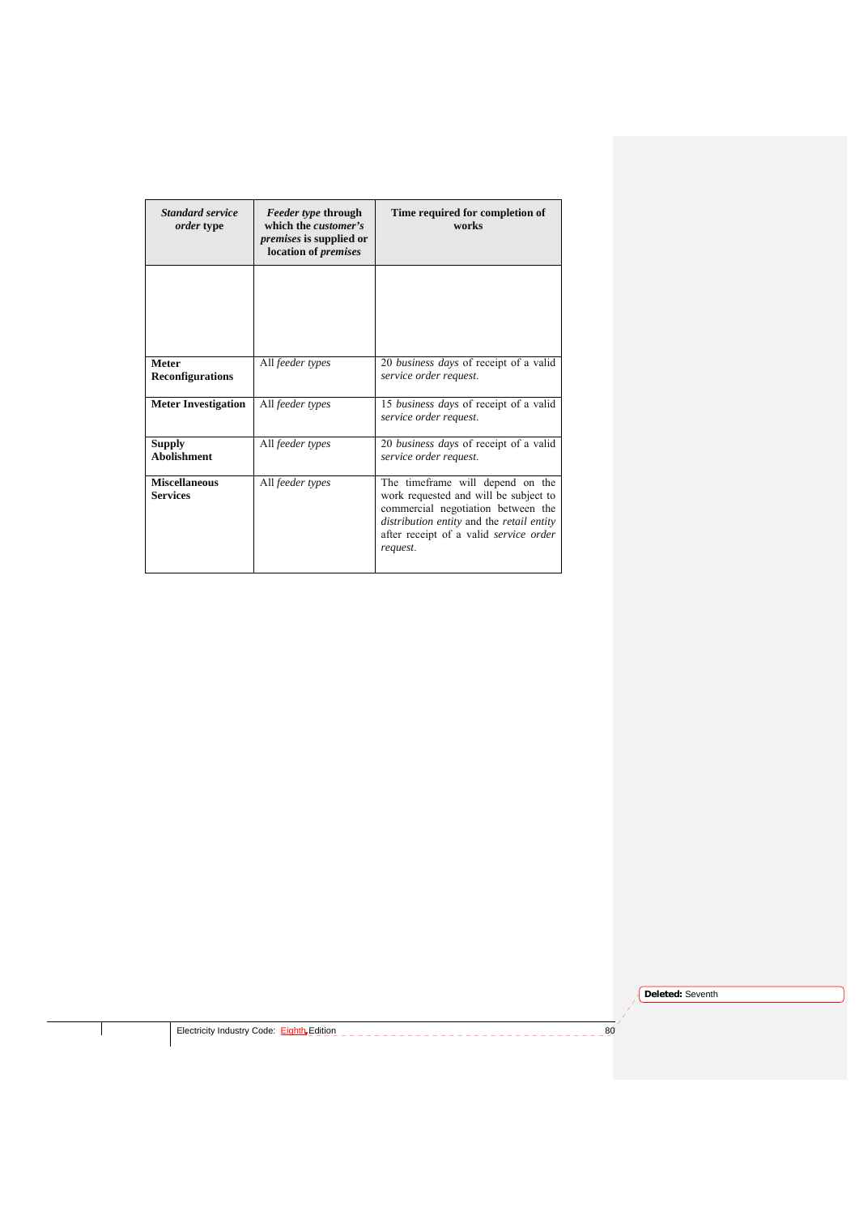| *Standard service order* type | *Feeder type* through which the *customer's premises* is supplied or location of *premises* | Time required for completion of works |
|---|---|---|
| | | |
| **Meter Reconfigurations** | All *feeder types* | 20 *business days* of receipt of a valid *service order request*. |
| **Meter Investigation** | All *feeder types* | 15 *business days* of receipt of a valid *service order request*. |
| **Supply Abolishment** | All *feeder types* | 20 *business days* of receipt of a valid *service order request*. |
| **Miscellaneous Services** | All *feeder types* | The timeframe will depend on the work requested and will be subject to commercial negotiation between the *distribution entity* and the *retail entity* after receipt of a valid *service order request*. |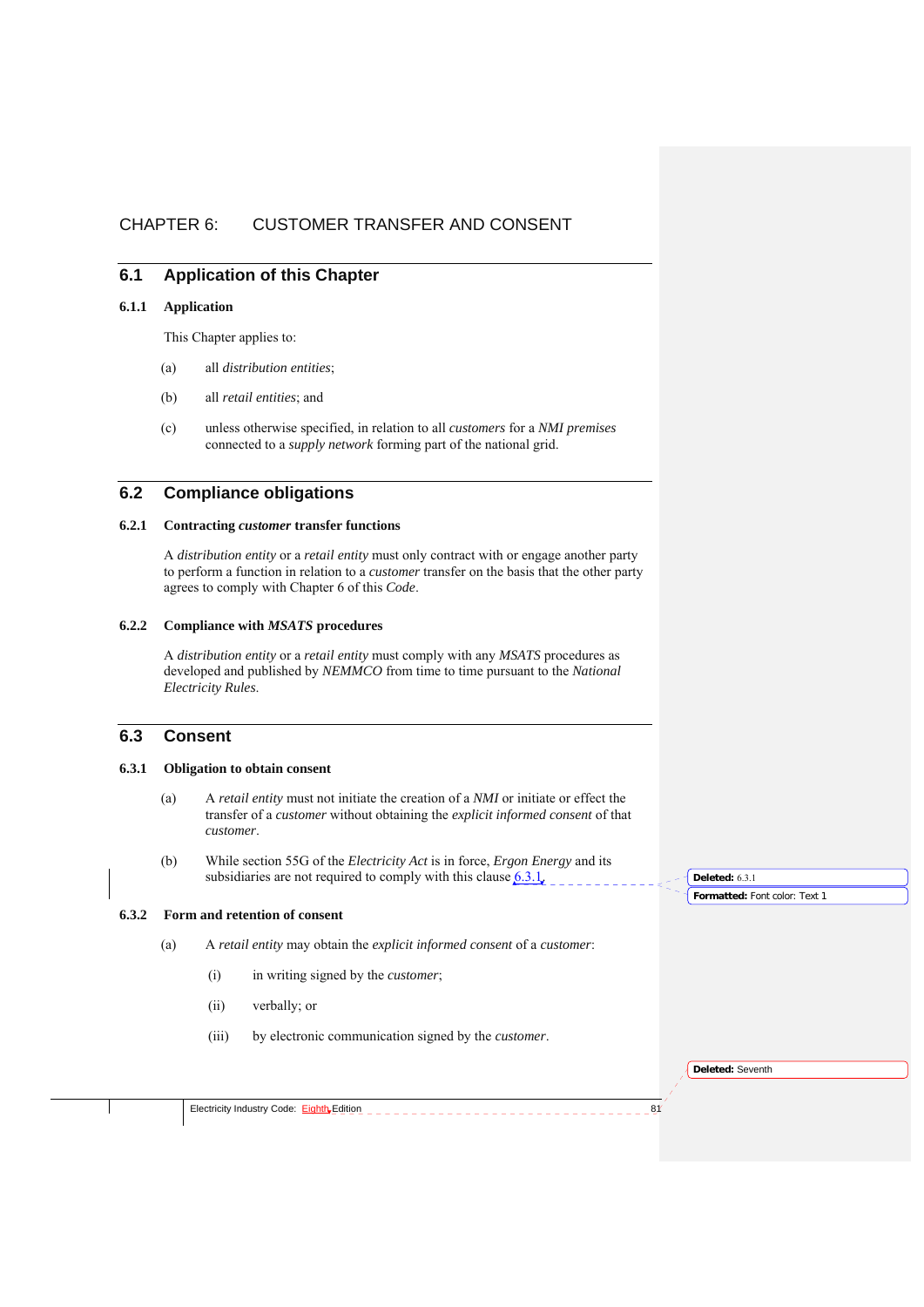# CHAPTER 6: CUSTOMER TRANSFER AND CONSENT

## 6.1 Application of this Chapter

### 6.1.1 Application

This Chapter applies to:

(a) all *distribution entities*;

(b) all *retail entities*; and

(c) unless otherwise specified, in relation to all *customers* for a *NMI premises* connected to a *supply network* forming part of the national grid.

## 6.2 Compliance obligations

### 6.2.1 Contracting *customer* transfer functions

A *distribution entity* or a *retail entity* must only contract with or engage another party to perform a function in relation to a *customer* transfer on the basis that the other party agrees to comply with Chapter 6 of this *Code*.

### 6.2.2 Compliance with *MSATS* procedures

A *distribution entity* or a *retail entity* must comply with any *MSATS* procedures as developed and published by *NEMMCO* from time to time pursuant to the *National Electricity Rules*.

## 6.3 Consent

### 6.3.1 Obligation to obtain consent

(a) A *retail entity* must not initiate the creation of a *NMI* or initiate or effect the transfer of a *customer* without obtaining the *explicit informed consent* of that *customer*.

(b) While section 55G of the *Electricity Act* is in force, *Ergon Energy* and its subsidiaries are not required to comply with this clause 6.3.1.

### 6.3.2 Form and retention of consent

(a) A *retail entity* may obtain the *explicit informed consent* of a *customer*:

(i) in writing signed by the *customer*;

(ii) verbally; or

(iii) by electronic communication signed by the *customer*.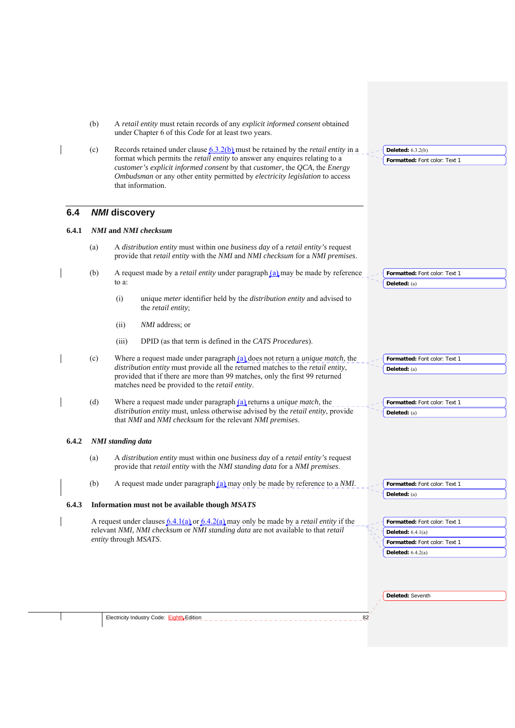(b) A *retail entity* must retain records of any *explicit informed consent* obtained under Chapter 6 of this *Code* for at least two years.

(c) Records retained under clause 6.3.2(b) must be retained by the *retail entity* in a format which permits the *retail entity* to answer any enquires relating to a *customer's explicit informed consent* by that *customer*, the *QCA*, the *Energy Ombudsman* or any other entity permitted by *electricity legislation* to access that information.

## 6.4 *NMI* discovery

### 6.4.1 *NMI* and *NMI checksum*

(a) A *distribution entity* must within one *business day* of a *retail entity's* request provide that *retail entity* with the *NMI* and *NMI checksum* for a *NMI premises*.

(b) A request made by a *retail entity* under paragraph (a) may be made by reference to a:

(i) unique *meter* identifier held by the *distribution entity* and advised to the *retail entity*;

(ii) *NMI* address; or

(iii) DPID (as that term is defined in the *CATS Procedures*).

(c) Where a request made under paragraph (a) does not return a *unique match*, the *distribution entity* must provide all the returned matches to the *retail entity*, provided that if there are more than 99 matches, only the first 99 returned matches need be provided to the *retail entity*.

(d) Where a request made under paragraph (a) returns a *unique match*, the *distribution entity* must, unless otherwise advised by the *retail entity*, provide that *NMI* and *NMI checksum* for the relevant *NMI premises*.

### 6.4.2 *NMI standing data*

(a) A *distribution entity* must within one *business day* of a *retail entity's* request provide that *retail entity* with the *NMI standing data* for a *NMI premises*.

(b) A request made under paragraph (a) may only be made by reference to a *NMI*.

### 6.4.3 Information must not be available though *MSATS*

A request under clauses 6.4.1(a) or 6.4.2(a) may only be made by a *retail entity* if the relevant *NMI*, *NMI checksum* or *NMI standing data* are not available to that *retail entity* through *MSATS*.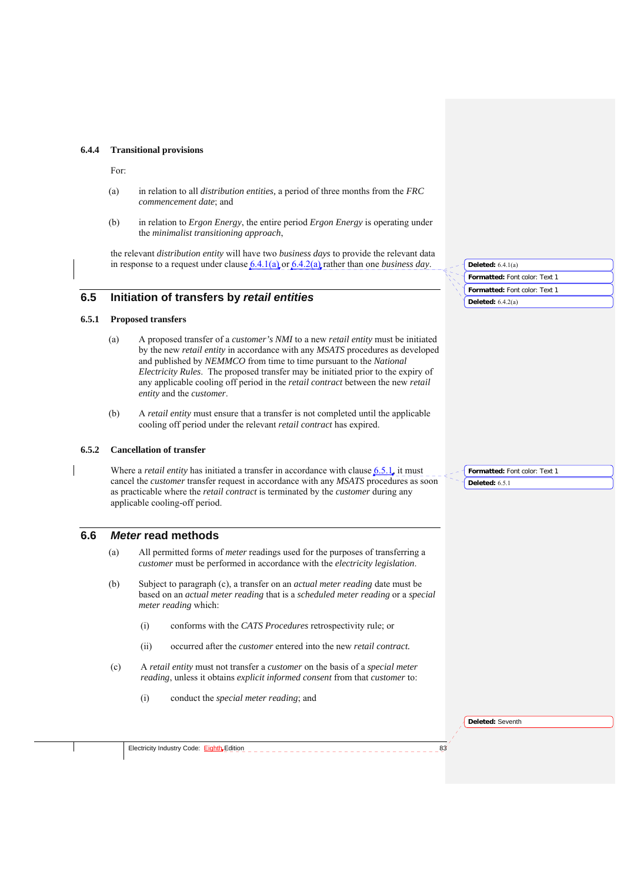### 6.4.4 Transitional provisions

For:

(a) in relation to all *distribution entities*, a period of three months from the *FRC commencement date*; and

(b) in relation to *Ergon Energy*, the entire period *Ergon Energy* is operating under the *minimalist transitioning approach*,

the relevant *distribution entity* will have two *business days* to provide the relevant data in response to a request under clause 6.4.1(a) or 6.4.2(a) rather than one *business day*.

## 6.5 Initiation of transfers by *retail entities*

### 6.5.1 Proposed transfers

(a) A proposed transfer of a *customer's NMI* to a new *retail entity* must be initiated by the new *retail entity* in accordance with any *MSATS* procedures as developed and published by *NEMMCO* from time to time pursuant to the *National Electricity Rules*. The proposed transfer may be initiated prior to the expiry of any applicable cooling off period in the *retail contract* between the new *retail entity* and the *customer*.

(b) A *retail entity* must ensure that a transfer is not completed until the applicable cooling off period under the relevant *retail contract* has expired.

### 6.5.2 Cancellation of transfer

Where a *retail entity* has initiated a transfer in accordance with clause 6.5.1, it must cancel the *customer* transfer request in accordance with any *MSATS* procedures as soon as practicable where the *retail contract* is terminated by the *customer* during any applicable cooling-off period.

## 6.6 *Meter* read methods

(a) All permitted forms of *meter* readings used for the purposes of transferring a *customer* must be performed in accordance with the *electricity legislation*.

(b) Subject to paragraph (c), a transfer on an *actual meter reading* date must be based on an *actual meter reading* that is a *scheduled meter reading* or a *special meter reading* which:

 (i) conforms with the *CATS Procedures* retrospectivity rule; or

 (ii) occurred after the *customer* entered into the new *retail contract.*

(c) A *retail entity* must not transfer a *customer* on the basis of a *special meter reading*, unless it obtains *explicit informed consent* from that *customer* to:

 (i) conduct the *special meter reading*; and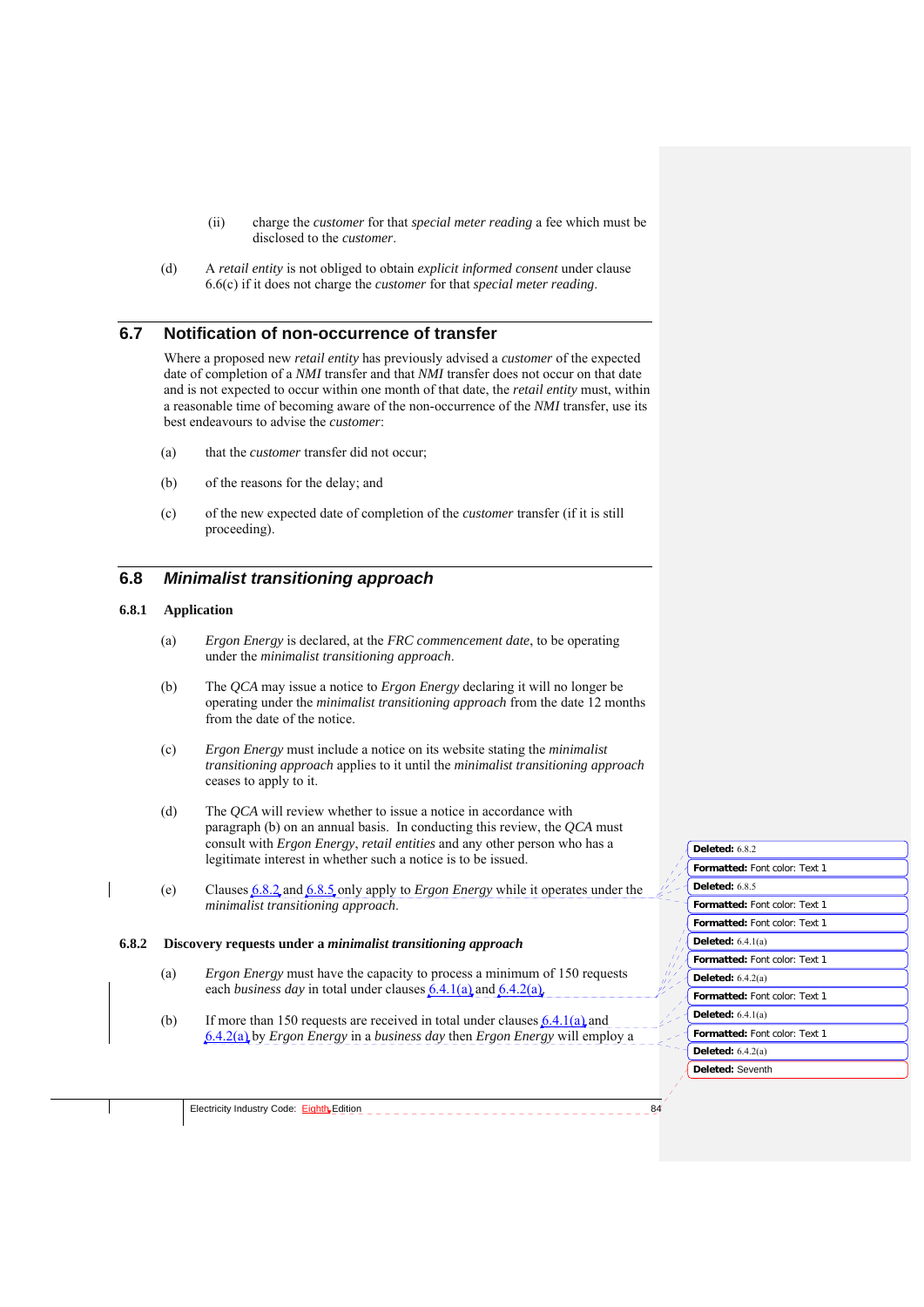(ii) charge the *customer* for that *special meter reading* a fee which must be disclosed to the *customer*.

(d) A *retail entity* is not obliged to obtain *explicit informed consent* under clause 6.6(c) if it does not charge the *customer* for that *special meter reading*.

## 6.7 Notification of non-occurrence of transfer

Where a proposed new *retail entity* has previously advised a *customer* of the expected date of completion of a *NMI* transfer and that *NMI* transfer does not occur on that date and is not expected to occur within one month of that date, the *retail entity* must, within a reasonable time of becoming aware of the non-occurrence of the *NMI* transfer, use its best endeavours to advise the *customer*:

(a) that the *customer* transfer did not occur;

(b) of the reasons for the delay; and

(c) of the new expected date of completion of the *customer* transfer (if it is still proceeding).

## 6.8 *Minimalist transitioning approach*

### 6.8.1 Application

(a) *Ergon Energy* is declared, at the *FRC commencement date*, to be operating under the *minimalist transitioning approach*.

(b) The *QCA* may issue a notice to *Ergon Energy* declaring it will no longer be operating under the *minimalist transitioning approach* from the date 12 months from the date of the notice.

(c) *Ergon Energy* must include a notice on its website stating the *minimalist transitioning approach* applies to it until the *minimalist transitioning approach* ceases to apply to it.

(d) The *QCA* will review whether to issue a notice in accordance with paragraph (b) on an annual basis. In conducting this review, the *QCA* must consult with *Ergon Energy*, *retail entities* and any other person who has a legitimate interest in whether such a notice is to be issued.

(e) Clauses 6.8.2 and 6.8.5 only apply to *Ergon Energy* while it operates under the *minimalist transitioning approach*.

### 6.8.2 Discovery requests under a *minimalist transitioning approach*

(a) *Ergon Energy* must have the capacity to process a minimum of 150 requests each *business day* in total under clauses 6.4.1(a) and 6.4.2(a).

(b) If more than 150 requests are received in total under clauses 6.4.1(a) and 6.4.2(a) by *Ergon Energy* in a *business day* then *Ergon Energy* will employ a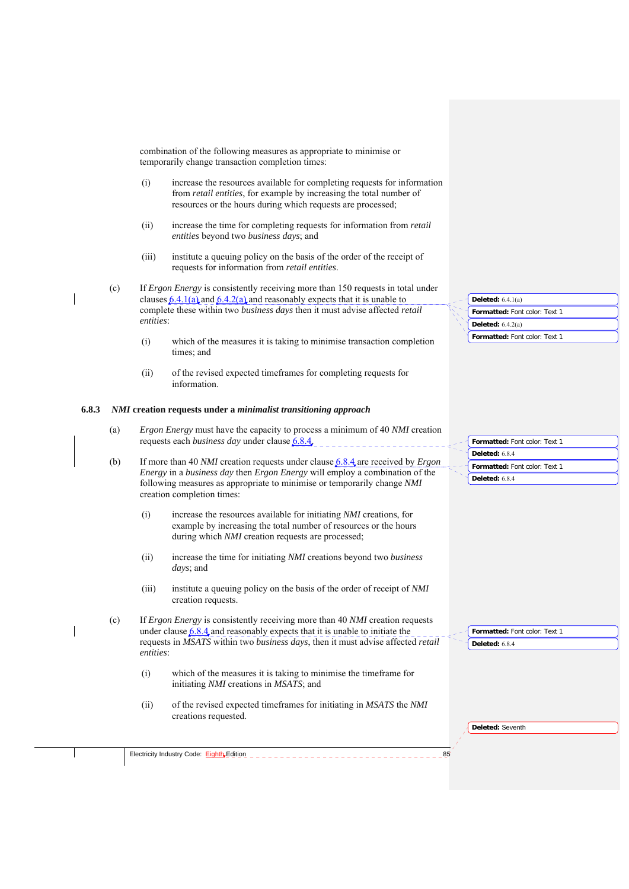combination of the following measures as appropriate to minimise or temporarily change transaction completion times:

(i) increase the resources available for completing requests for information from *retail entities*, for example by increasing the total number of resources or the hours during which requests are processed;

(ii) increase the time for completing requests for information from *retail entities* beyond two *business days*; and

(iii) institute a queuing policy on the basis of the order of the receipt of requests for information from *retail entities*.

(c) If *Ergon Energy* is consistently receiving more than 150 requests in total under clauses 6.4.1(a) and 6.4.2(a) and reasonably expects that it is unable to complete these within two *business days* then it must advise affected *retail entities*:

(i) which of the measures it is taking to minimise transaction completion times; and

(ii) of the revised expected timeframes for completing requests for information.

### 6.8.3 *NMI* creation requests under a *minimalist transitioning approach*

(a) *Ergon Energy* must have the capacity to process a minimum of 40 *NMI* creation requests each *business day* under clause 6.8.4.

(b) If more than 40 *NMI* creation requests under clause 6.8.4 are received by *Ergon Energy* in a *business day* then *Ergon Energy* will employ a combination of the following measures as appropriate to minimise or temporarily change *NMI* creation completion times:

(i) increase the resources available for initiating *NMI* creations, for example by increasing the total number of resources or the hours during which *NMI* creation requests are processed;

(ii) increase the time for initiating *NMI* creations beyond two *business days*; and

(iii) institute a queuing policy on the basis of the order of receipt of *NMI* creation requests.

(c) If *Ergon Energy* is consistently receiving more than 40 *NMI* creation requests under clause 6.8.4 and reasonably expects that it is unable to initiate the requests in *MSATS* within two *business days*, then it must advise affected *retail entities*:

(i) which of the measures it is taking to minimise the timeframe for initiating *NMI* creations in *MSATS*; and

(ii) of the revised expected timeframes for initiating in *MSATS* the *NMI* creations requested.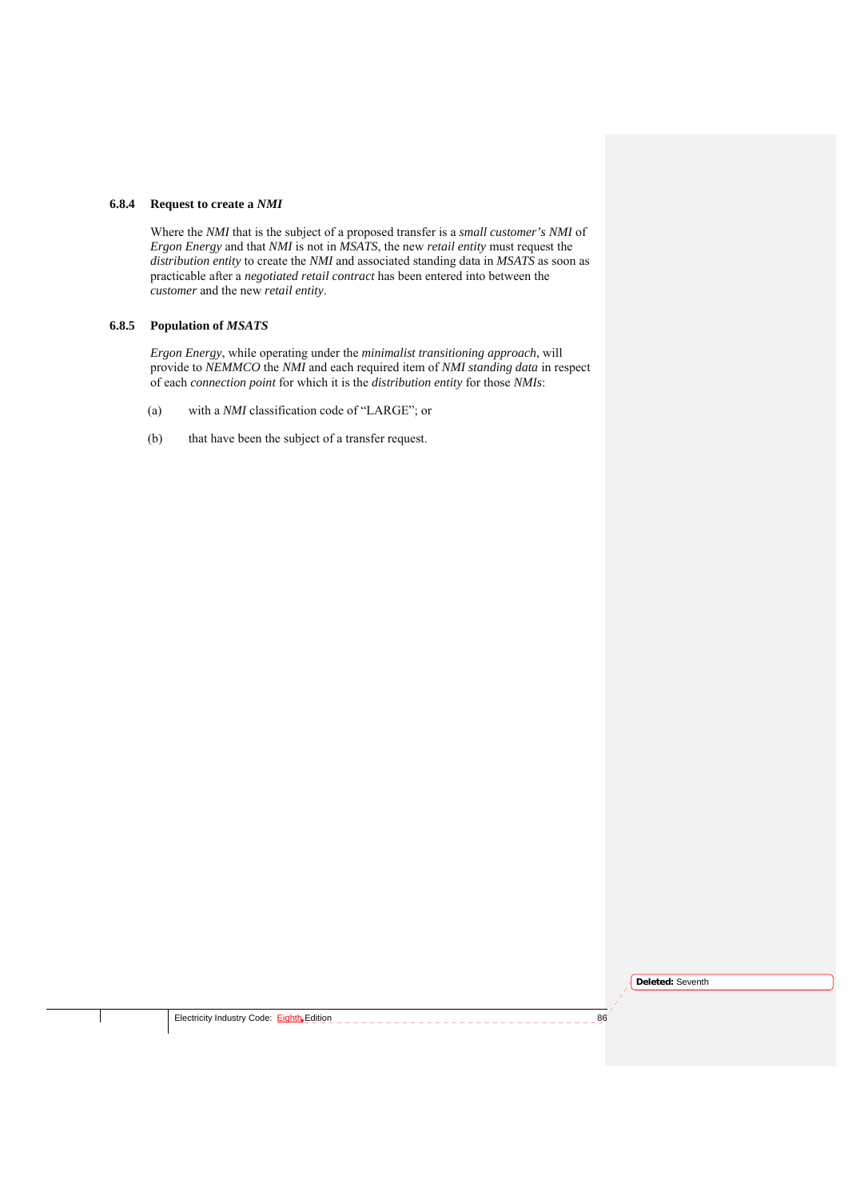### 6.8.4 Request to create a *NMI*

Where the *NMI* that is the subject of a proposed transfer is a *small customer's NMI* of *Ergon Energy* and that *NMI* is not in *MSATS*, the new *retail entity* must request the *distribution entity* to create the *NMI* and associated standing data in *MSATS* as soon as practicable after a *negotiated retail contract* has been entered into between the *customer* and the new *retail entity*.

### 6.8.5 Population of *MSATS*

*Ergon Energy*, while operating under the *minimalist transitioning approach*, will provide to *NEMMCO* the *NMI* and each required item of *NMI standing data* in respect of each *connection point* for which it is the *distribution entity* for those *NMIs*:

(a) with a *NMI* classification code of "LARGE"; or

(b) that have been the subject of a transfer request.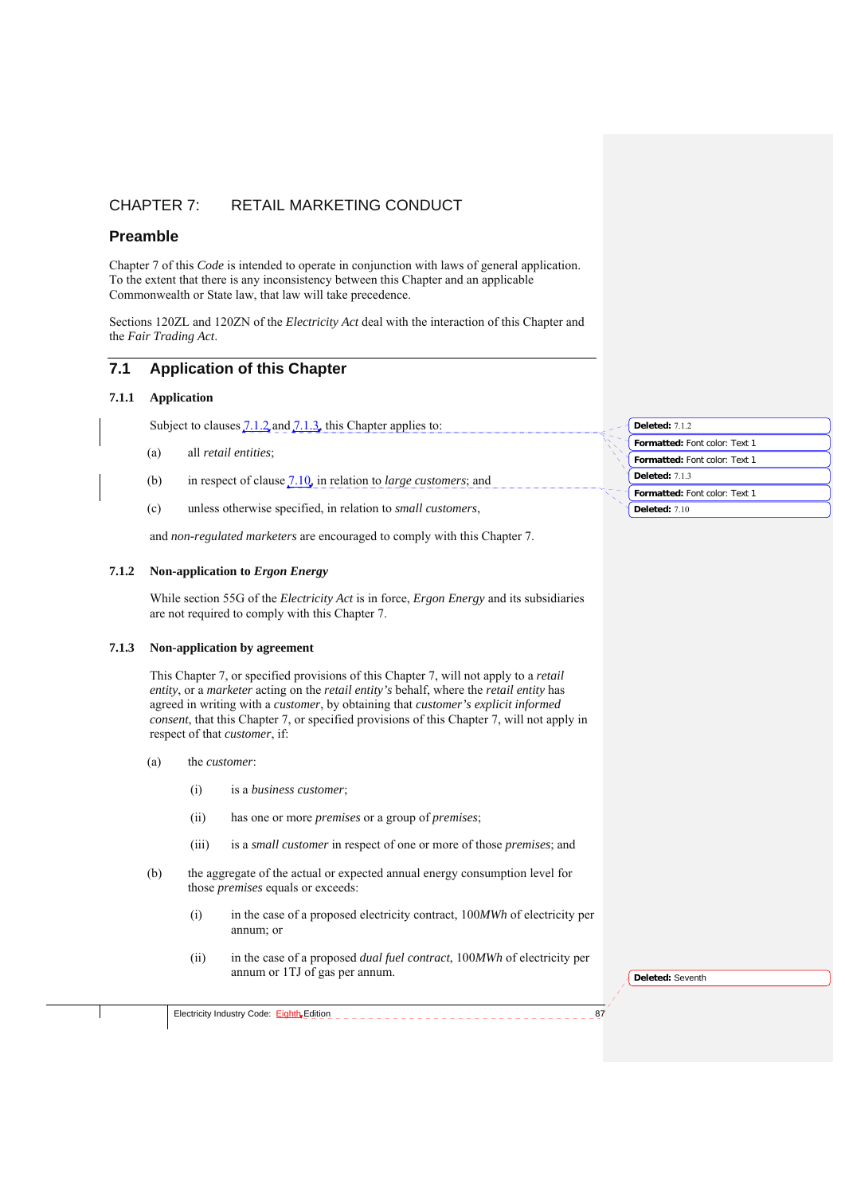# CHAPTER 7: RETAIL MARKETING CONDUCT

## Preamble

Chapter 7 of this *Code* is intended to operate in conjunction with laws of general application. To the extent that there is any inconsistency between this Chapter and an applicable Commonwealth or State law, that law will take precedence.

Sections 120ZL and 120ZN of the *Electricity Act* deal with the interaction of this Chapter and the *Fair Trading Act*.

## 7.1 Application of this Chapter

### 7.1.1 Application

Subject to clauses 7.1.2 and 7.1.3, this Chapter applies to:

(a) all *retail entities*;

(b) in respect of clause 7.10, in relation to *large customers*; and

(c) unless otherwise specified, in relation to *small customers*,

and *non-regulated marketers* are encouraged to comply with this Chapter 7.

### 7.1.2 Non-application to *Ergon Energy*

While section 55G of the *Electricity Act* is in force, *Ergon Energy* and its subsidiaries are not required to comply with this Chapter 7.

### 7.1.3 Non-application by agreement

This Chapter 7, or specified provisions of this Chapter 7, will not apply to a *retail entity*, or a *marketer* acting on the *retail entity's* behalf, where the *retail entity* has agreed in writing with a *customer*, by obtaining that *customer's explicit informed consent*, that this Chapter 7, or specified provisions of this Chapter 7, will not apply in respect of that *customer*, if:

(a) the *customer*:

  (i) is a *business customer*;

  (ii) has one or more *premises* or a group of *premises*;

  (iii) is a *small customer* in respect of one or more of those *premises*; and

(b) the aggregate of the actual or expected annual energy consumption level for those *premises* equals or exceeds:

  (i) in the case of a proposed electricity contract, 100*MWh* of electricity per annum; or

  (ii) in the case of a proposed *dual fuel contract*, 100*MWh* of electricity per annum or 1TJ of gas per annum.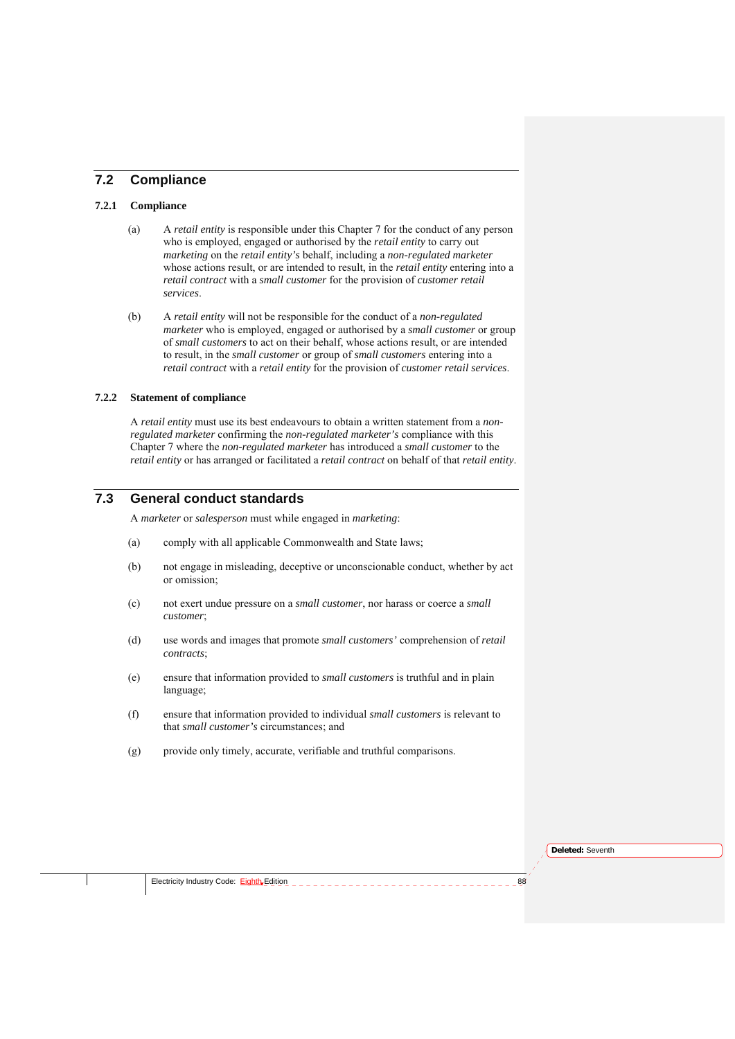## 7.2 Compliance

### 7.2.1 Compliance

(a) A *retail entity* is responsible under this Chapter 7 for the conduct of any person who is employed, engaged or authorised by the *retail entity* to carry out *marketing* on the *retail entity's* behalf, including a *non-regulated marketer* whose actions result, or are intended to result, in the *retail entity* entering into a *retail contract* with a *small customer* for the provision of *customer retail services*.

(b) A *retail entity* will not be responsible for the conduct of a *non-regulated marketer* who is employed, engaged or authorised by a *small customer* or group of *small customers* to act on their behalf, whose actions result, or are intended to result, in the *small customer* or group of *small customers* entering into a *retail contract* with a *retail entity* for the provision of *customer retail services*.

### 7.2.2 Statement of compliance

A *retail entity* must use its best endeavours to obtain a written statement from a *non-regulated marketer* confirming the *non-regulated marketer's* compliance with this Chapter 7 where the *non-regulated marketer* has introduced a *small customer* to the *retail entity* or has arranged or facilitated a *retail contract* on behalf of that *retail entity*.

## 7.3 General conduct standards

A *marketer* or *salesperson* must while engaged in *marketing*:

(a) comply with all applicable Commonwealth and State laws;

(b) not engage in misleading, deceptive or unconscionable conduct, whether by act or omission;

(c) not exert undue pressure on a *small customer*, nor harass or coerce a *small customer*;

(d) use words and images that promote *small customers'* comprehension of *retail contracts*;

(e) ensure that information provided to *small customers* is truthful and in plain language;

(f) ensure that information provided to individual *small customers* is relevant to that *small customer's* circumstances; and

(g) provide only timely, accurate, verifiable and truthful comparisons.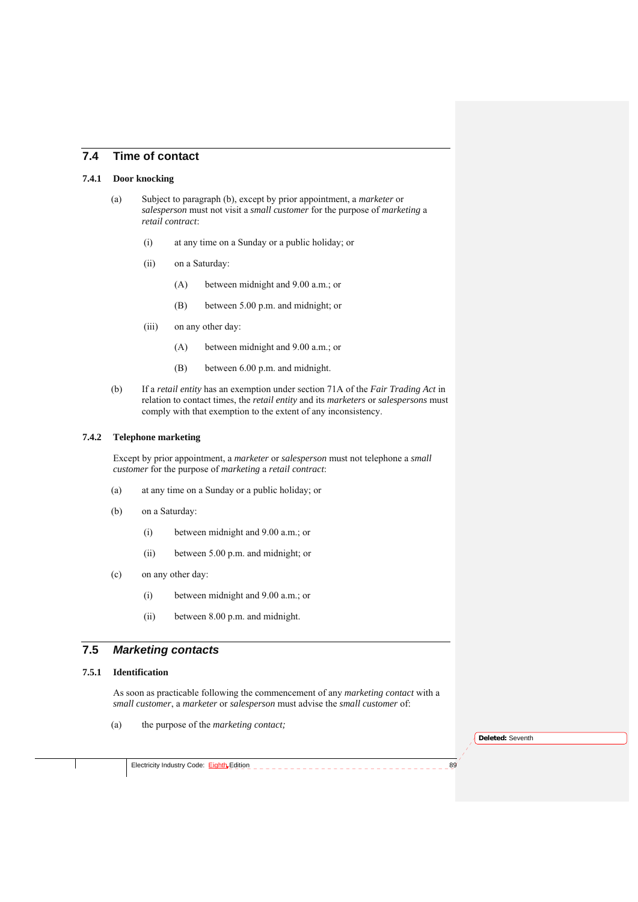## 7.4 Time of contact

### 7.4.1 Door knocking

(a) Subject to paragraph (b), except by prior appointment, a *marketer* or *salesperson* must not visit a *small customer* for the purpose of *marketing* a *retail contract*:

   (i) at any time on a Sunday or a public holiday; or

   (ii) on a Saturday:

      (A) between midnight and 9.00 a.m.; or

      (B) between 5.00 p.m. and midnight; or

   (iii) on any other day:

      (A) between midnight and 9.00 a.m.; or

      (B) between 6.00 p.m. and midnight.

(b) If a *retail entity* has an exemption under section 71A of the *Fair Trading Act* in relation to contact times, the *retail entity* and its *marketers* or *salespersons* must comply with that exemption to the extent of any inconsistency.

### 7.4.2 Telephone marketing

Except by prior appointment, a *marketer* or *salesperson* must not telephone a *small customer* for the purpose of *marketing* a *retail contract*:

(a) at any time on a Sunday or a public holiday; or

(b) on a Saturday:

   (i) between midnight and 9.00 a.m.; or

   (ii) between 5.00 p.m. and midnight; or

(c) on any other day:

   (i) between midnight and 9.00 a.m.; or

   (ii) between 8.00 p.m. and midnight.

## 7.5 *Marketing contacts*

### 7.5.1 Identification

As soon as practicable following the commencement of any *marketing contact* with a *small customer*, a *marketer* or *salesperson* must advise the *small customer* of:

(a) the purpose of the *marketing contact;*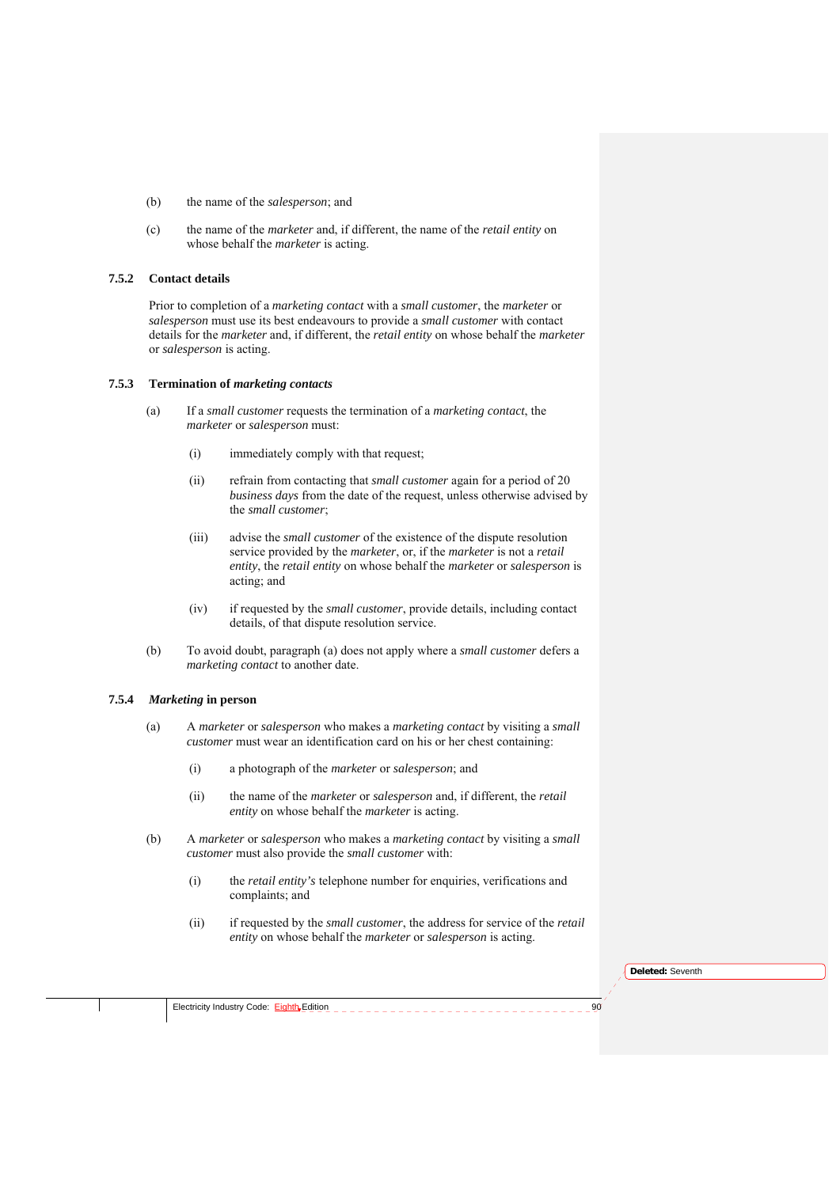(b) the name of the *salesperson*; and

(c) the name of the *marketer* and, if different, the name of the *retail entity* on whose behalf the *marketer* is acting.

### 7.5.2 Contact details

Prior to completion of a *marketing contact* with a *small customer*, the *marketer* or *salesperson* must use its best endeavours to provide a *small customer* with contact details for the *marketer* and, if different, the *retail entity* on whose behalf the *marketer* or *salesperson* is acting.

### 7.5.3 Termination of *marketing contacts*

(a) If a *small customer* requests the termination of a *marketing contact*, the *marketer* or *salesperson* must:

- (i) immediately comply with that request;
- (ii) refrain from contacting that *small customer* again for a period of 20 *business days* from the date of the request, unless otherwise advised by the *small customer*;
- (iii) advise the *small customer* of the existence of the dispute resolution service provided by the *marketer*, or, if the *marketer* is not a *retail entity*, the *retail entity* on whose behalf the *marketer* or *salesperson* is acting; and
- (iv) if requested by the *small customer*, provide details, including contact details, of that dispute resolution service.

(b) To avoid doubt, paragraph (a) does not apply where a *small customer* defers a *marketing contact* to another date.

### 7.5.4 *Marketing* in person

(a) A *marketer* or *salesperson* who makes a *marketing contact* by visiting a *small customer* must wear an identification card on his or her chest containing:

- (i) a photograph of the *marketer* or *salesperson*; and
- (ii) the name of the *marketer* or *salesperson* and, if different, the *retail entity* on whose behalf the *marketer* is acting.

(b) A *marketer* or *salesperson* who makes a *marketing contact* by visiting a *small customer* must also provide the *small customer* with:

- (i) the *retail entity's* telephone number for enquiries, verifications and complaints; and
- (ii) if requested by the *small customer*, the address for service of the *retail entity* on whose behalf the *marketer* or *salesperson* is acting.

**Deleted:** Seventh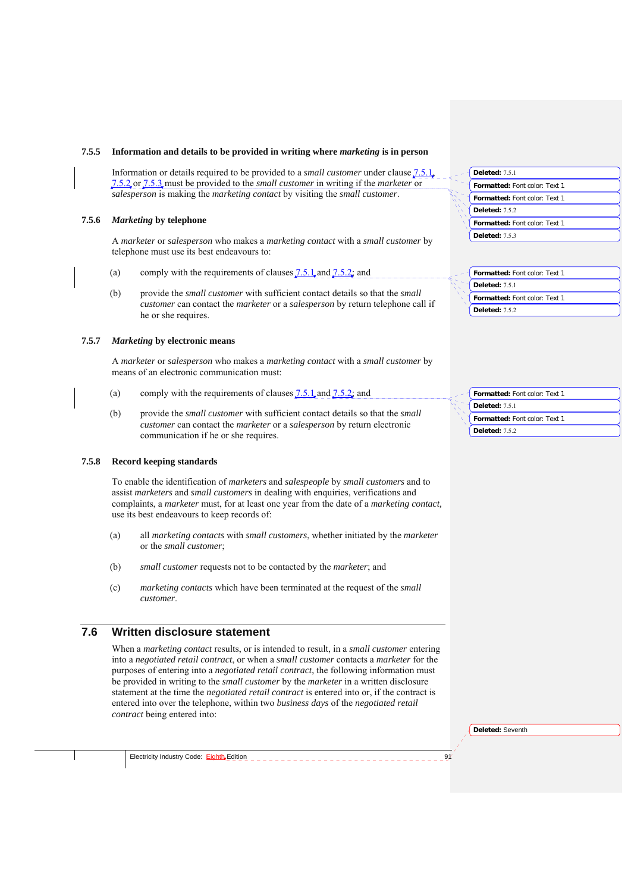### 7.5.5 Information and details to be provided in writing where *marketing* is in person

Information or details required to be provided to a *small customer* under clause 7.5.1, 7.5.2 or 7.5.3 must be provided to the *small customer* in writing if the *marketer* or *salesperson* is making the *marketing contact* by visiting the *small customer*.

### 7.5.6 *Marketing* by telephone

A *marketer* or *salesperson* who makes a *marketing contact* with a *small customer* by telephone must use its best endeavours to:

(a) comply with the requirements of clauses 7.5.1 and 7.5.2; and

(b) provide the *small customer* with sufficient contact details so that the *small customer* can contact the *marketer* or a *salesperson* by return telephone call if he or she requires.

### 7.5.7 *Marketing* by electronic means

A *marketer* or *salesperson* who makes a *marketing contact* with a *small customer* by means of an electronic communication must:

(a) comply with the requirements of clauses 7.5.1 and 7.5.2; and

(b) provide the *small customer* with sufficient contact details so that the *small customer* can contact the *marketer* or a *salesperson* by return electronic communication if he or she requires.

### 7.5.8 Record keeping standards

To enable the identification of *marketers* and *salespeople* by *small customers* and to assist *marketers* and *small customers* in dealing with enquiries, verifications and complaints, a *marketer* must, for at least one year from the date of a *marketing contact*, use its best endeavours to keep records of:

(a) all *marketing contacts* with *small customers*, whether initiated by the *marketer* or the *small customer*;

(b) *small customer* requests not to be contacted by the *marketer*; and

(c) *marketing contacts* which have been terminated at the request of the *small customer*.

## 7.6 Written disclosure statement

When a *marketing contact* results, or is intended to result, in a *small customer* entering into a *negotiated retail contract*, or when a *small customer* contacts a *marketer* for the purposes of entering into a *negotiated retail contract*, the following information must be provided in writing to the *small customer* by the *marketer* in a written disclosure statement at the time the *negotiated retail contract* is entered into or, if the contract is entered into over the telephone, within two *business days* of the *negotiated retail contract* being entered into: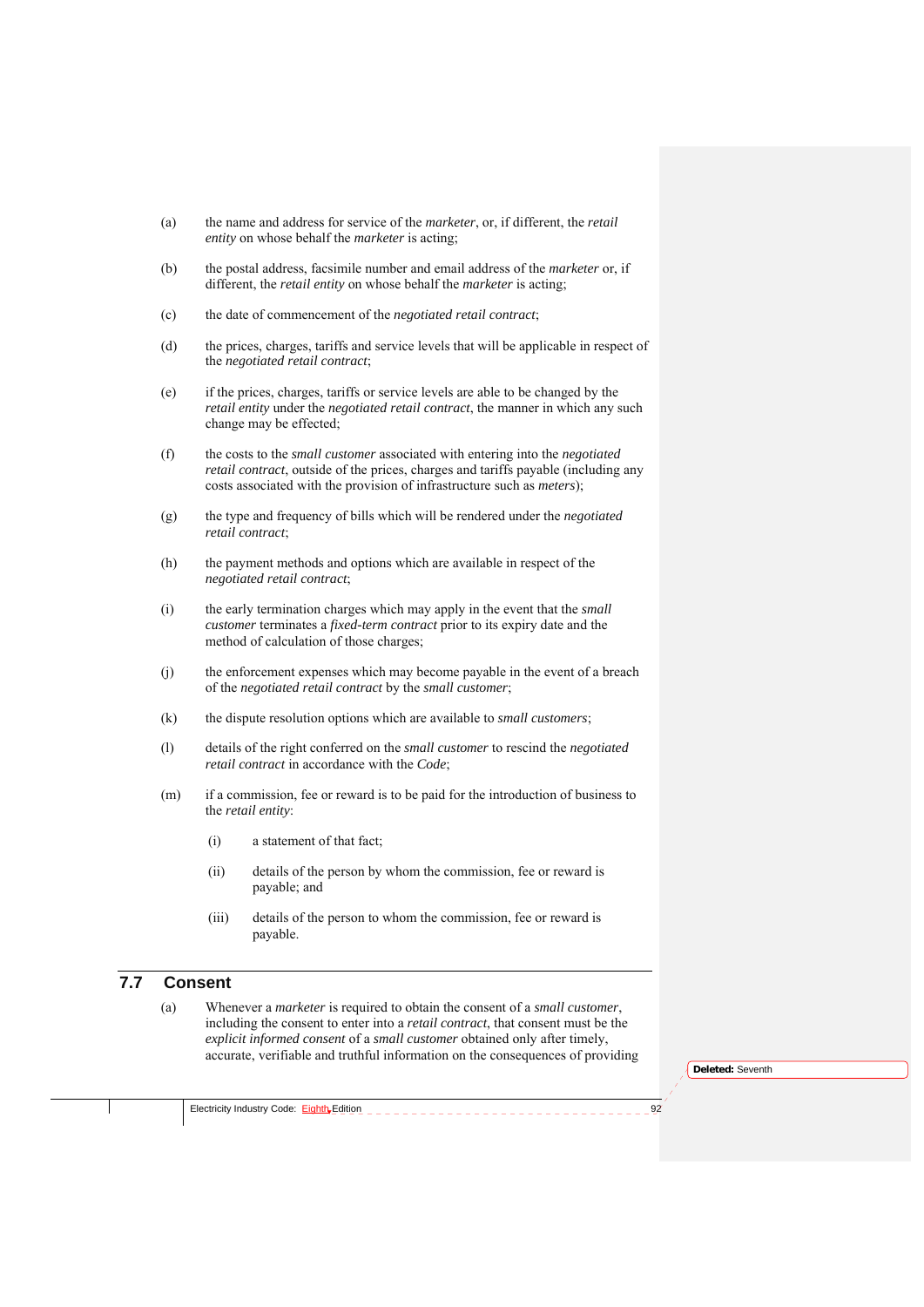(a) the name and address for service of the *marketer*, or, if different, the *retail entity* on whose behalf the *marketer* is acting;

(b) the postal address, facsimile number and email address of the *marketer* or, if different, the *retail entity* on whose behalf the *marketer* is acting;

(c) the date of commencement of the *negotiated retail contract*;

(d) the prices, charges, tariffs and service levels that will be applicable in respect of the *negotiated retail contract*;

(e) if the prices, charges, tariffs or service levels are able to be changed by the *retail entity* under the *negotiated retail contract*, the manner in which any such change may be effected;

(f) the costs to the *small customer* associated with entering into the *negotiated retail contract*, outside of the prices, charges and tariffs payable (including any costs associated with the provision of infrastructure such as *meters*);

(g) the type and frequency of bills which will be rendered under the *negotiated retail contract*;

(h) the payment methods and options which are available in respect of the *negotiated retail contract*;

(i) the early termination charges which may apply in the event that the *small customer* terminates a *fixed-term contract* prior to its expiry date and the method of calculation of those charges;

(j) the enforcement expenses which may become payable in the event of a breach of the *negotiated retail contract* by the *small customer*;

(k) the dispute resolution options which are available to *small customers*;

(l) details of the right conferred on the *small customer* to rescind the *negotiated retail contract* in accordance with the *Code*;

(m) if a commission, fee or reward is to be paid for the introduction of business to the *retail entity*:

    (i) a statement of that fact;

    (ii) details of the person by whom the commission, fee or reward is payable; and

    (iii) details of the person to whom the commission, fee or reward is payable.

## 7.7 Consent

(a) Whenever a *marketer* is required to obtain the consent of a *small customer*, including the consent to enter into a *retail contract*, that consent must be the *explicit informed consent* of a *small customer* obtained only after timely, accurate, verifiable and truthful information on the consequences of providing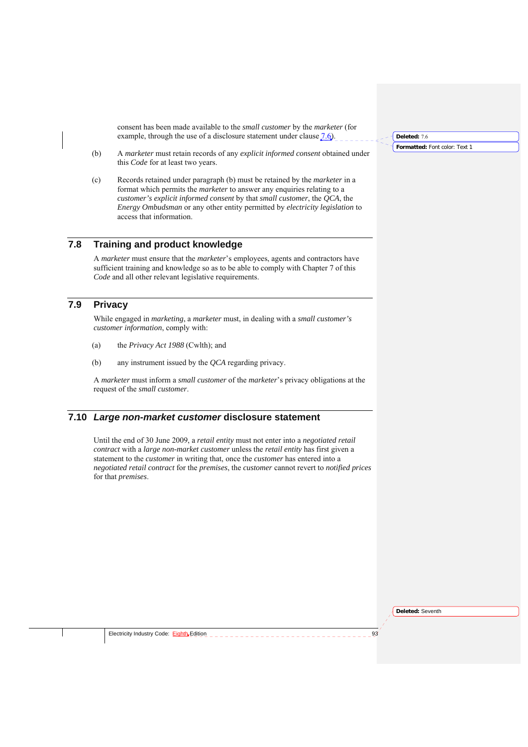consent has been made available to the *small customer* by the *marketer* (for example, through the use of a disclosure statement under clause 7.6).

(b) A *marketer* must retain records of any *explicit informed consent* obtained under this *Code* for at least two years.

(c) Records retained under paragraph (b) must be retained by the *marketer* in a format which permits the *marketer* to answer any enquiries relating to a *customer's explicit informed consent* by that *small customer*, the *QCA*, the *Energy Ombudsman* or any other entity permitted by *electricity legislation* to access that information.

## 7.8 Training and product knowledge

A *marketer* must ensure that the *marketer*'s employees, agents and contractors have sufficient training and knowledge so as to be able to comply with Chapter 7 of this *Code* and all other relevant legislative requirements.

## 7.9 Privacy

While engaged in *marketing*, a *marketer* must, in dealing with a *small customer's customer information*, comply with:

(a) the *Privacy Act 1988* (Cwlth); and

(b) any instrument issued by the *QCA* regarding privacy.

A *marketer* must inform a *small customer* of the *marketer*'s privacy obligations at the request of the *small customer*.

## 7.10 *Large non-market customer* disclosure statement

Until the end of 30 June 2009, a *retail entity* must not enter into a *negotiated retail contract* with a *large non-market customer* unless the *retail entity* has first given a statement to the *customer* in writing that, once the *customer* has entered into a *negotiated retail contract* for the *premises*, the *customer* cannot revert to *notified prices* for that *premises*.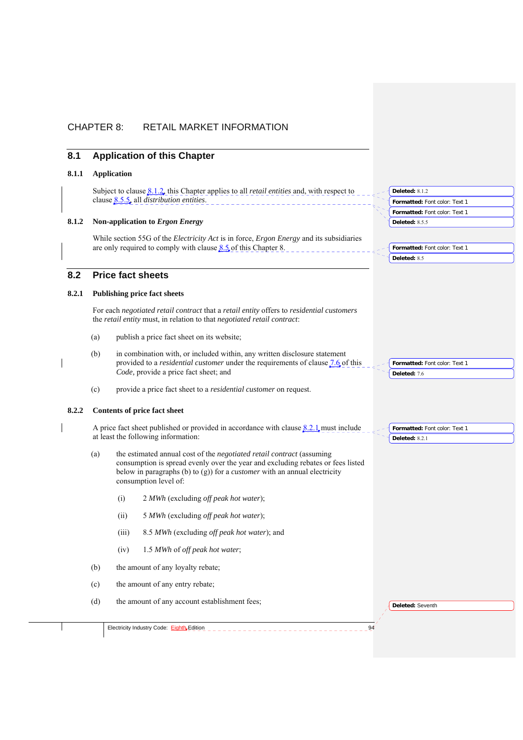# CHAPTER 8: RETAIL MARKET INFORMATION

## 8.1 Application of this Chapter

### 8.1.1 Application

Subject to clause 8.1.2, this Chapter applies to all *retail entities* and, with respect to clause 8.5.5, all *distribution entities*.

### 8.1.2 Non-application to *Ergon Energy*

While section 55G of the *Electricity Act* is in force, *Ergon Energy* and its subsidiaries are only required to comply with clause 8.5 of this Chapter 8.

## 8.2 Price fact sheets

### 8.2.1 Publishing price fact sheets

For each *negotiated retail contract* that a *retail entity* offers to *residential customers* the *retail entity* must, in relation to that *negotiated retail contract*:

(a) publish a price fact sheet on its website;

(b) in combination with, or included within, any written disclosure statement provided to a *residential customer* under the requirements of clause 7.6 of this *Code*, provide a price fact sheet; and

(c) provide a price fact sheet to a *residential customer* on request.

### 8.2.2 Contents of price fact sheet

A price fact sheet published or provided in accordance with clause 8.2.1 must include at least the following information:

(a) the estimated annual cost of the *negotiated retail contract* (assuming consumption is spread evenly over the year and excluding rebates or fees listed below in paragraphs (b) to (g)) for a *customer* with an annual electricity consumption level of:

(i) 2 *MWh* (excluding *off peak hot water*);

(ii) 5 *MWh* (excluding *off peak hot water*);

(iii) 8.5 *MWh* (excluding *off peak hot water*); and

(iv) 1.5 *MWh* of *off peak hot water*;

(b) the amount of any loyalty rebate;

(c) the amount of any entry rebate;

(d) the amount of any account establishment fees;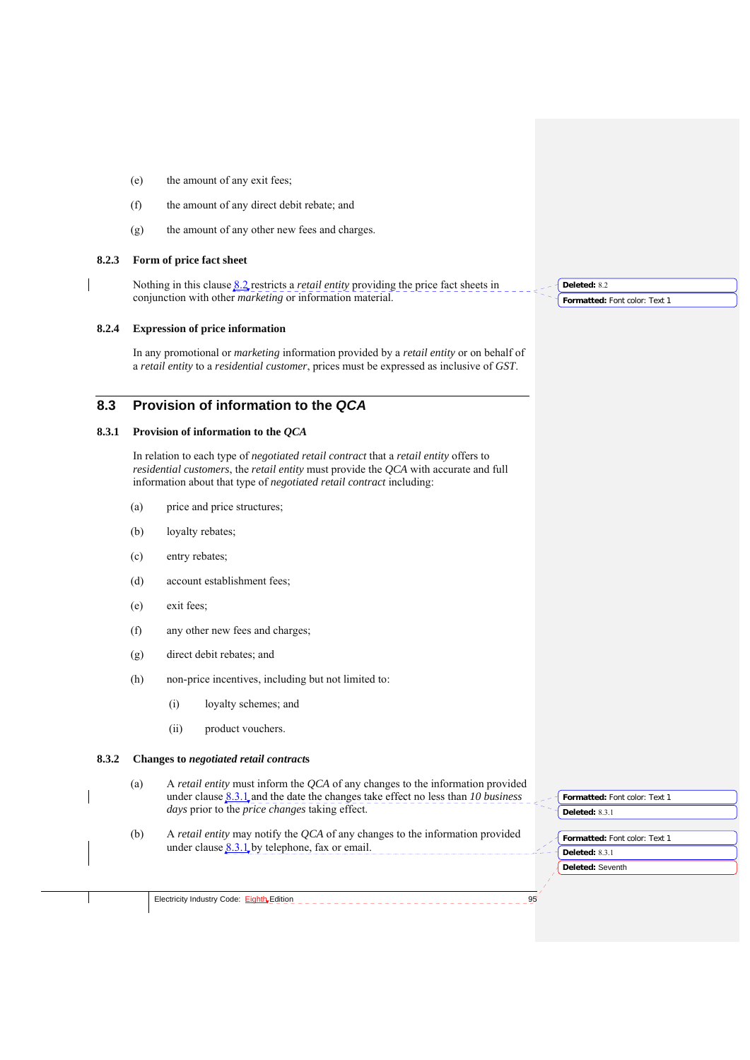(e) the amount of any exit fees;

(f) the amount of any direct debit rebate; and

(g) the amount of any other new fees and charges.

### 8.2.3 Form of price fact sheet

Nothing in this clause 8.2 restricts a *retail entity* providing the price fact sheets in conjunction with other *marketing* or information material.

### 8.2.4 Expression of price information

In any promotional or *marketing* information provided by a *retail entity* or on behalf of a *retail entity* to a *residential customer*, prices must be expressed as inclusive of *GST*.

## 8.3 Provision of information to the *QCA*

### 8.3.1 Provision of information to the *QCA*

In relation to each type of *negotiated retail contract* that a *retail entity* offers to *residential customers*, the *retail entity* must provide the *QCA* with accurate and full information about that type of *negotiated retail contract* including:

(a) price and price structures;

(b) loyalty rebates;

(c) entry rebates;

(d) account establishment fees;

(e) exit fees;

(f) any other new fees and charges;

(g) direct debit rebates; and

(h) non-price incentives, including but not limited to:

  (i) loyalty schemes; and

  (ii) product vouchers.

### 8.3.2 Changes to *negotiated retail contracts*

(a) A *retail entity* must inform the *QCA* of any changes to the information provided under clause 8.3.1 and the date the changes take effect no less than *10 business days* prior to the *price changes* taking effect.

(b) A *retail entity* may notify the *QCA* of any changes to the information provided under clause 8.3.1 by telephone, fax or email.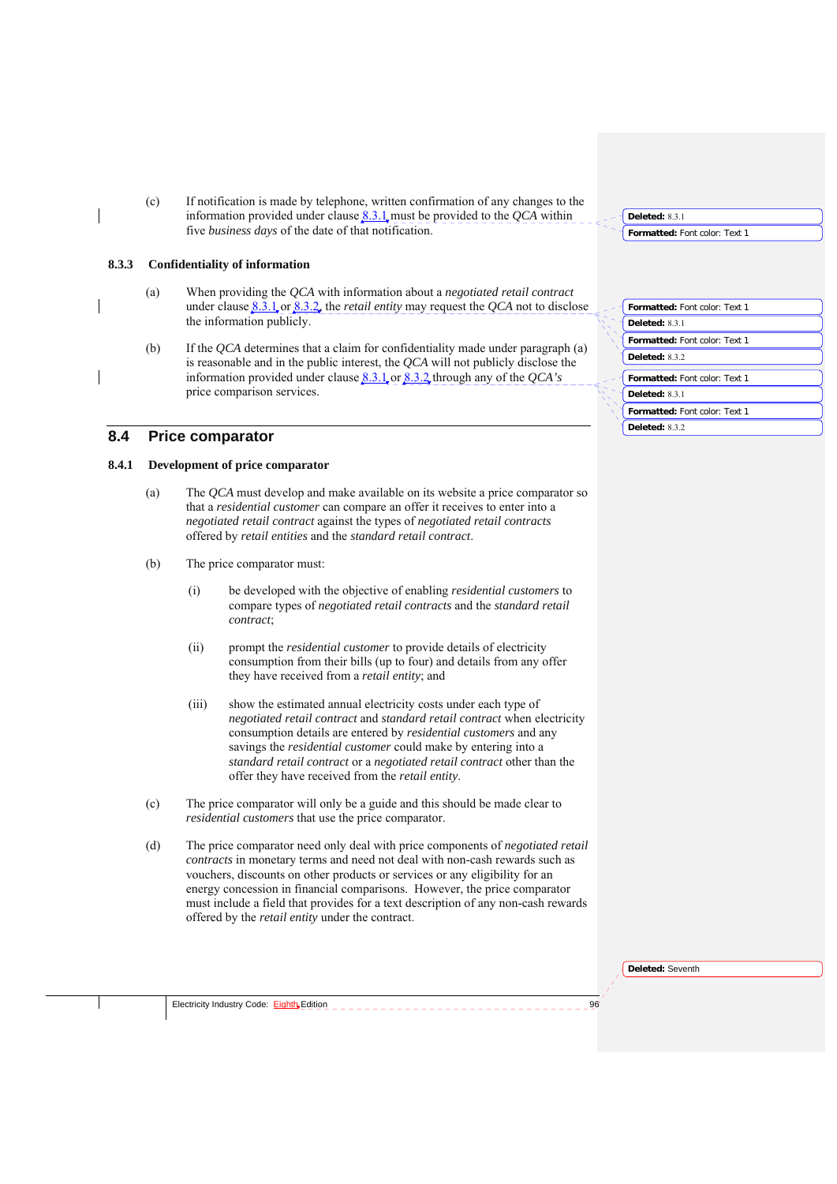(c) If notification is made by telephone, written confirmation of any changes to the information provided under clause 8.3.1 must be provided to the *QCA* within five *business days* of the date of that notification.

### 8.3.3 Confidentiality of information

(a) When providing the *QCA* with information about a *negotiated retail contract* under clause 8.3.1 or 8.3.2, the *retail entity* may request the *QCA* not to disclose the information publicly.

(b) If the *QCA* determines that a claim for confidentiality made under paragraph (a) is reasonable and in the public interest, the *QCA* will not publicly disclose the information provided under clause 8.3.1 or 8.3.2 through any of the *QCA's* price comparison services.

## 8.4 Price comparator

### 8.4.1 Development of price comparator

(a) The *QCA* must develop and make available on its website a price comparator so that a *residential customer* can compare an offer it receives to enter into a *negotiated retail contract* against the types of *negotiated retail contracts* offered by *retail entities* and the *standard retail contract*.

(b) The price comparator must:

(i) be developed with the objective of enabling *residential customers* to compare types of *negotiated retail contracts* and the *standard retail contract*;

(ii) prompt the *residential customer* to provide details of electricity consumption from their bills (up to four) and details from any offer they have received from a *retail entity*; and

(iii) show the estimated annual electricity costs under each type of *negotiated retail contract* and *standard retail contract* when electricity consumption details are entered by *residential customers* and any savings the *residential customer* could make by entering into a *standard retail contract* or a *negotiated retail contract* other than the offer they have received from the *retail entity*.

(c) The price comparator will only be a guide and this should be made clear to *residential customers* that use the price comparator.

(d) The price comparator need only deal with price components of *negotiated retail contracts* in monetary terms and need not deal with non-cash rewards such as vouchers, discounts on other products or services or any eligibility for an energy concession in financial comparisons. However, the price comparator must include a field that provides for a text description of any non-cash rewards offered by the *retail entity* under the contract.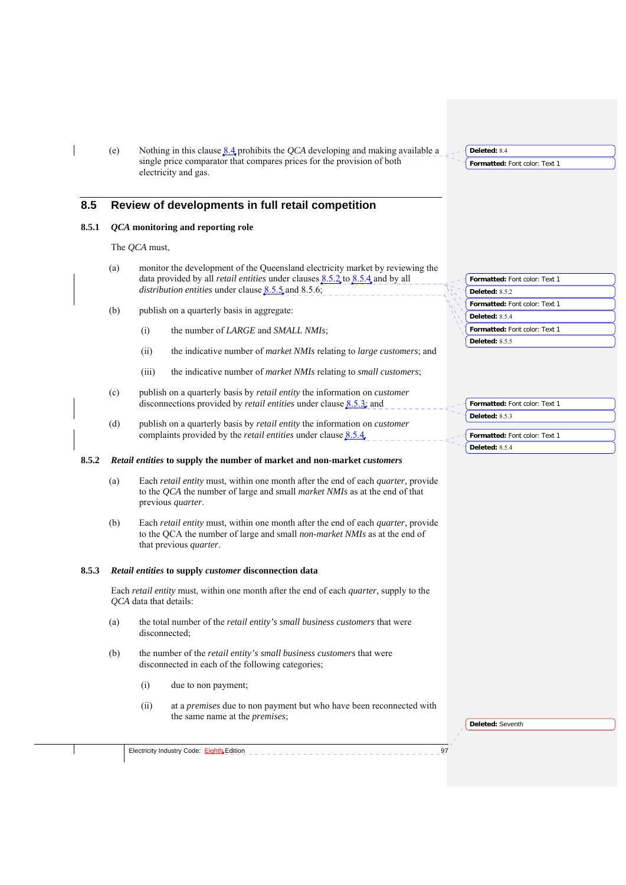(e) Nothing in this clause 8.4 prohibits the *QCA* developing and making available a single price comparator that compares prices for the provision of both electricity and gas.

## 8.5 Review of developments in full retail competition

### 8.5.1 *QCA* monitoring and reporting role

The *QCA* must,

(a) monitor the development of the Queensland electricity market by reviewing the data provided by all *retail entities* under clauses 8.5.2 to 8.5.4 and by all *distribution entities* under clause 8.5.5 and 8.5.6;

(b) publish on a quarterly basis in aggregate:

  (i) the number of *LARGE* and *SMALL NMIs*;

  (ii) the indicative number of *market NMIs* relating to *large customers*; and

  (iii) the indicative number of *market NMIs* relating to *small customers*;

(c) publish on a quarterly basis by *retail entity* the information on *customer* disconnections provided by *retail entities* under clause 8.5.3; and

(d) publish on a quarterly basis by *retail entity* the information on *customer* complaints provided by the *retail entities* under clause 8.5.4.

### 8.5.2 *Retail entities* to supply the number of market and non-market *customers*

(a) Each *retail entity* must, within one month after the end of each *quarter*, provide to the *QCA* the number of large and small *market NMIs* as at the end of that previous *quarter*.

(b) Each *retail entity* must, within one month after the end of each *quarter*, provide to the QCA the number of large and small *non-market NMIs* as at the end of that previous *quarter*.

### 8.5.3 *Retail entities* to supply *customer* disconnection data

Each *retail entity* must, within one month after the end of each *quarter*, supply to the *QCA* data that details:

(a) the total number of the *retail entity's small business customers* that were disconnected;

(b) the number of the *retail entity's small business customers* that were disconnected in each of the following categories;

  (i) due to non payment;

  (ii) at a *premises* due to non payment but who have been reconnected with the same name at the *premises*;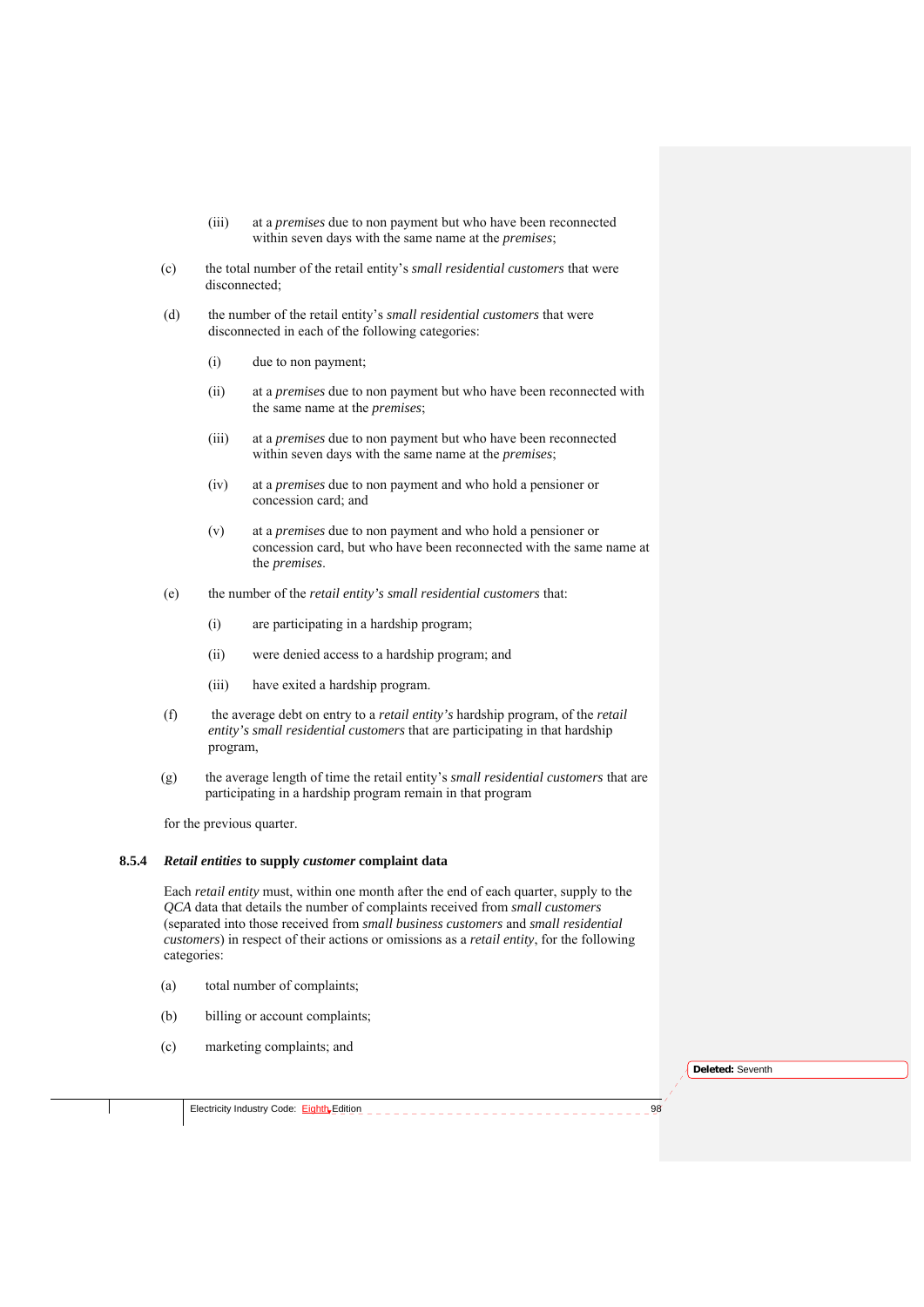(iii) at a *premises* due to non payment but who have been reconnected within seven days with the same name at the *premises*;

(c) the total number of the retail entity's *small residential customers* that were disconnected;

(d) the number of the retail entity's *small residential customers* that were disconnected in each of the following categories:

(i) due to non payment;

(ii) at a *premises* due to non payment but who have been reconnected with the same name at the *premises*;

(iii) at a *premises* due to non payment but who have been reconnected within seven days with the same name at the *premises*;

(iv) at a *premises* due to non payment and who hold a pensioner or concession card; and

(v) at a *premises* due to non payment and who hold a pensioner or concession card, but who have been reconnected with the same name at the *premises*.

(e) the number of the *retail entity's small residential customers* that:

(i) are participating in a hardship program;

(ii) were denied access to a hardship program; and

(iii) have exited a hardship program.

(f) the average debt on entry to a *retail entity's* hardship program, of the *retail entity's small residential customers* that are participating in that hardship program,

(g) the average length of time the retail entity's *small residential customers* that are participating in a hardship program remain in that program

for the previous quarter.

### 8.5.4 *Retail entities* to supply *customer* complaint data

Each *retail entity* must, within one month after the end of each quarter, supply to the *QCA* data that details the number of complaints received from *small customers* (separated into those received from *small business customers* and *small residential customers*) in respect of their actions or omissions as a *retail entity*, for the following categories:

(a) total number of complaints;

(b) billing or account complaints;

(c) marketing complaints; and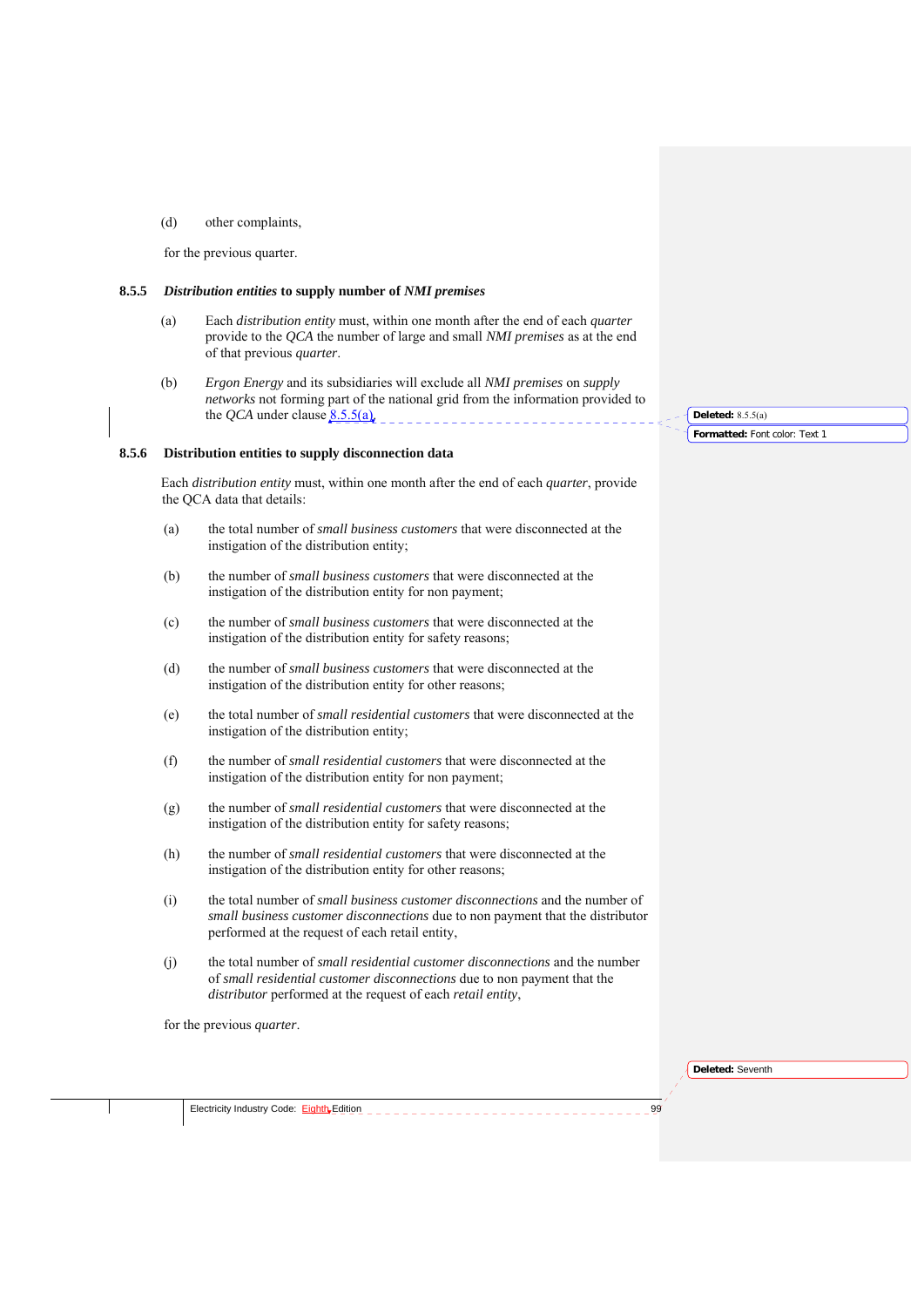(d) other complaints,

for the previous quarter.

### 8.5.5 *Distribution entities* to supply number of *NMI premises*

(a) Each *distribution entity* must, within one month after the end of each *quarter* provide to the *QCA* the number of large and small *NMI premises* as at the end of that previous *quarter*.

(b) *Ergon Energy* and its subsidiaries will exclude all *NMI premises* on *supply networks* not forming part of the national grid from the information provided to the *QCA* under clause 8.5.5(a).

### 8.5.6 Distribution entities to supply disconnection data

Each *distribution entity* must, within one month after the end of each *quarter*, provide the QCA data that details:

(a) the total number of *small business customers* that were disconnected at the instigation of the distribution entity;

(b) the number of *small business customers* that were disconnected at the instigation of the distribution entity for non payment;

(c) the number of *small business customers* that were disconnected at the instigation of the distribution entity for safety reasons;

(d) the number of *small business customers* that were disconnected at the instigation of the distribution entity for other reasons;

(e) the total number of *small residential customers* that were disconnected at the instigation of the distribution entity;

(f) the number of *small residential customers* that were disconnected at the instigation of the distribution entity for non payment;

(g) the number of *small residential customers* that were disconnected at the instigation of the distribution entity for safety reasons;

(h) the number of *small residential customers* that were disconnected at the instigation of the distribution entity for other reasons;

(i) the total number of *small business customer disconnections* and the number of *small business customer disconnections* due to non payment that the distributor performed at the request of each retail entity,

(j) the total number of *small residential customer disconnections* and the number of *small residential customer disconnections* due to non payment that the *distributor* performed at the request of each *retail entity*,

for the previous *quarter*.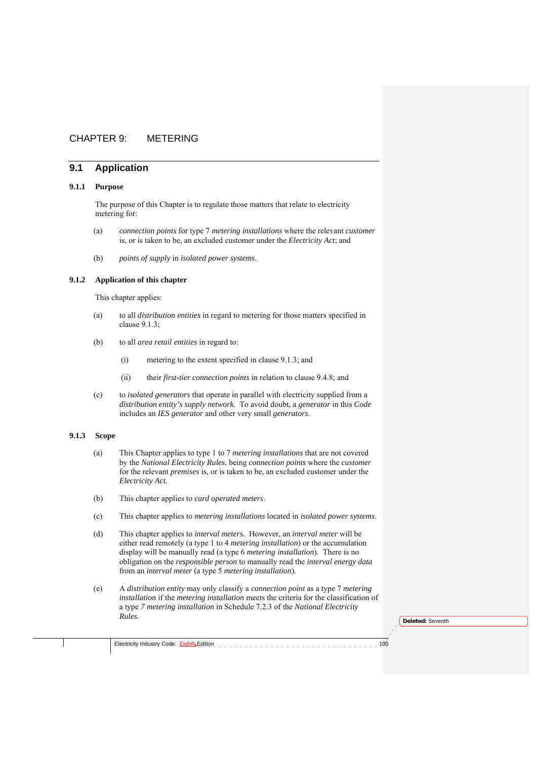# CHAPTER 9: METERING

## 9.1 Application

### 9.1.1 Purpose

The purpose of this Chapter is to regulate those matters that relate to electricity metering for:

(a) *connection points* for type 7 *metering installations* where the relevant *customer* is, or is taken to be, an excluded customer under the *Electricity Act*; and

(b) *points of supply* in *isolated power systems*.

### 9.1.2 Application of this chapter

This chapter applies:

(a) to all *distribution entities* in regard to metering for those matters specified in clause 9.1.3;

(b) to all *area retail entities* in regard to:

  (i) metering to the extent specified in clause 9.1.3; and

  (ii) their *first-tier connection points* in relation to clause 9.4.8; and

(c) to *isolated generators* that operate in parallel with electricity supplied from a *distribution entity's supply network.* To avoid doubt, a *generator* in this *Code* includes an *IES generator* and other very small *generators*.

### 9.1.3 Scope

(a) This Chapter applies to type 1 to 7 *metering installations* that are not covered by the *National Electricity Rules*, being *connection points* where the *customer* for the relevant *premises* is, or is taken to be, an excluded customer under the *Electricity Act.*

(b) This chapter applies to *card operated meters*.

(c) This chapter applies to *metering installations* located in *isolated power systems*.

(d) This chapter applies to *interval meters.* However, an *interval meter* will be either read remotely (a type 1 to 4 *metering installation*) or the accumulation display will be manually read (a type 6 *metering installation*). There is no obligation on the *responsible person* to manually read the *interval energy data* from an *interval meter* (a type 5 *metering installation*).

(e) A *distribution entity* may only classify a *connection point* as a type 7 *metering installation* if the *metering installation* meets the criteria for the classification of a type *7 metering installation* in Schedule 7.2.3 of the *National Electricity Rules*.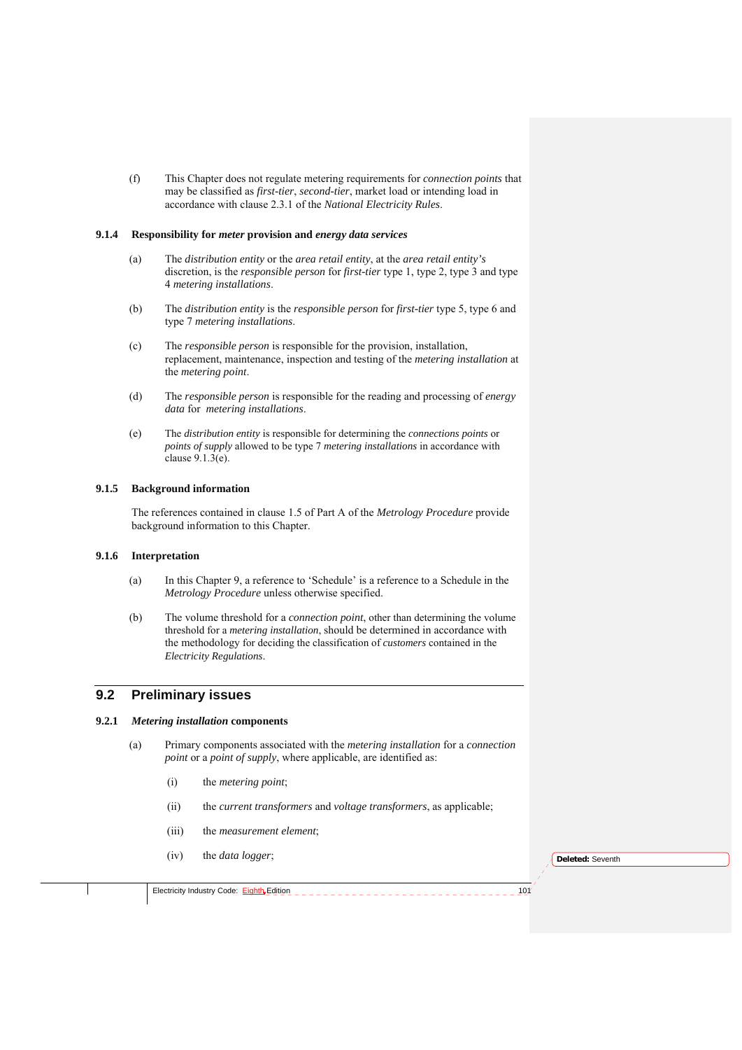(f) This Chapter does not regulate metering requirements for *connection points* that may be classified as *first-tier*, *second-tier*, market load or intending load in accordance with clause 2.3.1 of the *National Electricity Rules*.

### 9.1.4 Responsibility for *meter* provision and *energy data services*

(a) The *distribution entity* or the *area retail entity*, at the *area retail entity's* discretion, is the *responsible person* for *first-tier* type 1, type 2, type 3 and type 4 *metering installations*.

(b) The *distribution entity* is the *responsible person* for *first-tier* type 5, type 6 and type 7 *metering installations*.

(c) The *responsible person* is responsible for the provision, installation, replacement, maintenance, inspection and testing of the *metering installation* at the *metering point*.

(d) The *responsible person* is responsible for the reading and processing of *energy data* for *metering installations*.

(e) The *distribution entity* is responsible for determining the *connections points* or *points of supply* allowed to be type 7 *metering installations* in accordance with clause 9.1.3(e).

### 9.1.5 Background information

The references contained in clause 1.5 of Part A of the *Metrology Procedure* provide background information to this Chapter.

### 9.1.6 Interpretation

(a) In this Chapter 9, a reference to 'Schedule' is a reference to a Schedule in the *Metrology Procedure* unless otherwise specified.

(b) The volume threshold for a *connection point*, other than determining the volume threshold for a *metering installation*, should be determined in accordance with the methodology for deciding the classification of *customers* contained in the *Electricity Regulations*.

## 9.2 Preliminary issues

### 9.2.1 *Metering installation* components

(a) Primary components associated with the *metering installation* for a *connection point* or a *point of supply*, where applicable, are identified as:

(i) the *metering point*;

(ii) the *current transformers* and *voltage transformers*, as applicable;

(iii) the *measurement element*;

(iv) the *data logger*;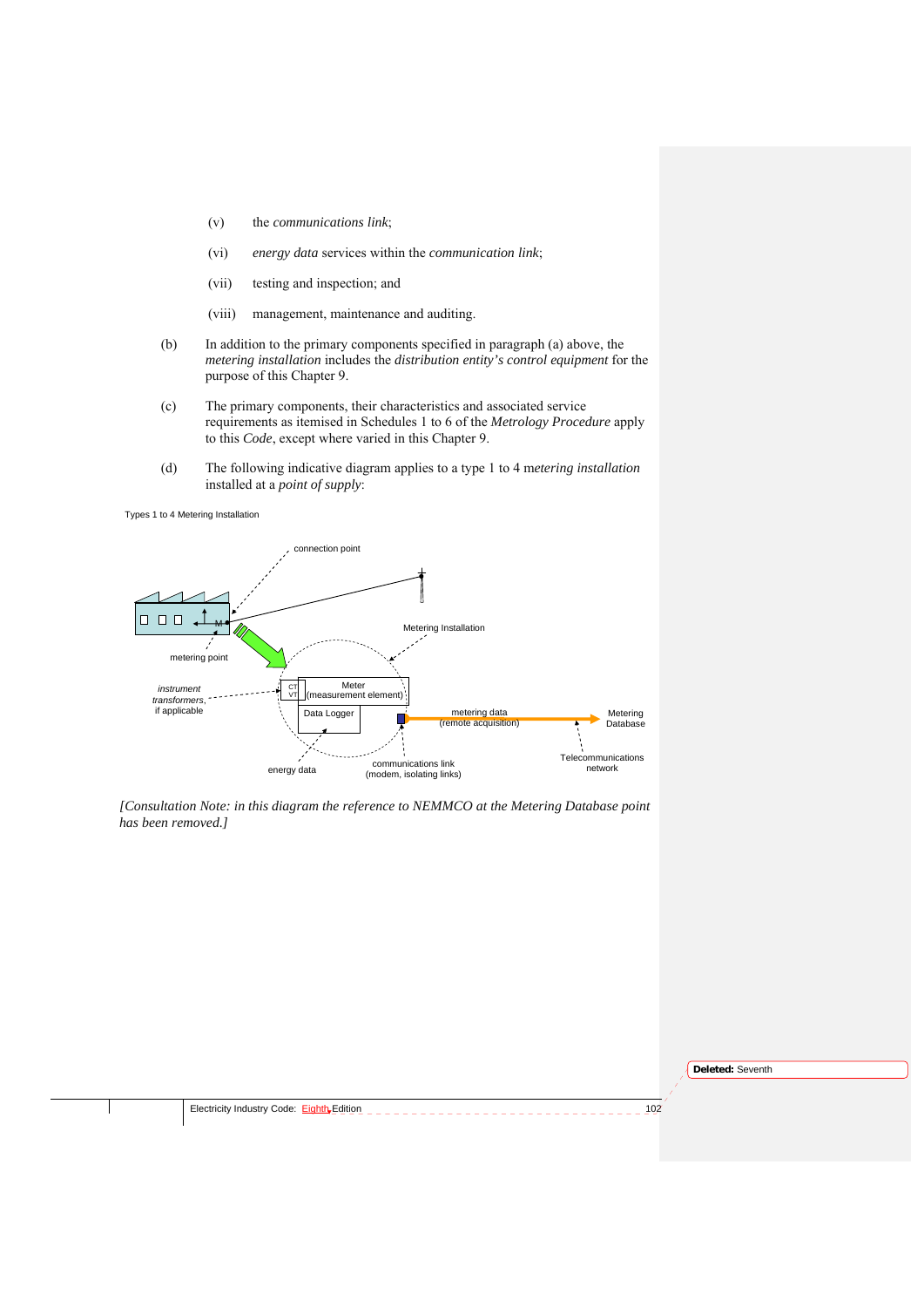(v) the *communications link*;

(vi) *energy data* services within the *communication link*;

(vii) testing and inspection; and

(viii) management, maintenance and auditing.

(b) In addition to the primary components specified in paragraph (a) above, the *metering installation* includes the *distribution entity's control equipment* for the purpose of this Chapter 9.

(c) The primary components, their characteristics and associated service requirements as itemised in Schedules 1 to 6 of the *Metrology Procedure* apply to this *Code*, except where varied in this Chapter 9.

(d) The following indicative diagram applies to a type 1 to 4 m*etering installation* installed at a *point of supply*:

Types 1 to 4 Metering Installation

connection point

Metering Installation

metering point

*instrument transformers*, if applicable

CT VT

Meter (measurement element)

Data Logger

metering data (remote acquisition)

Metering Database

Telecommunications network

energy data

communications link (modem, isolating links)

*[Consultation Note: in this diagram the reference to NEMMCO at the Metering Database point has been removed.]*

Deleted: Seventh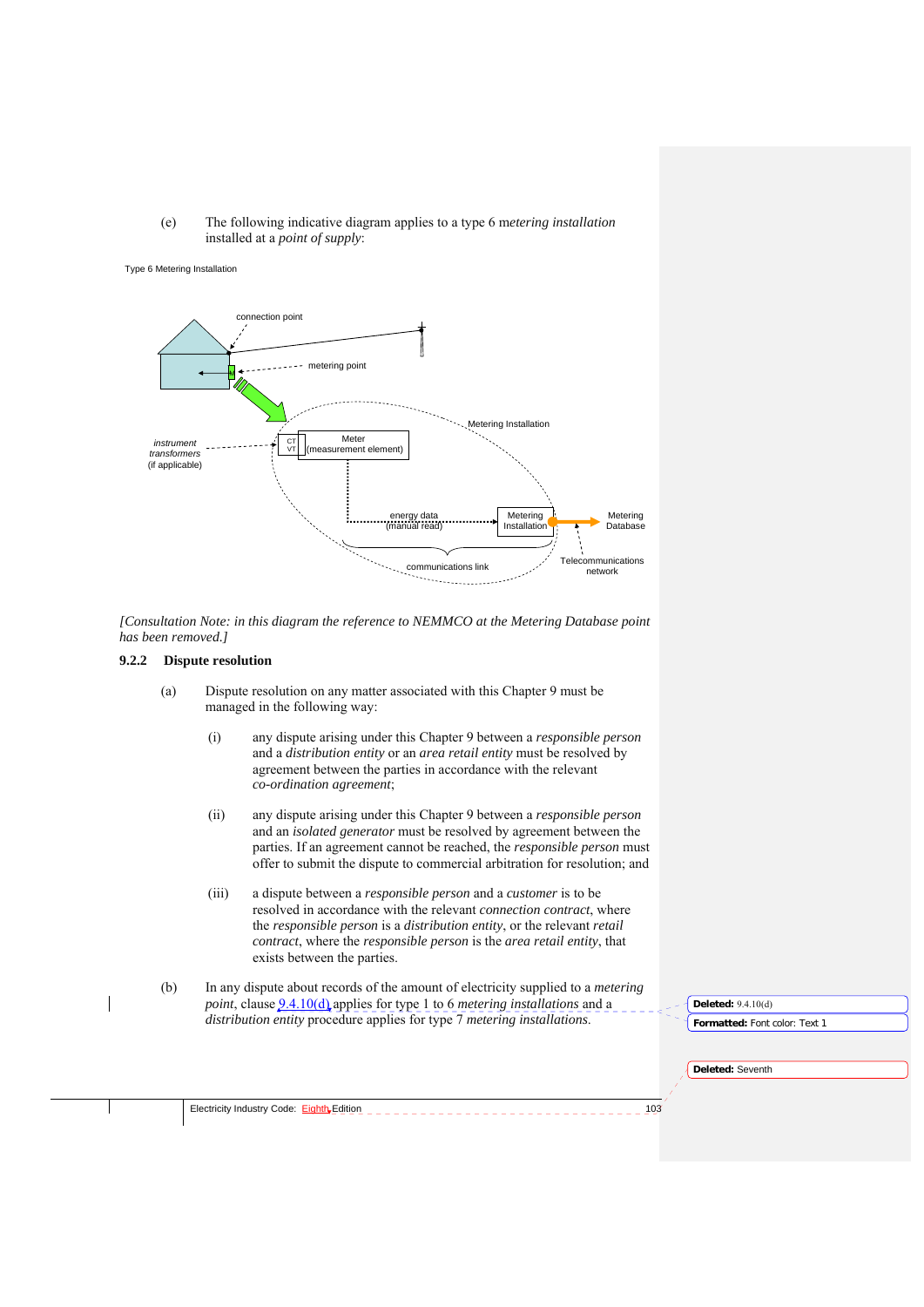(e) The following indicative diagram applies to a type 6 *metering installation* installed at a *point of supply*:

Type 6 Metering Installation

connection point

metering point

instrument transformers (if applicable)

CT VT

Meter (measurement element)

Metering Installation

energy data (manual read)

Metering Installation

Metering Database

communications link

Telecommunications network

*[Consultation Note: in this diagram the reference to NEMMCO at the Metering Database point has been removed.]*

### 9.2.2 Dispute resolution

(a) Dispute resolution on any matter associated with this Chapter 9 must be managed in the following way:

(i) any dispute arising under this Chapter 9 between a *responsible person* and a *distribution entity* or an *area retail entity* must be resolved by agreement between the parties in accordance with the relevant *co-ordination agreement*;

(ii) any dispute arising under this Chapter 9 between a *responsible person* and an *isolated generator* must be resolved by agreement between the parties. If an agreement cannot be reached, the *responsible person* must offer to submit the dispute to commercial arbitration for resolution; and

(iii) a dispute between a *responsible person* and a *customer* is to be resolved in accordance with the relevant *connection contract*, where the *responsible person* is a *distribution entity*, or the relevant *retail contract*, where the *responsible person* is the *area retail entity*, that exists between the parties.

(b) In any dispute about records of the amount of electricity supplied to a *metering point*, clause 9.4.10(d) applies for type 1 to 6 *metering installations* and a *distribution entity* procedure applies for type 7 *metering installations*.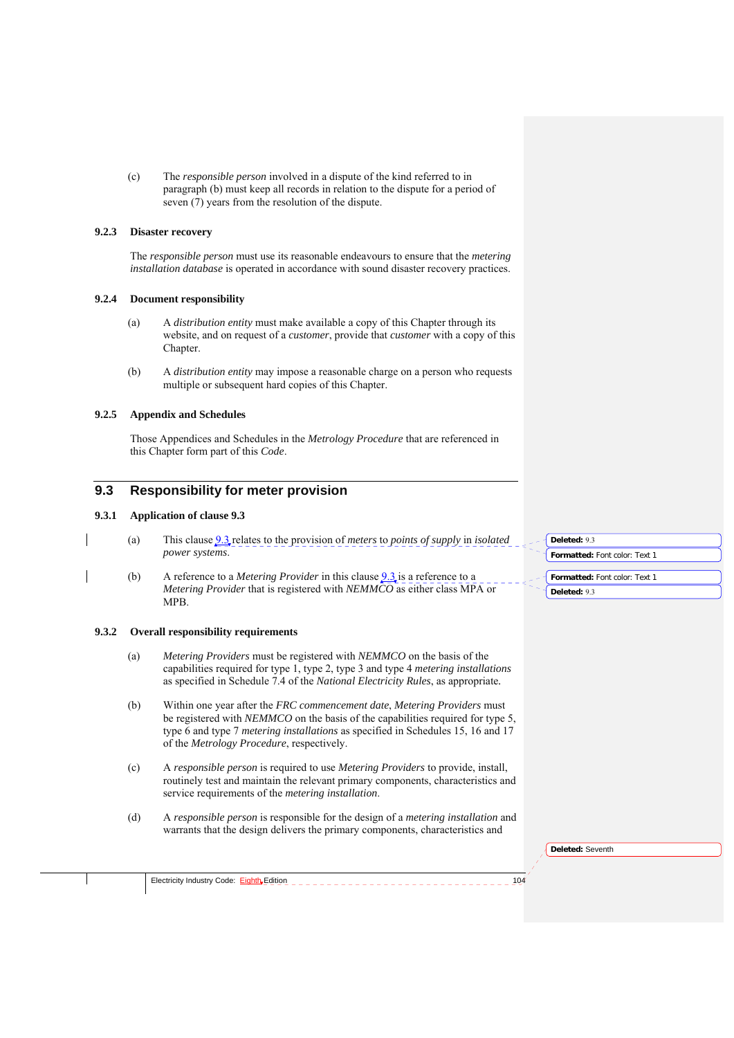(c) The *responsible person* involved in a dispute of the kind referred to in paragraph (b) must keep all records in relation to the dispute for a period of seven (7) years from the resolution of the dispute.

### 9.2.3 Disaster recovery

The *responsible person* must use its reasonable endeavours to ensure that the *metering installation database* is operated in accordance with sound disaster recovery practices.

### 9.2.4 Document responsibility

(a) A *distribution entity* must make available a copy of this Chapter through its website, and on request of a *customer*, provide that *customer* with a copy of this Chapter.

(b) A *distribution entity* may impose a reasonable charge on a person who requests multiple or subsequent hard copies of this Chapter.

### 9.2.5 Appendix and Schedules

Those Appendices and Schedules in the *Metrology Procedure* that are referenced in this Chapter form part of this *Code*.

## 9.3 Responsibility for meter provision

### 9.3.1 Application of clause 9.3

(a) This clause 9.3 relates to the provision of *meters* to *points of supply* in *isolated power systems*.

(b) A reference to a *Metering Provider* in this clause 9.3 is a reference to a *Metering Provider* that is registered with *NEMMCO* as either class MPA or MPB.

### 9.3.2 Overall responsibility requirements

(a) *Metering Providers* must be registered with *NEMMCO* on the basis of the capabilities required for type 1, type 2, type 3 and type 4 *metering installations* as specified in Schedule 7.4 of the *National Electricity Rules*, as appropriate.

(b) Within one year after the *FRC commencement date*, *Metering Providers* must be registered with *NEMMCO* on the basis of the capabilities required for type 5, type 6 and type 7 *metering installations* as specified in Schedules 15, 16 and 17 of the *Metrology Procedure*, respectively.

(c) A *responsible person* is required to use *Metering Providers* to provide, install, routinely test and maintain the relevant primary components, characteristics and service requirements of the *metering installation*.

(d) A *responsible person* is responsible for the design of a *metering installation* and warrants that the design delivers the primary components, characteristics and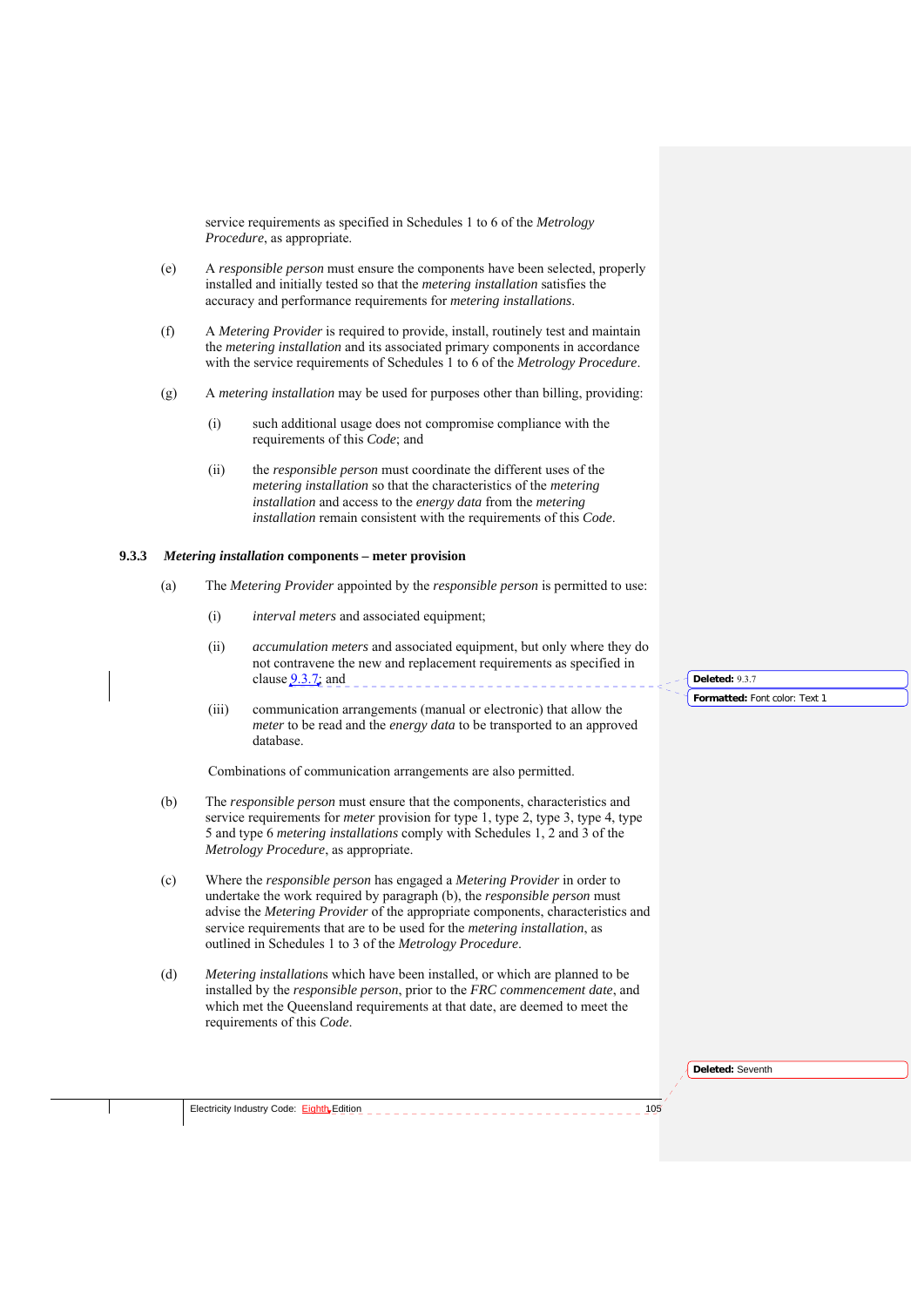service requirements as specified in Schedules 1 to 6 of the *Metrology Procedure*, as appropriate.

(e) A *responsible person* must ensure the components have been selected, properly installed and initially tested so that the *metering installation* satisfies the accuracy and performance requirements for *metering installations*.

(f) A *Metering Provider* is required to provide, install, routinely test and maintain the *metering installation* and its associated primary components in accordance with the service requirements of Schedules 1 to 6 of the *Metrology Procedure*.

(g) A *metering installation* may be used for purposes other than billing, providing:

(i) such additional usage does not compromise compliance with the requirements of this *Code*; and

(ii) the *responsible person* must coordinate the different uses of the *metering installation* so that the characteristics of the *metering installation* and access to the *energy data* from the *metering installation* remain consistent with the requirements of this *Code*.

### 9.3.3 *Metering installation* components – meter provision

(a) The *Metering Provider* appointed by the *responsible person* is permitted to use:

(i) *interval meters* and associated equipment;

(ii) *accumulation meters* and associated equipment, but only where they do not contravene the new and replacement requirements as specified in clause 9.3.7; and

(iii) communication arrangements (manual or electronic) that allow the *meter* to be read and the *energy data* to be transported to an approved database.

Combinations of communication arrangements are also permitted.

(b) The *responsible person* must ensure that the components, characteristics and service requirements for *meter* provision for type 1, type 2, type 3, type 4, type 5 and type 6 *metering installations* comply with Schedules 1, 2 and 3 of the *Metrology Procedure*, as appropriate.

(c) Where the *responsible person* has engaged a *Metering Provider* in order to undertake the work required by paragraph (b), the *responsible person* must advise the *Metering Provider* of the appropriate components, characteristics and service requirements that are to be used for the *metering installation*, as outlined in Schedules 1 to 3 of the *Metrology Procedure*.

(d) *Metering installations* which have been installed, or which are planned to be installed by the *responsible person*, prior to the *FRC commencement date*, and which met the Queensland requirements at that date, are deemed to meet the requirements of this *Code*.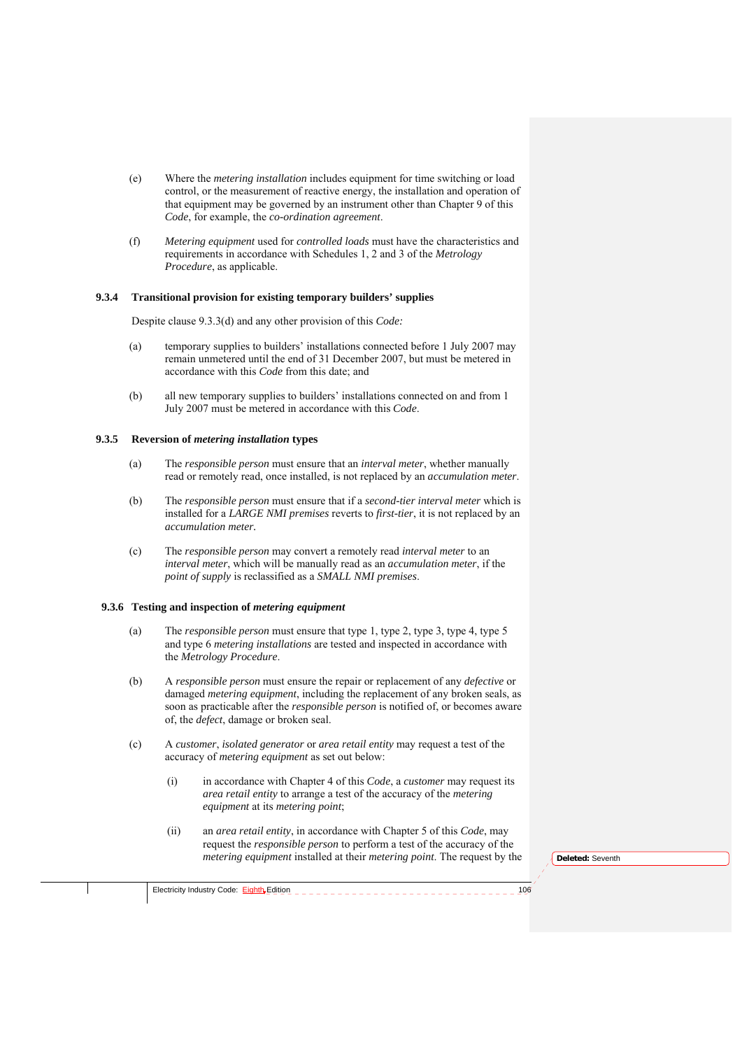(e) Where the *metering installation* includes equipment for time switching or load control, or the measurement of reactive energy, the installation and operation of that equipment may be governed by an instrument other than Chapter 9 of this *Code*, for example, the *co-ordination agreement*.

(f) *Metering equipment* used for *controlled loads* must have the characteristics and requirements in accordance with Schedules 1, 2 and 3 of the *Metrology Procedure*, as applicable.

### 9.3.4 Transitional provision for existing temporary builders' supplies

Despite clause 9.3.3(d) and any other provision of this *Code:*

(a) temporary supplies to builders' installations connected before 1 July 2007 may remain unmetered until the end of 31 December 2007, but must be metered in accordance with this *Code* from this date; and

(b) all new temporary supplies to builders' installations connected on and from 1 July 2007 must be metered in accordance with this *Code*.

### 9.3.5 Reversion of *metering installation* types

(a) The *responsible person* must ensure that an *interval meter*, whether manually read or remotely read, once installed, is not replaced by an *accumulation meter*.

(b) The *responsible person* must ensure that if a *second-tier interval meter* which is installed for a *LARGE NMI premises* reverts to *first-tier*, it is not replaced by an *accumulation meter.*

(c) The *responsible person* may convert a remotely read *interval meter* to an *interval meter*, which will be manually read as an *accumulation meter*, if the *point of supply* is reclassified as a *SMALL NMI premises*.

### 9.3.6 Testing and inspection of *metering equipment*

(a) The *responsible person* must ensure that type 1, type 2, type 3, type 4, type 5 and type 6 *metering installations* are tested and inspected in accordance with the *Metrology Procedure*.

(b) A *responsible person* must ensure the repair or replacement of any *defective* or damaged *metering equipment*, including the replacement of any broken seals, as soon as practicable after the *responsible person* is notified of, or becomes aware of, the *defect*, damage or broken seal.

(c) A *customer*, *isolated generator* or *area retail entity* may request a test of the accuracy of *metering equipment* as set out below:

   (i) in accordance with Chapter 4 of this *Code*, a *customer* may request its *area retail entity* to arrange a test of the accuracy of the *metering equipment* at its *metering point*;

   (ii) an *area retail entity*, in accordance with Chapter 5 of this *Code*, may request the *responsible person* to perform a test of the accuracy of the *metering equipment* installed at their *metering point*. The request by the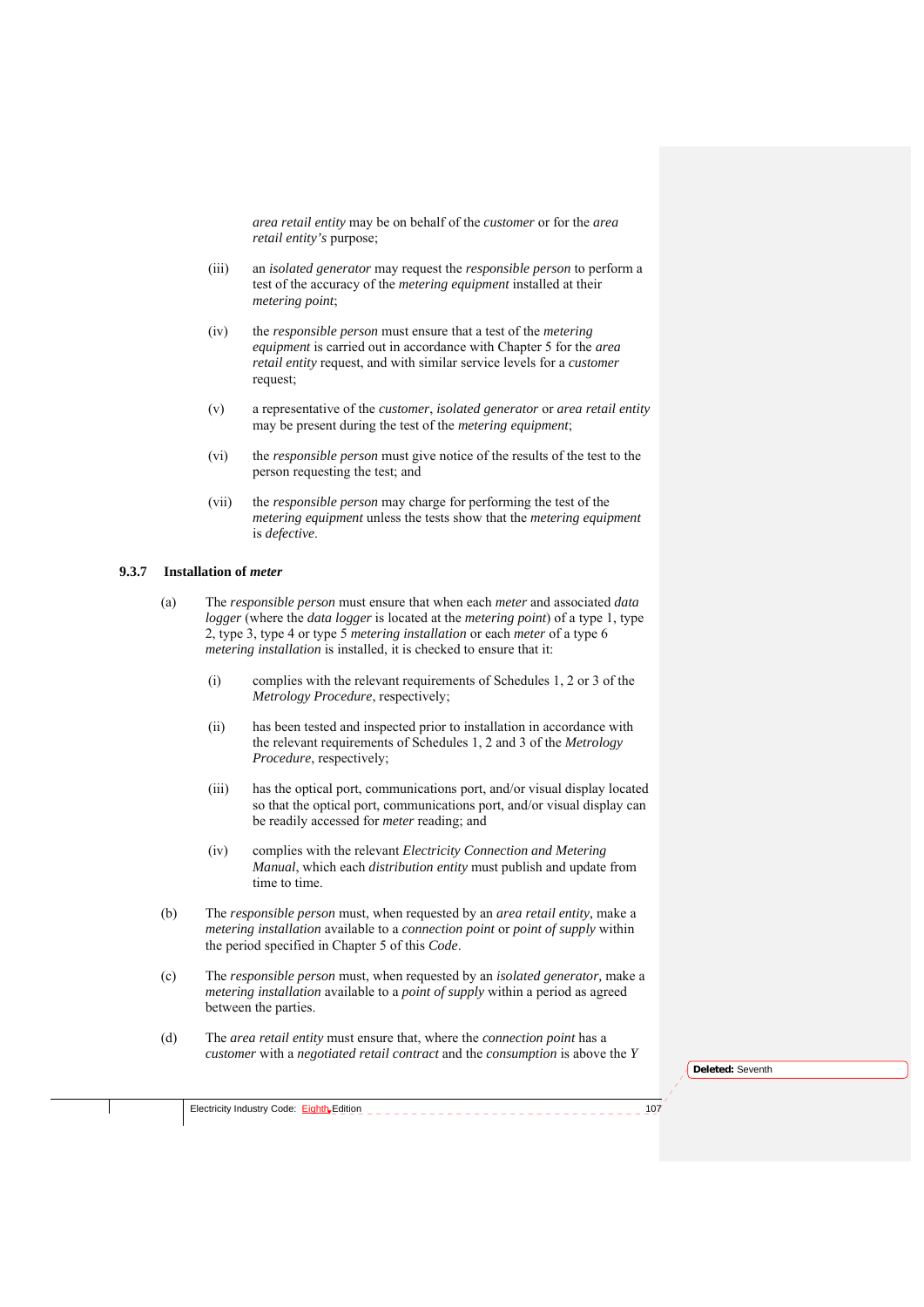*area retail entity* may be on behalf of the *customer* or for the *area retail entity's* purpose;

(iii) an *isolated generator* may request the *responsible person* to perform a test of the accuracy of the *metering equipment* installed at their *metering point*;

(iv) the *responsible person* must ensure that a test of the *metering equipment* is carried out in accordance with Chapter 5 for the *area retail entity* request, and with similar service levels for a *customer* request;

(v) a representative of the *customer*, *isolated generator* or *area retail entity* may be present during the test of the *metering equipment*;

(vi) the *responsible person* must give notice of the results of the test to the person requesting the test; and

(vii) the *responsible person* may charge for performing the test of the *metering equipment* unless the tests show that the *metering equipment* is *defective*.

### 9.3.7 Installation of *meter*

(a) The *responsible person* must ensure that when each *meter* and associated *data logger* (where the *data logger* is located at the *metering point*) of a type 1, type 2, type 3, type 4 or type 5 *metering installation* or each *meter* of a type 6 *metering installation* is installed, it is checked to ensure that it:

(i) complies with the relevant requirements of Schedules 1, 2 or 3 of the *Metrology Procedure*, respectively;

(ii) has been tested and inspected prior to installation in accordance with the relevant requirements of Schedules 1, 2 and 3 of the *Metrology Procedure*, respectively;

(iii) has the optical port, communications port, and/or visual display located so that the optical port, communications port, and/or visual display can be readily accessed for *meter* reading; and

(iv) complies with the relevant *Electricity Connection and Metering Manual*, which each *distribution entity* must publish and update from time to time.

(b) The *responsible person* must, when requested by an *area retail entity*, make a *metering installation* available to a *connection point* or *point of supply* within the period specified in Chapter 5 of this *Code*.

(c) The *responsible person* must, when requested by an *isolated generator*, make a *metering installation* available to a *point of supply* within a period as agreed between the parties.

(d) The *area retail entity* must ensure that, where the *connection point* has a *customer* with a *negotiated retail contract* and the *consumption* is above the *Y*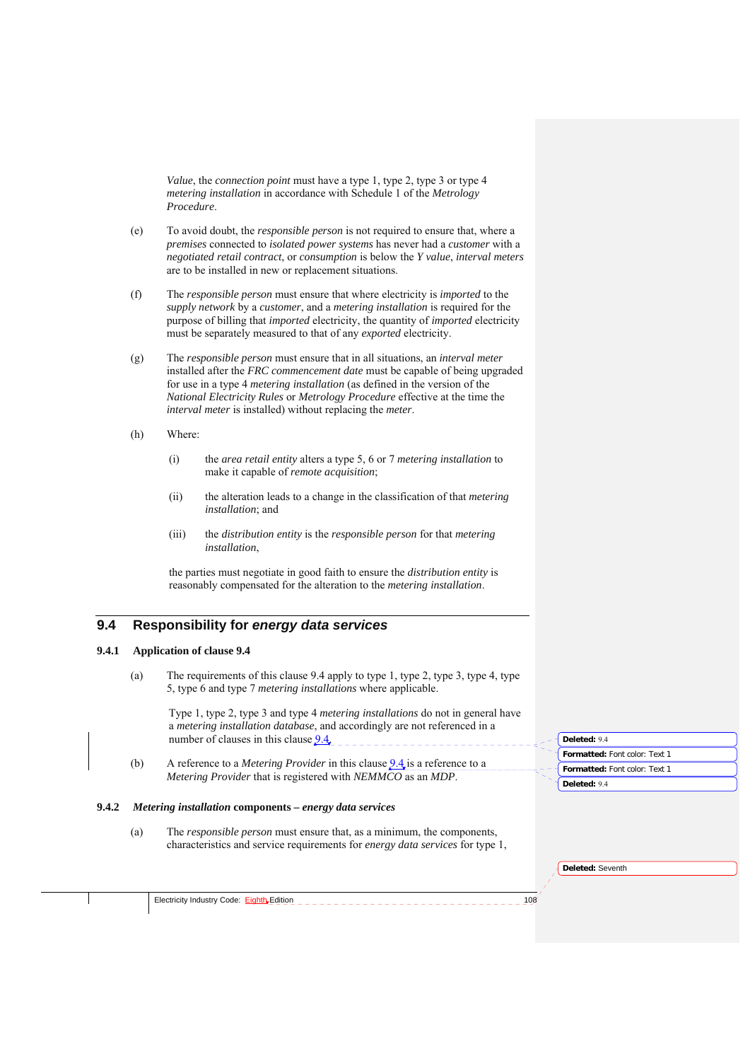*Value*, the *connection point* must have a type 1, type 2, type 3 or type 4 *metering installation* in accordance with Schedule 1 of the *Metrology Procedure*.

(e) To avoid doubt, the *responsible person* is not required to ensure that, where a *premises* connected to *isolated power systems* has never had a *customer* with a *negotiated retail contract*, or *consumption* is below the *Y value*, *interval meters* are to be installed in new or replacement situations.

(f) The *responsible person* must ensure that where electricity is *imported* to the *supply network* by a *customer*, and a *metering installation* is required for the purpose of billing that *imported* electricity, the quantity of *imported* electricity must be separately measured to that of any *exported* electricity.

(g) The *responsible person* must ensure that in all situations, an *interval meter* installed after the *FRC commencement date* must be capable of being upgraded for use in a type 4 *metering installation* (as defined in the version of the *National Electricity Rules* or *Metrology Procedure* effective at the time the *interval meter* is installed) without replacing the *meter*.

(h) Where:

(i) the *area retail entity* alters a type 5, 6 or 7 *metering installation* to make it capable of *remote acquisition*;

(ii) the alteration leads to a change in the classification of that *metering installation*; and

(iii) the *distribution entity* is the *responsible person* for that *metering installation*,

the parties must negotiate in good faith to ensure the *distribution entity* is reasonably compensated for the alteration to the *metering installation*.

## 9.4 Responsibility for *energy data services*

### 9.4.1 Application of clause 9.4

(a) The requirements of this clause 9.4 apply to type 1, type 2, type 3, type 4, type 5, type 6 and type 7 *metering installations* where applicable.

Type 1, type 2, type 3 and type 4 *metering installations* do not in general have a *metering installation database*, and accordingly are not referenced in a number of clauses in this clause 9.4.

(b) A reference to a *Metering Provider* in this clause 9.4 is a reference to a *Metering Provider* that is registered with *NEMMCO* as an *MDP*.

### 9.4.2 *Metering installation* components – *energy data services*

(a) The *responsible person* must ensure that, as a minimum, the components, characteristics and service requirements for *energy data services* for type 1,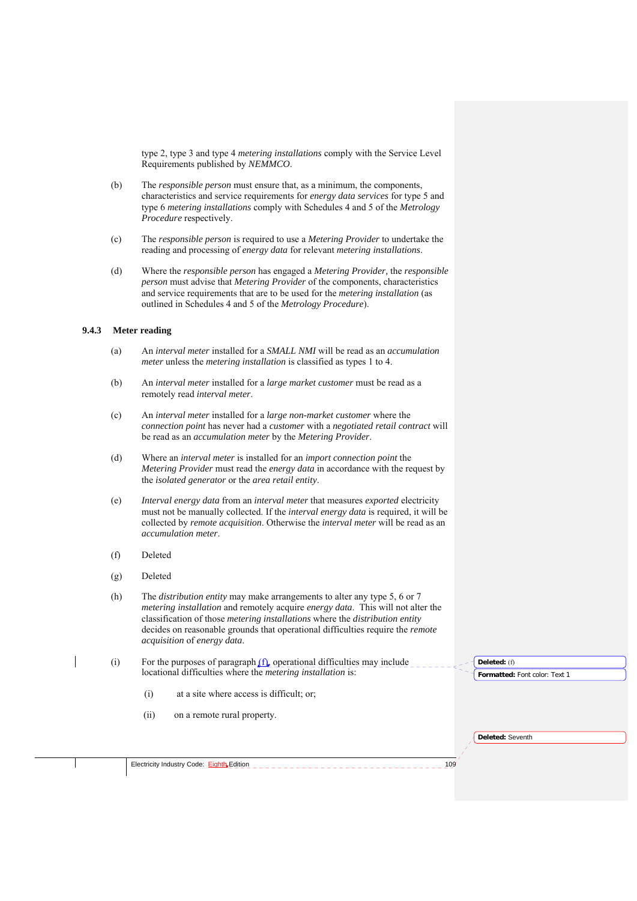type 2, type 3 and type 4 *metering installations* comply with the Service Level Requirements published by *NEMMCO*.

(b) The *responsible person* must ensure that, as a minimum, the components, characteristics and service requirements for *energy data services* for type 5 and type 6 *metering installations* comply with Schedules 4 and 5 of the *Metrology Procedure* respectively.

(c) The *responsible person* is required to use a *Metering Provider* to undertake the reading and processing of *energy data* for relevant *metering installations*.

(d) Where the *responsible person* has engaged a *Metering Provider*, the *responsible person* must advise that *Metering Provider* of the components, characteristics and service requirements that are to be used for the *metering installation* (as outlined in Schedules 4 and 5 of the *Metrology Procedure*).

### 9.4.3 Meter reading

(a) An *interval meter* installed for a *SMALL NMI* will be read as an *accumulation meter* unless the *metering installation* is classified as types 1 to 4.

(b) An *interval meter* installed for a *large market customer* must be read as a remotely read *interval meter*.

(c) An *interval meter* installed for a *large non-market customer* where the *connection point* has never had a *customer* with a *negotiated retail contract* will be read as an *accumulation meter* by the *Metering Provider*.

(d) Where an *interval meter* is installed for an *import connection point* the *Metering Provider* must read the *energy data* in accordance with the request by the *isolated generator* or the *area retail entity*.

(e) *Interval energy data* from an *interval meter* that measures *exported* electricity must not be manually collected. If the *interval energy data* is required, it will be collected by *remote acquisition*. Otherwise the *interval meter* will be read as an *accumulation meter*.

(f) Deleted

(g) Deleted

(h) The *distribution entity* may make arrangements to alter any type 5, 6 or 7 *metering installation* and remotely acquire *energy data*. This will not alter the classification of those *metering installations* where the *distribution entity* decides on reasonable grounds that operational difficulties require the *remote acquisition* of *energy data*.

(i) For the purposes of paragraph (f), operational difficulties may include locational difficulties where the *metering installation* is:

  (i) at a site where access is difficult; or;

  (ii) on a remote rural property.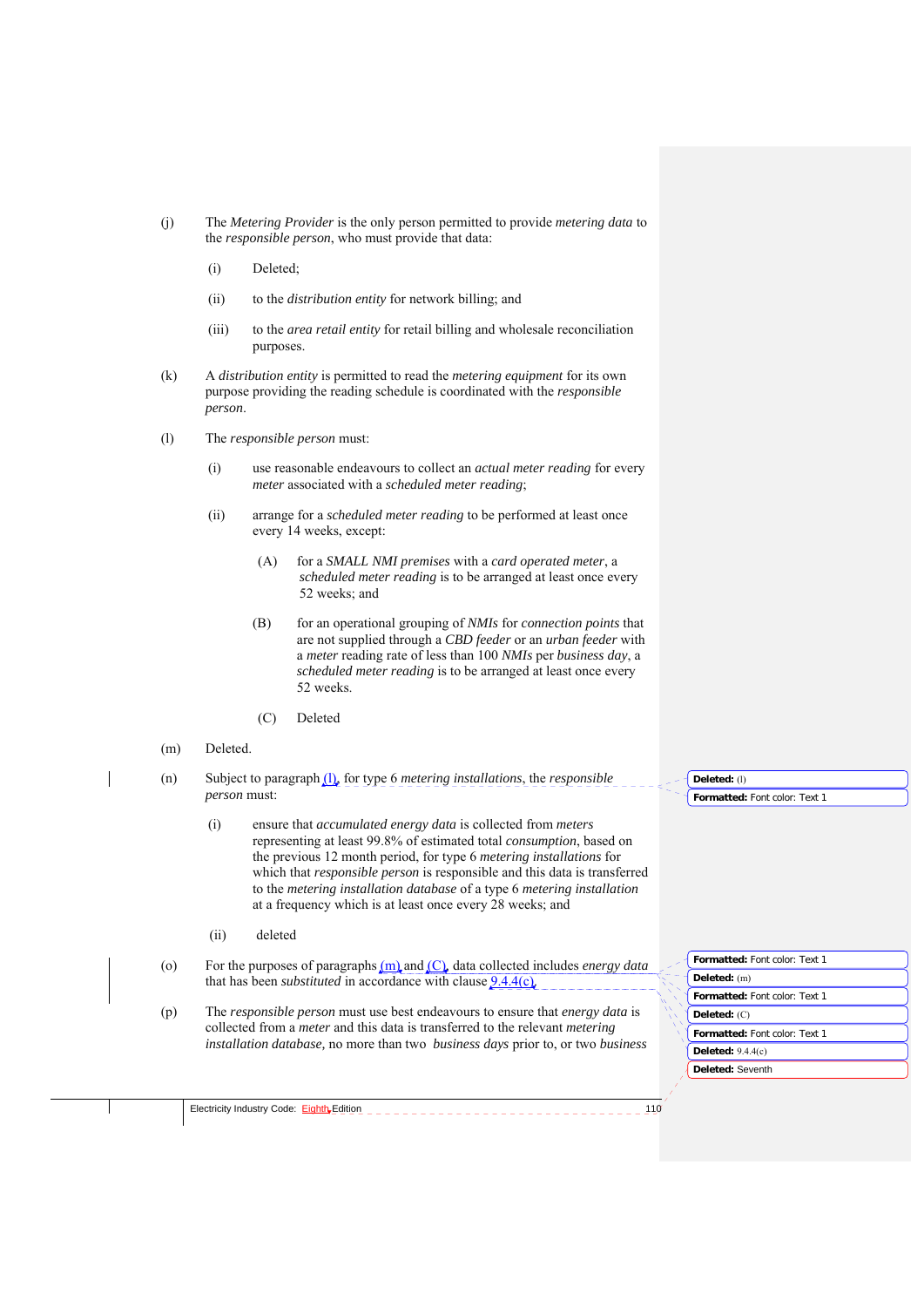(j) The *Metering Provider* is the only person permitted to provide *metering data* to the *responsible person*, who must provide that data:

  (i) Deleted;

  (ii) to the *distribution entity* for network billing; and

  (iii) to the *area retail entity* for retail billing and wholesale reconciliation purposes.

(k) A *distribution entity* is permitted to read the *metering equipment* for its own purpose providing the reading schedule is coordinated with the *responsible person*.

(l) The *responsible person* must:

  (i) use reasonable endeavours to collect an *actual meter reading* for every *meter* associated with a *scheduled meter reading*;

  (ii) arrange for a *scheduled meter reading* to be performed at least once every 14 weeks, except:

    (A) for a *SMALL NMI premises* with a *card operated meter*, a *scheduled meter reading* is to be arranged at least once every 52 weeks; and

    (B) for an operational grouping of *NMIs* for *connection points* that are not supplied through a *CBD feeder* or an *urban feeder* with a *meter* reading rate of less than 100 *NMIs* per *business day*, a *scheduled meter reading* is to be arranged at least once every 52 weeks.

    (C) Deleted

(m) Deleted.

(n) Subject to paragraph (l), for type 6 *metering installations*, the *responsible person* must:

  (i) ensure that *accumulated energy data* is collected from *meters* representing at least 99.8% of estimated total *consumption*, based on the previous 12 month period, for type 6 *metering installations* for which that *responsible person* is responsible and this data is transferred to the *metering installation database* of a type 6 *metering installation* at a frequency which is at least once every 28 weeks; and

  (ii) deleted

(o) For the purposes of paragraphs (m) and (C), data collected includes *energy data* that has been *substituted* in accordance with clause 9.4.4(c).

(p) The *responsible person* must use best endeavours to ensure that *energy data* is collected from a *meter* and this data is transferred to the relevant *metering installation database*, no more than two *business days* prior to, or two *business*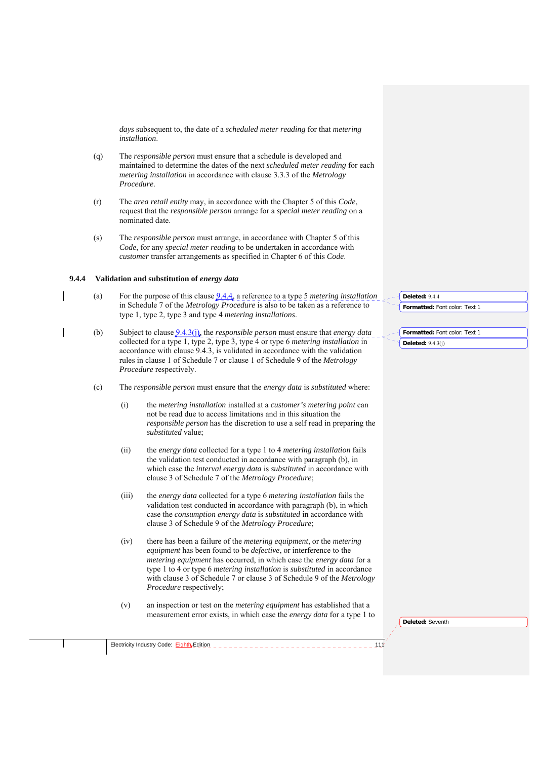*days* subsequent to, the date of a *scheduled meter reading* for that *metering installation*.

(q) The *responsible person* must ensure that a schedule is developed and maintained to determine the dates of the next *scheduled meter reading* for each *metering installation* in accordance with clause 3.3.3 of the *Metrology Procedure*.

(r) The *area retail entity* may, in accordance with the Chapter 5 of this *Code*, request that the *responsible person* arrange for a *special meter reading* on a nominated date.

(s) The *responsible person* must arrange, in accordance with Chapter 5 of this *Code*, for any *special meter reading* to be undertaken in accordance with *customer* transfer arrangements as specified in Chapter 6 of this *Code*.

### 9.4.4 Validation and substitution of *energy data*

(a) For the purpose of this clause 9.4.4, a reference to a type 5 *metering installation* in Schedule 7 of the *Metrology Procedure* is also to be taken as a reference to type 1, type 2, type 3 and type 4 *metering installations*.

(b) Subject to clause 9.4.3(j), the *responsible person* must ensure that *energy data* collected for a type 1, type 2, type 3, type 4 or type 6 *metering installation* in accordance with clause 9.4.3, is validated in accordance with the validation rules in clause 1 of Schedule 7 or clause 1 of Schedule 9 of the *Metrology Procedure* respectively.

(c) The *responsible person* must ensure that the *energy data* is *substituted* where:

(i) the *metering installation* installed at a *customer's metering point* can not be read due to access limitations and in this situation the *responsible person* has the discretion to use a self read in preparing the *substituted* value;

(ii) the *energy data* collected for a type 1 to 4 *metering installation* fails the validation test conducted in accordance with paragraph (b), in which case the *interval energy data* is *substituted* in accordance with clause 3 of Schedule 7 of the *Metrology Procedure*;

(iii) the *energy data* collected for a type 6 *metering installation* fails the validation test conducted in accordance with paragraph (b), in which case the *consumption energy data* is *substituted* in accordance with clause 3 of Schedule 9 of the *Metrology Procedure*;

(iv) there has been a failure of the *metering equipment*, or the *metering equipment* has been found to be *defective*, or interference to the *metering equipment* has occurred, in which case the *energy data* for a type 1 to 4 or type 6 *metering installation* is *substituted* in accordance with clause 3 of Schedule 7 or clause 3 of Schedule 9 of the *Metrology Procedure* respectively;

(v) an inspection or test on the *metering equipment* has established that a measurement error exists, in which case the *energy data* for a type 1 to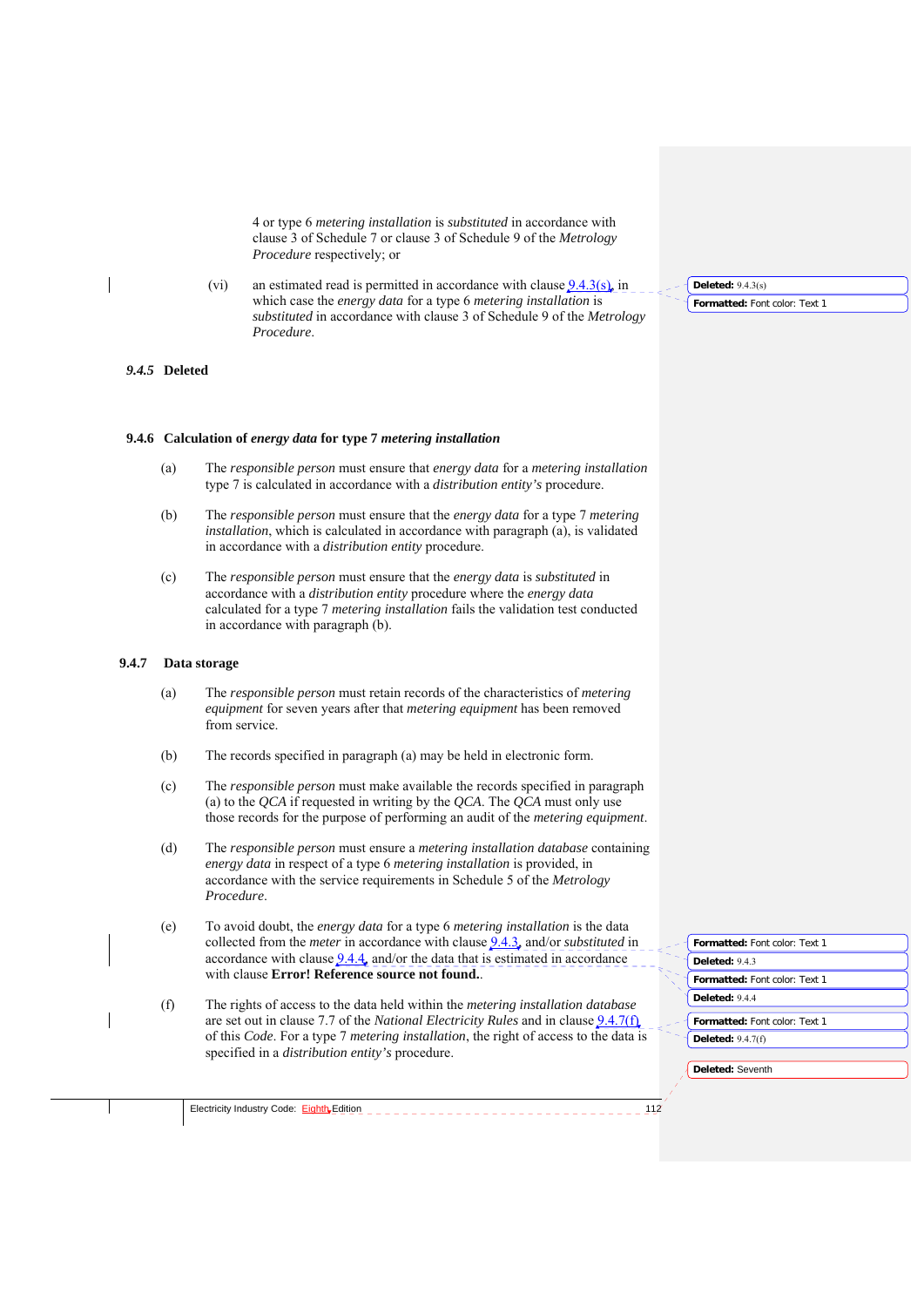4 or type 6 *metering installation* is *substituted* in accordance with clause 3 of Schedule 7 or clause 3 of Schedule 9 of the *Metrology Procedure* respectively; or

(vi) an estimated read is permitted in accordance with clause 9.4.3(s), in which case the *energy data* for a type 6 *metering installation* is *substituted* in accordance with clause 3 of Schedule 9 of the *Metrology Procedure*.

### *9.4.5* Deleted

### 9.4.6 Calculation of *energy data* for type 7 *metering installation*

(a) The *responsible person* must ensure that *energy data* for a *metering installation* type 7 is calculated in accordance with a *distribution entity's* procedure.

(b) The *responsible person* must ensure that the *energy data* for a type 7 *metering installation*, which is calculated in accordance with paragraph (a), is validated in accordance with a *distribution entity* procedure.

(c) The *responsible person* must ensure that the *energy data* is *substituted* in accordance with a *distribution entity* procedure where the *energy data* calculated for a type 7 *metering installation* fails the validation test conducted in accordance with paragraph (b).

### 9.4.7 Data storage

(a) The *responsible person* must retain records of the characteristics of *metering equipment* for seven years after that *metering equipment* has been removed from service.

(b) The records specified in paragraph (a) may be held in electronic form.

(c) The *responsible person* must make available the records specified in paragraph (a) to the *QCA* if requested in writing by the *QCA*. The *QCA* must only use those records for the purpose of performing an audit of the *metering equipment*.

(d) The *responsible person* must ensure a *metering installation database* containing *energy data* in respect of a type 6 *metering installation* is provided, in accordance with the service requirements in Schedule 5 of the *Metrology Procedure*.

(e) To avoid doubt, the *energy data* for a type 6 *metering installation* is the data collected from the *meter* in accordance with clause 9.4.3, and/or *substituted* in accordance with clause 9.4.4, and/or the data that is estimated in accordance with clause **Error! Reference source not found.**.

(f) The rights of access to the data held within the *metering installation database* are set out in clause 7.7 of the *National Electricity Rules* and in clause 9.4.7(f) of this *Code*. For a type 7 *metering installation*, the right of access to the data is specified in a *distribution entity's* procedure.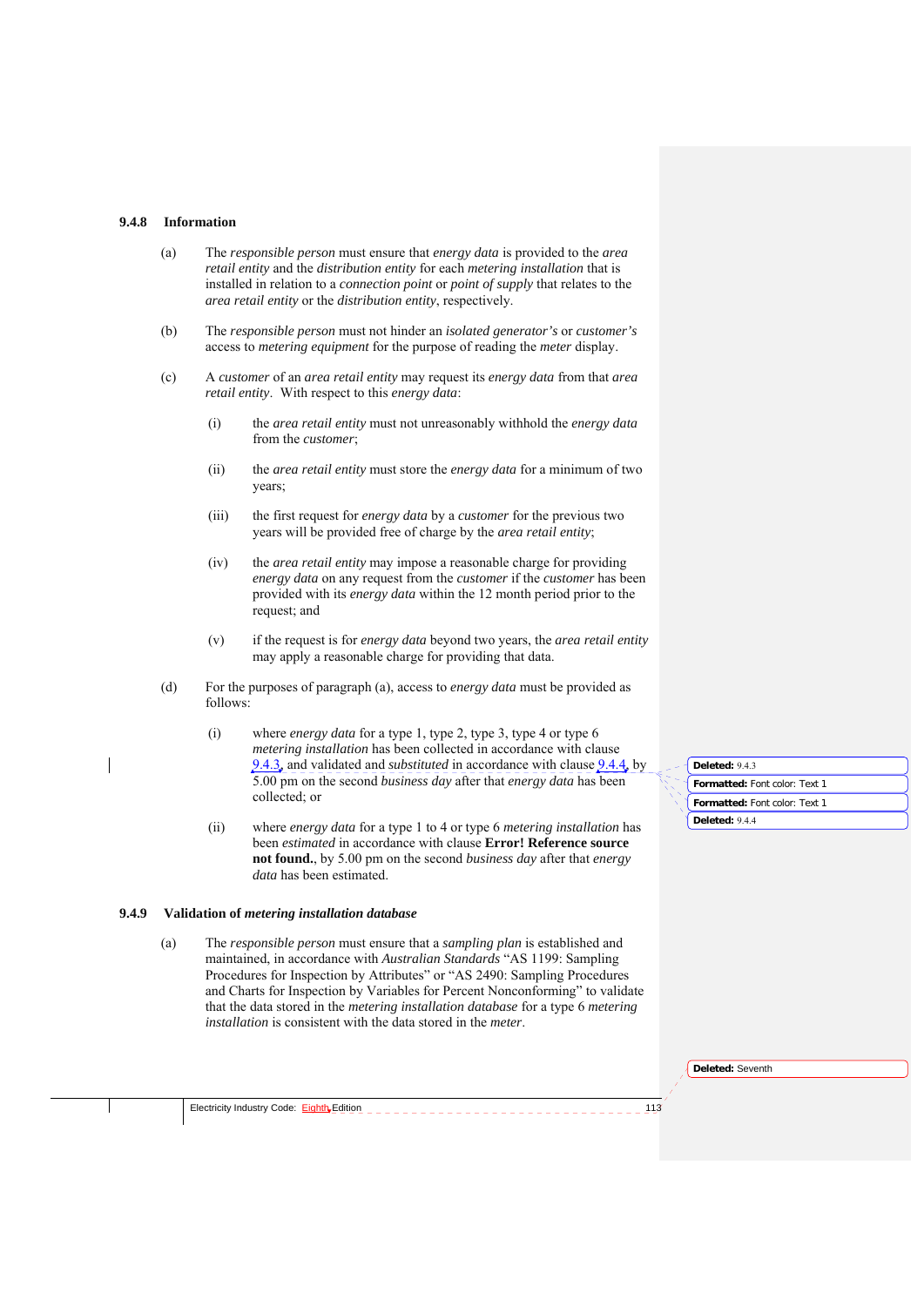### 9.4.8 Information

(a) The *responsible person* must ensure that *energy data* is provided to the *area retail entity* and the *distribution entity* for each *metering installation* that is installed in relation to a *connection point* or *point of supply* that relates to the *area retail entity* or the *distribution entity*, respectively.

(b) The *responsible person* must not hinder an *isolated generator's* or *customer's* access to *metering equipment* for the purpose of reading the *meter* display.

(c) A *customer* of an *area retail entity* may request its *energy data* from that *area retail entity*. With respect to this *energy data*:

(i) the *area retail entity* must not unreasonably withhold the *energy data* from the *customer*;

(ii) the *area retail entity* must store the *energy data* for a minimum of two years;

(iii) the first request for *energy data* by a *customer* for the previous two years will be provided free of charge by the *area retail entity*;

(iv) the *area retail entity* may impose a reasonable charge for providing *energy data* on any request from the *customer* if the *customer* has been provided with its *energy data* within the 12 month period prior to the request; and

(v) if the request is for *energy data* beyond two years, the *area retail entity* may apply a reasonable charge for providing that data.

(d) For the purposes of paragraph (a), access to *energy data* must be provided as follows:

(i) where *energy data* for a type 1, type 2, type 3, type 4 or type 6 *metering installation* has been collected in accordance with clause 9.4.3, and validated and *substituted* in accordance with clause 9.4.4, by 5.00 pm on the second *business day* after that *energy data* has been collected; or

(ii) where *energy data* for a type 1 to 4 or type 6 *metering installation* has been *estimated* in accordance with clause **Error! Reference source not found.**, by 5.00 pm on the second *business day* after that *energy data* has been estimated.

### 9.4.9 Validation of *metering installation database*

(a) The *responsible person* must ensure that a *sampling plan* is established and maintained, in accordance with *Australian Standards* "AS 1199: Sampling Procedures for Inspection by Attributes" or "AS 2490: Sampling Procedures and Charts for Inspection by Variables for Percent Nonconforming" to validate that the data stored in the *metering installation database* for a type 6 *metering installation* is consistent with the data stored in the *meter*.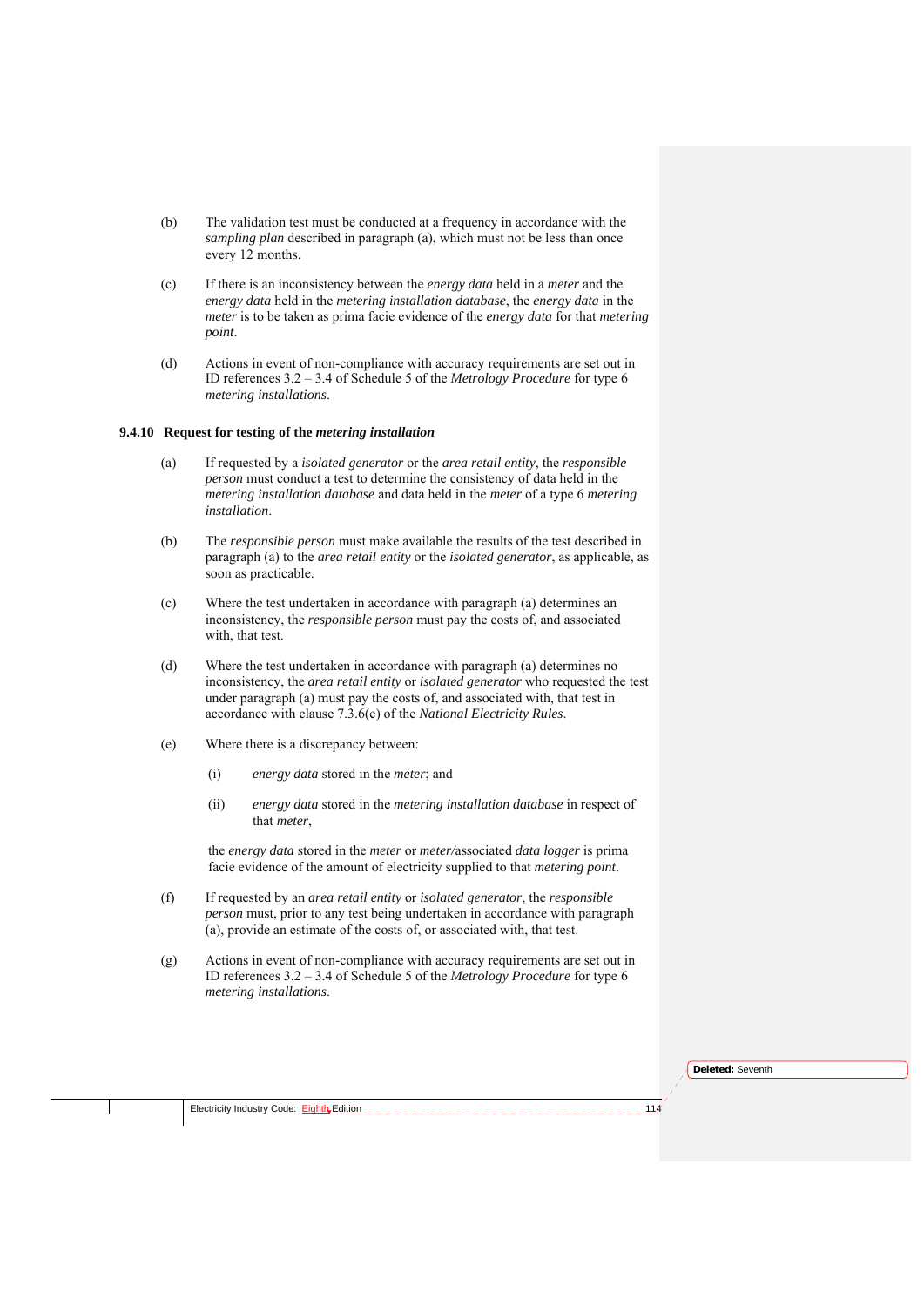(b) The validation test must be conducted at a frequency in accordance with the *sampling plan* described in paragraph (a), which must not be less than once every 12 months.

(c) If there is an inconsistency between the *energy data* held in a *meter* and the *energy data* held in the *metering installation database*, the *energy data* in the *meter* is to be taken as prima facie evidence of the *energy data* for that *metering point*.

(d) Actions in event of non-compliance with accuracy requirements are set out in ID references 3.2 – 3.4 of Schedule 5 of the *Metrology Procedure* for type 6 *metering installations*.

### 9.4.10 Request for testing of the *metering installation*

(a) If requested by a *isolated generator* or the *area retail entity*, the *responsible person* must conduct a test to determine the consistency of data held in the *metering installation database* and data held in the *meter* of a type 6 *metering installation*.

(b) The *responsible person* must make available the results of the test described in paragraph (a) to the *area retail entity* or the *isolated generator*, as applicable, as soon as practicable.

(c) Where the test undertaken in accordance with paragraph (a) determines an inconsistency, the *responsible person* must pay the costs of, and associated with, that test.

(d) Where the test undertaken in accordance with paragraph (a) determines no inconsistency, the *area retail entity* or *isolated generator* who requested the test under paragraph (a) must pay the costs of, and associated with, that test in accordance with clause 7.3.6(e) of the *National Electricity Rules*.

(e) Where there is a discrepancy between:

(i) *energy data* stored in the *meter*; and

(ii) *energy data* stored in the *metering installation database* in respect of that *meter*,

the *energy data* stored in the *meter* or *meter/*associated *data logger* is prima facie evidence of the amount of electricity supplied to that *metering point*.

(f) If requested by an *area retail entity* or *isolated generator*, the *responsible person* must, prior to any test being undertaken in accordance with paragraph (a), provide an estimate of the costs of, or associated with, that test.

(g) Actions in event of non-compliance with accuracy requirements are set out in ID references 3.2 – 3.4 of Schedule 5 of the *Metrology Procedure* for type 6 *metering installations*.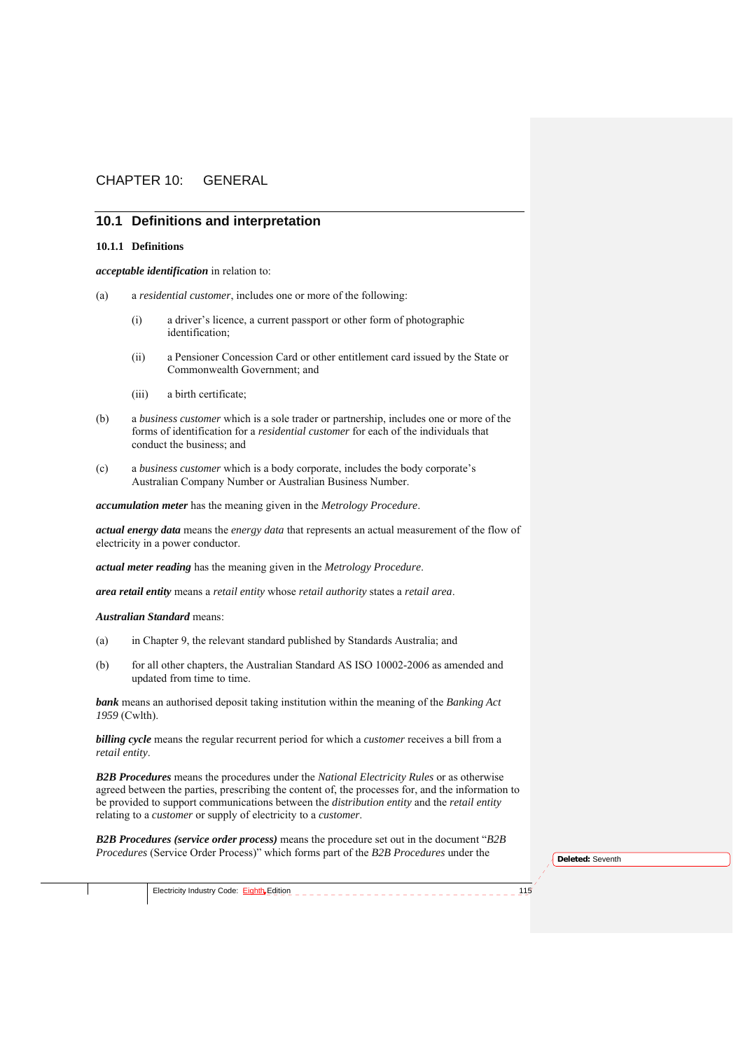# CHAPTER 10: GENERAL

## 10.1 Definitions and interpretation

### 10.1.1 Definitions

***acceptable identification*** in relation to:

(a) a *residential customer*, includes one or more of the following:

(i) a driver's licence, a current passport or other form of photographic identification;

(ii) a Pensioner Concession Card or other entitlement card issued by the State or Commonwealth Government; and

(iii) a birth certificate;

(b) a *business customer* which is a sole trader or partnership, includes one or more of the forms of identification for a *residential customer* for each of the individuals that conduct the business; and

(c) a *business customer* which is a body corporate, includes the body corporate's Australian Company Number or Australian Business Number.

***accumulation meter*** has the meaning given in the *Metrology Procedure*.

***actual energy data*** means the *energy data* that represents an actual measurement of the flow of electricity in a power conductor.

***actual meter reading*** has the meaning given in the *Metrology Procedure*.

***area retail entity*** means a *retail entity* whose *retail authority* states a *retail area*.

***Australian Standard*** means:

(a) in Chapter 9, the relevant standard published by Standards Australia; and

(b) for all other chapters, the Australian Standard AS ISO 10002-2006 as amended and updated from time to time.

***bank*** means an authorised deposit taking institution within the meaning of the *Banking Act 1959* (Cwlth).

***billing cycle*** means the regular recurrent period for which a *customer* receives a bill from a *retail entity*.

***B2B Procedures*** means the procedures under the *National Electricity Rules* or as otherwise agreed between the parties, prescribing the content of, the processes for, and the information to be provided to support communications between the *distribution entity* and the *retail entity* relating to a *customer* or supply of electricity to a *customer*.

***B2B Procedures (service order process)*** means the procedure set out in the document "*B2B Procedures* (Service Order Process)" which forms part of the *B2B Procedures* under the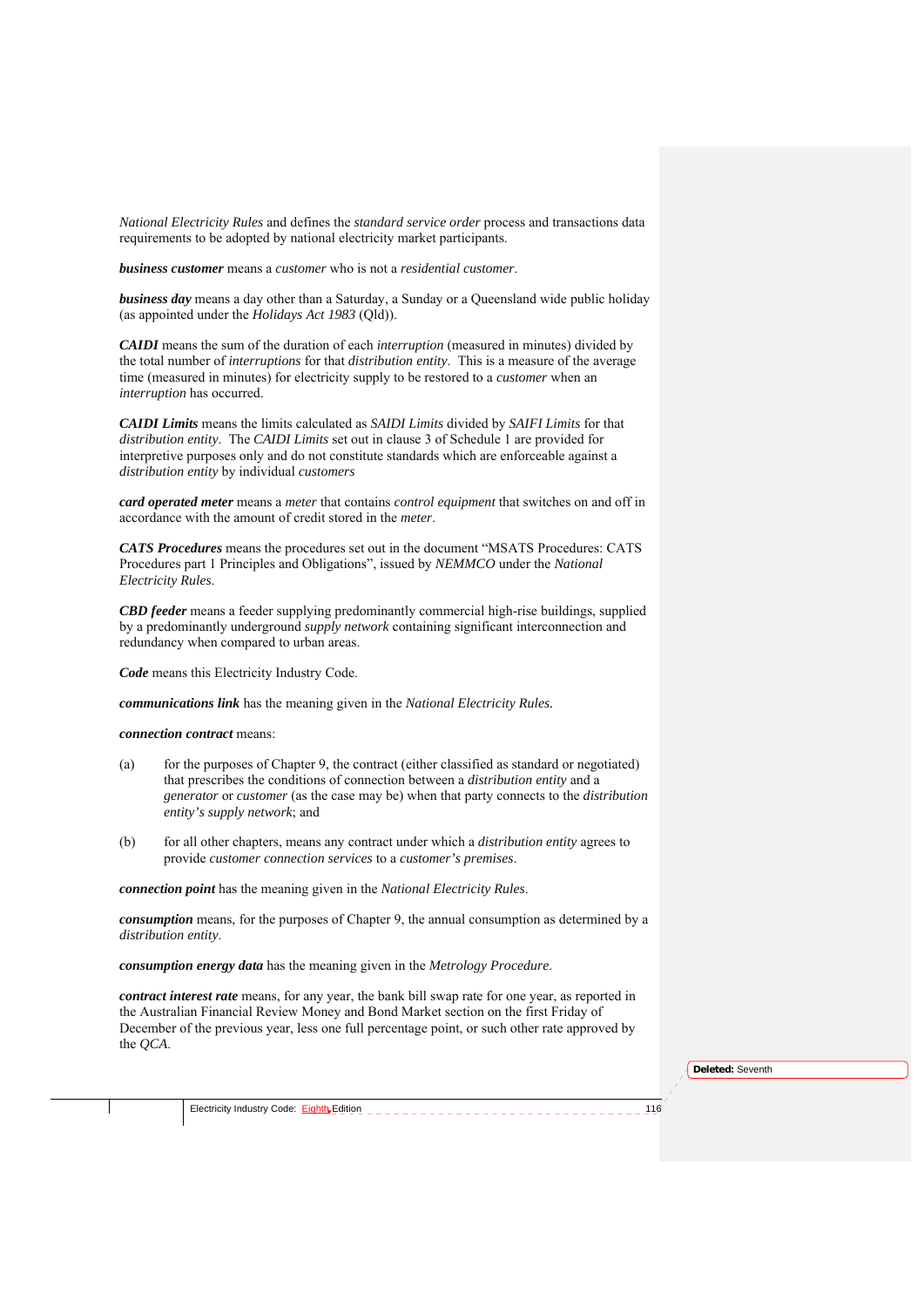*National Electricity Rules* and defines the *standard service order* process and transactions data requirements to be adopted by national electricity market participants.

***business customer*** means a *customer* who is not a *residential customer*.

***business day*** means a day other than a Saturday, a Sunday or a Queensland wide public holiday (as appointed under the *Holidays Act 1983* (Qld)).

***CAIDI*** means the sum of the duration of each *interruption* (measured in minutes) divided by the total number of *interruptions* for that *distribution entity*. This is a measure of the average time (measured in minutes) for electricity supply to be restored to a *customer* when an *interruption* has occurred.

***CAIDI Limits*** means the limits calculated as *SAIDI Limits* divided by *SAIFI Limits* for that *distribution entity*. The *CAIDI Limits* set out in clause 3 of Schedule 1 are provided for interpretive purposes only and do not constitute standards which are enforceable against a *distribution entity* by individual *customers*

***card operated meter*** means a *meter* that contains *control equipment* that switches on and off in accordance with the amount of credit stored in the *meter*.

***CATS Procedures*** means the procedures set out in the document "MSATS Procedures: CATS Procedures part 1 Principles and Obligations", issued by *NEMMCO* under the *National Electricity Rules*.

***CBD feeder*** means a feeder supplying predominantly commercial high-rise buildings, supplied by a predominantly underground *supply network* containing significant interconnection and redundancy when compared to urban areas.

***Code*** means this Electricity Industry Code.

***communications link*** has the meaning given in the *National Electricity Rules.*

***connection contract*** means:

(a) for the purposes of Chapter 9, the contract (either classified as standard or negotiated) that prescribes the conditions of connection between a *distribution entity* and a *generator* or *customer* (as the case may be) when that party connects to the *distribution entity's supply network*; and

(b) for all other chapters, means any contract under which a *distribution entity* agrees to provide *customer connection services* to a *customer's premises*.

***connection point*** has the meaning given in the *National Electricity Rules*.

***consumption*** means, for the purposes of Chapter 9, the annual consumption as determined by a *distribution entity*.

***consumption energy data*** has the meaning given in the *Metrology Procedure*.

***contract interest rate*** means, for any year, the bank bill swap rate for one year, as reported in the Australian Financial Review Money and Bond Market section on the first Friday of December of the previous year, less one full percentage point, or such other rate approved by the *QCA*.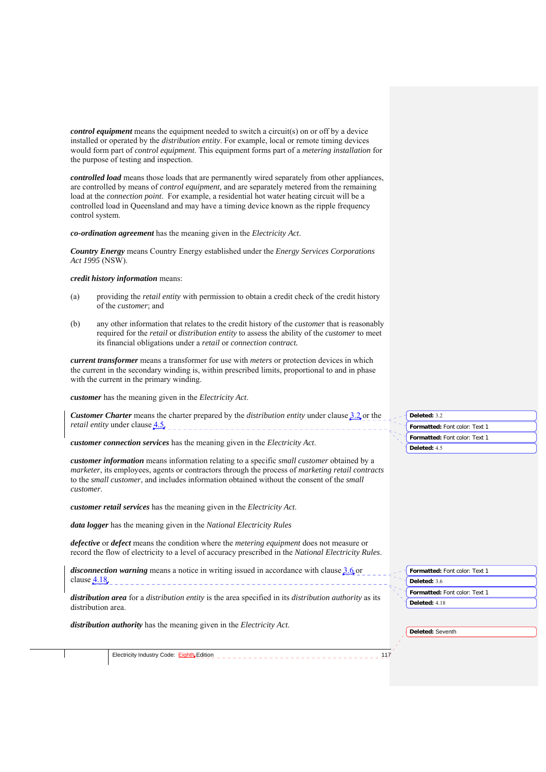***control equipment*** means the equipment needed to switch a circuit(s) on or off by a device installed or operated by the *distribution entity*. For example, local or remote timing devices would form part of *control equipment*. This equipment forms part of a *metering installation* for the purpose of testing and inspection.

***controlled load*** means those loads that are permanently wired separately from other appliances, are controlled by means of *control equipment*, and are separately metered from the remaining load at the *connection point*. For example, a residential hot water heating circuit will be a controlled load in Queensland and may have a timing device known as the ripple frequency control system.

***co-ordination agreement*** has the meaning given in the *Electricity Act*.

***Country Energy*** means Country Energy established under the *Energy Services Corporations Act 1995* (NSW).

***credit history information*** means:

(a) providing the *retail entity* with permission to obtain a credit check of the credit history of the *customer*; and

(b) any other information that relates to the credit history of the *customer* that is reasonably required for the *retail* or *distribution entity* to assess the ability of the *customer* to meet its financial obligations under a *retail* or *connection contract.*

***current transformer*** means a transformer for use with *meters* or protection devices in which the current in the secondary winding is, within prescribed limits, proportional to and in phase with the current in the primary winding.

***customer*** has the meaning given in the *Electricity Act*.

***Customer Charter*** means the charter prepared by the *distribution entity* under clause 3.2 or the *retail entity* under clause 4.5.

***customer connection services*** has the meaning given in the *Electricity Act*.

***customer information*** means information relating to a specific *small customer* obtained by a *marketer*, its employees, agents or contractors through the process of *marketing retail contracts* to the *small customer*, and includes information obtained without the consent of the *small customer*.

***customer retail services*** has the meaning given in the *Electricity Act*.

***data logger*** has the meaning given in the *National Electricity Rules*

***defective*** or ***defect*** means the condition where the *metering equipment* does not measure or record the flow of electricity to a level of accuracy prescribed in the *National Electricity Rules*.

***disconnection warning*** means a notice in writing issued in accordance with clause 3.6 or clause 4.18.

***distribution area*** for a *distribution entity* is the area specified in its *distribution authority* as its distribution area.

***distribution authority*** has the meaning given in the *Electricity Act*.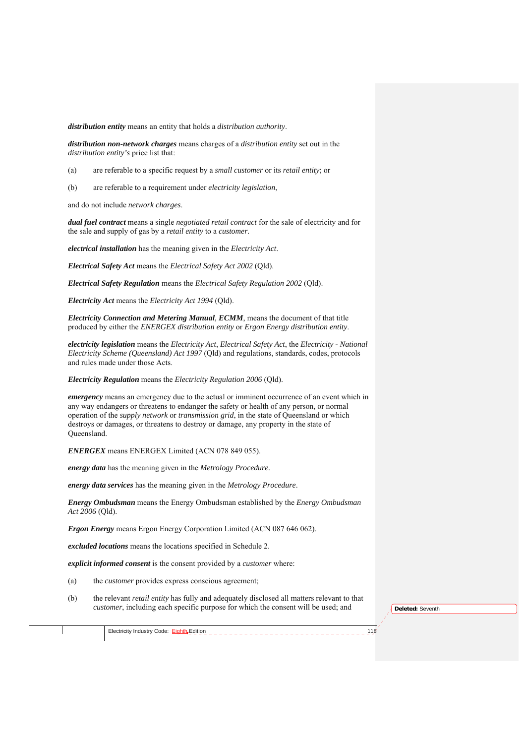***distribution entity*** means an entity that holds a *distribution authority*.

***distribution non-network charges*** means charges of a *distribution entity* set out in the *distribution entity's* price list that:

(a) are referable to a specific request by a *small customer* or its *retail entity*; or

(b) are referable to a requirement under *electricity legislation*,

and do not include *network charges*.

***dual fuel contract*** means a single *negotiated retail contract* for the sale of electricity and for the sale and supply of gas by a *retail entity* to a *customer*.

***electrical installation*** has the meaning given in the *Electricity Act*.

***Electrical Safety Act*** means the *Electrical Safety Act 2002* (Qld).

***Electrical Safety Regulation*** means the *Electrical Safety Regulation 2002* (Qld).

***Electricity Act*** means the *Electricity Act 1994* (Qld).

***Electricity Connection and Metering Manual***, ***ECMM***, means the document of that title produced by either the *ENERGEX distribution entity* or *Ergon Energy distribution entity*.

***electricity legislation*** means the *Electricity Act*, *Electrical Safety Act*, the *Electricity - National Electricity Scheme (Queensland) Act 1997* (Qld) and regulations, standards, codes, protocols and rules made under those Acts.

***Electricity Regulation*** means the *Electricity Regulation 2006* (Qld).

***emergency*** means an emergency due to the actual or imminent occurrence of an event which in any way endangers or threatens to endanger the safety or health of any person, or normal operation of the *supply network* or *transmission grid*, in the state of Queensland or which destroys or damages, or threatens to destroy or damage, any property in the state of Queensland.

***ENERGEX*** means ENERGEX Limited (ACN 078 849 055).

***energy data*** has the meaning given in the *Metrology Procedure.*

***energy data services*** has the meaning given in the *Metrology Procedure*.

***Energy Ombudsman*** means the Energy Ombudsman established by the *Energy Ombudsman Act 2006* (Qld).

***Ergon Energy*** means Ergon Energy Corporation Limited (ACN 087 646 062).

***excluded locations*** means the locations specified in Schedule 2.

***explicit informed consent*** is the consent provided by a *customer* where:

(a) the *customer* provides express conscious agreement;

(b) the relevant *retail entity* has fully and adequately disclosed all matters relevant to that *customer*, including each specific purpose for which the consent will be used; and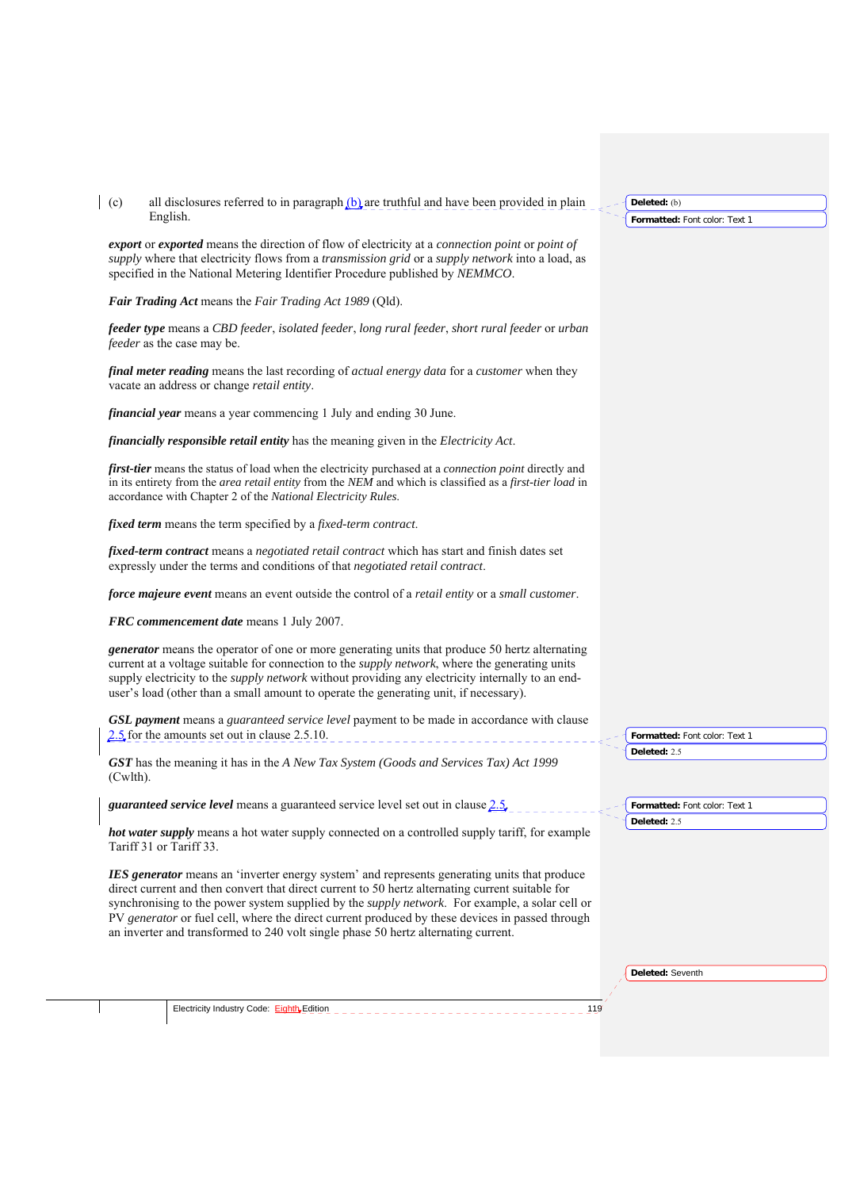(c) all disclosures referred to in paragraph (b) are truthful and have been provided in plain English.

***export*** or ***exported*** means the direction of flow of electricity at a *connection point* or *point of supply* where that electricity flows from a *transmission grid* or a *supply network* into a load, as specified in the National Metering Identifier Procedure published by *NEMMCO*.

***Fair Trading Act*** means the *Fair Trading Act 1989* (Qld).

***feeder type*** means a *CBD feeder*, *isolated feeder*, *long rural feeder*, *short rural feeder* or *urban feeder* as the case may be.

***final meter reading*** means the last recording of *actual energy data* for a *customer* when they vacate an address or change *retail entity*.

***financial year*** means a year commencing 1 July and ending 30 June.

***financially responsible retail entity*** has the meaning given in the *Electricity Act*.

***first-tier*** means the status of load when the electricity purchased at a *connection point* directly and in its entirety from the *area retail entity* from the *NEM* and which is classified as a *first-tier load* in accordance with Chapter 2 of the *National Electricity Rules*.

***fixed term*** means the term specified by a *fixed-term contract*.

***fixed-term contract*** means a *negotiated retail contract* which has start and finish dates set expressly under the terms and conditions of that *negotiated retail contract*.

***force majeure event*** means an event outside the control of a *retail entity* or a *small customer*.

***FRC commencement date*** means 1 July 2007.

***generator*** means the operator of one or more generating units that produce 50 hertz alternating current at a voltage suitable for connection to the *supply network*, where the generating units supply electricity to the *supply network* without providing any electricity internally to an end-user's load (other than a small amount to operate the generating unit, if necessary).

***GSL payment*** means a *guaranteed service level* payment to be made in accordance with clause 2.5 for the amounts set out in clause 2.5.10.

***GST*** has the meaning it has in the *A New Tax System (Goods and Services Tax) Act 1999* (Cwlth).

***guaranteed service level*** means a guaranteed service level set out in clause 2.5.

***hot water supply*** means a hot water supply connected on a controlled supply tariff, for example Tariff 31 or Tariff 33.

***IES generator*** means an 'inverter energy system' and represents generating units that produce direct current and then convert that direct current to 50 hertz alternating current suitable for synchronising to the power system supplied by the *supply network*. For example, a solar cell or PV *generator* or fuel cell, where the direct current produced by these devices in passed through an inverter and transformed to 240 volt single phase 50 hertz alternating current.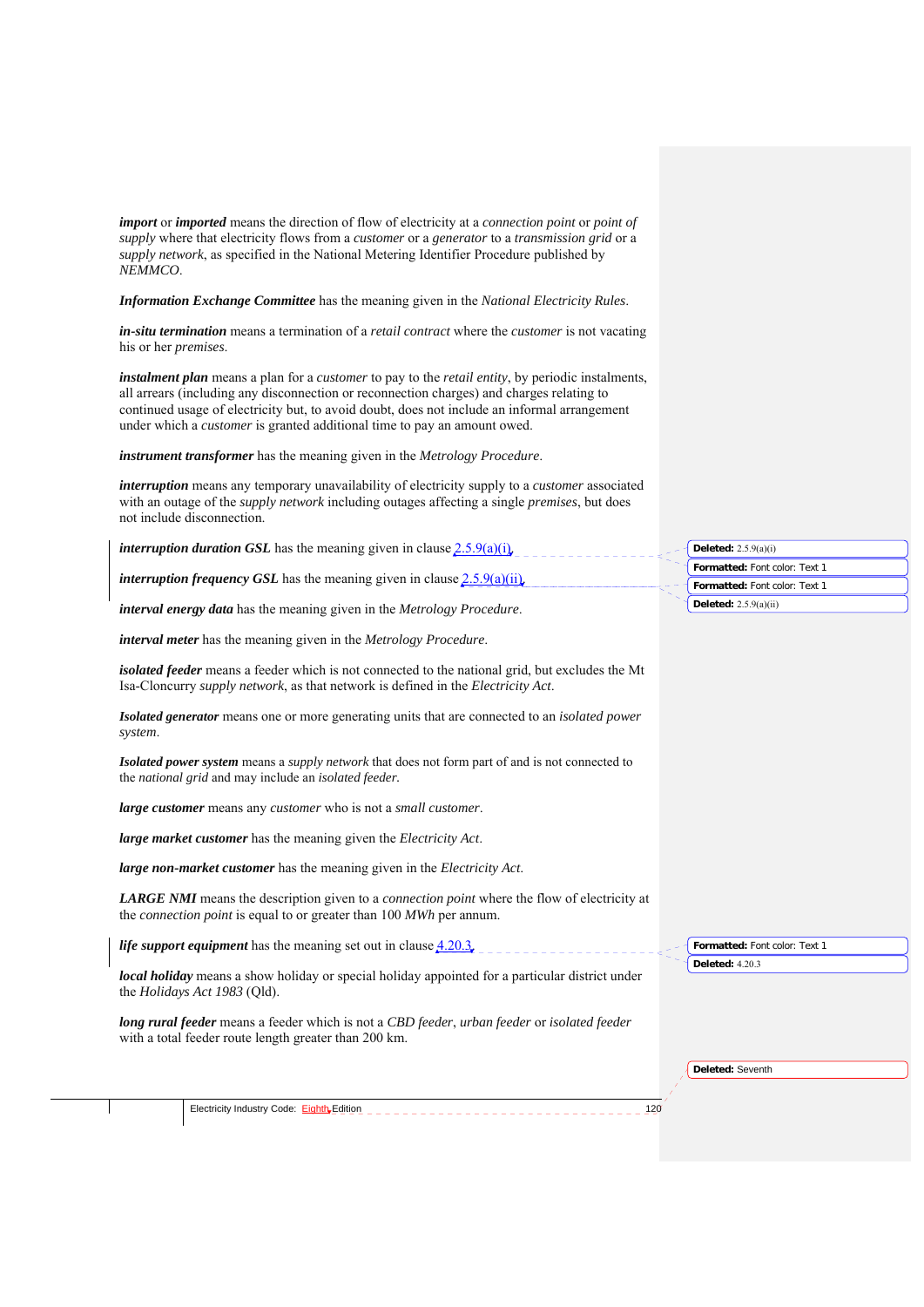***import*** or ***imported*** means the direction of flow of electricity at a *connection point* or *point of supply* where that electricity flows from a *customer* or a *generator* to a *transmission grid* or a *supply network*, as specified in the National Metering Identifier Procedure published by *NEMMCO*.

***Information Exchange Committee*** has the meaning given in the *National Electricity Rules*.

***in-situ termination*** means a termination of a *retail contract* where the *customer* is not vacating his or her *premises*.

***instalment plan*** means a plan for a *customer* to pay to the *retail entity*, by periodic instalments, all arrears (including any disconnection or reconnection charges) and charges relating to continued usage of electricity but, to avoid doubt, does not include an informal arrangement under which a *customer* is granted additional time to pay an amount owed.

***instrument transformer*** has the meaning given in the *Metrology Procedure*.

***interruption*** means any temporary unavailability of electricity supply to a *customer* associated with an outage of the *supply network* including outages affecting a single *premises*, but does not include disconnection.

***interruption duration GSL*** has the meaning given in clause 2.5.9(a)(i).

***interruption frequency GSL*** has the meaning given in clause 2.5.9(a)(ii).

***interval energy data*** has the meaning given in the *Metrology Procedure*.

***interval meter*** has the meaning given in the *Metrology Procedure*.

***isolated feeder*** means a feeder which is not connected to the national grid, but excludes the Mt Isa-Cloncurry *supply network*, as that network is defined in the *Electricity Act*.

***Isolated generator*** means one or more generating units that are connected to an *isolated power system*.

***Isolated power system*** means a *supply network* that does not form part of and is not connected to the *national grid* and may include an *isolated feeder*.

***large customer*** means any *customer* who is not a *small customer*.

***large market customer*** has the meaning given the *Electricity Act*.

***large non-market customer*** has the meaning given in the *Electricity Act*.

***LARGE NMI*** means the description given to a *connection point* where the flow of electricity at the *connection point* is equal to or greater than 100 *MWh* per annum.

***life support equipment*** has the meaning set out in clause 4.20.3.

***local holiday*** means a show holiday or special holiday appointed for a particular district under the *Holidays Act 1983* (Qld).

***long rural feeder*** means a feeder which is not a *CBD feeder*, *urban feeder* or *isolated feeder* with a total feeder route length greater than 200 km.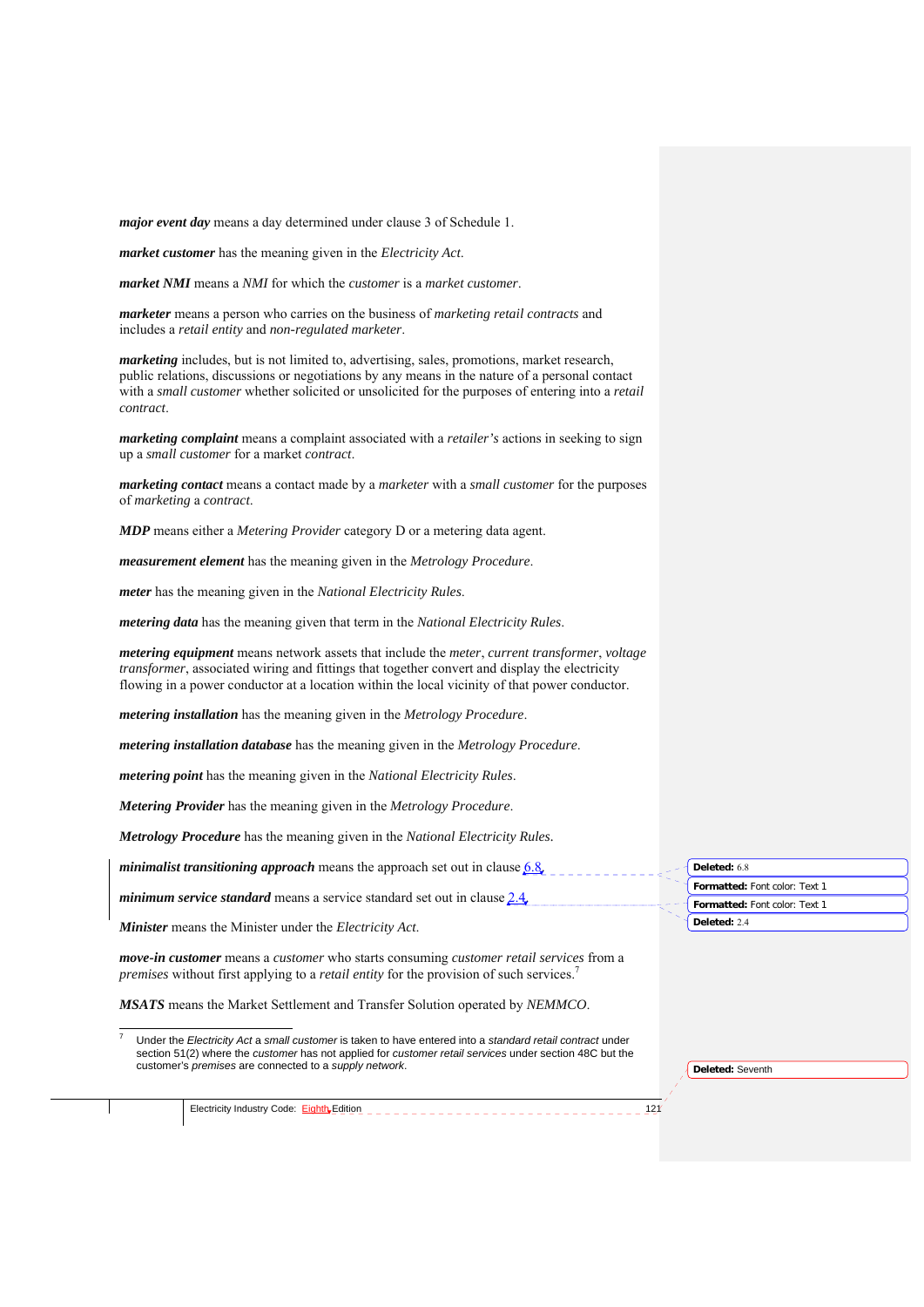***major event day*** means a day determined under clause 3 of Schedule 1.

***market customer*** has the meaning given in the *Electricity Act*.

***market NMI*** means a *NMI* for which the *customer* is a *market customer*.

***marketer*** means a person who carries on the business of *marketing retail contracts* and includes a *retail entity* and *non-regulated marketer*.

***marketing*** includes, but is not limited to, advertising, sales, promotions, market research, public relations, discussions or negotiations by any means in the nature of a personal contact with a *small customer* whether solicited or unsolicited for the purposes of entering into a *retail contract*.

***marketing complaint*** means a complaint associated with a *retailer's* actions in seeking to sign up a *small customer* for a market *contract*.

***marketing contact*** means a contact made by a *marketer* with a *small customer* for the purposes of *marketing* a *contract*.

***MDP*** means either a *Metering Provider* category D or a metering data agent.

***measurement element*** has the meaning given in the *Metrology Procedure*.

***meter*** has the meaning given in the *National Electricity Rules*.

***metering data*** has the meaning given that term in the *National Electricity Rules*.

***metering equipment*** means network assets that include the *meter*, *current transformer*, *voltage transformer*, associated wiring and fittings that together convert and display the electricity flowing in a power conductor at a location within the local vicinity of that power conductor.

***metering installation*** has the meaning given in the *Metrology Procedure*.

***metering installation database*** has the meaning given in the *Metrology Procedure*.

***metering point*** has the meaning given in the *National Electricity Rules*.

***Metering Provider*** has the meaning given in the *Metrology Procedure*.

***Metrology Procedure*** has the meaning given in the *National Electricity Rules*.

***minimalist transitioning approach*** means the approach set out in clause 6.8.

***minimum service standard*** means a service standard set out in clause 2.4.

***Minister*** means the Minister under the *Electricity Act*.

***move-in customer*** means a *customer* who starts consuming *customer retail services* from a *premises* without first applying to a *retail entity* for the provision of such services.[7]

***MSATS*** means the Market Settlement and Transfer Solution operated by *NEMMCO*.

---

[7] Under the *Electricity Act* a *small customer* is taken to have entered into a *standard retail contract* under section 51(2) where the *customer* has not applied for *customer retail services* under section 48C but the customer's *premises* are connected to a *supply network*.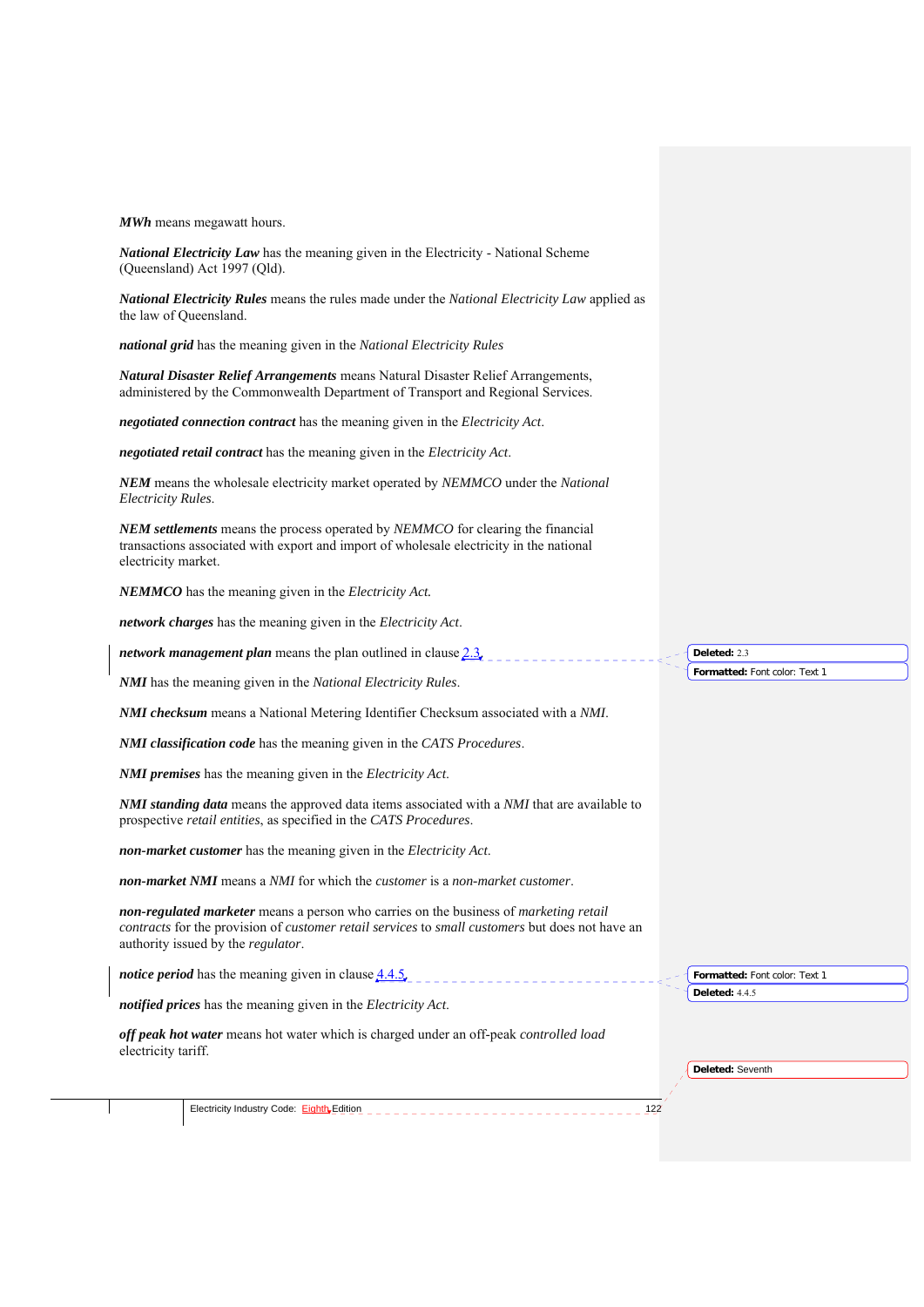***MWh*** means megawatt hours.

***National Electricity Law*** has the meaning given in the Electricity - National Scheme (Queensland) Act 1997 (Qld).

***National Electricity Rules*** means the rules made under the *National Electricity Law* applied as the law of Queensland.

***national grid*** has the meaning given in the *National Electricity Rules*

***Natural Disaster Relief Arrangements*** means Natural Disaster Relief Arrangements, administered by the Commonwealth Department of Transport and Regional Services.

***negotiated connection contract*** has the meaning given in the *Electricity Act*.

***negotiated retail contract*** has the meaning given in the *Electricity Act*.

***NEM*** means the wholesale electricity market operated by *NEMMCO* under the *National Electricity Rules*.

***NEM settlements*** means the process operated by *NEMMCO* for clearing the financial transactions associated with export and import of wholesale electricity in the national electricity market.

***NEMMCO*** has the meaning given in the *Electricity Act.*

***network charges*** has the meaning given in the *Electricity Act*.

***network management plan*** means the plan outlined in clause 2.3.

***NMI*** has the meaning given in the *National Electricity Rules*.

***NMI checksum*** means a National Metering Identifier Checksum associated with a *NMI*.

***NMI classification code*** has the meaning given in the *CATS Procedures*.

***NMI premises*** has the meaning given in the *Electricity Act*.

***NMI standing data*** means the approved data items associated with a *NMI* that are available to prospective *retail entities*, as specified in the *CATS Procedures*.

***non-market customer*** has the meaning given in the *Electricity Act*.

***non-market NMI*** means a *NMI* for which the *customer* is a *non-market customer*.

***non-regulated marketer*** means a person who carries on the business of *marketing retail contracts* for the provision of *customer retail services* to *small customers* but does not have an authority issued by the *regulator*.

***notice period*** has the meaning given in clause 4.4.5.

***notified prices*** has the meaning given in the *Electricity Act*.

***off peak hot water*** means hot water which is charged under an off-peak *controlled load* electricity tariff.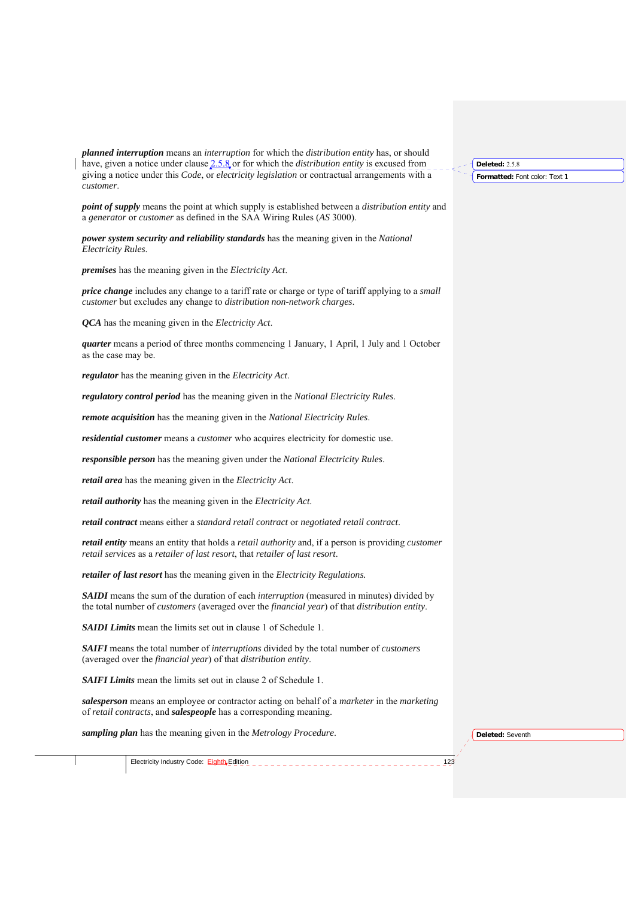***planned interruption*** means an *interruption* for which the *distribution entity* has, or should have, given a notice under clause 2.5.8 or for which the *distribution entity* is excused from giving a notice under this *Code*, or *electricity legislation* or contractual arrangements with a *customer*.

***point of supply*** means the point at which supply is established between a *distribution entity* and a *generator* or *customer* as defined in the SAA Wiring Rules (*AS* 3000).

***power system security and reliability standards*** has the meaning given in the *National Electricity Rules*.

***premises*** has the meaning given in the *Electricity Act*.

***price change*** includes any change to a tariff rate or charge or type of tariff applying to a *small customer* but excludes any change to *distribution non-network charges*.

***QCA*** has the meaning given in the *Electricity Act*.

***quarter*** means a period of three months commencing 1 January, 1 April, 1 July and 1 October as the case may be.

***regulator*** has the meaning given in the *Electricity Act*.

***regulatory control period*** has the meaning given in the *National Electricity Rules*.

***remote acquisition*** has the meaning given in the *National Electricity Rules*.

***residential customer*** means a *customer* who acquires electricity for domestic use.

***responsible person*** has the meaning given under the *National Electricity Rules*.

***retail area*** has the meaning given in the *Electricity Act*.

***retail authority*** has the meaning given in the *Electricity Act*.

***retail contract*** means either a *standard retail contract* or *negotiated retail contract*.

***retail entity*** means an entity that holds a *retail authority* and, if a person is providing *customer retail services* as a *retailer of last resort*, that *retailer of last resort*.

***retailer of last resort*** has the meaning given in the *Electricity Regulations.*

***SAIDI*** means the sum of the duration of each *interruption* (measured in minutes) divided by the total number of *customers* (averaged over the *financial year*) of that *distribution entity*.

***SAIDI Limits*** mean the limits set out in clause 1 of Schedule 1.

***SAIFI*** means the total number of *interruptions* divided by the total number of *customers* (averaged over the *financial year*) of that *distribution entity*.

***SAIFI Limits*** mean the limits set out in clause 2 of Schedule 1.

***salesperson*** means an employee or contractor acting on behalf of a *marketer* in the *marketing* of *retail contracts*, and ***salespeople*** has a corresponding meaning.

***sampling plan*** has the meaning given in the *Metrology Procedure*.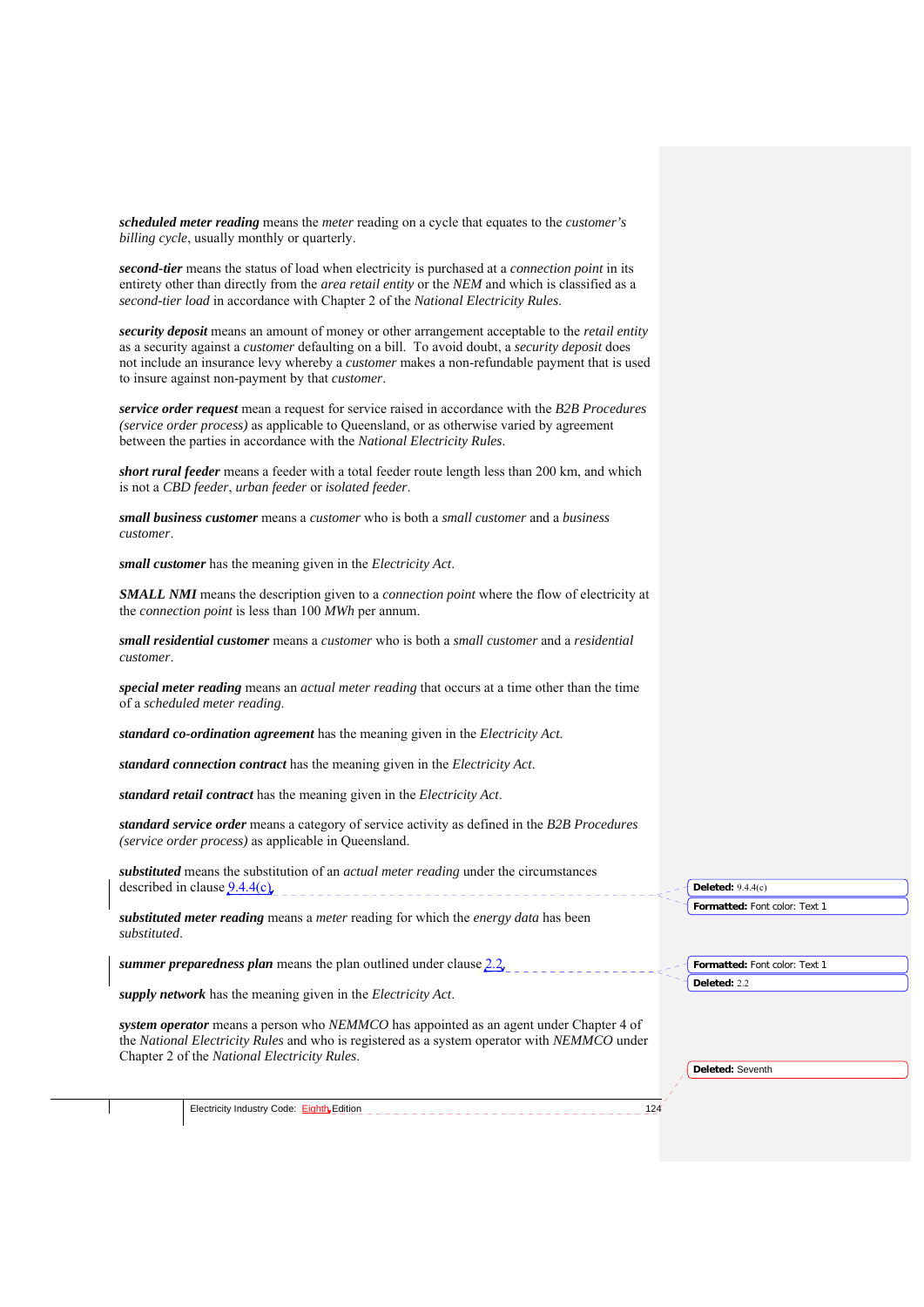***scheduled meter reading*** means the *meter* reading on a cycle that equates to the *customer's billing cycle*, usually monthly or quarterly.

***second-tier*** means the status of load when electricity is purchased at a *connection point* in its entirety other than directly from the *area retail entity* or the *NEM* and which is classified as a *second-tier load* in accordance with Chapter 2 of the *National Electricity Rules*.

***security deposit*** means an amount of money or other arrangement acceptable to the *retail entity* as a security against a *customer* defaulting on a bill. To avoid doubt, a *security deposit* does not include an insurance levy whereby a *customer* makes a non-refundable payment that is used to insure against non-payment by that *customer*.

***service order request*** mean a request for service raised in accordance with the *B2B Procedures (service order process)* as applicable to Queensland, or as otherwise varied by agreement between the parties in accordance with the *National Electricity Rules*.

***short rural feeder*** means a feeder with a total feeder route length less than 200 km, and which is not a *CBD feeder*, *urban feeder* or *isolated feeder*.

***small business customer*** means a *customer* who is both a *small customer* and a *business customer*.

***small customer*** has the meaning given in the *Electricity Act*.

***SMALL NMI*** means the description given to a *connection point* where the flow of electricity at the *connection point* is less than 100 *MWh* per annum.

***small residential customer*** means a *customer* who is both a *small customer* and a *residential customer*.

***special meter reading*** means an *actual meter reading* that occurs at a time other than the time of a *scheduled meter reading*.

***standard co-ordination agreement*** has the meaning given in the *Electricity Act*.

***standard connection contract*** has the meaning given in the *Electricity Act*.

***standard retail contract*** has the meaning given in the *Electricity Act*.

***standard service order*** means a category of service activity as defined in the *B2B Procedures (service order process)* as applicable in Queensland.

***substituted*** means the substitution of an *actual meter reading* under the circumstances described in clause 9.4.4(c).

***substituted meter reading*** means a *meter* reading for which the *energy data* has been *substituted*.

***summer preparedness plan*** means the plan outlined under clause 2.2.

***supply network*** has the meaning given in the *Electricity Act*.

***system operator*** means a person who *NEMMCO* has appointed as an agent under Chapter 4 of the *National Electricity Rules* and who is registered as a system operator with *NEMMCO* under Chapter 2 of the *National Electricity Rules*.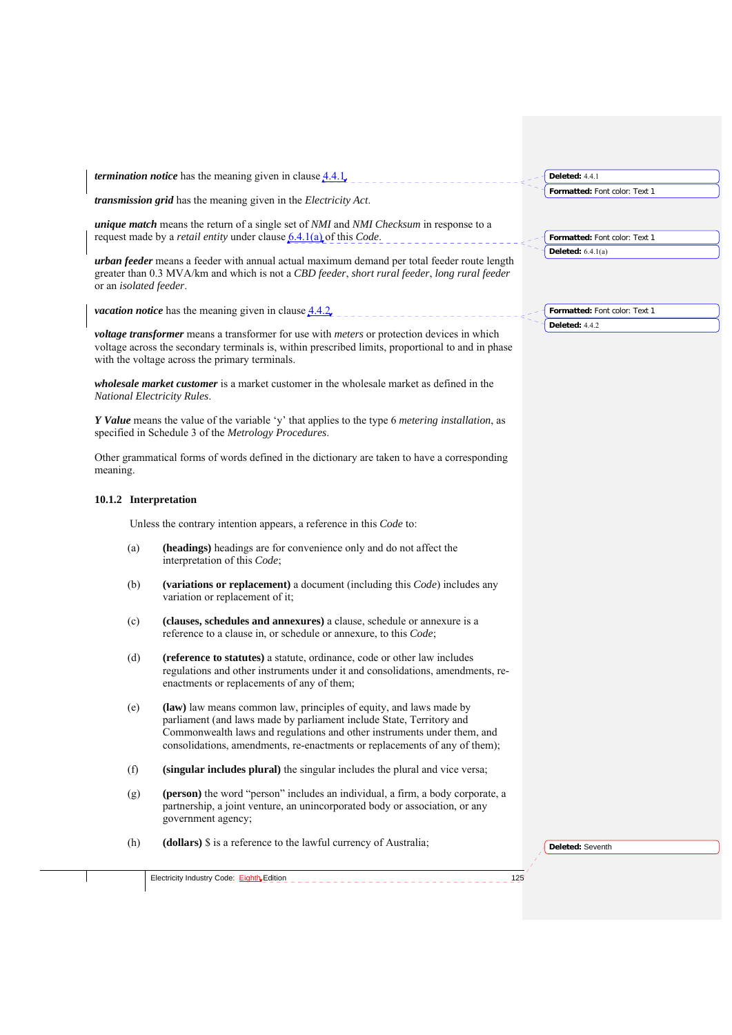***termination notice*** has the meaning given in clause 4.4.1.

***transmission grid*** has the meaning given in the *Electricity Act*.

***unique match*** means the return of a single set of *NMI* and *NMI Checksum* in response to a request made by a *retail entity* under clause 6.4.1(a) of this *Code*.

***urban feeder*** means a feeder with annual actual maximum demand per total feeder route length greater than 0.3 MVA/km and which is not a *CBD feeder*, *short rural feeder*, *long rural feeder* or an *isolated feeder*.

***vacation notice*** has the meaning given in clause 4.4.2.

***voltage transformer*** means a transformer for use with *meters* or protection devices in which voltage across the secondary terminals is, within prescribed limits, proportional to and in phase with the voltage across the primary terminals.

***wholesale market customer*** is a market customer in the wholesale market as defined in the *National Electricity Rules*.

***Y Value*** means the value of the variable 'y' that applies to the type 6 *metering installation*, as specified in Schedule 3 of the *Metrology Procedures*.

Other grammatical forms of words defined in the dictionary are taken to have a corresponding meaning.

### 10.1.2 Interpretation

Unless the contrary intention appears, a reference in this *Code* to:

(a) **(headings)** headings are for convenience only and do not affect the interpretation of this *Code*;

(b) **(variations or replacement)** a document (including this *Code*) includes any variation or replacement of it;

(c) **(clauses, schedules and annexures)** a clause, schedule or annexure is a reference to a clause in, or schedule or annexure, to this *Code*;

(d) **(reference to statutes)** a statute, ordinance, code or other law includes regulations and other instruments under it and consolidations, amendments, re-enactments or replacements of any of them;

(e) **(law)** law means common law, principles of equity, and laws made by parliament (and laws made by parliament include State, Territory and Commonwealth laws and regulations and other instruments under them, and consolidations, amendments, re-enactments or replacements of any of them);

(f) **(singular includes plural)** the singular includes the plural and vice versa;

(g) **(person)** the word "person" includes an individual, a firm, a body corporate, a partnership, a joint venture, an unincorporated body or association, or any government agency;

(h) **(dollars)** $ is a reference to the lawful currency of Australia;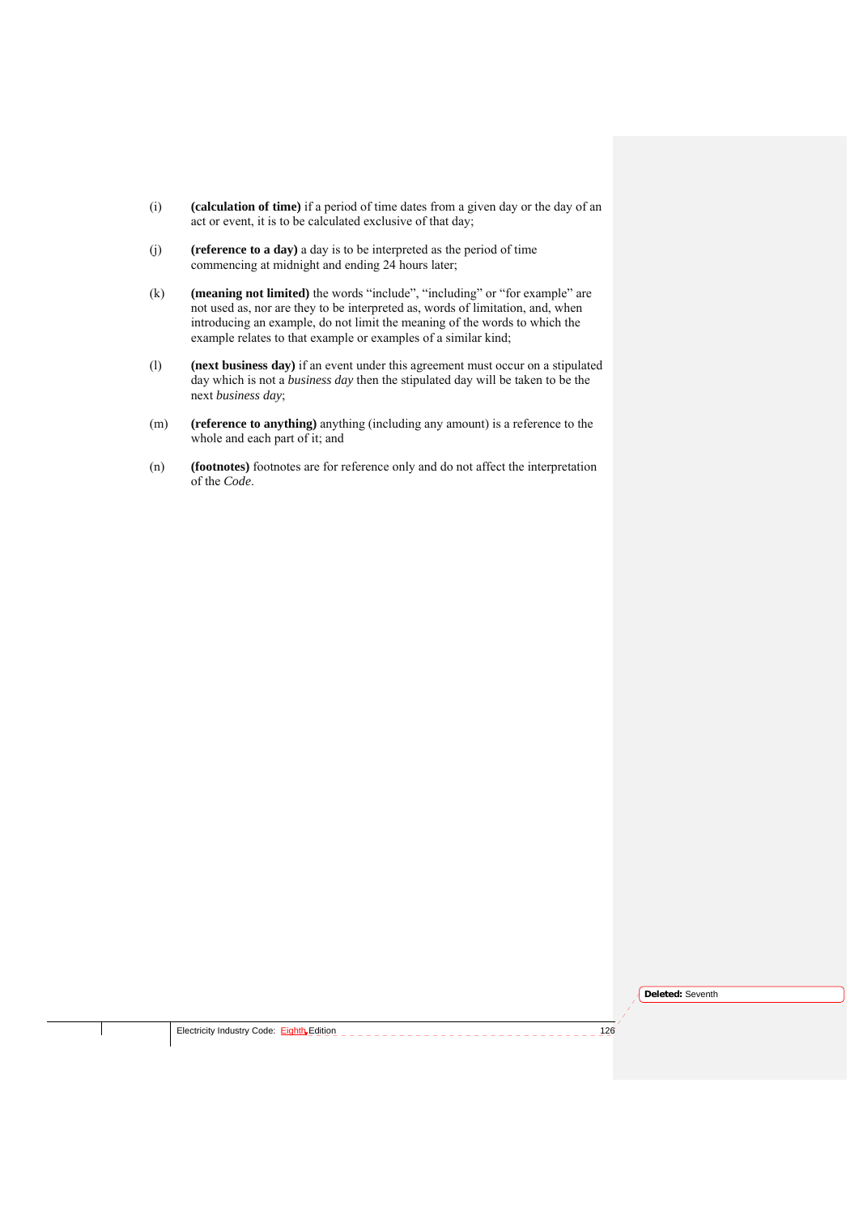(i) **(calculation of time)** if a period of time dates from a given day or the day of an act or event, it is to be calculated exclusive of that day;

(j) **(reference to a day)** a day is to be interpreted as the period of time commencing at midnight and ending 24 hours later;

(k) **(meaning not limited)** the words "include", "including" or "for example" are not used as, nor are they to be interpreted as, words of limitation, and, when introducing an example, do not limit the meaning of the words to which the example relates to that example or examples of a similar kind;

(l) **(next business day)** if an event under this agreement must occur on a stipulated day which is not a *business day* then the stipulated day will be taken to be the next *business day*;

(m) **(reference to anything)** anything (including any amount) is a reference to the whole and each part of it; and

(n) **(footnotes)** footnotes are for reference only and do not affect the interpretation of the *Code*.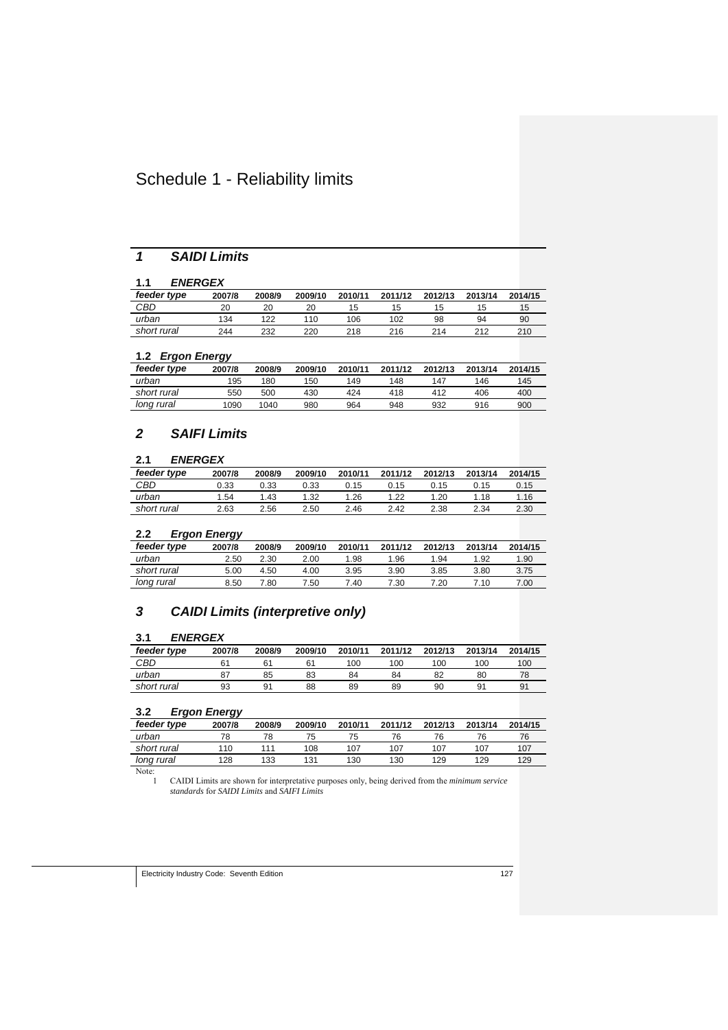# Schedule 1 - Reliability limits

## *1 SAIDI Limits*

### 1.1 *ENERGEX*

| *feeder type* | 2007/8 | 2008/9 | 2009/10 | 2010/11 | 2011/12 | 2012/13 | 2013/14 | 2014/15 |
|---|---|---|---|---|---|---|---|---|
| *CBD* | 20 | 20 | 20 | 15 | 15 | 15 | 15 | 15 |
| *urban* | 134 | 122 | 110 | 106 | 102 | 98 | 94 | 90 |
| *short rural* | 244 | 232 | 220 | 218 | 216 | 214 | 212 | 210 |

### 1.2 *Ergon Energy*

| *feeder type* | 2007/8 | 2008/9 | 2009/10 | 2010/11 | 2011/12 | 2012/13 | 2013/14 | 2014/15 |
|---|---|---|---|---|---|---|---|---|
| *urban* | 195 | 180 | 150 | 149 | 148 | 147 | 146 | 145 |
| *short rural* | 550 | 500 | 430 | 424 | 418 | 412 | 406 | 400 |
| *long rural* | 1090 | 1040 | 980 | 964 | 948 | 932 | 916 | 900 |

## *2 SAIFI Limits*

### 2.1 *ENERGEX*

| *feeder type* | 2007/8 | 2008/9 | 2009/10 | 2010/11 | 2011/12 | 2012/13 | 2013/14 | 2014/15 |
|---|---|---|---|---|---|---|---|---|
| *CBD* | 0.33 | 0.33 | 0.33 | 0.15 | 0.15 | 0.15 | 0.15 | 0.15 |
| *urban* | 1.54 | 1.43 | 1.32 | 1.26 | 1.22 | 1.20 | 1.18 | 1.16 |
| *short rural* | 2.63 | 2.56 | 2.50 | 2.46 | 2.42 | 2.38 | 2.34 | 2.30 |

### 2.2 *Ergon Energy*

| *feeder type* | 2007/8 | 2008/9 | 2009/10 | 2010/11 | 2011/12 | 2012/13 | 2013/14 | 2014/15 |
|---|---|---|---|---|---|---|---|---|
| *urban* | 2.50 | 2.30 | 2.00 | 1.98 | 1.96 | 1.94 | 1.92 | 1.90 |
| *short rural* | 5.00 | 4.50 | 4.00 | 3.95 | 3.90 | 3.85 | 3.80 | 3.75 |
| *long rural* | 8.50 | 7.80 | 7.50 | 7.40 | 7.30 | 7.20 | 7.10 | 7.00 |

## *3 CAIDI Limits (interpretive only)*

### 3.1 *ENERGEX*

| *feeder type* | 2007/8 | 2008/9 | 2009/10 | 2010/11 | 2011/12 | 2012/13 | 2013/14 | 2014/15 |
|---|---|---|---|---|---|---|---|---|
| *CBD* | 61 | 61 | 61 | 100 | 100 | 100 | 100 | 100 |
| *urban* | 87 | 85 | 83 | 84 | 84 | 82 | 80 | 78 |
| *short rural* | 93 | 91 | 88 | 89 | 89 | 90 | 91 | 91 |

### 3.2 *Ergon Energy*

| *feeder type* | 2007/8 | 2008/9 | 2009/10 | 2010/11 | 2011/12 | 2012/13 | 2013/14 | 2014/15 |
|---|---|---|---|---|---|---|---|---|
| *urban* | 78 | 78 | 75 | 75 | 76 | 76 | 76 | 76 |
| *short rural* | 110 | 111 | 108 | 107 | 107 | 107 | 107 | 107 |
| *long rural* | 128 | 133 | 131 | 130 | 130 | 129 | 129 | 129 |

Note:

1 CAIDI Limits are shown for interpretative purposes only, being derived from the *minimum service standards* for *SAIDI Limits* and *SAIFI Limits*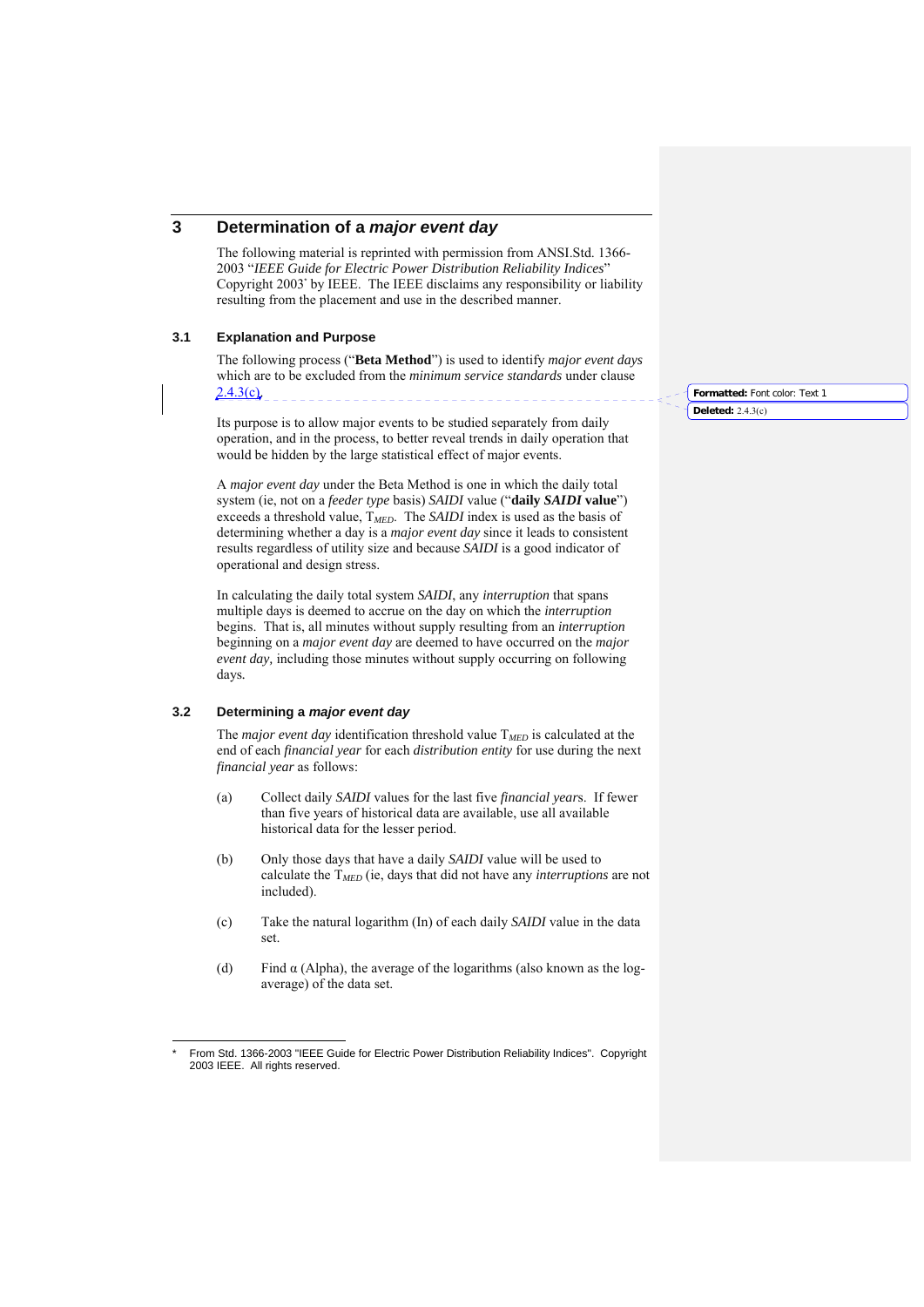# 3 Determination of a *major event day*

The following material is reprinted with permission from ANSI.Std. 1366-2003 "*IEEE Guide for Electric Power Distribution Reliability Indices*" Copyright 2003' by IEEE. The IEEE disclaims any responsibility or liability resulting from the placement and use in the described manner.

## 3.1 Explanation and Purpose

The following process ("**Beta Method**") is used to identify *major event days* which are to be excluded from the *minimum service standards* under clause 2.4.3(c).

Its purpose is to allow major events to be studied separately from daily operation, and in the process, to better reveal trends in daily operation that would be hidden by the large statistical effect of major events.

A *major event day* under the Beta Method is one in which the daily total system (ie, not on a *feeder type* basis) *SAIDI* value ("**daily *SAIDI* value**") exceeds a threshold value, $T_{MED}$. The *SAIDI* index is used as the basis of determining whether a day is a *major event day* since it leads to consistent results regardless of utility size and because *SAIDI* is a good indicator of operational and design stress.

In calculating the daily total system *SAIDI*, any *interruption* that spans multiple days is deemed to accrue on the day on which the *interruption* begins. That is, all minutes without supply resulting from an *interruption* beginning on a *major event day* are deemed to have occurred on the *major event day,* including those minutes without supply occurring on following days.

## 3.2 Determining a *major event day*

The *major event day* identification threshold value $T_{MED}$ is calculated at the end of each *financial year* for each *distribution entity* for use during the next *financial year* as follows:

(a) Collect daily *SAIDI* values for the last five *financial years*. If fewer than five years of historical data are available, use all available historical data for the lesser period.

(b) Only those days that have a daily *SAIDI* value will be used to calculate the $T_{MED}$ (ie, days that did not have any *interruptions* are not included).

(c) Take the natural logarithm (ln) of each daily *SAIDI* value in the data set.

(d) Find α (Alpha), the average of the logarithms (also known as the log-average) of the data set.

---

\* From Std. 1366-2003 "IEEE Guide for Electric Power Distribution Reliability Indices". Copyright 2003 IEEE. All rights reserved.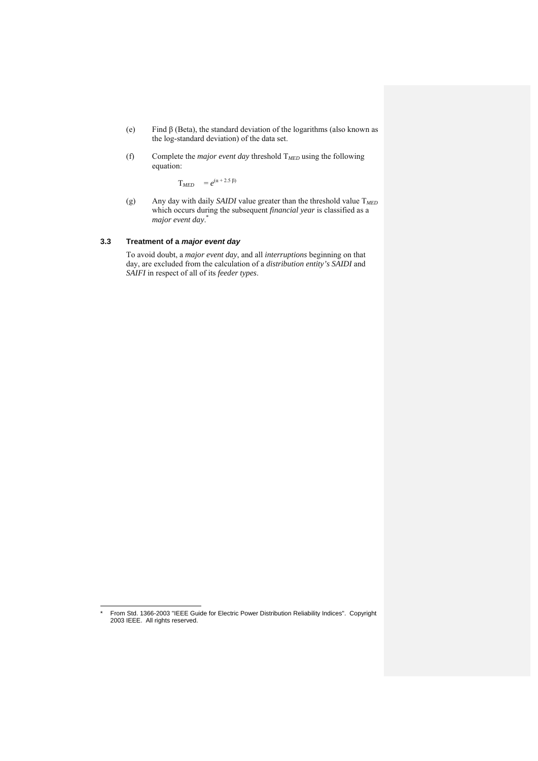(e) Find β (Beta), the standard deviation of the logarithms (also known as the log-standard deviation) of the data set.

(f) Complete the *major event day* threshold $T_{MED}$ using the following equation:

$$T_{MED} = e^{(\alpha + 2.5\,\beta)}$$

(g) Any day with daily *SAIDI* value greater than the threshold value $T_{MED}$ which occurs during the subsequent *financial year* is classified as a *major event day*.*

### 3.3 Treatment of a *major event day*

To avoid doubt, a *major event day*, and all *interruptions* beginning on that day, are excluded from the calculation of a *distribution entity's SAIDI* and *SAIFI* in respect of all of its *feeder types*.

---

* From Std. 1366-2003 "IEEE Guide for Electric Power Distribution Reliability Indices". Copyright 2003 IEEE. All rights reserved.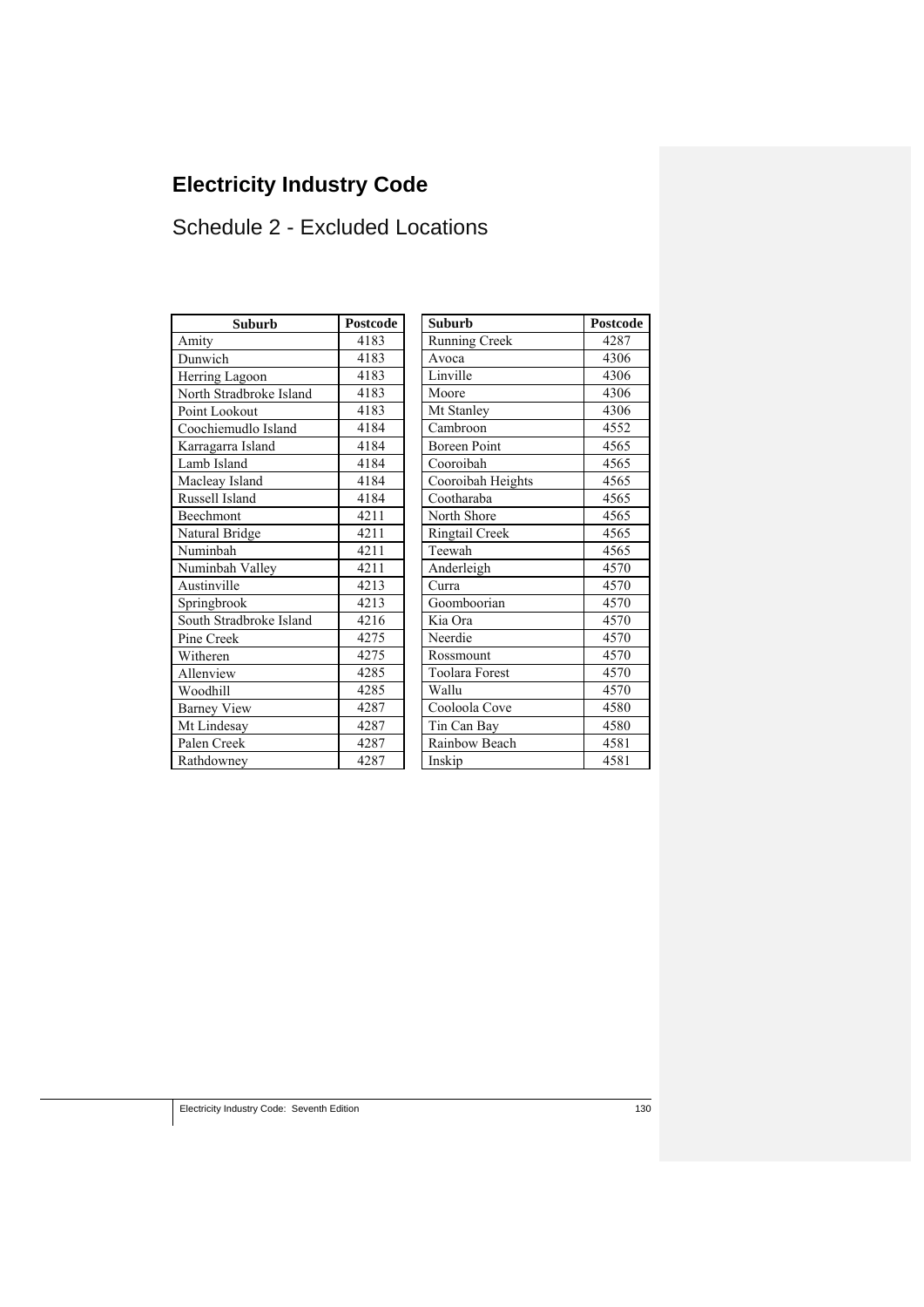# Electricity Industry Code

## Schedule 2 - Excluded Locations

| Suburb | Postcode |
|---|---|
| Amity | 4183 |
| Dunwich | 4183 |
| Herring Lagoon | 4183 |
| North Stradbroke Island | 4183 |
| Point Lookout | 4183 |
| Coochiemudlo Island | 4184 |
| Karragarra Island | 4184 |
| Lamb Island | 4184 |
| Macleay Island | 4184 |
| Russell Island | 4184 |
| Beechmont | 4211 |
| Natural Bridge | 4211 |
| Numinbah | 4211 |
| Numinbah Valley | 4211 |
| Austinville | 4213 |
| Springbrook | 4213 |
| South Stradbroke Island | 4216 |
| Pine Creek | 4275 |
| Witheren | 4275 |
| Allenview | 4285 |
| Woodhill | 4285 |
| Barney View | 4287 |
| Mt Lindesay | 4287 |
| Palen Creek | 4287 |
| Rathdowney | 4287 |

| Suburb | Postcode |
|---|---|
| Running Creek | 4287 |
| Avoca | 4306 |
| Linville | 4306 |
| Moore | 4306 |
| Mt Stanley | 4306 |
| Cambroon | 4552 |
| Boreen Point | 4565 |
| Cooroibah | 4565 |
| Cooroibah Heights | 4565 |
| Cootharaba | 4565 |
| North Shore | 4565 |
| Ringtail Creek | 4565 |
| Teewah | 4565 |
| Anderleigh | 4570 |
| Curra | 4570 |
| Goomboorian | 4570 |
| Kia Ora | 4570 |
| Neerdie | 4570 |
| Rossmount | 4570 |
| Toolara Forest | 4570 |
| Wallu | 4570 |
| Cooloola Cove | 4580 |
| Tin Can Bay | 4580 |
| Rainbow Beach | 4581 |
| Inskip | 4581 |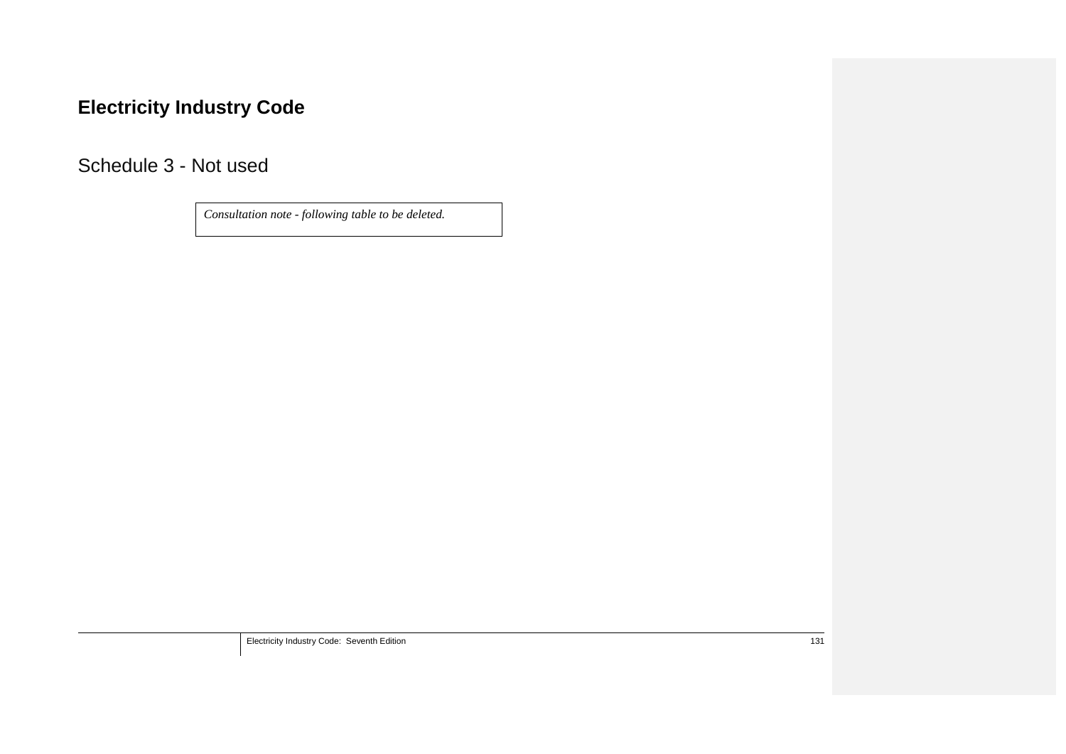**Electricity Industry Code**

## Schedule 3 - Not used

| *Consultation note - following table to be deleted.* |
| --- |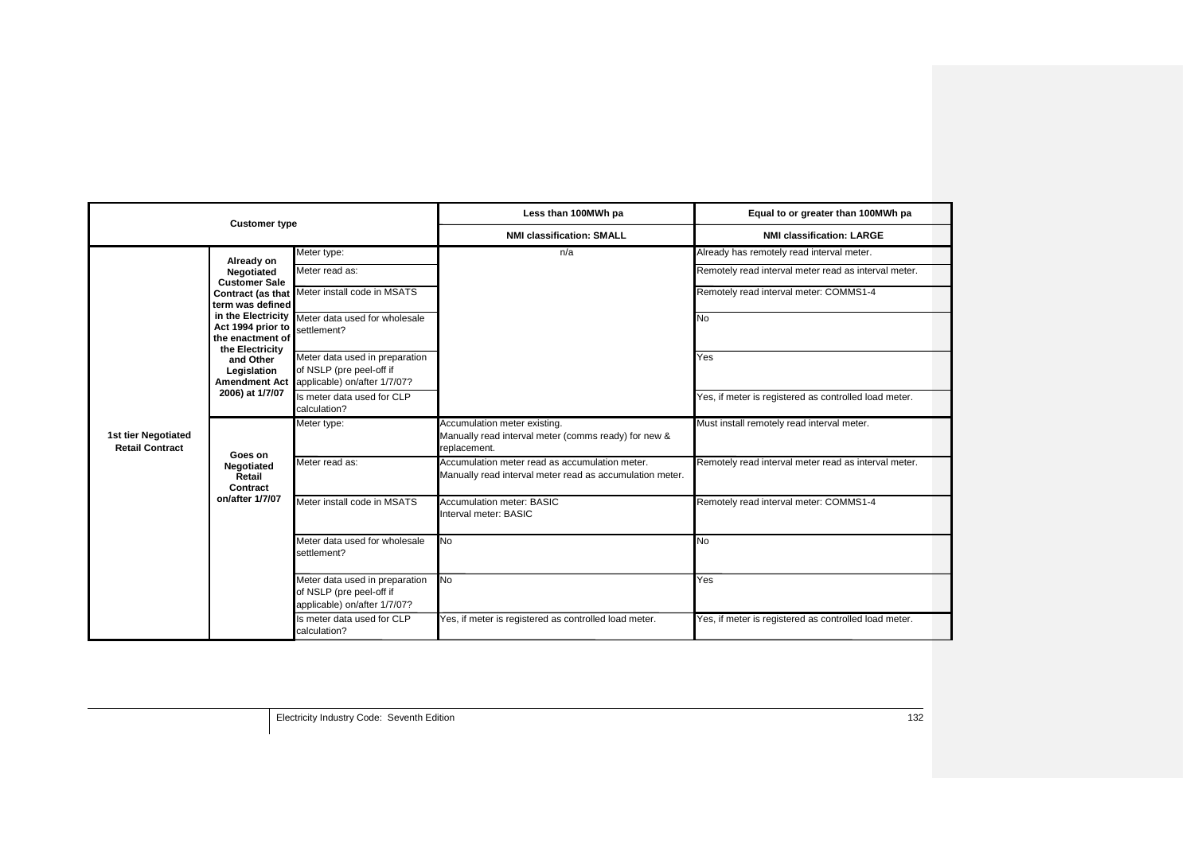| Customer type | | | Less than 100MWh pa | Equal to or greater than 100MWh pa |
|---|---|---|---|---|
| | | | **NMI classification: SMALL** | **NMI classification: LARGE** |
| **1st tier Negotiated Retail Contract** | **Already on Negotiated Customer Sale Contract (as that term was defined in the Electricity Act 1994 prior to the enactment of the Electricity and Other Legislation Amendment Act 2006) at 1/7/07** | Meter type: | n/a | Already has remotely read interval meter. |
| | | Meter read as: | | Remotely read interval meter read as interval meter. |
| | | Meter install code in MSATS | | Remotely read interval meter: COMMS1-4 |
| | | Meter data used for wholesale settlement? | | No |
| | | Meter data used in preparation of NSLP (pre peel-off if applicable) on/after 1/7/07? | | Yes |
| | | Is meter data used for CLP calculation? | | Yes, if meter is registered as controlled load meter. |
| | **Goes on Negotiated Retail Contract on/after 1/7/07** | Meter type: | Accumulation meter existing.<br>Manually read interval meter (comms ready) for new & replacement. | Must install remotely read interval meter. |
| | | Meter read as: | Accumulation meter read as accumulation meter.<br>Manually read interval meter read as accumulation meter. | Remotely read interval meter read as interval meter. |
| | | Meter install code in MSATS | Accumulation meter: BASIC<br>Interval meter: BASIC | Remotely read interval meter: COMMS1-4 |
| | | Meter data used for wholesale settlement? | No | No |
| | | Meter data used in preparation of NSLP (pre peel-off if applicable) on/after 1/7/07? | No | Yes |
| | | Is meter data used for CLP calculation? | Yes, if meter is registered as controlled load meter. | Yes, if meter is registered as controlled load meter. |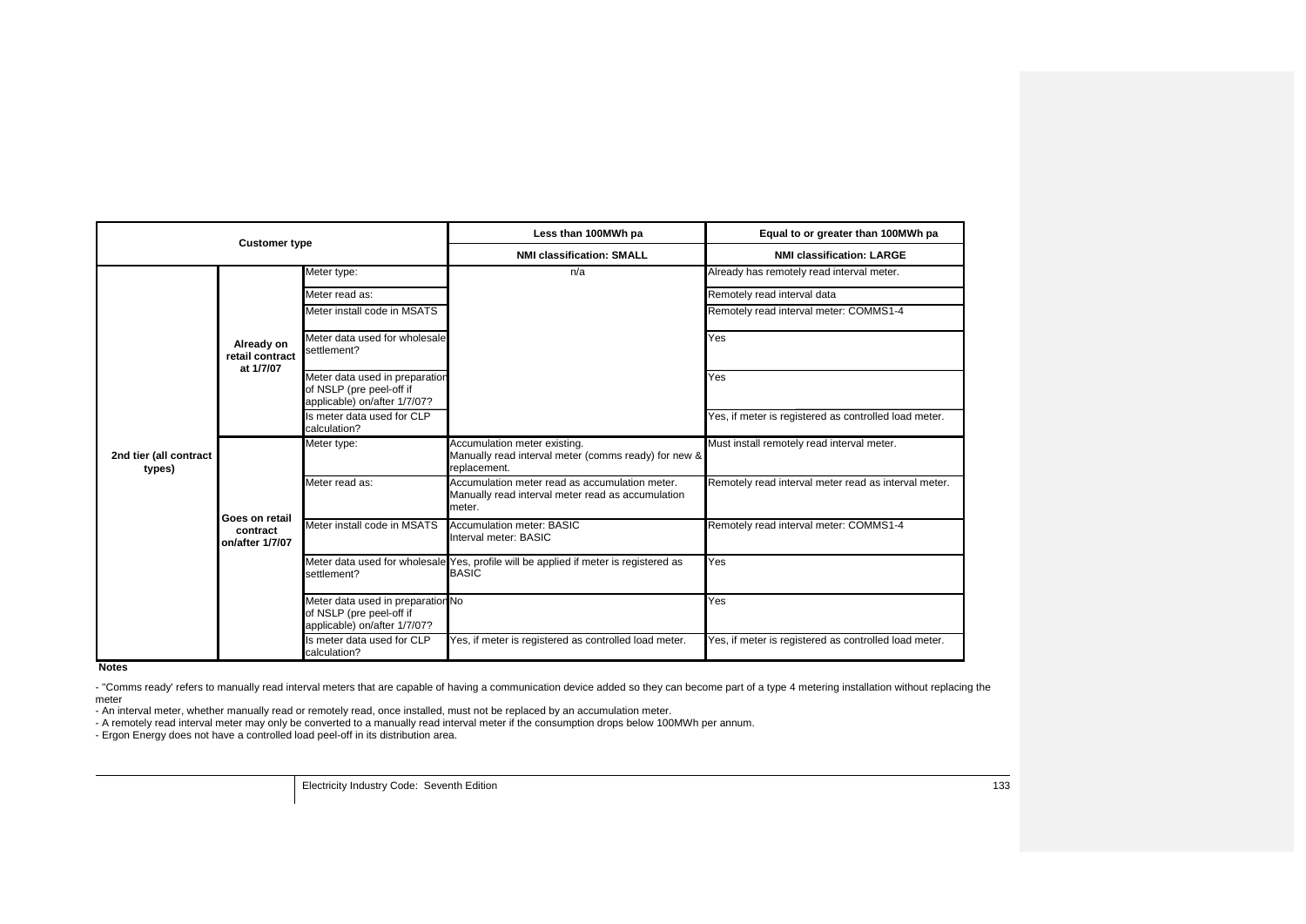| Customer type | | | Less than 100MWh pa | Equal to or greater than 100MWh pa |
|---|---|---|---|---|
| | | | **NMI classification: SMALL** | **NMI classification: LARGE** |
| **2nd tier (all contract types)** | **Already on retail contract at 1/7/07** | Meter type: | n/a | Already has remotely read interval meter. |
| | | Meter read as: | | Remotely read interval data |
| | | Meter install code in MSATS | | Remotely read interval meter: COMMS1-4 |
| | | Meter data used for wholesale settlement? | | Yes |
| | | Meter data used in preparation of NSLP (pre peel-off if applicable) on/after 1/7/07? | | Yes |
| | | Is meter data used for CLP calculation? | | Yes, if meter is registered as controlled load meter. |
| | **Goes on retail contract on/after 1/7/07** | Meter type: | Accumulation meter existing. Manually read interval meter (comms ready) for new & replacement. | Must install remotely read interval meter. |
| | | Meter read as: | Accumulation meter read as accumulation meter. Manually read interval meter read as accumulation meter. | Remotely read interval meter read as interval meter. |
| | | Meter install code in MSATS | Accumulation meter: BASIC<br>Interval meter: BASIC | Remotely read interval meter: COMMS1-4 |
| | | Meter data used for wholesale settlement? | Yes, profile will be applied if meter is registered as BASIC | Yes |
| | | Meter data used in preparation of NSLP (pre peel-off if applicable) on/after 1/7/07? | No | Yes |
| | | Is meter data used for CLP calculation? | Yes, if meter is registered as controlled load meter. | Yes, if meter is registered as controlled load meter. |

**Notes**

- "Comms ready' refers to manually read interval meters that are capable of having a communication device added so they can become part of a type 4 metering installation without replacing the meter
- An interval meter, whether manually read or remotely read, once installed, must not be replaced by an accumulation meter.
- A remotely read interval meter may only be converted to a manually read interval meter if the consumption drops below 100MWh per annum.
- Ergon Energy does not have a controlled load peel-off in its distribution area.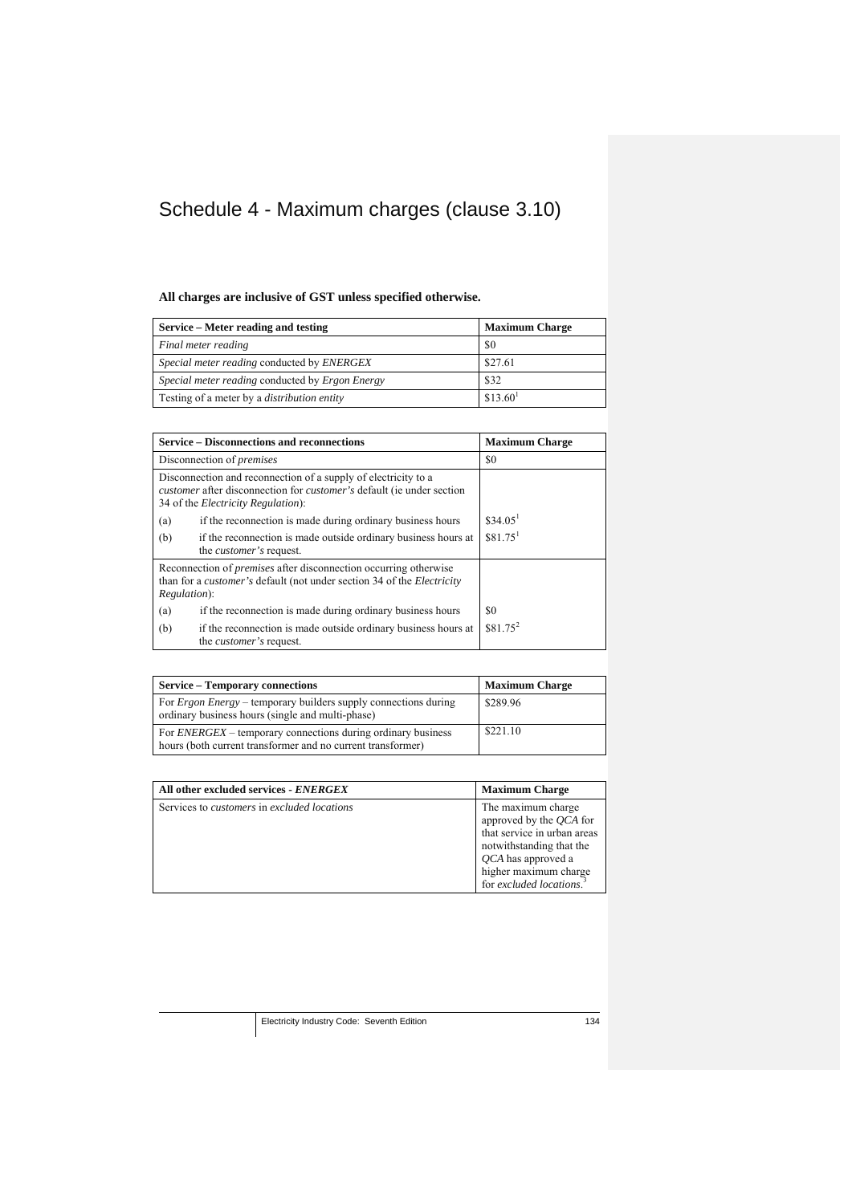# Schedule 4 - Maximum charges (clause 3.10)

**All charges are inclusive of GST unless specified otherwise.**

| Service – Meter reading and testing | Maximum Charge |
|---|---|
| *Final meter reading* | $0 |
| *Special meter reading* conducted by *ENERGEX* | $27.61 |
| *Special meter reading* conducted by *Ergon Energy* | $32 |
| Testing of a meter by a *distribution entity* | $13.60[1] |

| Service – Disconnections and reconnections | Maximum Charge |
|---|---|
| Disconnection of *premises* | $0 |
| Disconnection and reconnection of a supply of electricity to a *customer* after disconnection for *customer's* default (ie under section 34 of the *Electricity Regulation*): | |
| (a) if the reconnection is made during ordinary business hours | $34.05[1] |
| (b) if the reconnection is made outside ordinary business hours at the *customer's* request. | $81.75[1] |
| Reconnection of *premises* after disconnection occurring otherwise than for a *customer's* default (not under section 34 of the *Electricity Regulation*): | |
| (a) if the reconnection is made during ordinary business hours | $0 |
| (b) if the reconnection is made outside ordinary business hours at the *customer's* request. | $81.75[2] |

| Service – Temporary connections | Maximum Charge |
|---|---|
| For *Ergon Energy* – temporary builders supply connections during ordinary business hours (single and multi-phase) | $289.96 |
| For *ENERGEX* – temporary connections during ordinary business hours (both current transformer and no current transformer) | $221.10 |

| All other excluded services - *ENERGEX* | Maximum Charge |
|---|---|
| Services to *customers* in *excluded locations* | The maximum charge approved by the *QCA* for that service in urban areas notwithstanding that the *QCA* has approved a higher maximum charge for *excluded locations*.[3] |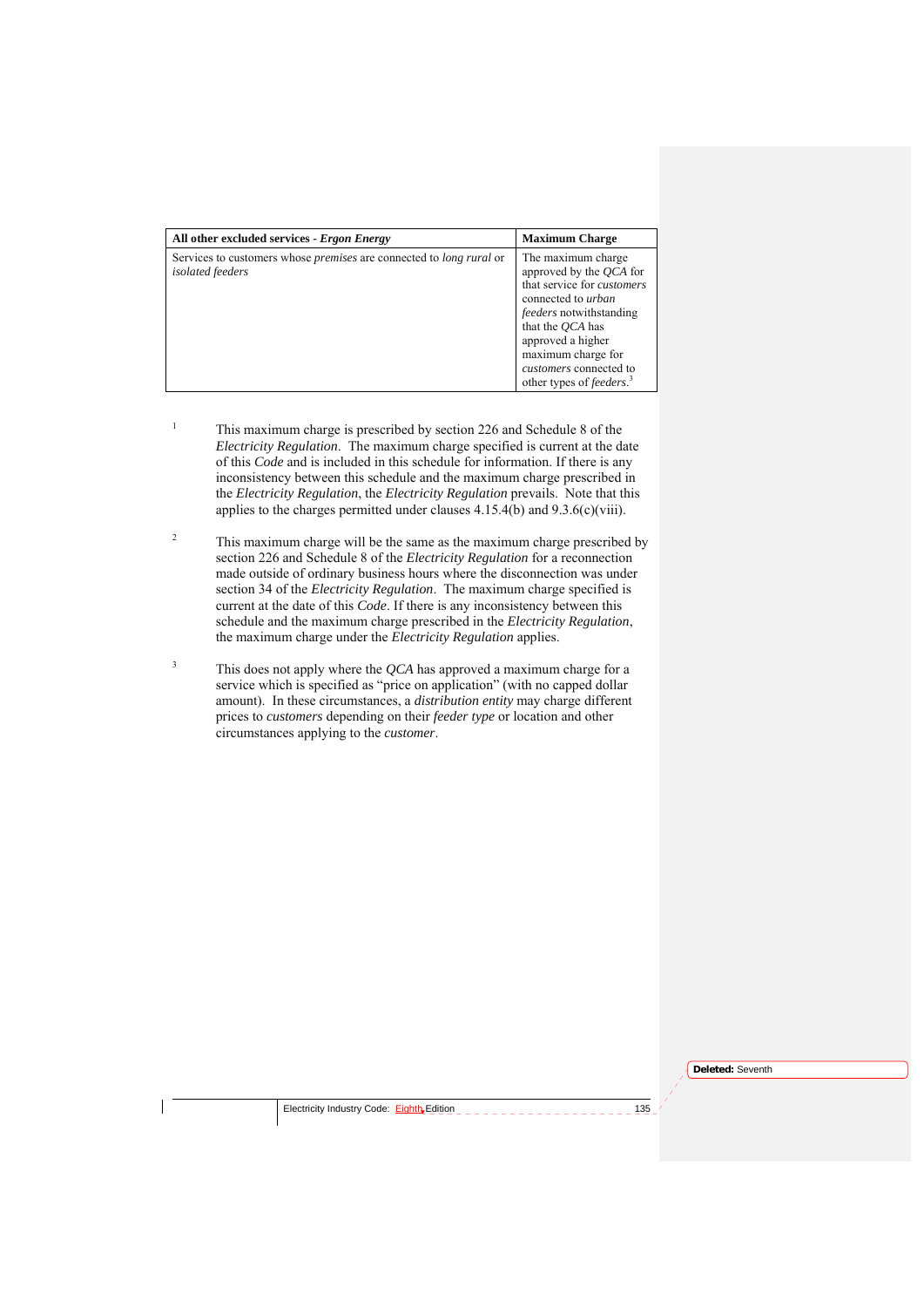| All other excluded services - *Ergon Energy* | Maximum Charge |
| --- | --- |
| Services to customers whose *premises* are connected to *long rural* or *isolated feeders* | The maximum charge approved by the *QCA* for that service for *customers* connected to *urban feeders* notwithstanding that the *QCA* has approved a higher maximum charge for *customers* connected to other types of *feeders*.[3] |

[1] This maximum charge is prescribed by section 226 and Schedule 8 of the *Electricity Regulation*. The maximum charge specified is current at the date of this *Code* and is included in this schedule for information. If there is any inconsistency between this schedule and the maximum charge prescribed in the *Electricity Regulation*, the *Electricity Regulation* prevails. Note that this applies to the charges permitted under clauses 4.15.4(b) and 9.3.6(c)(viii).

[2] This maximum charge will be the same as the maximum charge prescribed by section 226 and Schedule 8 of the *Electricity Regulation* for a reconnection made outside of ordinary business hours where the disconnection was under section 34 of the *Electricity Regulation*. The maximum charge specified is current at the date of this *Code*. If there is any inconsistency between this schedule and the maximum charge prescribed in the *Electricity Regulation*, the maximum charge under the *Electricity Regulation* applies.

[3] This does not apply where the *QCA* has approved a maximum charge for a service which is specified as "price on application" (with no capped dollar amount). In these circumstances, a *distribution entity* may charge different prices to *customers* depending on their *feeder type* or location and other circumstances applying to the *customer*.